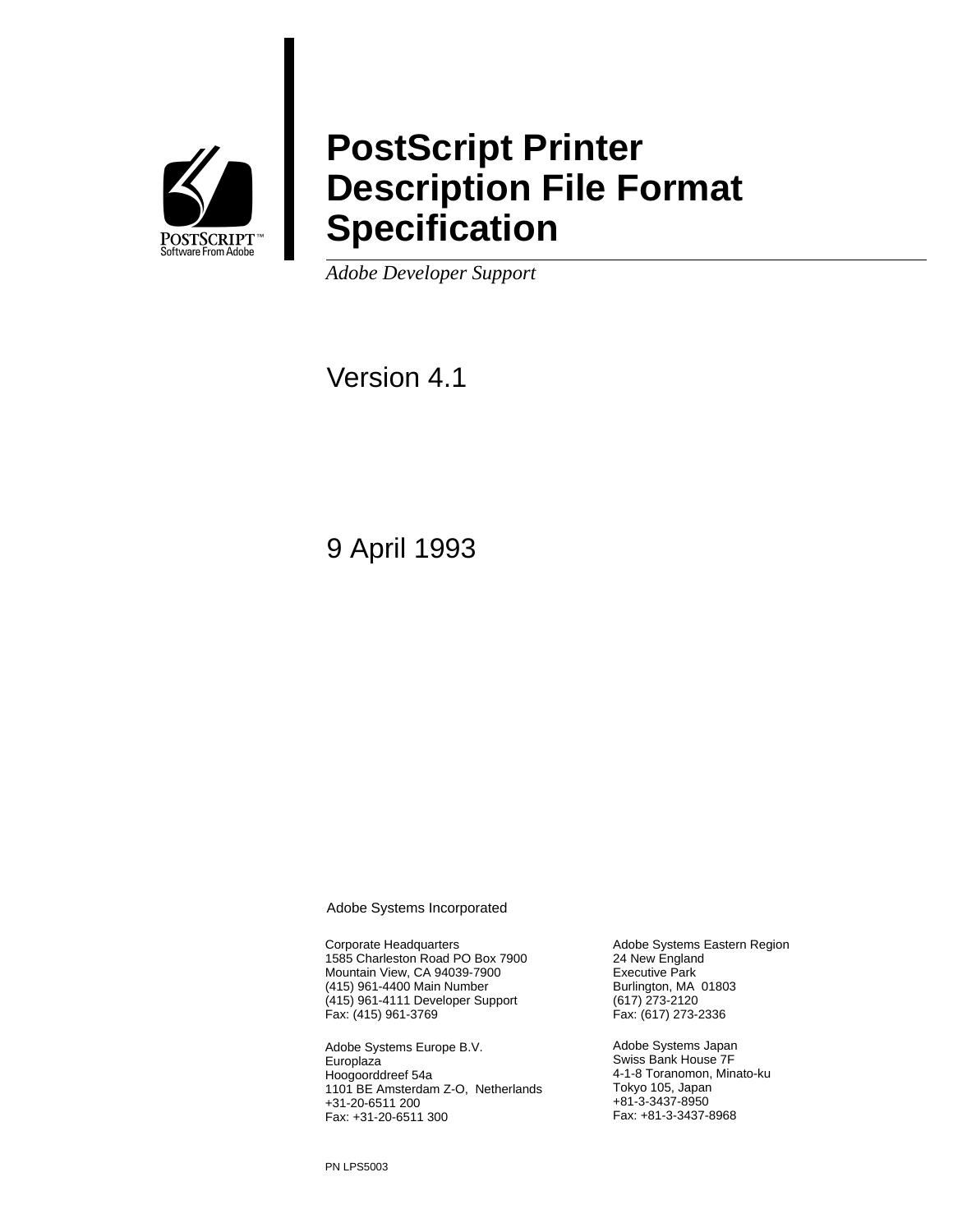POSTSCRIPT™
Software From Adobe

# PostScript Printer Description File Format Specification

*Adobe Developer Support*

Version 4.1

9 April 1993

Adobe Systems Incorporated

Corporate Headquarters
1585 Charleston Road PO Box 7900
Mountain View, CA 94039-7900
(415) 961-4400 Main Number
(415) 961-4111 Developer Support
Fax: (415) 961-3769

Adobe Systems Eastern Region
24 New England
Executive Park
Burlington, MA 01803
(617) 273-2120
Fax: (617) 273-2336

Adobe Systems Europe B.V.
Europlaza
Hoogoorddreef 54a
1101 BE Amsterdam Z-O, Netherlands
+31-20-6511 200
Fax: +31-20-6511 300

Adobe Systems Japan
Swiss Bank House 7F
4-1-8 Toranomon, Minato-ku
Tokyo 105, Japan
+81-3-3437-8950
Fax: +81-3-3437-8968

PN LPS5003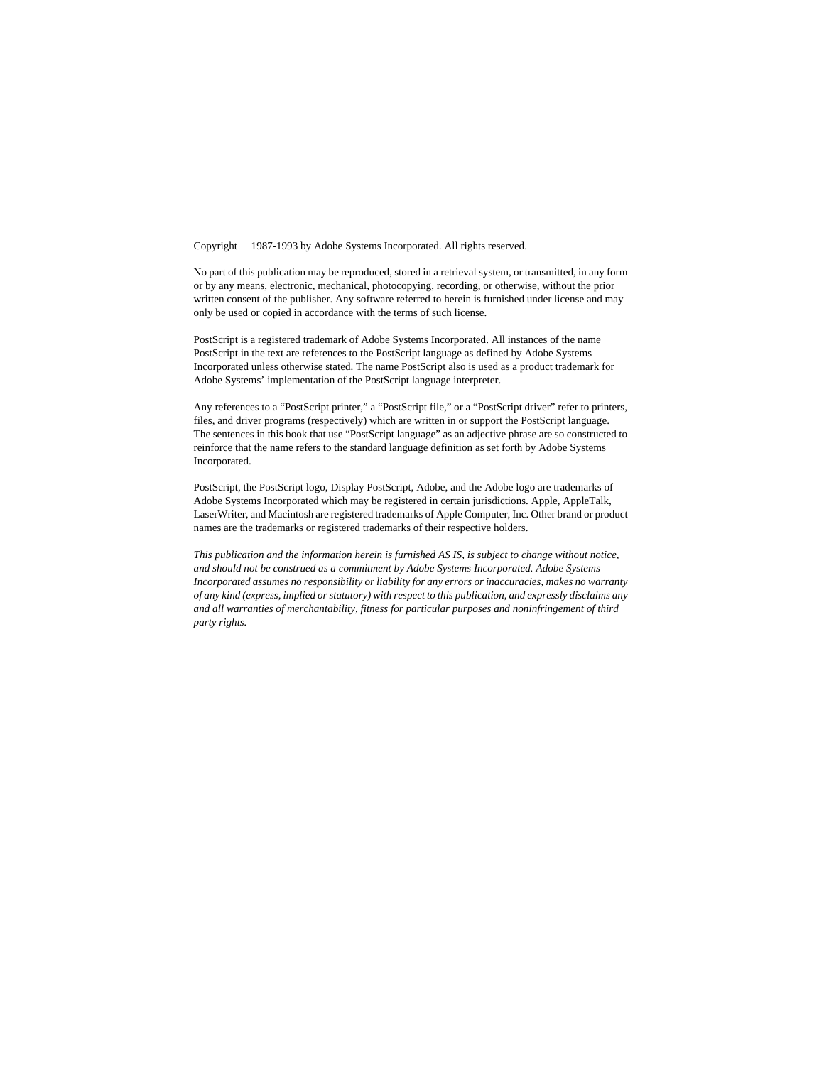Copyright     1987-1993 by Adobe Systems Incorporated. All rights reserved.

No part of this publication may be reproduced, stored in a retrieval system, or transmitted, in any form or by any means, electronic, mechanical, photocopying, recording, or otherwise, without the prior written consent of the publisher. Any software referred to herein is furnished under license and may only be used or copied in accordance with the terms of such license.

PostScript is a registered trademark of Adobe Systems Incorporated. All instances of the name PostScript in the text are references to the PostScript language as defined by Adobe Systems Incorporated unless otherwise stated. The name PostScript also is used as a product trademark for Adobe Systems' implementation of the PostScript language interpreter.

Any references to a "PostScript printer," a "PostScript file," or a "PostScript driver" refer to printers, files, and driver programs (respectively) which are written in or support the PostScript language. The sentences in this book that use "PostScript language" as an adjective phrase are so constructed to reinforce that the name refers to the standard language definition as set forth by Adobe Systems Incorporated.

PostScript, the PostScript logo, Display PostScript, Adobe, and the Adobe logo are trademarks of Adobe Systems Incorporated which may be registered in certain jurisdictions. Apple, AppleTalk, LaserWriter, and Macintosh are registered trademarks of Apple Computer, Inc. Other brand or product names are the trademarks or registered trademarks of their respective holders.

*This publication and the information herein is furnished AS IS, is subject to change without notice, and should not be construed as a commitment by Adobe Systems Incorporated. Adobe Systems Incorporated assumes no responsibility or liability for any errors or inaccuracies, makes no warranty of any kind (express, implied or statutory) with respect to this publication, and expressly disclaims any and all warranties of merchantability, fitness for particular purposes and noninfringement of third party rights.*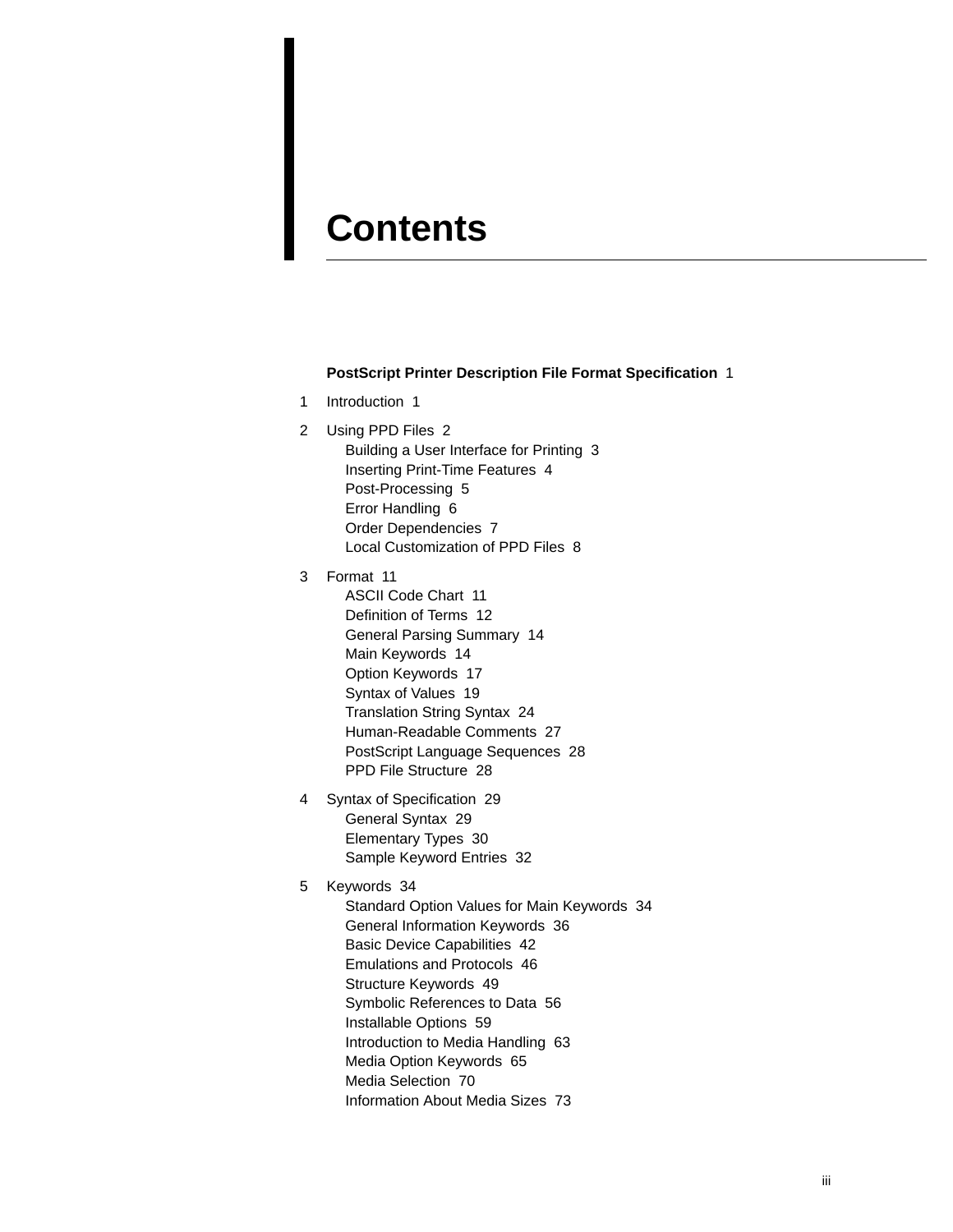# Contents

**PostScript Printer Description File Format Specification** 1

1 Introduction 1

2 Using PPD Files 2
- Building a User Interface for Printing 3
- Inserting Print-Time Features 4
- Post-Processing 5
- Error Handling 6
- Order Dependencies 7
- Local Customization of PPD Files 8

3 Format 11
- ASCII Code Chart 11
- Definition of Terms 12
- General Parsing Summary 14
- Main Keywords 14
- Option Keywords 17
- Syntax of Values 19
- Translation String Syntax 24
- Human-Readable Comments 27
- PostScript Language Sequences 28
- PPD File Structure 28

4 Syntax of Specification 29
- General Syntax 29
- Elementary Types 30
- Sample Keyword Entries 32

5 Keywords 34
- Standard Option Values for Main Keywords 34
- General Information Keywords 36
- Basic Device Capabilities 42
- Emulations and Protocols 46
- Structure Keywords 49
- Symbolic References to Data 56
- Installable Options 59
- Introduction to Media Handling 63
- Media Option Keywords 65
- Media Selection 70
- Information About Media Sizes 73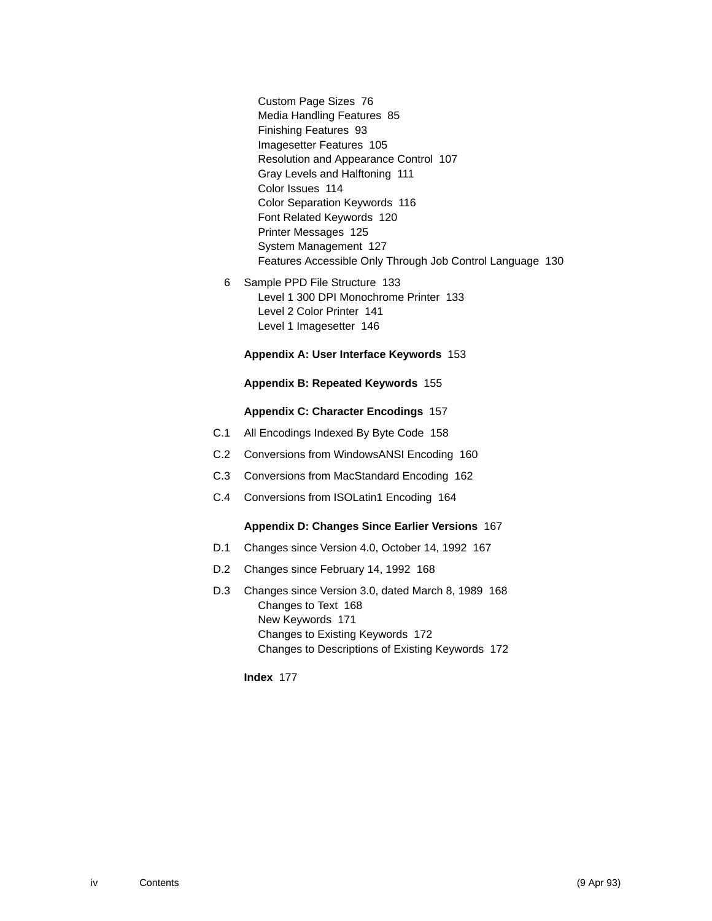Custom Page Sizes 76
Media Handling Features 85
Finishing Features 93
Imagesetter Features 105
Resolution and Appearance Control 107
Gray Levels and Halftoning 111
Color Issues 114
Color Separation Keywords 116
Font Related Keywords 120
Printer Messages 125
System Management 127
Features Accessible Only Through Job Control Language 130

6 Sample PPD File Structure 133
- Level 1 300 DPI Monochrome Printer 133
- Level 2 Color Printer 141
- Level 1 Imagesetter 146

**Appendix A: User Interface Keywords** 153

**Appendix B: Repeated Keywords** 155

**Appendix C: Character Encodings** 157

C.1 All Encodings Indexed By Byte Code 158

C.2 Conversions from WindowsANSI Encoding 160

C.3 Conversions from MacStandard Encoding 162

C.4 Conversions from ISOLatin1 Encoding 164

**Appendix D: Changes Since Earlier Versions** 167

D.1 Changes since Version 4.0, October 14, 1992 167

D.2 Changes since February 14, 1992 168

D.3 Changes since Version 3.0, dated March 8, 1989 168
- Changes to Text 168
- New Keywords 171
- Changes to Existing Keywords 172
- Changes to Descriptions of Existing Keywords 172

**Index** 177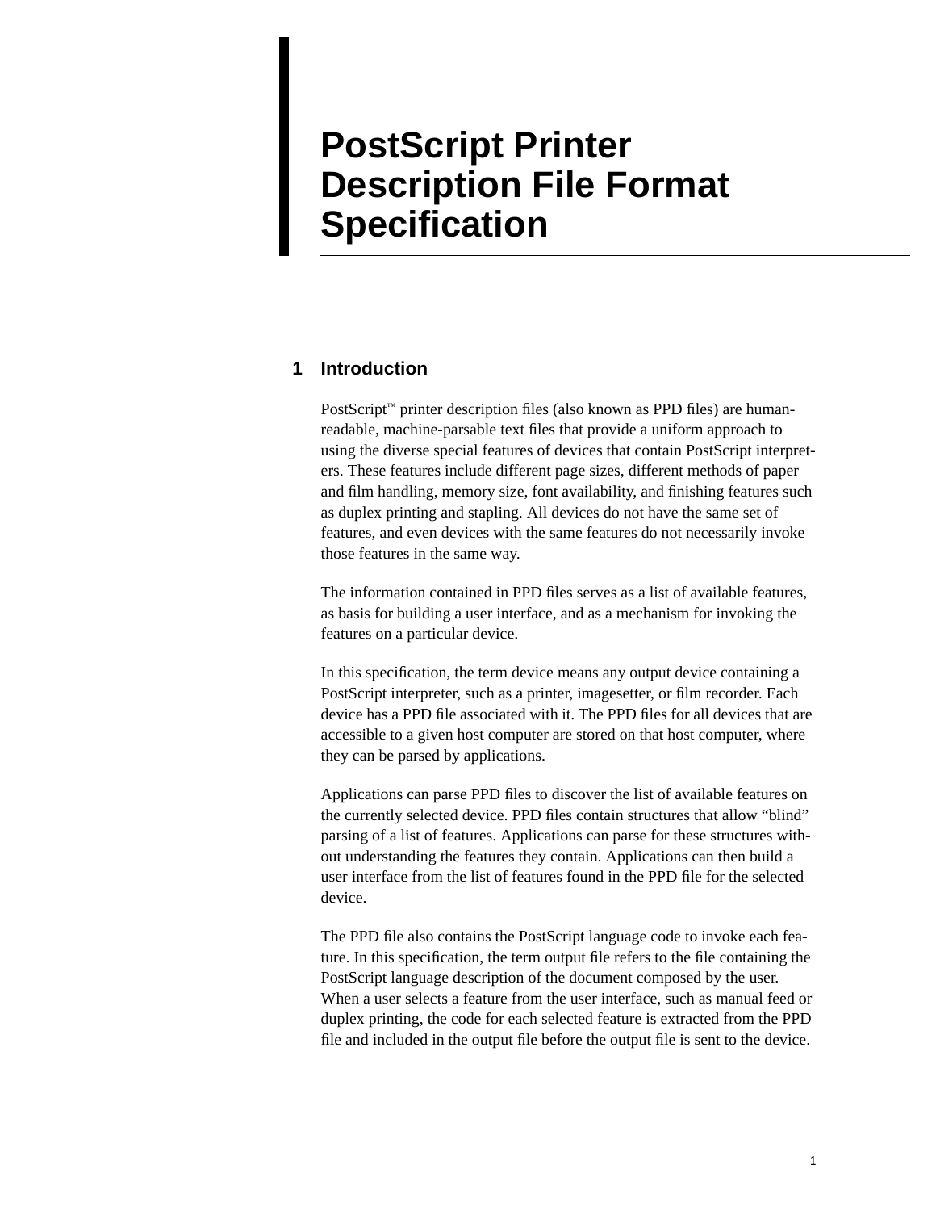# PostScript Printer Description File Format Specification

## 1 Introduction

PostScript™ printer description files (also known as PPD files) are human-readable, machine-parsable text files that provide a uniform approach to using the diverse special features of devices that contain PostScript interpreters. These features include different page sizes, different methods of paper and film handling, memory size, font availability, and finishing features such as duplex printing and stapling. All devices do not have the same set of features, and even devices with the same features do not necessarily invoke those features in the same way.

The information contained in PPD files serves as a list of available features, as basis for building a user interface, and as a mechanism for invoking the features on a particular device.

In this specification, the term device means any output device containing a PostScript interpreter, such as a printer, imagesetter, or film recorder. Each device has a PPD file associated with it. The PPD files for all devices that are accessible to a given host computer are stored on that host computer, where they can be parsed by applications.

Applications can parse PPD files to discover the list of available features on the currently selected device. PPD files contain structures that allow “blind” parsing of a list of features. Applications can parse for these structures without understanding the features they contain. Applications can then build a user interface from the list of features found in the PPD file for the selected device.

The PPD file also contains the PostScript language code to invoke each feature. In this specification, the term output file refers to the file containing the PostScript language description of the document composed by the user. When a user selects a feature from the user interface, such as manual feed or duplex printing, the code for each selected feature is extracted from the PPD file and included in the output file before the output file is sent to the device.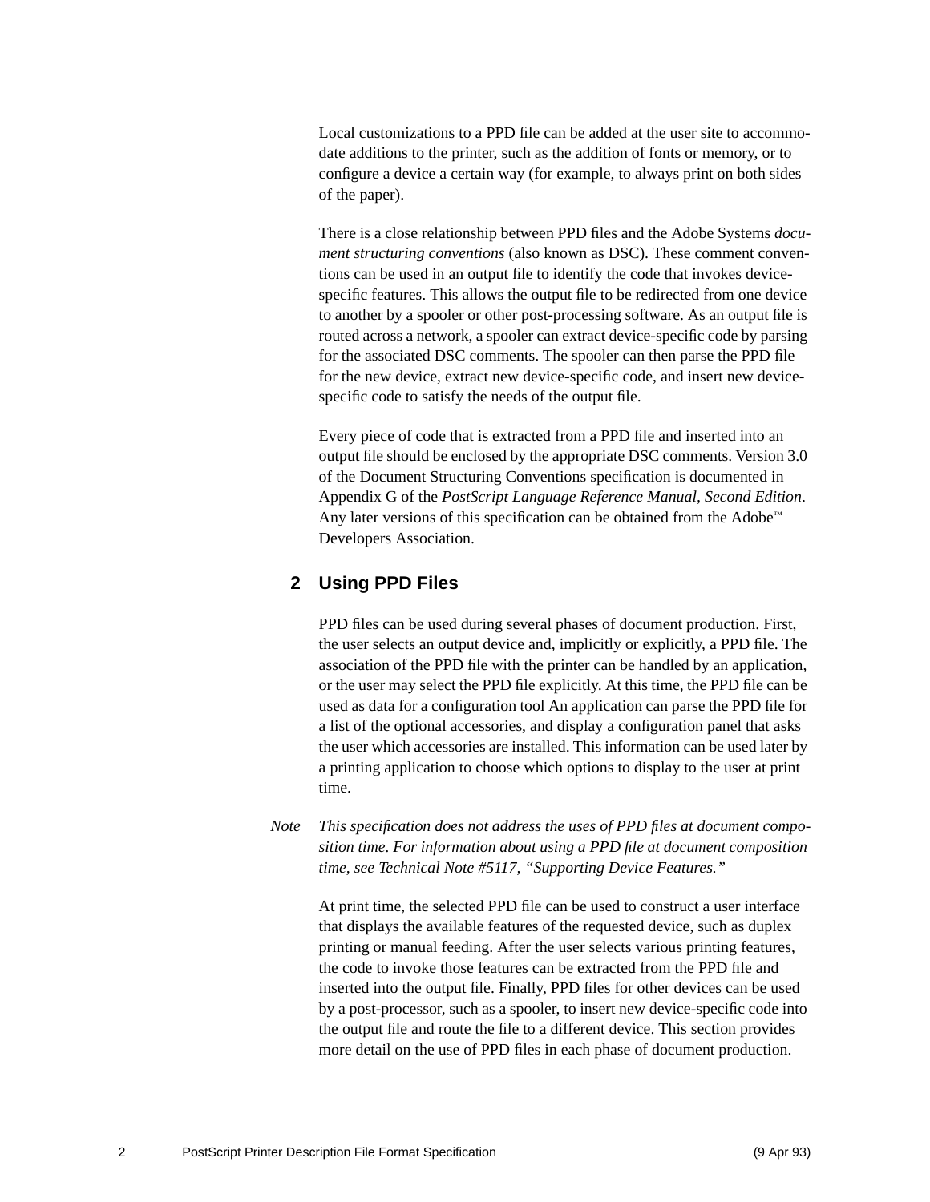Local customizations to a PPD file can be added at the user site to accommodate additions to the printer, such as the addition of fonts or memory, or to configure a device a certain way (for example, to always print on both sides of the paper).

There is a close relationship between PPD files and the Adobe Systems *document structuring conventions* (also known as DSC). These comment conventions can be used in an output file to identify the code that invokes device-specific features. This allows the output file to be redirected from one device to another by a spooler or other post-processing software. As an output file is routed across a network, a spooler can extract device-specific code by parsing for the associated DSC comments. The spooler can then parse the PPD file for the new device, extract new device-specific code, and insert new device-specific code to satisfy the needs of the output file.

Every piece of code that is extracted from a PPD file and inserted into an output file should be enclosed by the appropriate DSC comments. Version 3.0 of the Document Structuring Conventions specification is documented in Appendix G of the *PostScript Language Reference Manual, Second Edition*. Any later versions of this specification can be obtained from the Adobe™ Developers Association.

## 2 Using PPD Files

PPD files can be used during several phases of document production. First, the user selects an output device and, implicitly or explicitly, a PPD file. The association of the PPD file with the printer can be handled by an application, or the user may select the PPD file explicitly. At this time, the PPD file can be used as data for a configuration tool An application can parse the PPD file for a list of the optional accessories, and display a configuration panel that asks the user which accessories are installed. This information can be used later by a printing application to choose which options to display to the user at print time.

*Note* *This specification does not address the uses of PPD files at document composition time. For information about using a PPD file at document composition time, see Technical Note #5117, “Supporting Device Features.”*

At print time, the selected PPD file can be used to construct a user interface that displays the available features of the requested device, such as duplex printing or manual feeding. After the user selects various printing features, the code to invoke those features can be extracted from the PPD file and inserted into the output file. Finally, PPD files for other devices can be used by a post-processor, such as a spooler, to insert new device-specific code into the output file and route the file to a different device. This section provides more detail on the use of PPD files in each phase of document production.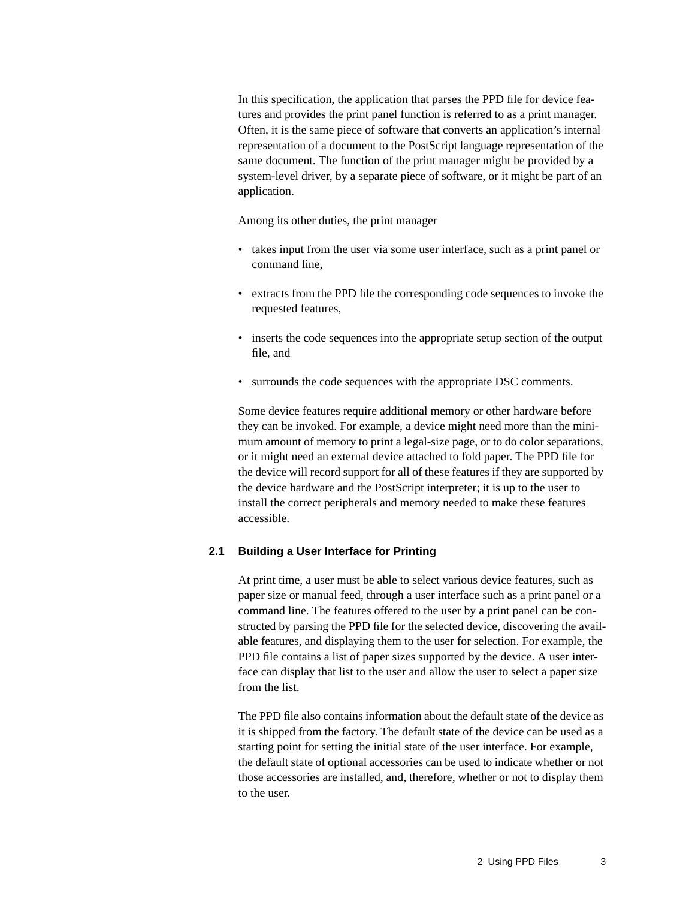In this specification, the application that parses the PPD file for device features and provides the print panel function is referred to as a print manager. Often, it is the same piece of software that converts an application's internal representation of a document to the PostScript language representation of the same document. The function of the print manager might be provided by a system-level driver, by a separate piece of software, or it might be part of an application.

Among its other duties, the print manager

- takes input from the user via some user interface, such as a print panel or command line,
- extracts from the PPD file the corresponding code sequences to invoke the requested features,
- inserts the code sequences into the appropriate setup section of the output file, and
- surrounds the code sequences with the appropriate DSC comments.

Some device features require additional memory or other hardware before they can be invoked. For example, a device might need more than the minimum amount of memory to print a legal-size page, or to do color separations, or it might need an external device attached to fold paper. The PPD file for the device will record support for all of these features if they are supported by the device hardware and the PostScript interpreter; it is up to the user to install the correct peripherals and memory needed to make these features accessible.

## 2.1 Building a User Interface for Printing

At print time, a user must be able to select various device features, such as paper size or manual feed, through a user interface such as a print panel or a command line. The features offered to the user by a print panel can be constructed by parsing the PPD file for the selected device, discovering the available features, and displaying them to the user for selection. For example, the PPD file contains a list of paper sizes supported by the device. A user interface can display that list to the user and allow the user to select a paper size from the list.

The PPD file also contains information about the default state of the device as it is shipped from the factory. The default state of the device can be used as a starting point for setting the initial state of the user interface. For example, the default state of optional accessories can be used to indicate whether or not those accessories are installed, and, therefore, whether or not to display them to the user.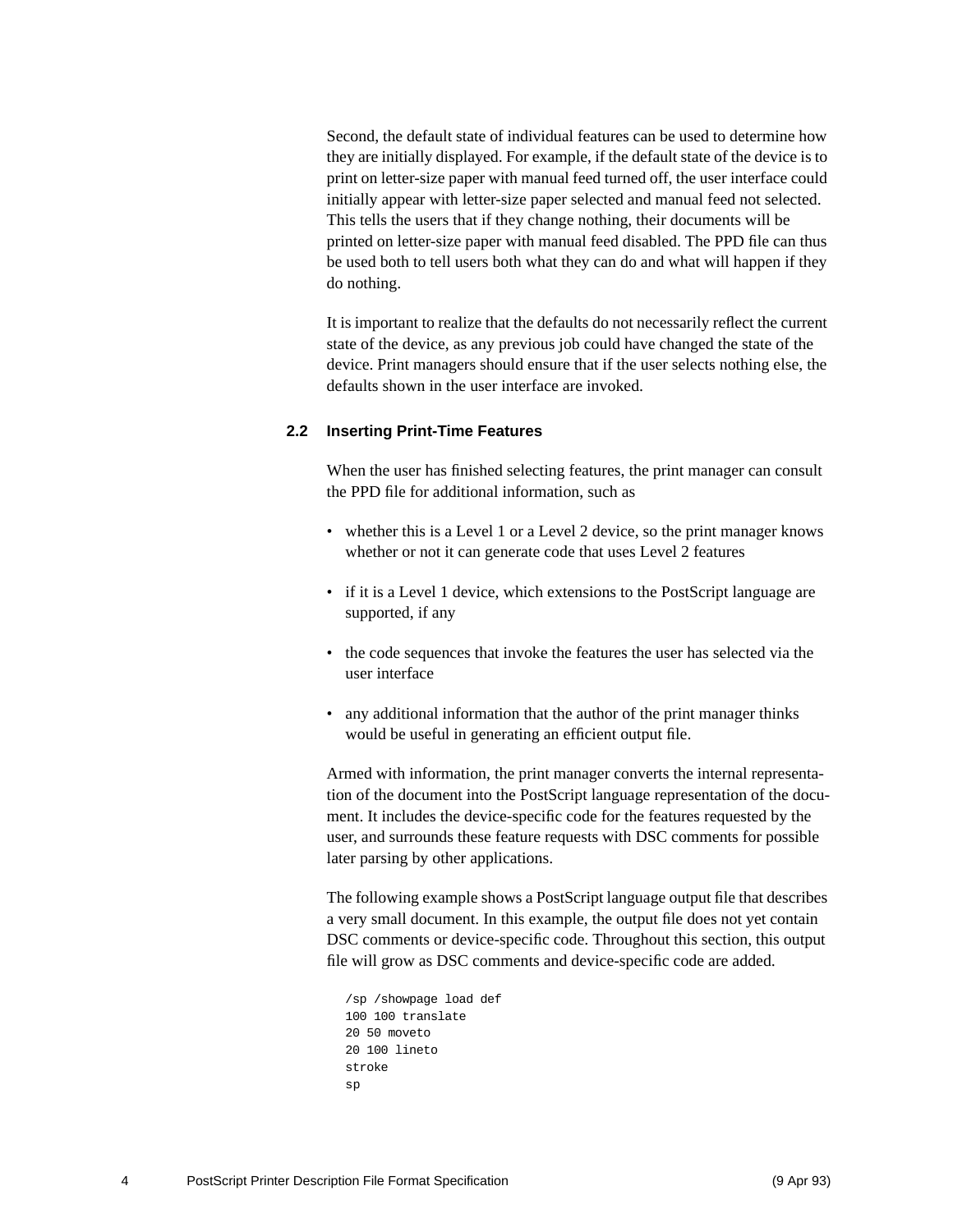Second, the default state of individual features can be used to determine how they are initially displayed. For example, if the default state of the device is to print on letter-size paper with manual feed turned off, the user interface could initially appear with letter-size paper selected and manual feed not selected. This tells the users that if they change nothing, their documents will be printed on letter-size paper with manual feed disabled. The PPD file can thus be used both to tell users both what they can do and what will happen if they do nothing.

It is important to realize that the defaults do not necessarily reflect the current state of the device, as any previous job could have changed the state of the device. Print managers should ensure that if the user selects nothing else, the defaults shown in the user interface are invoked.

## 2.2 Inserting Print-Time Features

When the user has finished selecting features, the print manager can consult the PPD file for additional information, such as

- whether this is a Level 1 or a Level 2 device, so the print manager knows whether or not it can generate code that uses Level 2 features
- if it is a Level 1 device, which extensions to the PostScript language are supported, if any
- the code sequences that invoke the features the user has selected via the user interface
- any additional information that the author of the print manager thinks would be useful in generating an efficient output file.

Armed with information, the print manager converts the internal representation of the document into the PostScript language representation of the document. It includes the device-specific code for the features requested by the user, and surrounds these feature requests with DSC comments for possible later parsing by other applications.

The following example shows a PostScript language output file that describes a very small document. In this example, the output file does not yet contain DSC comments or device-specific code. Throughout this section, this output file will grow as DSC comments and device-specific code are added.

```
/sp /showpage load def
100 100 translate
20 50 moveto
20 100 lineto
stroke
sp
```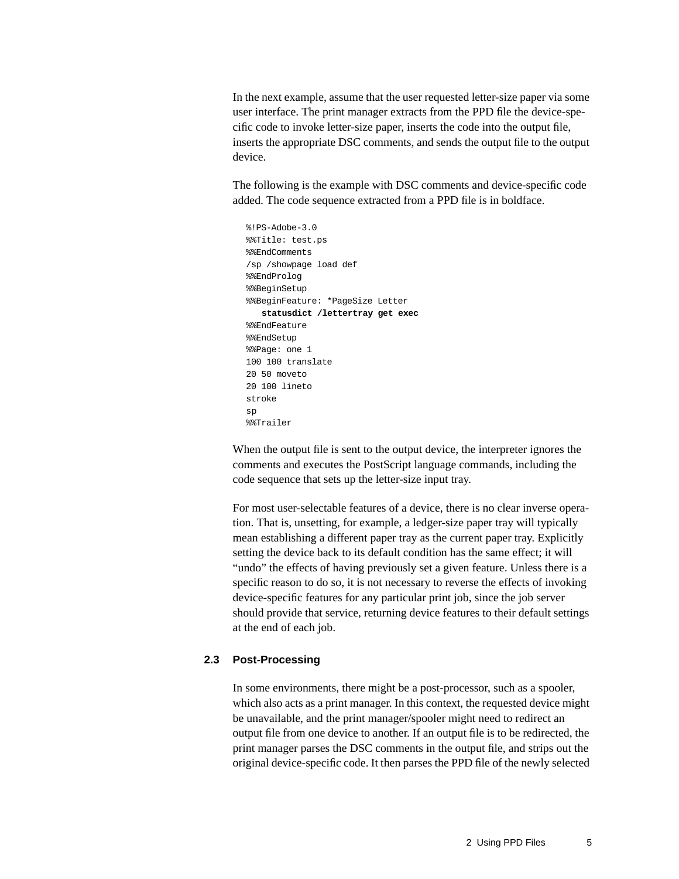In the next example, assume that the user requested letter-size paper via some user interface. The print manager extracts from the PPD file the device-specific code to invoke letter-size paper, inserts the code into the output file, inserts the appropriate DSC comments, and sends the output file to the output device.

The following is the example with DSC comments and device-specific code added. The code sequence extracted from a PPD file is in boldface.

```
%!PS-Adobe-3.0
%%Title: test.ps
%%EndComments
/sp /showpage load def
%%EndProlog
%%BeginSetup
%%BeginFeature: *PageSize Letter
   statusdict /lettertray get exec
%%EndFeature
%%EndSetup
%%Page: one 1
100 100 translate
20 50 moveto
20 100 lineto
stroke
sp
%%Trailer
```

When the output file is sent to the output device, the interpreter ignores the comments and executes the PostScript language commands, including the code sequence that sets up the letter-size input tray.

For most user-selectable features of a device, there is no clear inverse operation. That is, unsetting, for example, a ledger-size paper tray will typically mean establishing a different paper tray as the current paper tray. Explicitly setting the device back to its default condition has the same effect; it will "undo" the effects of having previously set a given feature. Unless there is a specific reason to do so, it is not necessary to reverse the effects of invoking device-specific features for any particular print job, since the job server should provide that service, returning device features to their default settings at the end of each job.

## 2.3 Post-Processing

In some environments, there might be a post-processor, such as a spooler, which also acts as a print manager. In this context, the requested device might be unavailable, and the print manager/spooler might need to redirect an output file from one device to another. If an output file is to be redirected, the print manager parses the DSC comments in the output file, and strips out the original device-specific code. It then parses the PPD file of the newly selected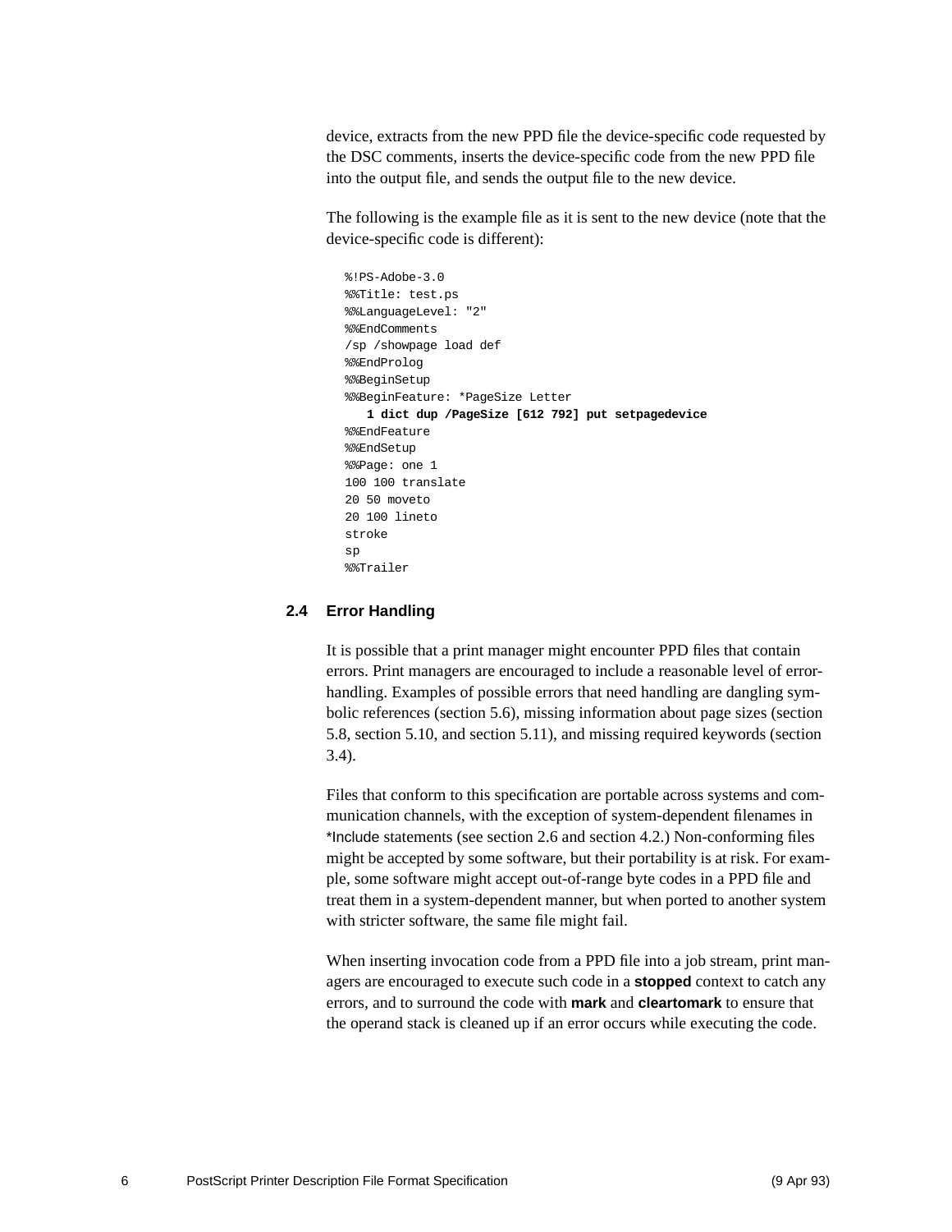device, extracts from the new PPD file the device-specific code requested by the DSC comments, inserts the device-specific code from the new PPD file into the output file, and sends the output file to the new device.

The following is the example file as it is sent to the new device (note that the device-specific code is different):

```
%!PS-Adobe-3.0
%%Title: test.ps
%%LanguageLevel: "2"
%%EndComments
/sp /showpage load def
%%EndProlog
%%BeginSetup
%%BeginFeature: *PageSize Letter
   1 dict dup /PageSize [612 792] put setpagedevice
%%EndFeature
%%EndSetup
%%Page: one 1
100 100 translate
20 50 moveto
20 100 lineto
stroke
sp
%%Trailer
```

## 2.4 Error Handling

It is possible that a print manager might encounter PPD files that contain errors. Print managers are encouraged to include a reasonable level of error-handling. Examples of possible errors that need handling are dangling symbolic references (section 5.6), missing information about page sizes (section 5.8, section 5.10, and section 5.11), and missing required keywords (section 3.4).

Files that conform to this specification are portable across systems and communication channels, with the exception of system-dependent filenames in *Include statements (see section 2.6 and section 4.2.) Non-conforming files might be accepted by some software, but their portability is at risk. For example, some software might accept out-of-range byte codes in a PPD file and treat them in a system-dependent manner, but when ported to another system with stricter software, the same file might fail.

When inserting invocation code from a PPD file into a job stream, print managers are encouraged to execute such code in a **stopped** context to catch any errors, and to surround the code with **mark** and **cleartomark** to ensure that the operand stack is cleaned up if an error occurs while executing the code.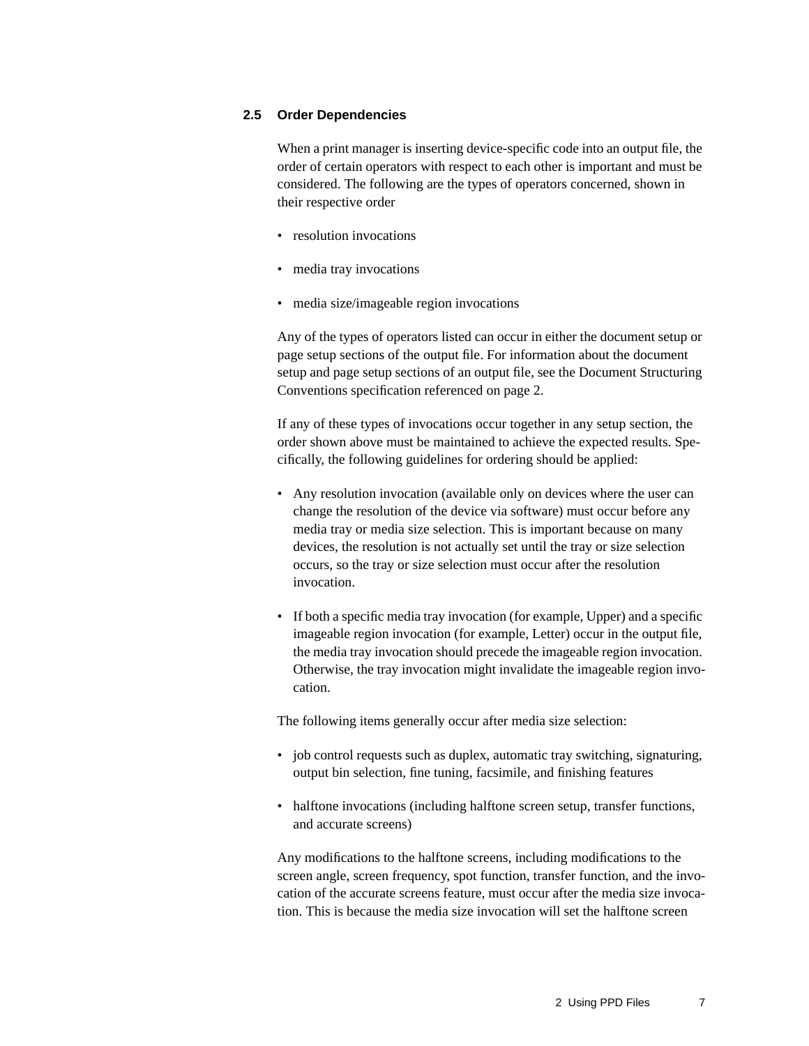## 2.5 Order Dependencies

When a print manager is inserting device-specific code into an output file, the order of certain operators with respect to each other is important and must be considered. The following are the types of operators concerned, shown in their respective order

- resolution invocations
- media tray invocations
- media size/imageable region invocations

Any of the types of operators listed can occur in either the document setup or page setup sections of the output file. For information about the document setup and page setup sections of an output file, see the Document Structuring Conventions specification referenced on page 2.

If any of these types of invocations occur together in any setup section, the order shown above must be maintained to achieve the expected results. Specifically, the following guidelines for ordering should be applied:

- Any resolution invocation (available only on devices where the user can change the resolution of the device via software) must occur before any media tray or media size selection. This is important because on many devices, the resolution is not actually set until the tray or size selection occurs, so the tray or size selection must occur after the resolution invocation.
- If both a specific media tray invocation (for example, Upper) and a specific imageable region invocation (for example, Letter) occur in the output file, the media tray invocation should precede the imageable region invocation. Otherwise, the tray invocation might invalidate the imageable region invocation.

The following items generally occur after media size selection:

- job control requests such as duplex, automatic tray switching, signaturing, output bin selection, fine tuning, facsimile, and finishing features
- halftone invocations (including halftone screen setup, transfer functions, and accurate screens)

Any modifications to the halftone screens, including modifications to the screen angle, screen frequency, spot function, transfer function, and the invocation of the accurate screens feature, must occur after the media size invocation. This is because the media size invocation will set the halftone screen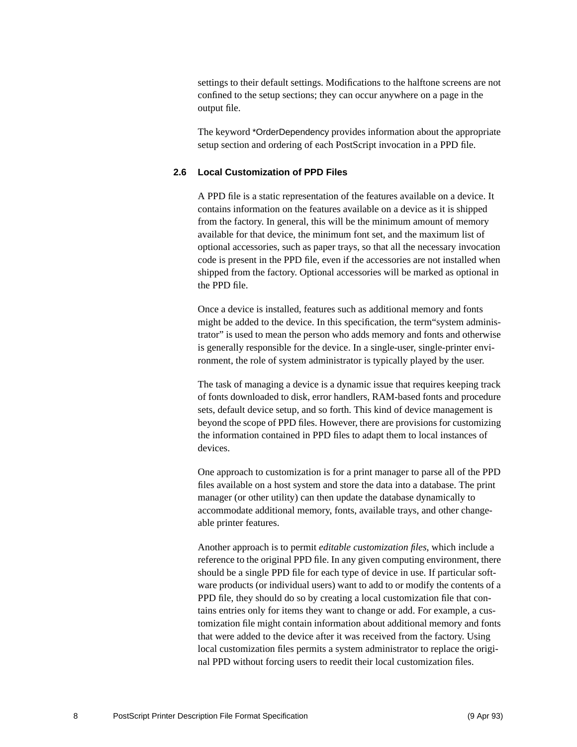settings to their default settings. Modifications to the halftone screens are not confined to the setup sections; they can occur anywhere on a page in the output file.

The keyword *OrderDependency provides information about the appropriate setup section and ordering of each PostScript invocation in a PPD file.

## 2.6 Local Customization of PPD Files

A PPD file is a static representation of the features available on a device. It contains information on the features available on a device as it is shipped from the factory. In general, this will be the minimum amount of memory available for that device, the minimum font set, and the maximum list of optional accessories, such as paper trays, so that all the necessary invocation code is present in the PPD file, even if the accessories are not installed when shipped from the factory. Optional accessories will be marked as optional in the PPD file.

Once a device is installed, features such as additional memory and fonts might be added to the device. In this specification, the term“system administrator” is used to mean the person who adds memory and fonts and otherwise is generally responsible for the device. In a single-user, single-printer environment, the role of system administrator is typically played by the user.

The task of managing a device is a dynamic issue that requires keeping track of fonts downloaded to disk, error handlers, RAM-based fonts and procedure sets, default device setup, and so forth. This kind of device management is beyond the scope of PPD files. However, there are provisions for customizing the information contained in PPD files to adapt them to local instances of devices.

One approach to customization is for a print manager to parse all of the PPD files available on a host system and store the data into a database. The print manager (or other utility) can then update the database dynamically to accommodate additional memory, fonts, available trays, and other changeable printer features.

Another approach is to permit *editable customization files*, which include a reference to the original PPD file. In any given computing environment, there should be a single PPD file for each type of device in use. If particular software products (or individual users) want to add to or modify the contents of a PPD file, they should do so by creating a local customization file that contains entries only for items they want to change or add. For example, a customization file might contain information about additional memory and fonts that were added to the device after it was received from the factory. Using local customization files permits a system administrator to replace the original PPD without forcing users to reedit their local customization files.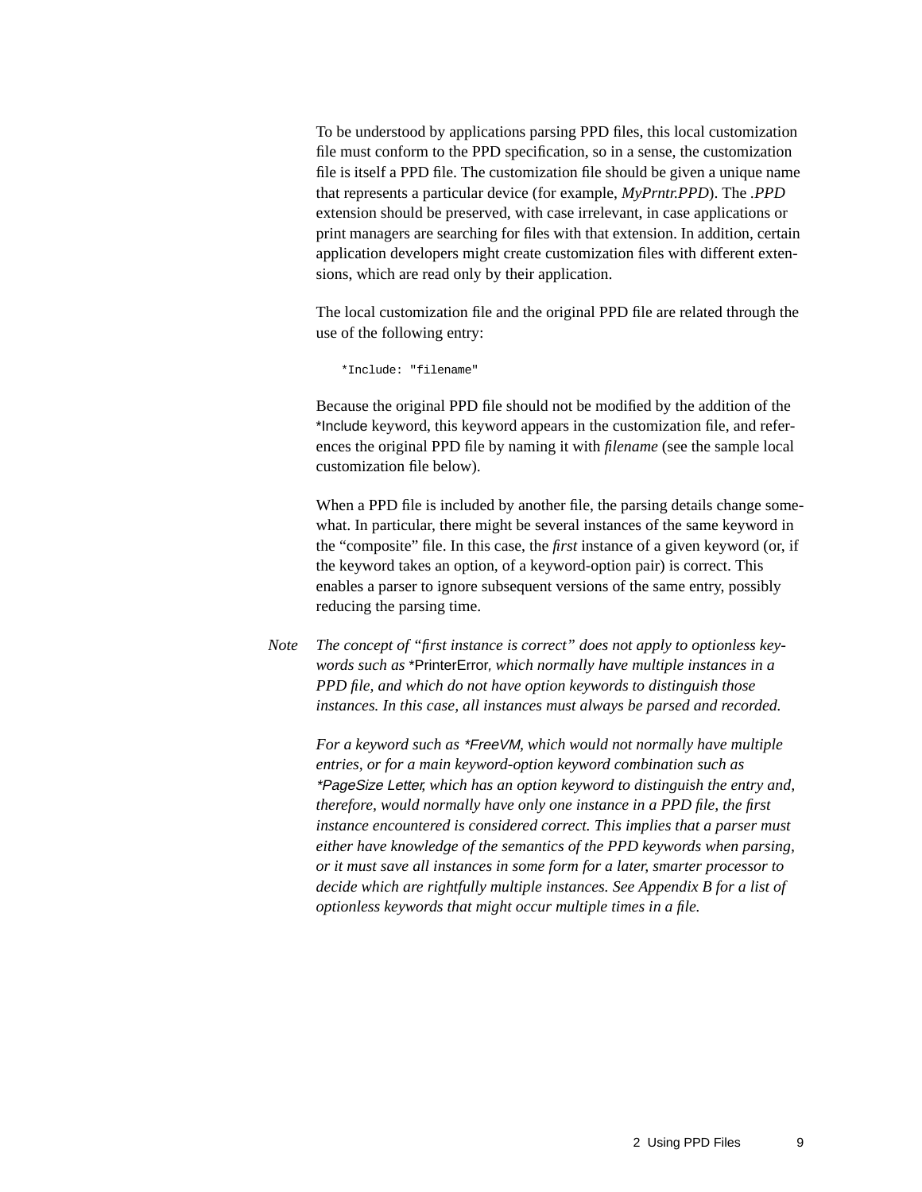To be understood by applications parsing PPD files, this local customization file must conform to the PPD specification, so in a sense, the customization file is itself a PPD file. The customization file should be given a unique name that represents a particular device (for example, *MyPrntr.PPD*). The *.PPD* extension should be preserved, with case irrelevant, in case applications or print managers are searching for files with that extension. In addition, certain application developers might create customization files with different extensions, which are read only by their application.

The local customization file and the original PPD file are related through the use of the following entry:

```
*Include: "filename"
```

Because the original PPD file should not be modified by the addition of the *Include keyword, this keyword appears in the customization file, and references the original PPD file by naming it with *filename* (see the sample local customization file below).

When a PPD file is included by another file, the parsing details change somewhat. In particular, there might be several instances of the same keyword in the "composite" file. In this case, the *first* instance of a given keyword (or, if the keyword takes an option, of a keyword-option pair) is correct. This enables a parser to ignore subsequent versions of the same entry, possibly reducing the parsing time.

*Note* *The concept of "first instance is correct" does not apply to optionless keywords such as* *PrinterError*, which normally have multiple instances in a PPD file, and which do not have option keywords to distinguish those instances. In this case, all instances must always be parsed and recorded.*

*For a keyword such as *FreeVM, which would not normally have multiple entries, or for a main keyword-option keyword combination such as *PageSize Letter, which has an option keyword to distinguish the entry and, therefore, would normally have only one instance in a PPD file, the first instance encountered is considered correct. This implies that a parser must either have knowledge of the semantics of the PPD keywords when parsing, or it must save all instances in some form for a later, smarter processor to decide which are rightfully multiple instances. See Appendix B for a list of optionless keywords that might occur multiple times in a file.*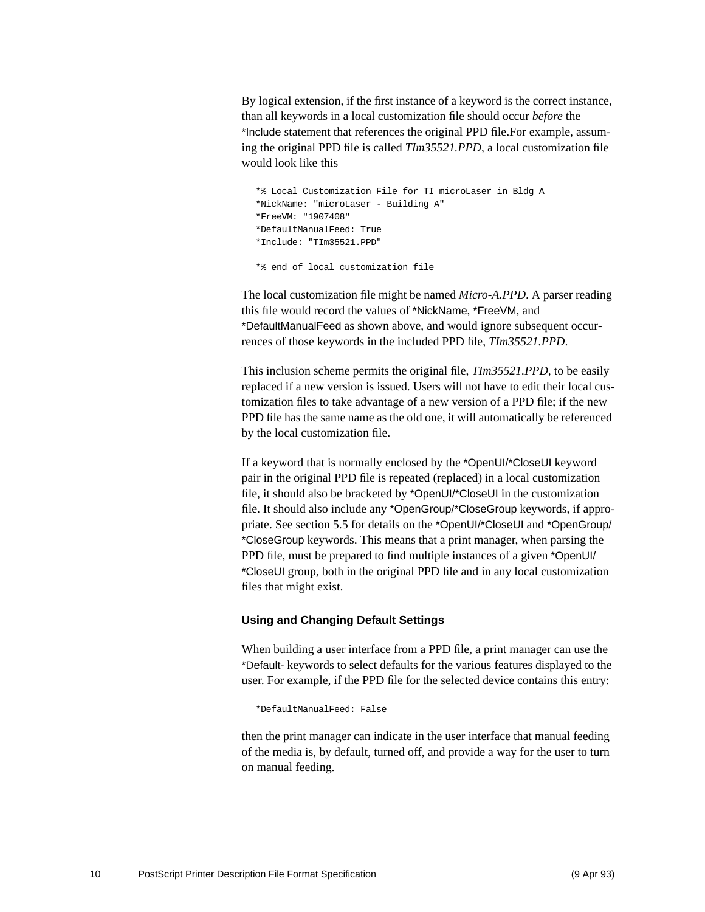By logical extension, if the first instance of a keyword is the correct instance, than all keywords in a local customization file should occur *before* the *Include statement that references the original PPD file.For example, assuming the original PPD file is called *TIm35521.PPD*, a local customization file would look like this

```
*% Local Customization File for TI microLaser in Bldg A
*NickName: "microLaser - Building A"
*FreeVM: "1907408"
*DefaultManualFeed: True
*Include: "TIm35521.PPD"

*% end of local customization file
```

The local customization file might be named *Micro-A.PPD*. A parser reading this file would record the values of *NickName, *FreeVM, and *DefaultManualFeed as shown above, and would ignore subsequent occurrences of those keywords in the included PPD file, *TIm35521.PPD*.

This inclusion scheme permits the original file, *TIm35521.PPD*, to be easily replaced if a new version is issued. Users will not have to edit their local customization files to take advantage of a new version of a PPD file; if the new PPD file has the same name as the old one, it will automatically be referenced by the local customization file.

If a keyword that is normally enclosed by the *OpenUI/*CloseUI keyword pair in the original PPD file is repeated (replaced) in a local customization file, it should also be bracketed by *OpenUI/*CloseUI in the customization file. It should also include any *OpenGroup/*CloseGroup keywords, if appropriate. See section 5.5 for details on the *OpenUI/*CloseUI and *OpenGroup/*CloseGroup keywords. This means that a print manager, when parsing the PPD file, must be prepared to find multiple instances of a given *OpenUI/*CloseUI group, both in the original PPD file and in any local customization files that might exist.

### Using and Changing Default Settings

When building a user interface from a PPD file, a print manager can use the *Default- keywords to select defaults for the various features displayed to the user. For example, if the PPD file for the selected device contains this entry:

```
*DefaultManualFeed: False
```

then the print manager can indicate in the user interface that manual feeding of the media is, by default, turned off, and provide a way for the user to turn on manual feeding.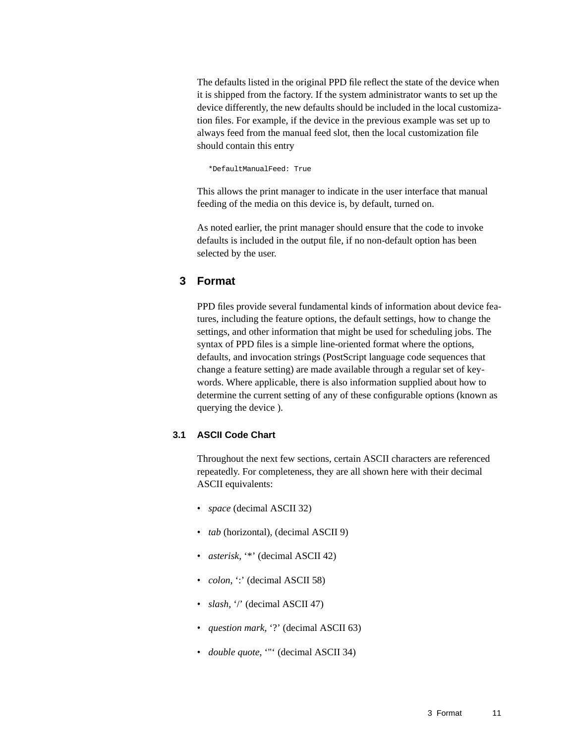The defaults listed in the original PPD file reflect the state of the device when it is shipped from the factory. If the system administrator wants to set up the device differently, the new defaults should be included in the local customization files. For example, if the device in the previous example was set up to always feed from the manual feed slot, then the local customization file should contain this entry

```
*DefaultManualFeed: True
```

This allows the print manager to indicate in the user interface that manual feeding of the media on this device is, by default, turned on.

As noted earlier, the print manager should ensure that the code to invoke defaults is included in the output file, if no non-default option has been selected by the user.

# 3 Format

PPD files provide several fundamental kinds of information about device features, including the feature options, the default settings, how to change the settings, and other information that might be used for scheduling jobs. The syntax of PPD files is a simple line-oriented format where the options, defaults, and invocation strings (PostScript language code sequences that change a feature setting) are made available through a regular set of keywords. Where applicable, there is also information supplied about how to determine the current setting of any of these configurable options (known as querying the device ).

## 3.1 ASCII Code Chart

Throughout the next few sections, certain ASCII characters are referenced repeatedly. For completeness, they are all shown here with their decimal ASCII equivalents:

- *space* (decimal ASCII 32)
- *tab* (horizontal), (decimal ASCII 9)
- *asterisk*, ‘*’ (decimal ASCII 42)
- *colon*, ‘:’ (decimal ASCII 58)
- *slash*, ‘/’ (decimal ASCII 47)
- *question mark*, ‘?’ (decimal ASCII 63)
- *double quote*, ‘"‘ (decimal ASCII 34)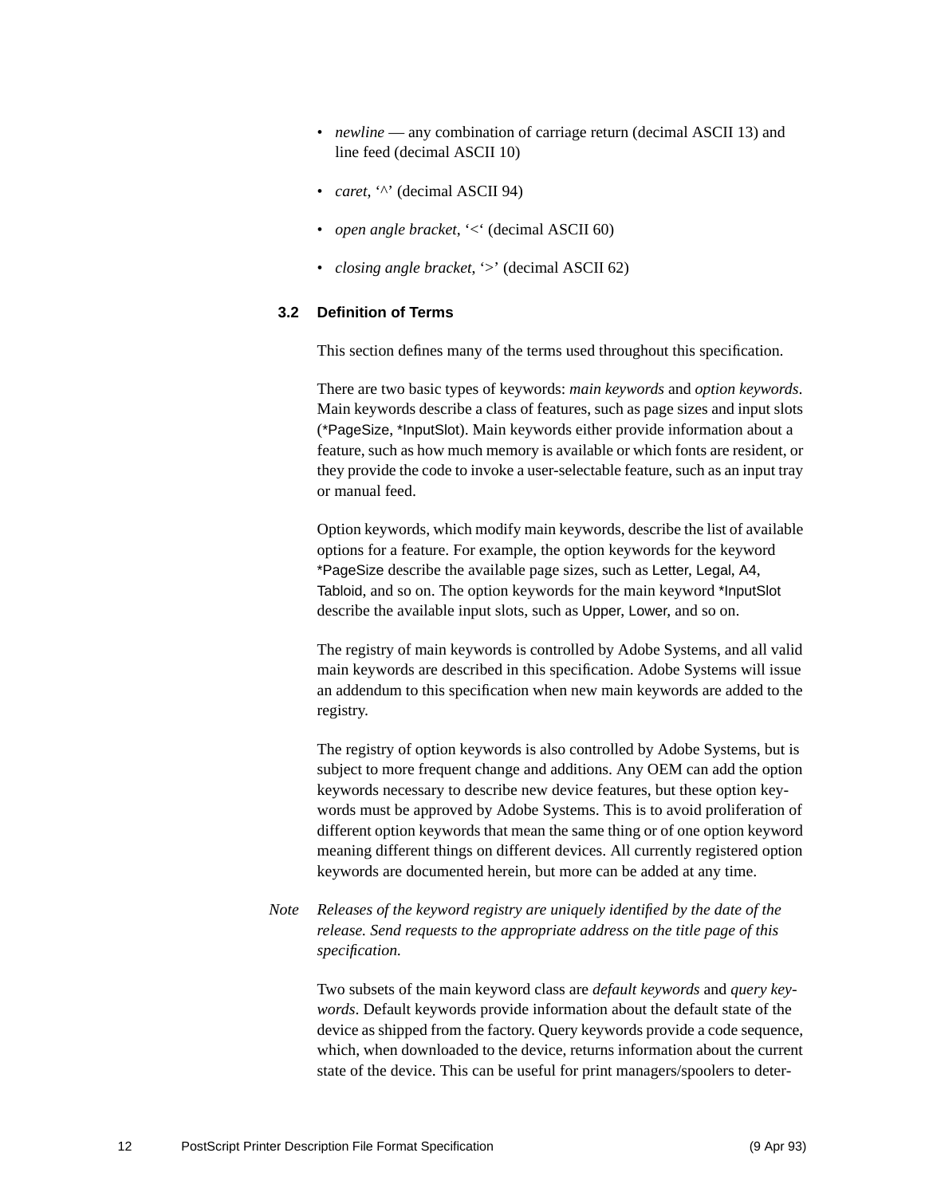- *newline* — any combination of carriage return (decimal ASCII 13) and line feed (decimal ASCII 10)
- *caret*, '^' (decimal ASCII 94)
- *open angle bracket*, '<' (decimal ASCII 60)
- *closing angle bracket*, '>' (decimal ASCII 62)

### 3.2 Definition of Terms

This section defines many of the terms used throughout this specification.

There are two basic types of keywords: *main keywords* and *option keywords*. Main keywords describe a class of features, such as page sizes and input slots (*PageSize, *InputSlot). Main keywords either provide information about a feature, such as how much memory is available or which fonts are resident, or they provide the code to invoke a user-selectable feature, such as an input tray or manual feed.

Option keywords, which modify main keywords, describe the list of available options for a feature. For example, the option keywords for the keyword *PageSize describe the available page sizes, such as Letter, Legal, A4, Tabloid, and so on. The option keywords for the main keyword *InputSlot describe the available input slots, such as Upper, Lower, and so on.

The registry of main keywords is controlled by Adobe Systems, and all valid main keywords are described in this specification. Adobe Systems will issue an addendum to this specification when new main keywords are added to the registry.

The registry of option keywords is also controlled by Adobe Systems, but is subject to more frequent change and additions. Any OEM can add the option keywords necessary to describe new device features, but these option keywords must be approved by Adobe Systems. This is to avoid proliferation of different option keywords that mean the same thing or of one option keyword meaning different things on different devices. All currently registered option keywords are documented herein, but more can be added at any time.

*Note* *Releases of the keyword registry are uniquely identified by the date of the release. Send requests to the appropriate address on the title page of this specification.*

Two subsets of the main keyword class are *default keywords* and *query keywords*. Default keywords provide information about the default state of the device as shipped from the factory. Query keywords provide a code sequence, which, when downloaded to the device, returns information about the current state of the device. This can be useful for print managers/spoolers to deter-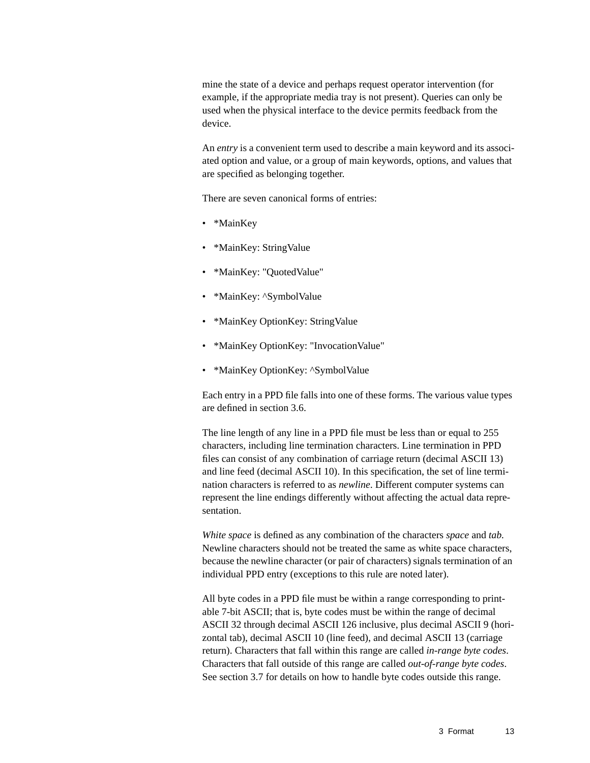mine the state of a device and perhaps request operator intervention (for example, if the appropriate media tray is not present). Queries can only be used when the physical interface to the device permits feedback from the device.

An *entry* is a convenient term used to describe a main keyword and its associated option and value, or a group of main keywords, options, and values that are specified as belonging together.

There are seven canonical forms of entries:

- *MainKey
- *MainKey: StringValue
- *MainKey: "QuotedValue"
- *MainKey: ^SymbolValue
- *MainKey OptionKey: StringValue
- *MainKey OptionKey: "InvocationValue"
- *MainKey OptionKey: ^SymbolValue

Each entry in a PPD file falls into one of these forms. The various value types are defined in section 3.6.

The line length of any line in a PPD file must be less than or equal to 255 characters, including line termination characters. Line termination in PPD files can consist of any combination of carriage return (decimal ASCII 13) and line feed (decimal ASCII 10). In this specification, the set of line termination characters is referred to as *newline*. Different computer systems can represent the line endings differently without affecting the actual data representation.

*White space* is defined as any combination of the characters *space* and *tab.* Newline characters should not be treated the same as white space characters, because the newline character (or pair of characters) signals termination of an individual PPD entry (exceptions to this rule are noted later).

All byte codes in a PPD file must be within a range corresponding to printable 7-bit ASCII; that is, byte codes must be within the range of decimal ASCII 32 through decimal ASCII 126 inclusive, plus decimal ASCII 9 (horizontal tab), decimal ASCII 10 (line feed), and decimal ASCII 13 (carriage return). Characters that fall within this range are called *in-range byte codes*. Characters that fall outside of this range are called *out-of-range byte codes*. See section 3.7 for details on how to handle byte codes outside this range.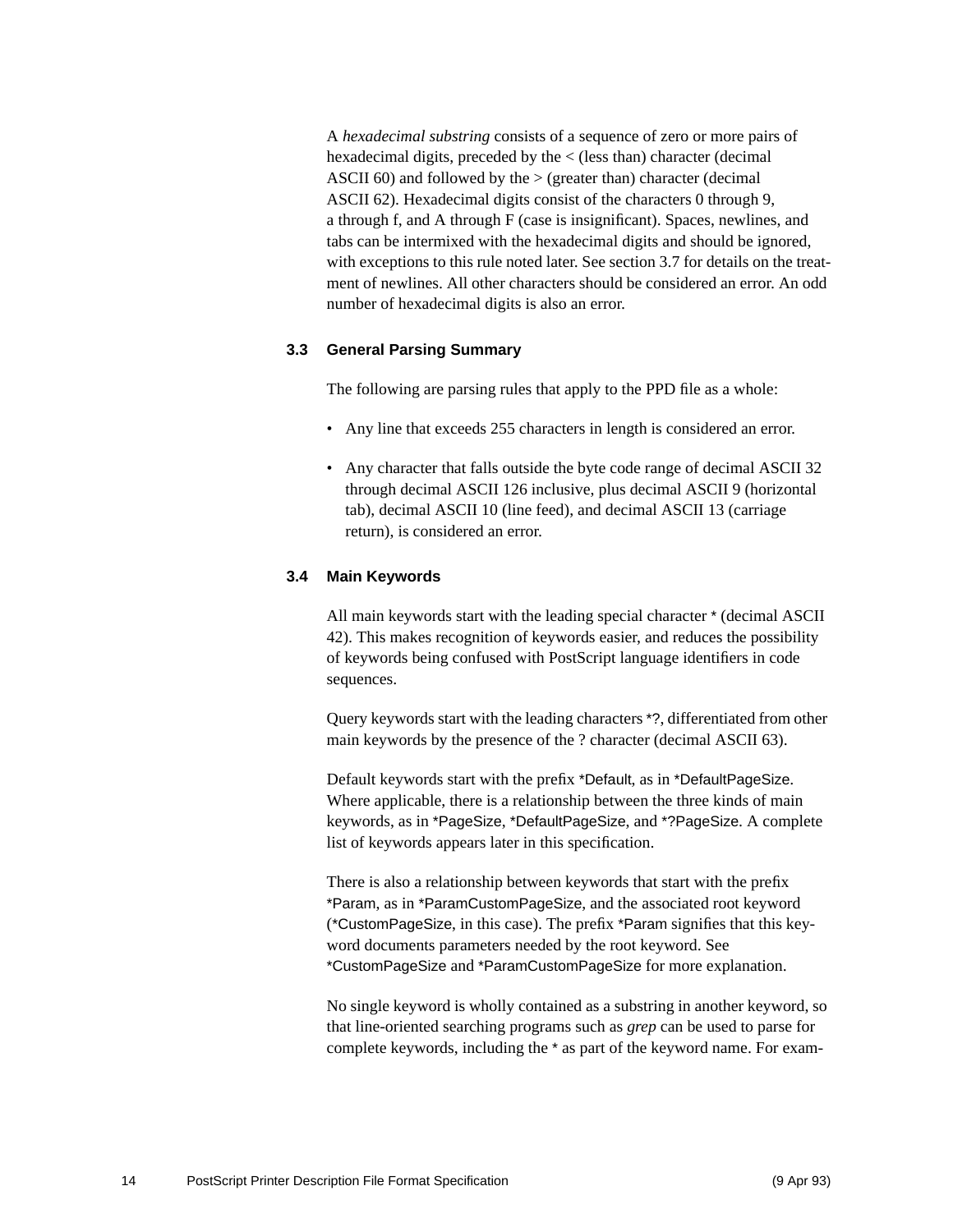A *hexadecimal substring* consists of a sequence of zero or more pairs of hexadecimal digits, preceded by the < (less than) character (decimal ASCII 60) and followed by the > (greater than) character (decimal ASCII 62). Hexadecimal digits consist of the characters 0 through 9, a through f, and A through F (case is insignificant). Spaces, newlines, and tabs can be intermixed with the hexadecimal digits and should be ignored, with exceptions to this rule noted later. See section 3.7 for details on the treatment of newlines. All other characters should be considered an error. An odd number of hexadecimal digits is also an error.

### 3.3 General Parsing Summary

The following are parsing rules that apply to the PPD file as a whole:

- Any line that exceeds 255 characters in length is considered an error.
- Any character that falls outside the byte code range of decimal ASCII 32 through decimal ASCII 126 inclusive, plus decimal ASCII 9 (horizontal tab), decimal ASCII 10 (line feed), and decimal ASCII 13 (carriage return), is considered an error.

### 3.4 Main Keywords

All main keywords start with the leading special character * (decimal ASCII 42). This makes recognition of keywords easier, and reduces the possibility of keywords being confused with PostScript language identifiers in code sequences.

Query keywords start with the leading characters *?, differentiated from other main keywords by the presence of the ? character (decimal ASCII 63).

Default keywords start with the prefix *Default, as in *DefaultPageSize. Where applicable, there is a relationship between the three kinds of main keywords, as in *PageSize, *DefaultPageSize, and *?PageSize. A complete list of keywords appears later in this specification.

There is also a relationship between keywords that start with the prefix *Param, as in *ParamCustomPageSize, and the associated root keyword (*CustomPageSize, in this case). The prefix *Param signifies that this keyword documents parameters needed by the root keyword. See *CustomPageSize and *ParamCustomPageSize for more explanation.

No single keyword is wholly contained as a substring in another keyword, so that line-oriented searching programs such as *grep* can be used to parse for complete keywords, including the * as part of the keyword name. For exam-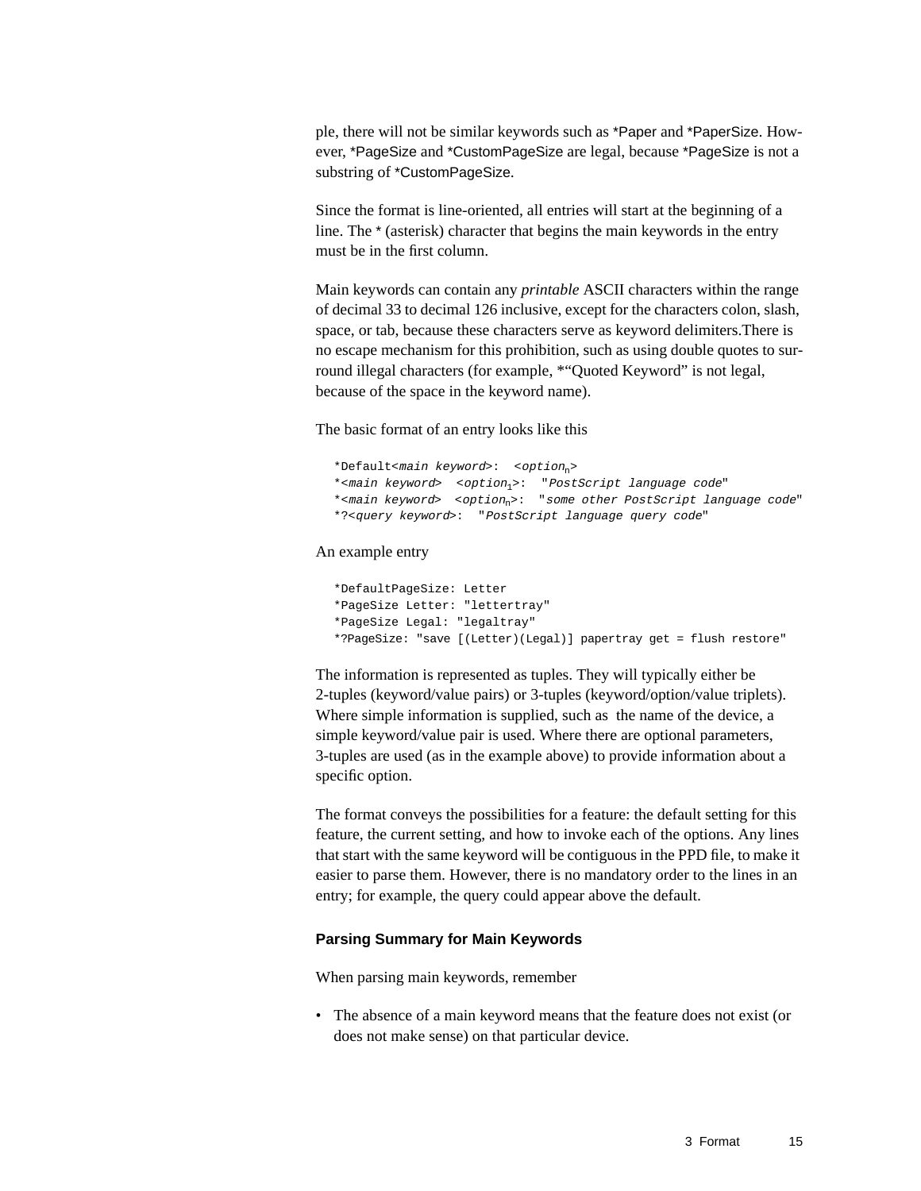ple, there will not be similar keywords such as *Paper and *PaperSize. However, *PageSize and *CustomPageSize are legal, because *PageSize is not a substring of *CustomPageSize.

Since the format is line-oriented, all entries will start at the beginning of a line. The * (asterisk) character that begins the main keywords in the entry must be in the first column.

Main keywords can contain any *printable* ASCII characters within the range of decimal 33 to decimal 126 inclusive, except for the characters colon, slash, space, or tab, because these characters serve as keyword delimiters.There is no escape mechanism for this prohibition, such as using double quotes to surround illegal characters (for example, *"Quoted Keyword" is not legal, because of the space in the keyword name).

The basic format of an entry looks like this

```
*Default<main keyword>:  <option_n>
*<main keyword>  <option_1>:  "PostScript language code"
*<main keyword>  <option_n>:  "some other PostScript language code"
*?<query keyword>:  "PostScript language query code"
```

An example entry

```
*DefaultPageSize: Letter
*PageSize Letter: "lettertray"
*PageSize Legal: "legaltray"
*?PageSize: "save [(Letter)(Legal)] papertray get = flush restore"
```

The information is represented as tuples. They will typically either be 2-tuples (keyword/value pairs) or 3-tuples (keyword/option/value triplets). Where simple information is supplied, such as the name of the device, a simple keyword/value pair is used. Where there are optional parameters, 3-tuples are used (as in the example above) to provide information about a specific option.

The format conveys the possibilities for a feature: the default setting for this feature, the current setting, and how to invoke each of the options. Any lines that start with the same keyword will be contiguous in the PPD file, to make it easier to parse them. However, there is no mandatory order to the lines in an entry; for example, the query could appear above the default.

#### Parsing Summary for Main Keywords

When parsing main keywords, remember

- The absence of a main keyword means that the feature does not exist (or does not make sense) on that particular device.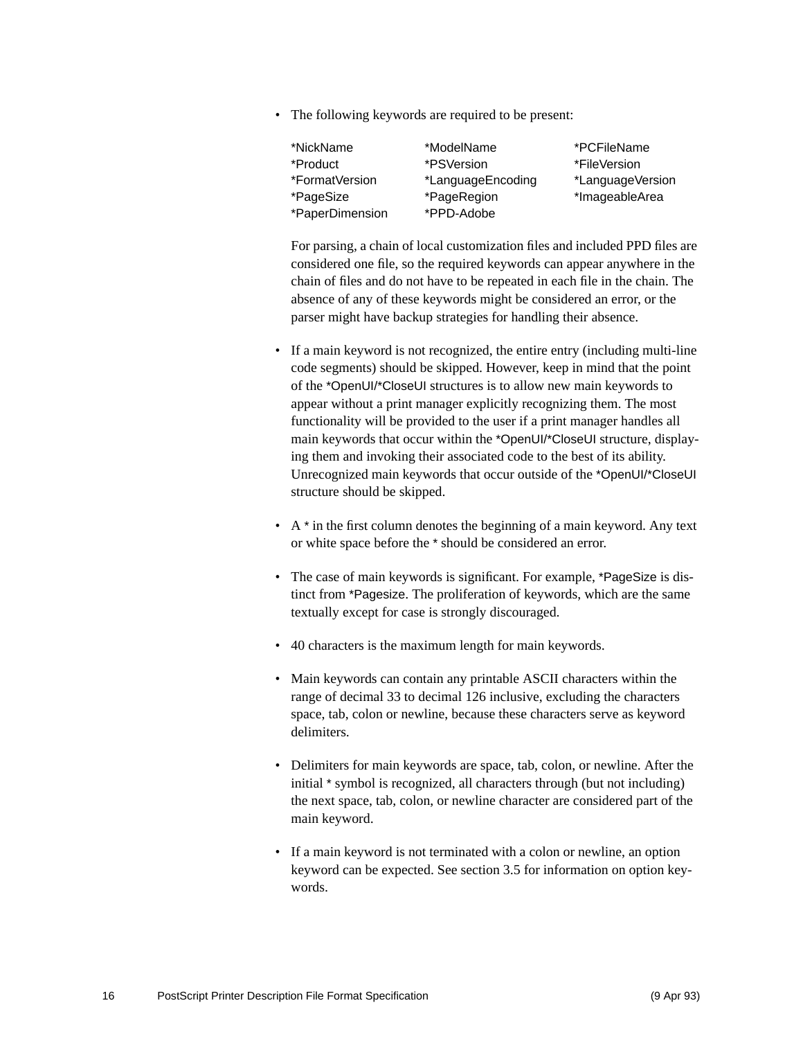- The following keywords are required to be present:

| | | |
|---|---|---|
| *NickName | *ModelName | *PCFileName |
| *Product | *PSVersion | *FileVersion |
| *FormatVersion | *LanguageEncoding | *LanguageVersion |
| *PageSize | *PageRegion | *ImageableArea |
| *PaperDimension | *PPD-Adobe | |

  For parsing, a chain of local customization files and included PPD files are considered one file, so the required keywords can appear anywhere in the chain of files and do not have to be repeated in each file in the chain. The absence of any of these keywords might be considered an error, or the parser might have backup strategies for handling their absence.

- If a main keyword is not recognized, the entire entry (including multi-line code segments) should be skipped. However, keep in mind that the point of the *OpenUI/*CloseUI structures is to allow new main keywords to appear without a print manager explicitly recognizing them. The most functionality will be provided to the user if a print manager handles all main keywords that occur within the *OpenUI/*CloseUI structure, displaying them and invoking their associated code to the best of its ability. Unrecognized main keywords that occur outside of the *OpenUI/*CloseUI structure should be skipped.

- A * in the first column denotes the beginning of a main keyword. Any text or white space before the * should be considered an error.

- The case of main keywords is significant. For example, *PageSize is distinct from *Pagesize. The proliferation of keywords, which are the same textually except for case is strongly discouraged.

- 40 characters is the maximum length for main keywords.

- Main keywords can contain any printable ASCII characters within the range of decimal 33 to decimal 126 inclusive, excluding the characters space, tab, colon or newline, because these characters serve as keyword delimiters.

- Delimiters for main keywords are space, tab, colon, or newline. After the initial * symbol is recognized, all characters through (but not including) the next space, tab, colon, or newline character are considered part of the main keyword.

- If a main keyword is not terminated with a colon or newline, an option keyword can be expected. See section 3.5 for information on option keywords.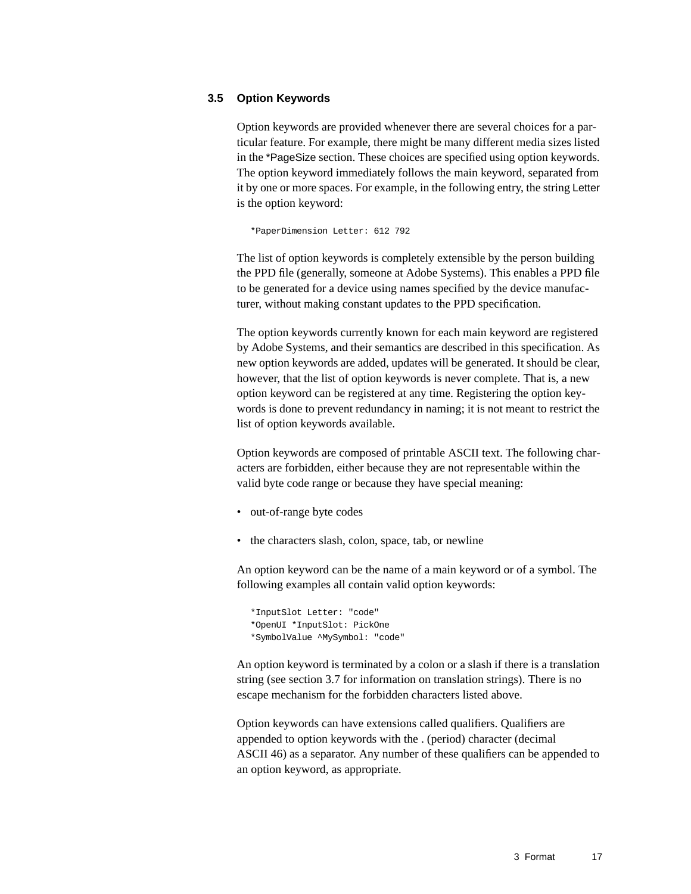### 3.5 Option Keywords

Option keywords are provided whenever there are several choices for a particular feature. For example, there might be many different media sizes listed in the *PageSize section. These choices are specified using option keywords. The option keyword immediately follows the main keyword, separated from it by one or more spaces. For example, in the following entry, the string Letter is the option keyword:

```
*PaperDimension Letter: 612 792
```

The list of option keywords is completely extensible by the person building the PPD file (generally, someone at Adobe Systems). This enables a PPD file to be generated for a device using names specified by the device manufacturer, without making constant updates to the PPD specification.

The option keywords currently known for each main keyword are registered by Adobe Systems, and their semantics are described in this specification. As new option keywords are added, updates will be generated. It should be clear, however, that the list of option keywords is never complete. That is, a new option keyword can be registered at any time. Registering the option keywords is done to prevent redundancy in naming; it is not meant to restrict the list of option keywords available.

Option keywords are composed of printable ASCII text. The following characters are forbidden, either because they are not representable within the valid byte code range or because they have special meaning:

- out-of-range byte codes
- the characters slash, colon, space, tab, or newline

An option keyword can be the name of a main keyword or of a symbol. The following examples all contain valid option keywords:

```
*InputSlot Letter: "code"
*OpenUI *InputSlot: PickOne
*SymbolValue ^MySymbol: "code"
```

An option keyword is terminated by a colon or a slash if there is a translation string (see section 3.7 for information on translation strings). There is no escape mechanism for the forbidden characters listed above.

Option keywords can have extensions called qualifiers. Qualifiers are appended to option keywords with the . (period) character (decimal ASCII 46) as a separator. Any number of these qualifiers can be appended to an option keyword, as appropriate.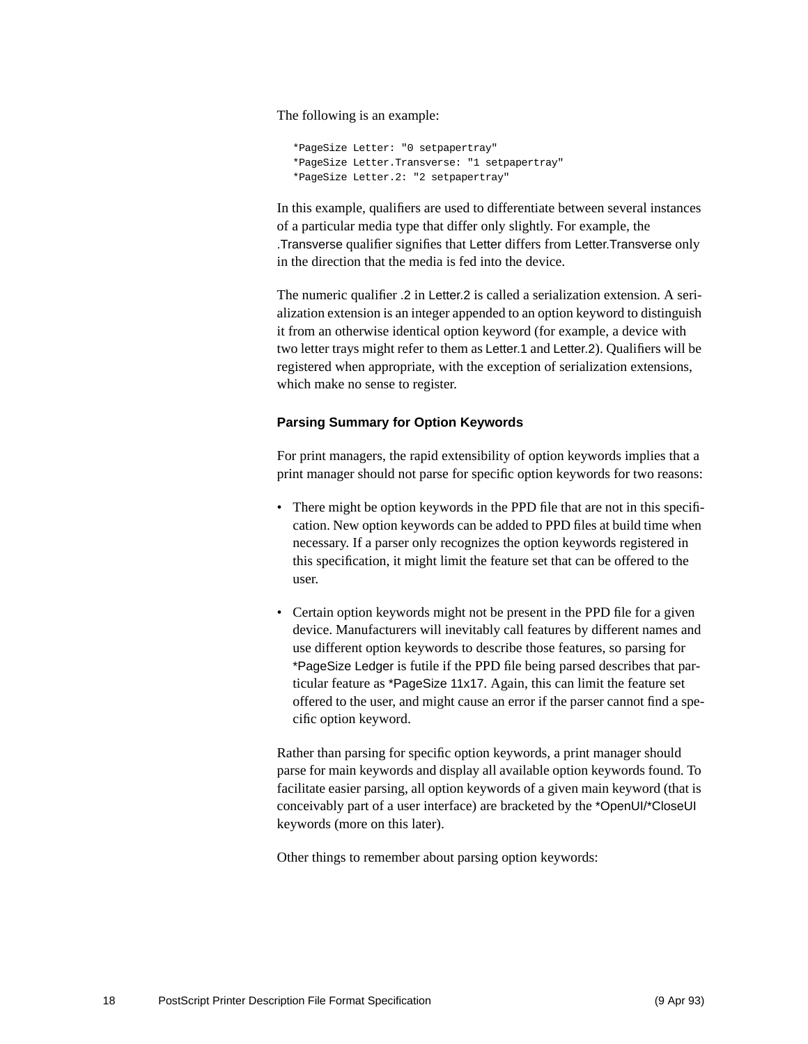The following is an example:

```
*PageSize Letter: "0 setpapertray"
*PageSize Letter.Transverse: "1 setpapertray"
*PageSize Letter.2: "2 setpapertray"
```

In this example, qualifiers are used to differentiate between several instances of a particular media type that differ only slightly. For example, the .Transverse qualifier signifies that Letter differs from Letter.Transverse only in the direction that the media is fed into the device.

The numeric qualifier .2 in Letter.2 is called a serialization extension. A serialization extension is an integer appended to an option keyword to distinguish it from an otherwise identical option keyword (for example, a device with two letter trays might refer to them as Letter.1 and Letter.2). Qualifiers will be registered when appropriate, with the exception of serialization extensions, which make no sense to register.

### Parsing Summary for Option Keywords

For print managers, the rapid extensibility of option keywords implies that a print manager should not parse for specific option keywords for two reasons:

- There might be option keywords in the PPD file that are not in this specification. New option keywords can be added to PPD files at build time when necessary. If a parser only recognizes the option keywords registered in this specification, it might limit the feature set that can be offered to the user.

- Certain option keywords might not be present in the PPD file for a given device. Manufacturers will inevitably call features by different names and use different option keywords to describe those features, so parsing for *PageSize Ledger is futile if the PPD file being parsed describes that particular feature as *PageSize 11x17. Again, this can limit the feature set offered to the user, and might cause an error if the parser cannot find a specific option keyword.

Rather than parsing for specific option keywords, a print manager should parse for main keywords and display all available option keywords found. To facilitate easier parsing, all option keywords of a given main keyword (that is conceivably part of a user interface) are bracketed by the *OpenUI/*CloseUI keywords (more on this later).

Other things to remember about parsing option keywords: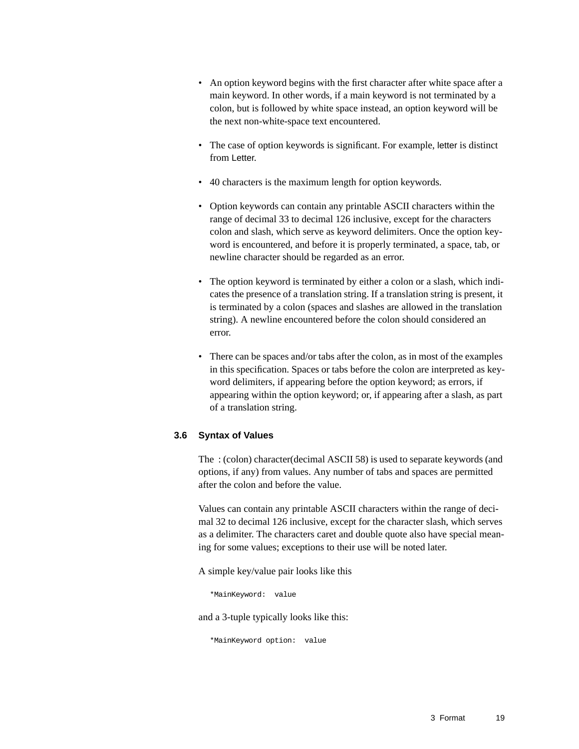- An option keyword begins with the first character after white space after a main keyword. In other words, if a main keyword is not terminated by a colon, but is followed by white space instead, an option keyword will be the next non-white-space text encountered.

- The case of option keywords is significant. For example, letter is distinct from Letter.

- 40 characters is the maximum length for option keywords.

- Option keywords can contain any printable ASCII characters within the range of decimal 33 to decimal 126 inclusive, except for the characters colon and slash, which serve as keyword delimiters. Once the option keyword is encountered, and before it is properly terminated, a space, tab, or newline character should be regarded as an error.

- The option keyword is terminated by either a colon or a slash, which indicates the presence of a translation string. If a translation string is present, it is terminated by a colon (spaces and slashes are allowed in the translation string). A newline encountered before the colon should considered an error.

- There can be spaces and/or tabs after the colon, as in most of the examples in this specification. Spaces or tabs before the colon are interpreted as keyword delimiters, if appearing before the option keyword; as errors, if appearing within the option keyword; or, if appearing after a slash, as part of a translation string.

### 3.6 Syntax of Values

The : (colon) character(decimal ASCII 58) is used to separate keywords (and options, if any) from values. Any number of tabs and spaces are permitted after the colon and before the value.

Values can contain any printable ASCII characters within the range of decimal 32 to decimal 126 inclusive, except for the character slash, which serves as a delimiter. The characters caret and double quote also have special meaning for some values; exceptions to their use will be noted later.

A simple key/value pair looks like this

```
*MainKeyword:  value
```

and a 3-tuple typically looks like this:

```
*MainKeyword option:  value
```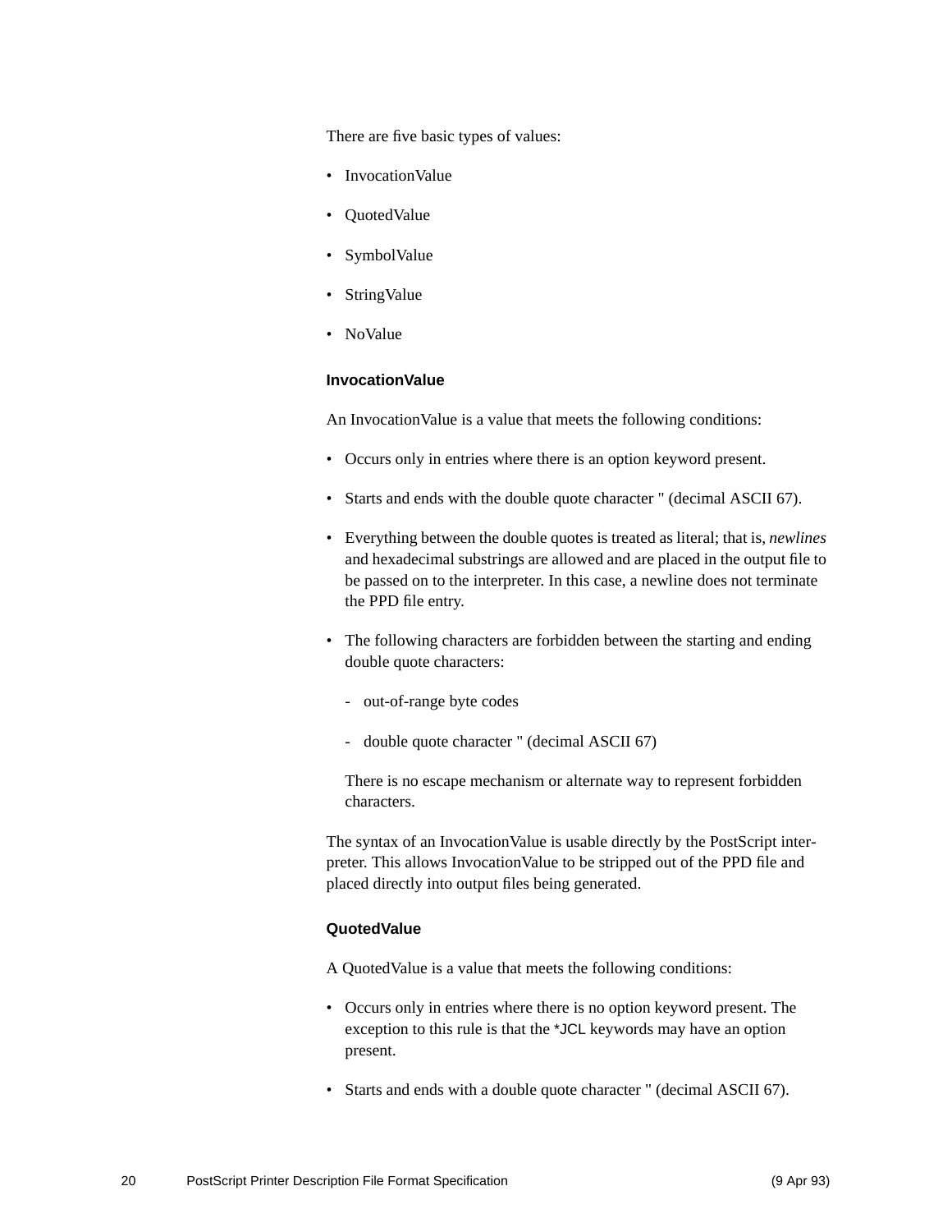There are five basic types of values:

- InvocationValue
- QuotedValue
- SymbolValue
- StringValue
- NoValue

#### InvocationValue

An InvocationValue is a value that meets the following conditions:

- Occurs only in entries where there is an option keyword present.
- Starts and ends with the double quote character " (decimal ASCII 67).
- Everything between the double quotes is treated as literal; that is, *newlines* and hexadecimal substrings are allowed and are placed in the output file to be passed on to the interpreter. In this case, a newline does not terminate the PPD file entry.
- The following characters are forbidden between the starting and ending double quote characters:
  - out-of-range byte codes
  - double quote character " (decimal ASCII 67)

  There is no escape mechanism or alternate way to represent forbidden characters.

The syntax of an InvocationValue is usable directly by the PostScript interpreter. This allows InvocationValue to be stripped out of the PPD file and placed directly into output files being generated.

#### QuotedValue

A QuotedValue is a value that meets the following conditions:

- Occurs only in entries where there is no option keyword present. The exception to this rule is that the `*JCL` keywords may have an option present.
- Starts and ends with a double quote character " (decimal ASCII 67).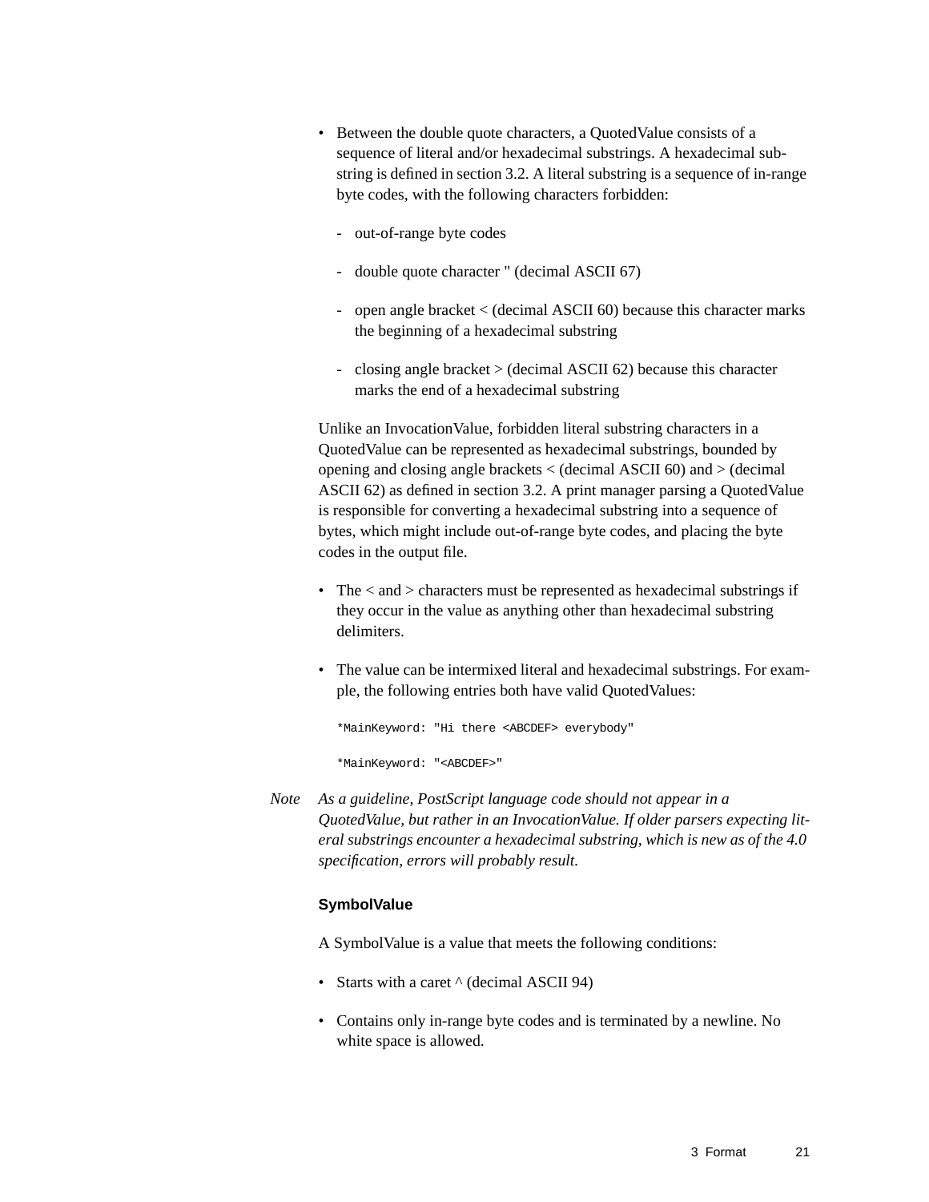- Between the double quote characters, a QuotedValue consists of a sequence of literal and/or hexadecimal substrings. A hexadecimal substring is defined in section 3.2. A literal substring is a sequence of in-range byte codes, with the following characters forbidden:

  - out-of-range byte codes
  - double quote character " (decimal ASCII 67)
  - open angle bracket < (decimal ASCII 60) because this character marks the beginning of a hexadecimal substring
  - closing angle bracket > (decimal ASCII 62) because this character marks the end of a hexadecimal substring

  Unlike an InvocationValue, forbidden literal substring characters in a QuotedValue can be represented as hexadecimal substrings, bounded by opening and closing angle brackets < (decimal ASCII 60) and > (decimal ASCII 62) as defined in section 3.2. A print manager parsing a QuotedValue is responsible for converting a hexadecimal substring into a sequence of bytes, which might include out-of-range byte codes, and placing the byte codes in the output file.

- The < and > characters must be represented as hexadecimal substrings if they occur in the value as anything other than hexadecimal substring delimiters.

- The value can be intermixed literal and hexadecimal substrings. For example, the following entries both have valid QuotedValues:

  ```
  *MainKeyword: "Hi there <ABCDEF> everybody"
  ```

  ```
  *MainKeyword: "<ABCDEF>"
  ```

*Note* *As a guideline, PostScript language code should not appear in a QuotedValue, but rather in an InvocationValue. If older parsers expecting literal substrings encounter a hexadecimal substring, which is new as of the 4.0 specification, errors will probably result.*

#### SymbolValue

A SymbolValue is a value that meets the following conditions:

- Starts with a caret ^ (decimal ASCII 94)
- Contains only in-range byte codes and is terminated by a newline. No white space is allowed.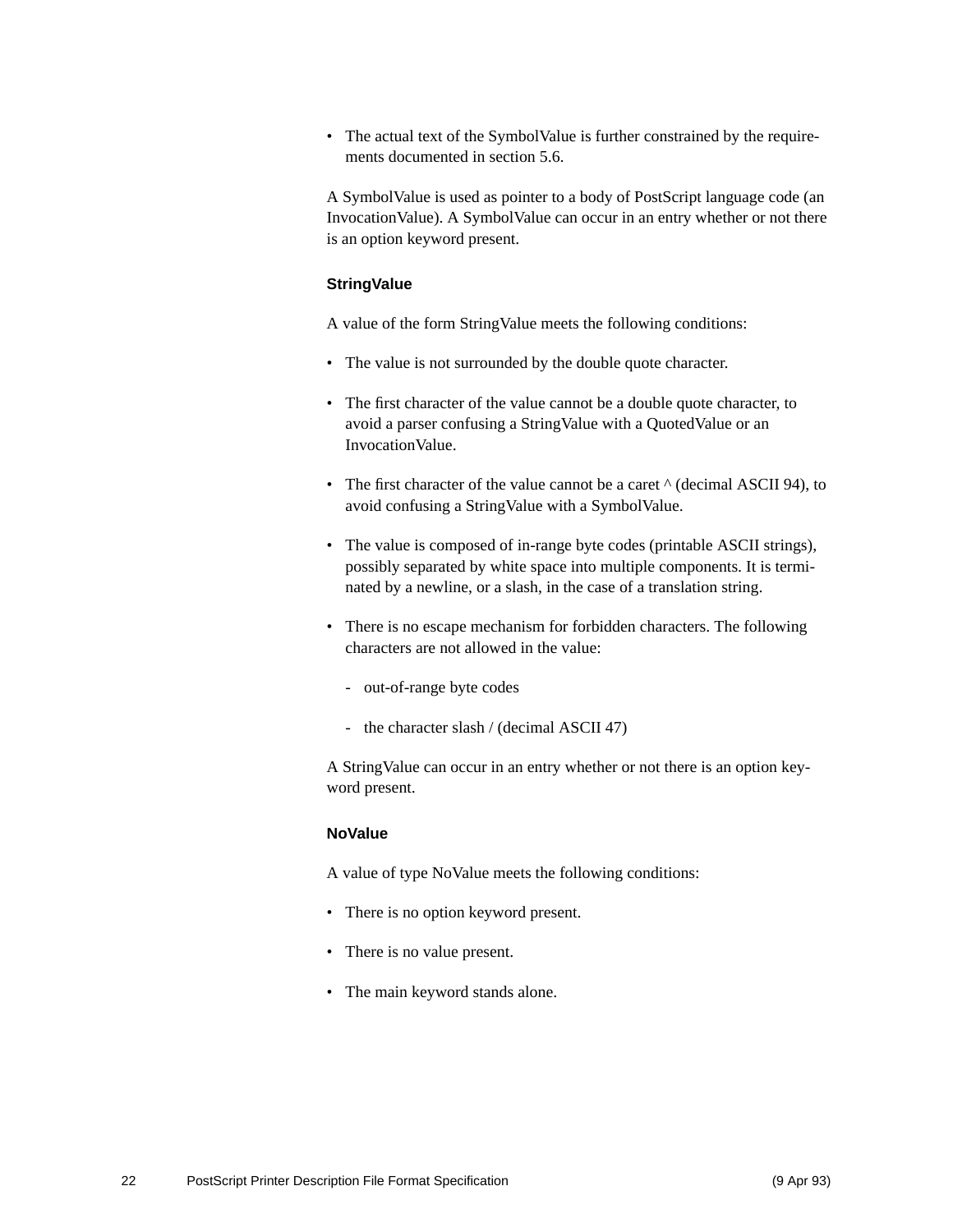- The actual text of the SymbolValue is further constrained by the requirements documented in section 5.6.

A SymbolValue is used as pointer to a body of PostScript language code (an InvocationValue). A SymbolValue can occur in an entry whether or not there is an option keyword present.

#### StringValue

A value of the form StringValue meets the following conditions:

- The value is not surrounded by the double quote character.
- The first character of the value cannot be a double quote character, to avoid a parser confusing a StringValue with a QuotedValue or an InvocationValue.
- The first character of the value cannot be a caret ^ (decimal ASCII 94), to avoid confusing a StringValue with a SymbolValue.
- The value is composed of in-range byte codes (printable ASCII strings), possibly separated by white space into multiple components. It is terminated by a newline, or a slash, in the case of a translation string.
- There is no escape mechanism for forbidden characters. The following characters are not allowed in the value:
  - out-of-range byte codes
  - the character slash / (decimal ASCII 47)

A StringValue can occur in an entry whether or not there is an option keyword present.

#### NoValue

A value of type NoValue meets the following conditions:

- There is no option keyword present.
- There is no value present.
- The main keyword stands alone.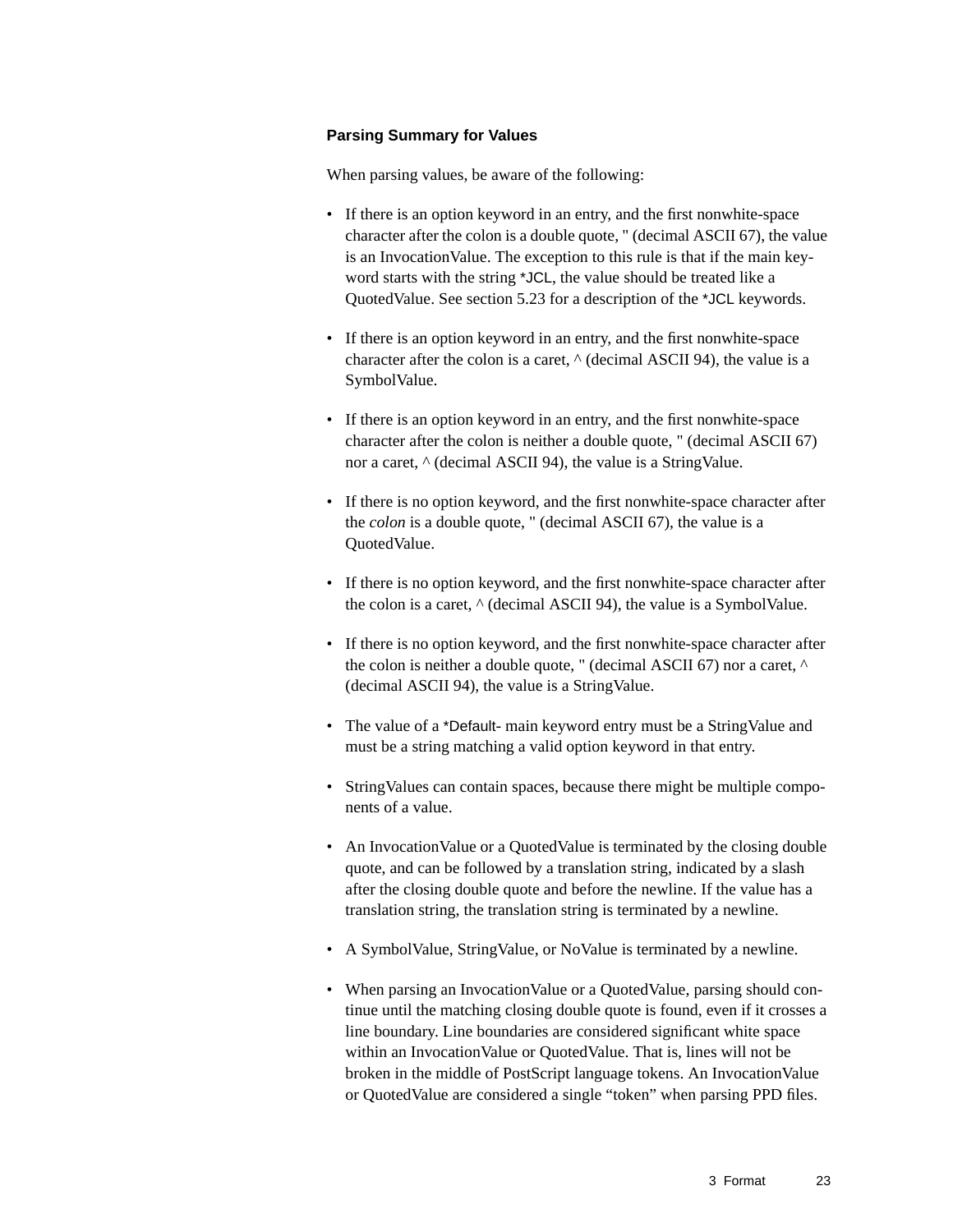### Parsing Summary for Values

When parsing values, be aware of the following:

- If there is an option keyword in an entry, and the first nonwhite-space character after the colon is a double quote, " (decimal ASCII 67), the value is an InvocationValue. The exception to this rule is that if the main keyword starts with the string *JCL, the value should be treated like a QuotedValue. See section 5.23 for a description of the *JCL keywords.
- If there is an option keyword in an entry, and the first nonwhite-space character after the colon is a caret, ^ (decimal ASCII 94), the value is a SymbolValue.
- If there is an option keyword in an entry, and the first nonwhite-space character after the colon is neither a double quote, " (decimal ASCII 67) nor a caret, ^ (decimal ASCII 94), the value is a StringValue.
- If there is no option keyword, and the first nonwhite-space character after the *colon* is a double quote, " (decimal ASCII 67), the value is a QuotedValue.
- If there is no option keyword, and the first nonwhite-space character after the colon is a caret, ^ (decimal ASCII 94), the value is a SymbolValue.
- If there is no option keyword, and the first nonwhite-space character after the colon is neither a double quote, " (decimal ASCII 67) nor a caret, ^ (decimal ASCII 94), the value is a StringValue.
- The value of a *Default- main keyword entry must be a StringValue and must be a string matching a valid option keyword in that entry.
- StringValues can contain spaces, because there might be multiple components of a value.
- An InvocationValue or a QuotedValue is terminated by the closing double quote, and can be followed by a translation string, indicated by a slash after the closing double quote and before the newline. If the value has a translation string, the translation string is terminated by a newline.
- A SymbolValue, StringValue, or NoValue is terminated by a newline.
- When parsing an InvocationValue or a QuotedValue, parsing should continue until the matching closing double quote is found, even if it crosses a line boundary. Line boundaries are considered significant white space within an InvocationValue or QuotedValue. That is, lines will not be broken in the middle of PostScript language tokens. An InvocationValue or QuotedValue are considered a single "token" when parsing PPD files.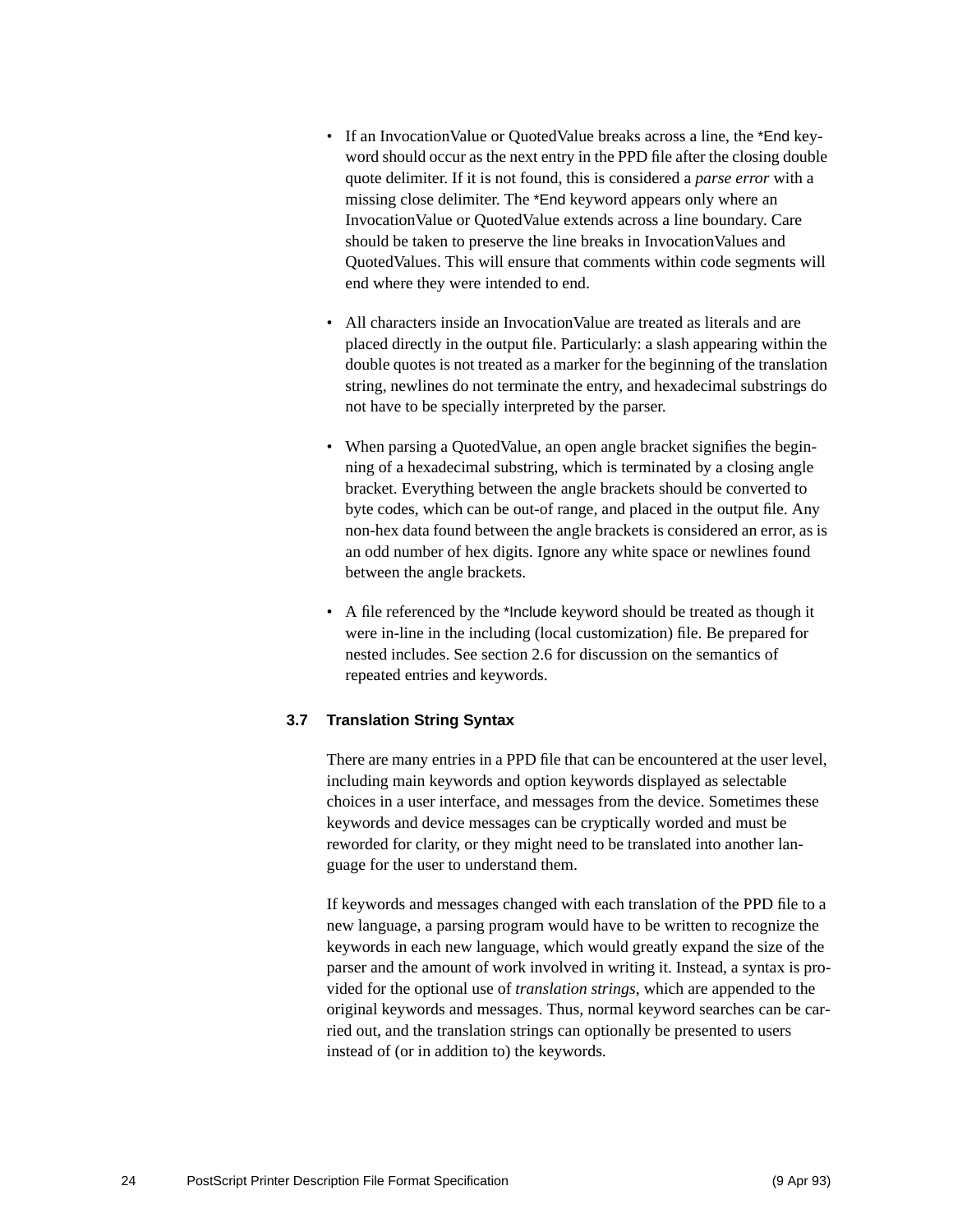- If an InvocationValue or QuotedValue breaks across a line, the *End keyword should occur as the next entry in the PPD file after the closing double quote delimiter. If it is not found, this is considered a *parse error* with a missing close delimiter. The *End keyword appears only where an InvocationValue or QuotedValue extends across a line boundary. Care should be taken to preserve the line breaks in InvocationValues and QuotedValues. This will ensure that comments within code segments will end where they were intended to end.

- All characters inside an InvocationValue are treated as literals and are placed directly in the output file. Particularly: a slash appearing within the double quotes is not treated as a marker for the beginning of the translation string, newlines do not terminate the entry, and hexadecimal substrings do not have to be specially interpreted by the parser.

- When parsing a QuotedValue, an open angle bracket signifies the beginning of a hexadecimal substring, which is terminated by a closing angle bracket. Everything between the angle brackets should be converted to byte codes, which can be out-of range, and placed in the output file. Any non-hex data found between the angle brackets is considered an error, as is an odd number of hex digits. Ignore any white space or newlines found between the angle brackets.

- A file referenced by the *Include keyword should be treated as though it were in-line in the including (local customization) file. Be prepared for nested includes. See section 2.6 for discussion on the semantics of repeated entries and keywords.

### 3.7 Translation String Syntax

There are many entries in a PPD file that can be encountered at the user level, including main keywords and option keywords displayed as selectable choices in a user interface, and messages from the device. Sometimes these keywords and device messages can be cryptically worded and must be reworded for clarity, or they might need to be translated into another language for the user to understand them.

If keywords and messages changed with each translation of the PPD file to a new language, a parsing program would have to be written to recognize the keywords in each new language, which would greatly expand the size of the parser and the amount of work involved in writing it. Instead, a syntax is provided for the optional use of *translation strings*, which are appended to the original keywords and messages. Thus, normal keyword searches can be carried out, and the translation strings can optionally be presented to users instead of (or in addition to) the keywords.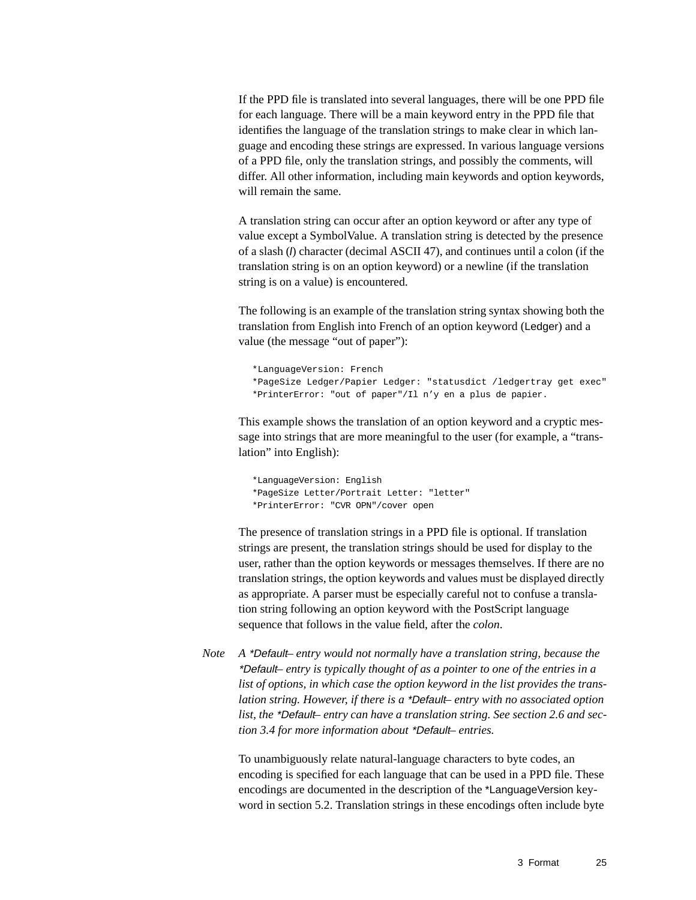If the PPD file is translated into several languages, there will be one PPD file for each language. There will be a main keyword entry in the PPD file that identifies the language of the translation strings to make clear in which language and encoding these strings are expressed. In various language versions of a PPD file, only the translation strings, and possibly the comments, will differ. All other information, including main keywords and option keywords, will remain the same.

A translation string can occur after an option keyword or after any type of value except a SymbolValue. A translation string is detected by the presence of a slash (/) character (decimal ASCII 47), and continues until a colon (if the translation string is on an option keyword) or a newline (if the translation string is on a value) is encountered.

The following is an example of the translation string syntax showing both the translation from English into French of an option keyword (Ledger) and a value (the message “out of paper”):

```
*LanguageVersion: French
*PageSize Ledger/Papier Ledger: "statusdict /ledgertray get exec"
*PrinterError: "out of paper"/Il n’y en a plus de papier.
```

This example shows the translation of an option keyword and a cryptic message into strings that are more meaningful to the user (for example, a “translation” into English):

```
*LanguageVersion: English
*PageSize Letter/Portrait Letter: "letter"
*PrinterError: "CVR OPN"/cover open
```

The presence of translation strings in a PPD file is optional. If translation strings are present, the translation strings should be used for display to the user, rather than the option keywords or messages themselves. If there are no translation strings, the option keywords and values must be displayed directly as appropriate. A parser must be especially careful not to confuse a translation string following an option keyword with the PostScript language sequence that follows in the value field, after the *colon*.

*Note* *A \*Default– entry would not normally have a translation string, because the \*Default– entry is typically thought of as a pointer to one of the entries in a list of options, in which case the option keyword in the list provides the translation string. However, if there is a \*Default– entry with no associated option list, the \*Default– entry can have a translation string. See section 2.6 and section 3.4 for more information about \*Default– entries.*

To unambiguously relate natural-language characters to byte codes, an encoding is specified for each language that can be used in a PPD file. These encodings are documented in the description of the *LanguageVersion keyword in section 5.2. Translation strings in these encodings often include byte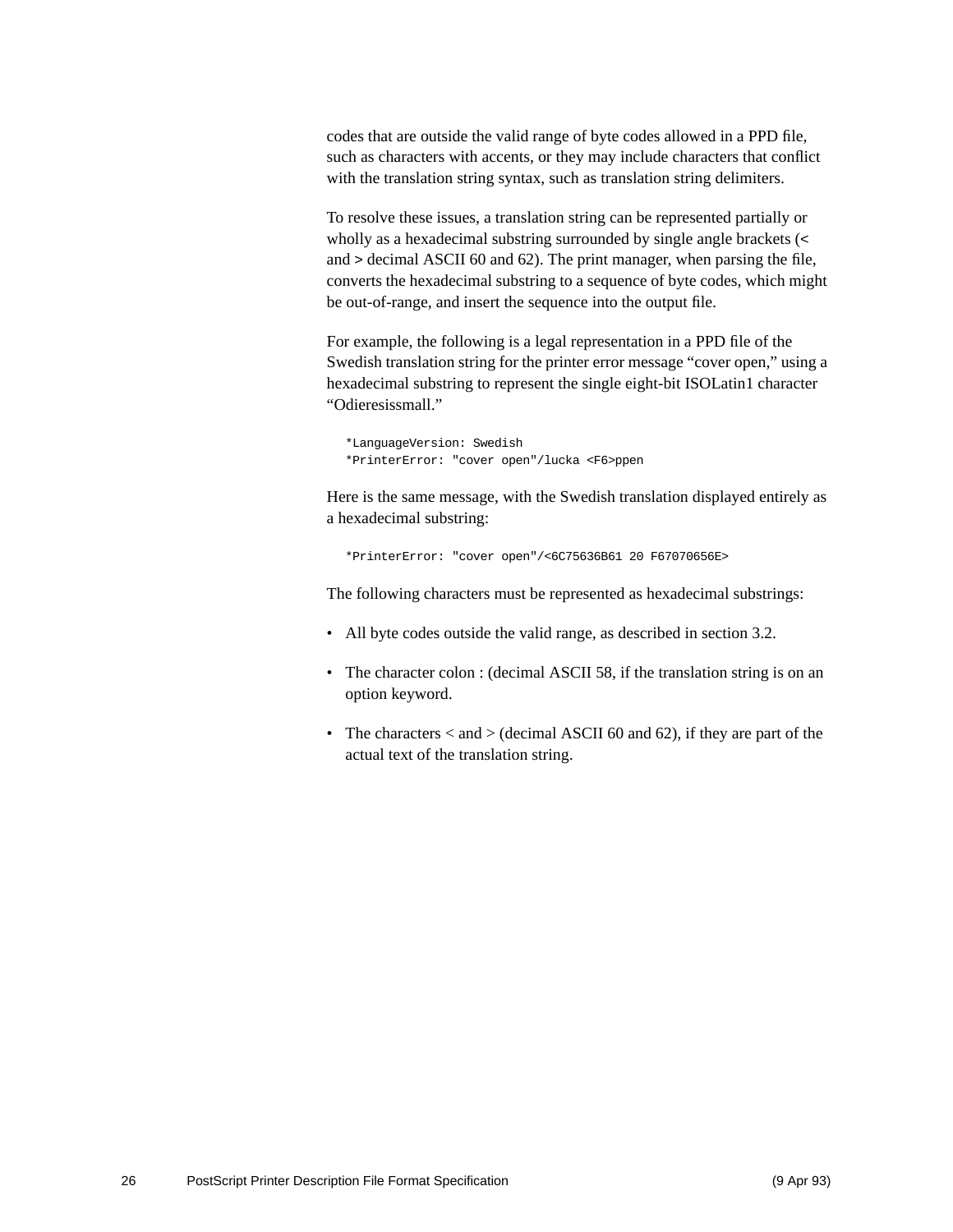codes that are outside the valid range of byte codes allowed in a PPD file, such as characters with accents, or they may include characters that conflict with the translation string syntax, such as translation string delimiters.

To resolve these issues, a translation string can be represented partially or wholly as a hexadecimal substring surrounded by single angle brackets (**<** and **>** decimal ASCII 60 and 62). The print manager, when parsing the file, converts the hexadecimal substring to a sequence of byte codes, which might be out-of-range, and insert the sequence into the output file.

For example, the following is a legal representation in a PPD file of the Swedish translation string for the printer error message "cover open," using a hexadecimal substring to represent the single eight-bit ISOLatin1 character "Odieresissmall."

```
*LanguageVersion: Swedish
*PrinterError: "cover open"/lucka <F6>ppen
```

Here is the same message, with the Swedish translation displayed entirely as a hexadecimal substring:

```
*PrinterError: "cover open"/<6C75636B61 20 F67070656E>
```

The following characters must be represented as hexadecimal substrings:

- All byte codes outside the valid range, as described in section 3.2.
- The character colon : (decimal ASCII 58, if the translation string is on an option keyword.
- The characters < and > (decimal ASCII 60 and 62), if they are part of the actual text of the translation string.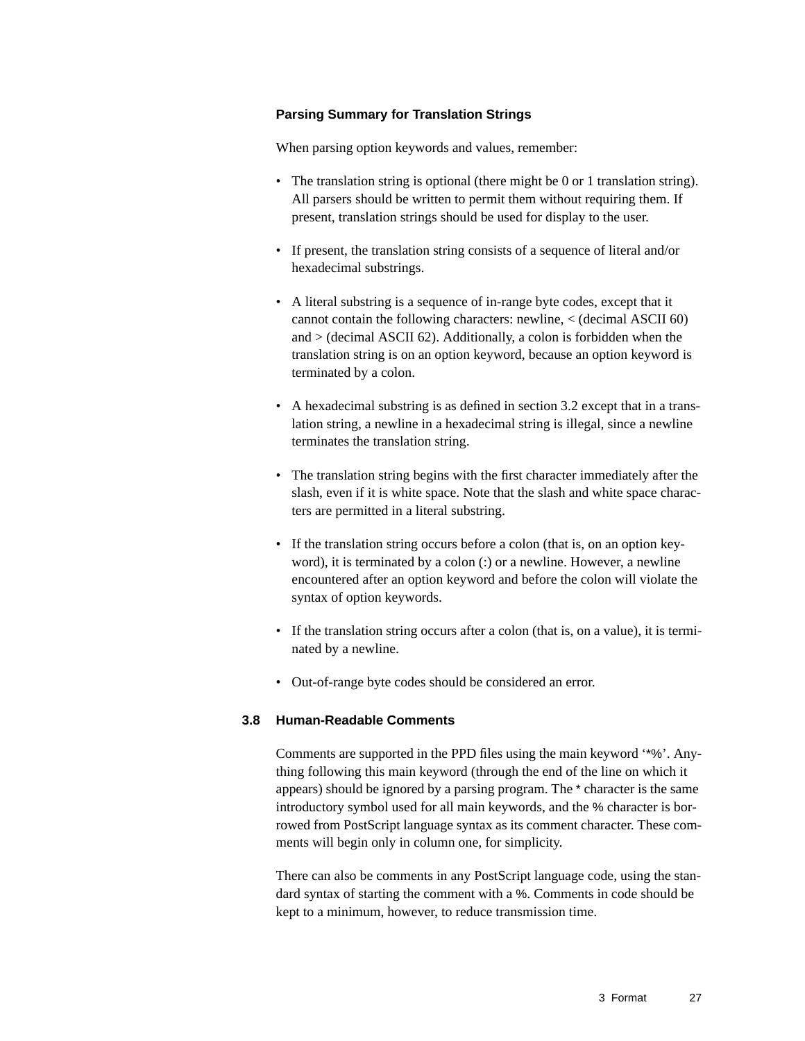### Parsing Summary for Translation Strings

When parsing option keywords and values, remember:

- The translation string is optional (there might be 0 or 1 translation string). All parsers should be written to permit them without requiring them. If present, translation strings should be used for display to the user.
- If present, the translation string consists of a sequence of literal and/or hexadecimal substrings.
- A literal substring is a sequence of in-range byte codes, except that it cannot contain the following characters: newline, < (decimal ASCII 60) and > (decimal ASCII 62). Additionally, a colon is forbidden when the translation string is on an option keyword, because an option keyword is terminated by a colon.
- A hexadecimal substring is as defined in section 3.2 except that in a translation string, a newline in a hexadecimal string is illegal, since a newline terminates the translation string.
- The translation string begins with the first character immediately after the slash, even if it is white space. Note that the slash and white space characters are permitted in a literal substring.
- If the translation string occurs before a colon (that is, on an option keyword), it is terminated by a colon (:) or a newline. However, a newline encountered after an option keyword and before the colon will violate the syntax of option keywords.
- If the translation string occurs after a colon (that is, on a value), it is terminated by a newline.
- Out-of-range byte codes should be considered an error.

## 3.8 Human-Readable Comments

Comments are supported in the PPD files using the main keyword '*%'. Anything following this main keyword (through the end of the line on which it appears) should be ignored by a parsing program. The * character is the same introductory symbol used for all main keywords, and the % character is borrowed from PostScript language syntax as its comment character. These comments will begin only in column one, for simplicity.

There can also be comments in any PostScript language code, using the standard syntax of starting the comment with a %. Comments in code should be kept to a minimum, however, to reduce transmission time.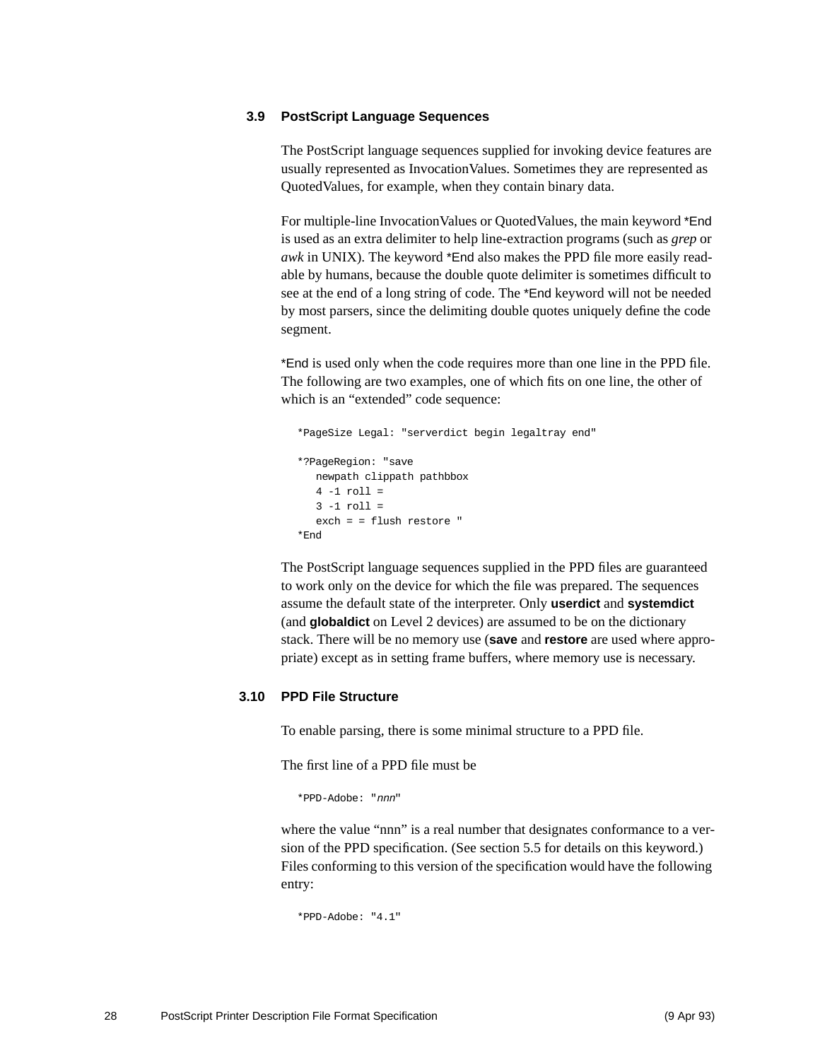### 3.9 PostScript Language Sequences

The PostScript language sequences supplied for invoking device features are usually represented as InvocationValues. Sometimes they are represented as QuotedValues, for example, when they contain binary data.

For multiple-line InvocationValues or QuotedValues, the main keyword *End is used as an extra delimiter to help line-extraction programs (such as *grep* or *awk* in UNIX). The keyword *End also makes the PPD file more easily readable by humans, because the double quote delimiter is sometimes difficult to see at the end of a long string of code. The *End keyword will not be needed by most parsers, since the delimiting double quotes uniquely define the code segment.

*End is used only when the code requires more than one line in the PPD file. The following are two examples, one of which fits on one line, the other of which is an "extended" code sequence:

```
*PageSize Legal: "serverdict begin legaltray end"

*?PageRegion: "save
   newpath clippath pathbbox
   4 -1 roll =
   3 -1 roll =
   exch = = flush restore "
*End
```

The PostScript language sequences supplied in the PPD files are guaranteed to work only on the device for which the file was prepared. The sequences assume the default state of the interpreter. Only **userdict** and **systemdict** (and **globaldict** on Level 2 devices) are assumed to be on the dictionary stack. There will be no memory use (**save** and **restore** are used where appropriate) except as in setting frame buffers, where memory use is necessary.

### 3.10 PPD File Structure

To enable parsing, there is some minimal structure to a PPD file.

The first line of a PPD file must be

```
*PPD-Adobe: "nnn"
```

where the value "nnn" is a real number that designates conformance to a version of the PPD specification. (See section 5.5 for details on this keyword.) Files conforming to this version of the specification would have the following entry:

```
*PPD-Adobe: "4.1"
```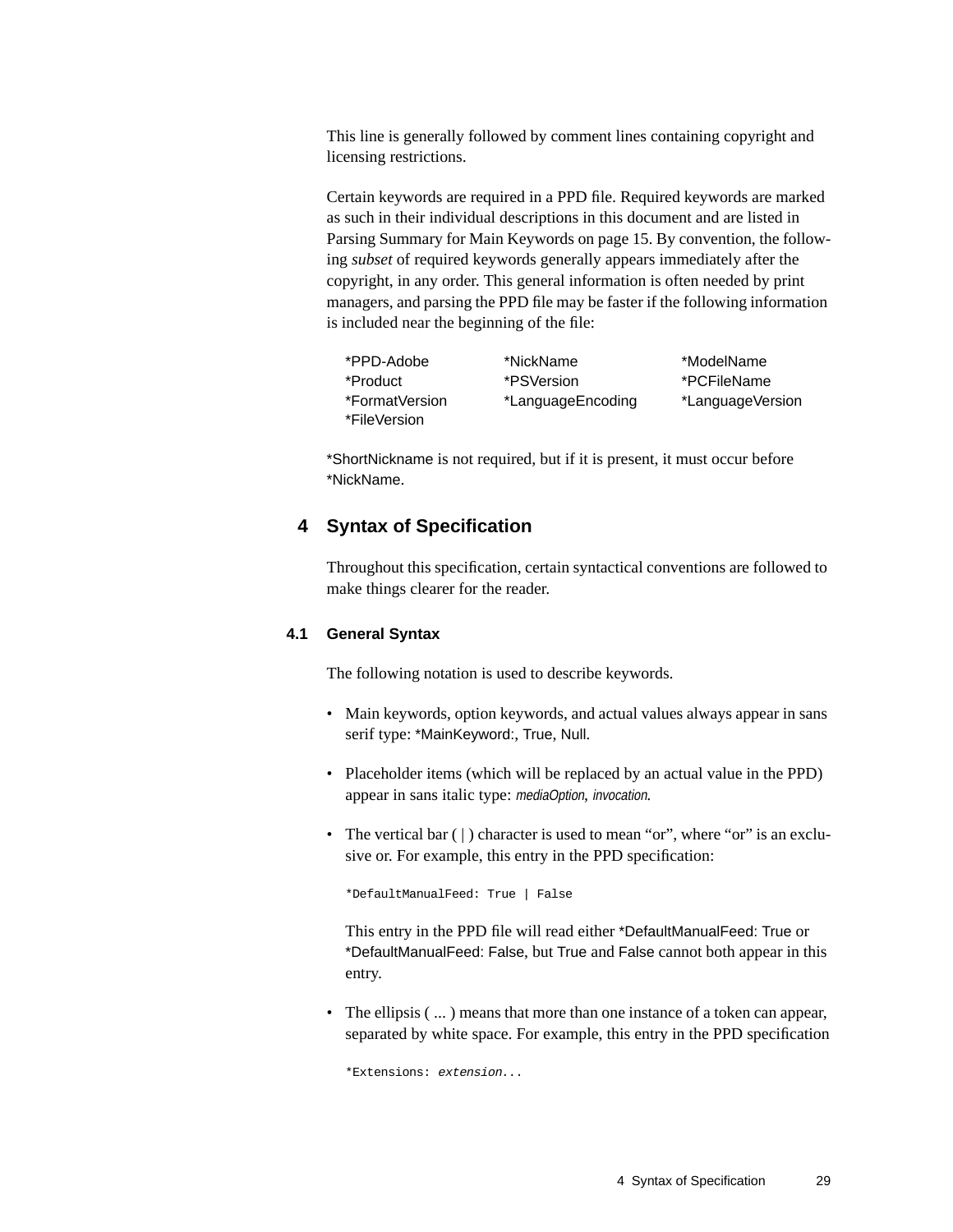This line is generally followed by comment lines containing copyright and licensing restrictions.

Certain keywords are required in a PPD file. Required keywords are marked as such in their individual descriptions in this document and are listed in Parsing Summary for Main Keywords on page 15. By convention, the following *subset* of required keywords generally appears immediately after the copyright, in any order. This general information is often needed by print managers, and parsing the PPD file may be faster if the following information is included near the beginning of the file:

| | | |
|---|---|---|
| *PPD-Adobe | *NickName | *ModelName |
| *Product | *PSVersion | *PCFileName |
| *FormatVersion | *LanguageEncoding | *LanguageVersion |
| *FileVersion | | |

*ShortNickname is not required, but if it is present, it must occur before *NickName.

## 4 Syntax of Specification

Throughout this specification, certain syntactical conventions are followed to make things clearer for the reader.

### 4.1 General Syntax

The following notation is used to describe keywords.

- Main keywords, option keywords, and actual values always appear in sans serif type: *MainKeyword:, True, Null.
- Placeholder items (which will be replaced by an actual value in the PPD) appear in sans italic type: *mediaOption*, *invocation*.
- The vertical bar ( | ) character is used to mean "or", where "or" is an exclusive or. For example, this entry in the PPD specification:

  ```
  *DefaultManualFeed: True | False
  ```

  This entry in the PPD file will read either *DefaultManualFeed: True or *DefaultManualFeed: False, but True and False cannot both appear in this entry.

- The ellipsis ( ... ) means that more than one instance of a token can appear, separated by white space. For example, this entry in the PPD specification

  ```
  *Extensions: extension...
  ```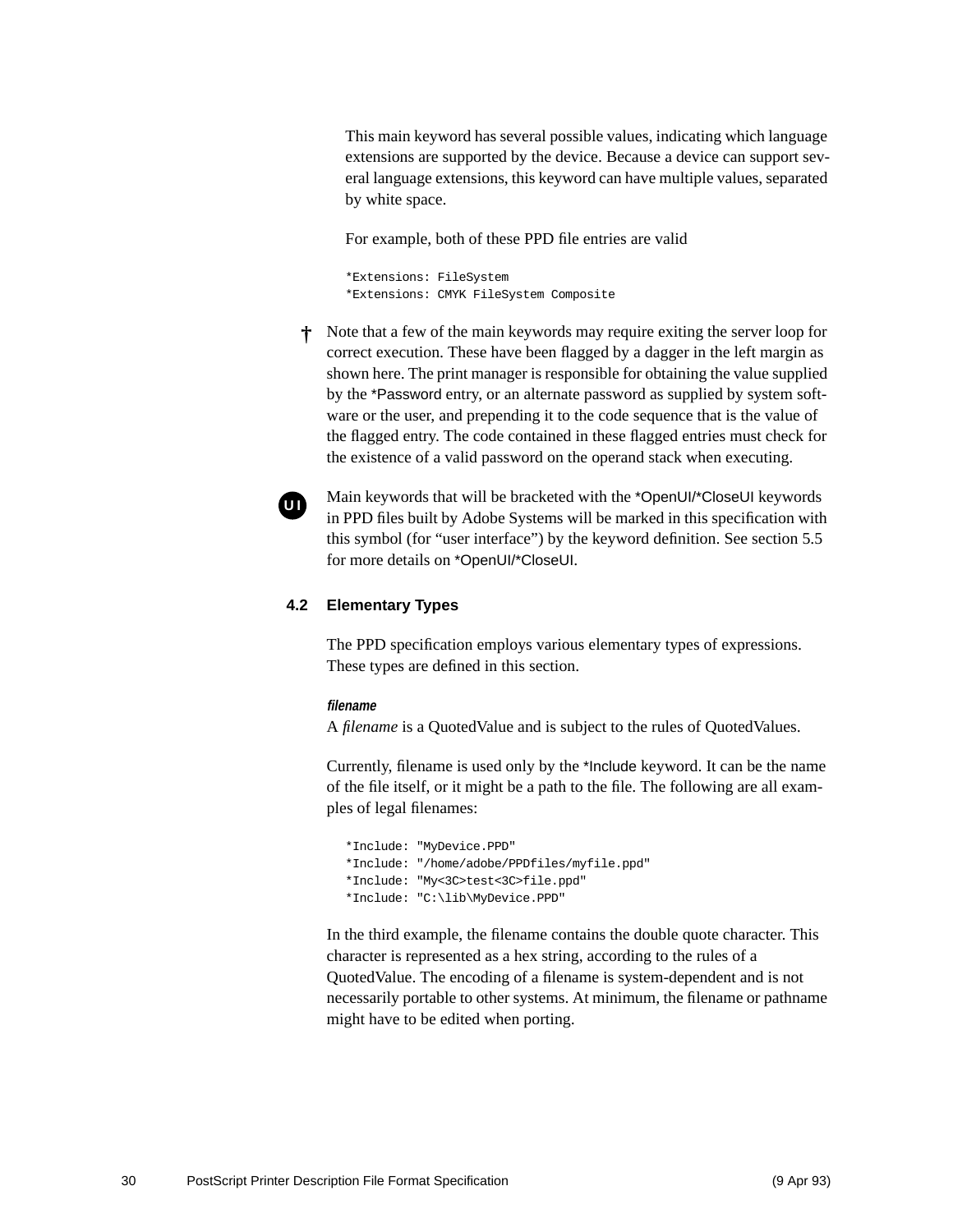This main keyword has several possible values, indicating which language extensions are supported by the device. Because a device can support several language extensions, this keyword can have multiple values, separated by white space.

For example, both of these PPD file entries are valid

```
*Extensions: FileSystem
*Extensions: CMYK FileSystem Composite
```

† Note that a few of the main keywords may require exiting the server loop for correct execution. These have been flagged by a dagger in the left margin as shown here. The print manager is responsible for obtaining the value supplied by the *Password entry, or an alternate password as supplied by system software or the user, and prepending it to the code sequence that is the value of the flagged entry. The code contained in these flagged entries must check for the existence of a valid password on the operand stack when executing.

**UI** Main keywords that will be bracketed with the *OpenUI/*CloseUI keywords in PPD files built by Adobe Systems will be marked in this specification with this symbol (for “user interface”) by the keyword definition. See section 5.5 for more details on *OpenUI/*CloseUI.

## 4.2 Elementary Types

The PPD specification employs various elementary types of expressions. These types are defined in this section.

***filename***

A *filename* is a QuotedValue and is subject to the rules of QuotedValues.

Currently, filename is used only by the *Include keyword. It can be the name of the file itself, or it might be a path to the file. The following are all examples of legal filenames:

```
*Include: "MyDevice.PPD"
*Include: "/home/adobe/PPDfiles/myfile.ppd"
*Include: "My<3C>test<3C>file.ppd"
*Include: "C:\lib\MyDevice.PPD"
```

In the third example, the filename contains the double quote character. This character is represented as a hex string, according to the rules of a QuotedValue. The encoding of a filename is system-dependent and is not necessarily portable to other systems. At minimum, the filename or pathname might have to be edited when porting.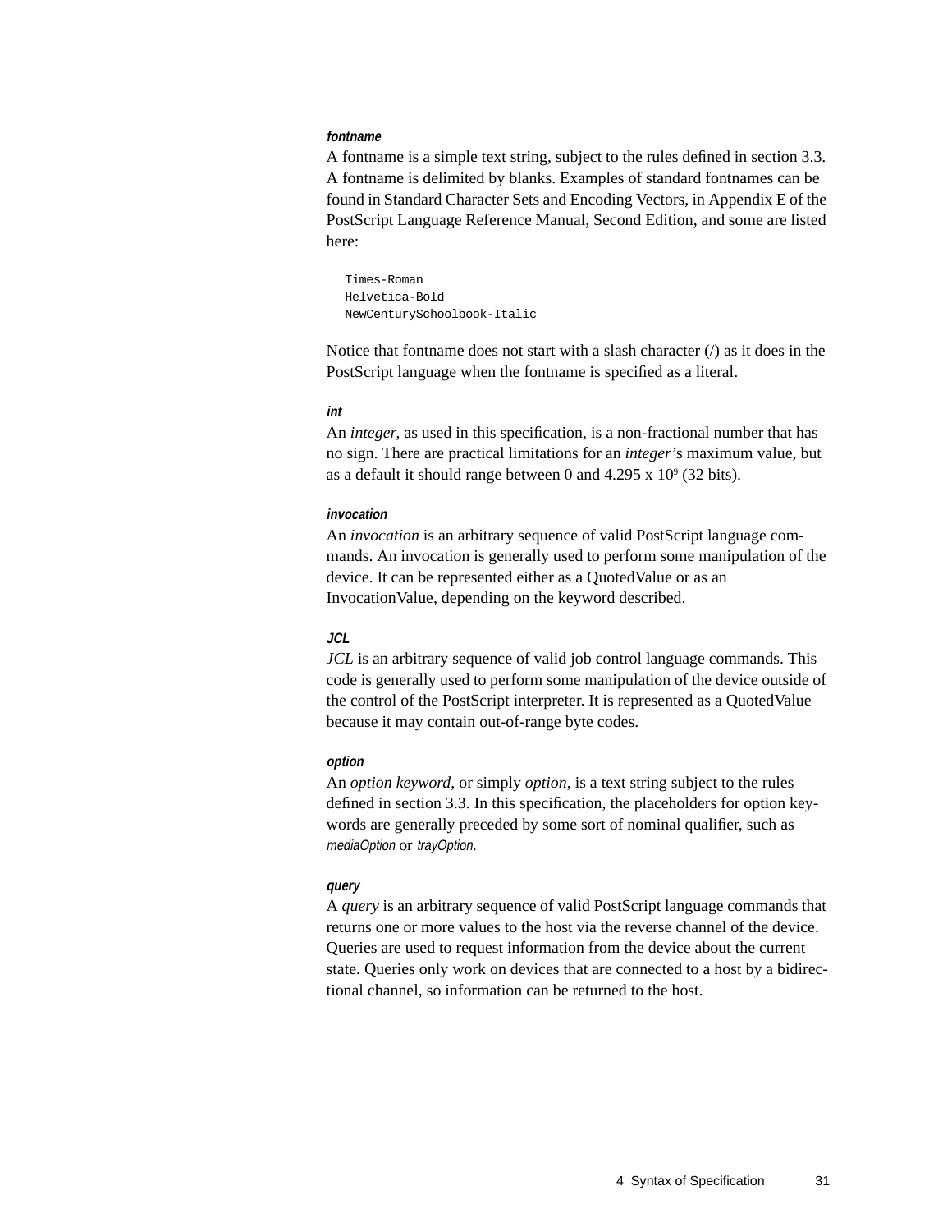#### *fontname*

A fontname is a simple text string, subject to the rules defined in section 3.3. A fontname is delimited by blanks. Examples of standard fontnames can be found in Standard Character Sets and Encoding Vectors, in Appendix E of the PostScript Language Reference Manual, Second Edition, and some are listed here:

```
Times-Roman
Helvetica-Bold
NewCenturySchoolbook-Italic
```

Notice that fontname does not start with a slash character (/) as it does in the PostScript language when the fontname is specified as a literal.

#### *int*

An *integer*, as used in this specification, is a non-fractional number that has no sign. There are practical limitations for an *integer*'s maximum value, but as a default it should range between 0 and $4.295 \times 10^9$ (32 bits).

#### *invocation*

An *invocation* is an arbitrary sequence of valid PostScript language commands. An invocation is generally used to perform some manipulation of the device. It can be represented either as a QuotedValue or as an InvocationValue, depending on the keyword described.

#### *JCL*

*JCL* is an arbitrary sequence of valid job control language commands. This code is generally used to perform some manipulation of the device outside of the control of the PostScript interpreter. It is represented as a QuotedValue because it may contain out-of-range byte codes.

#### *option*

An *option keyword*, or simply *option*, is a text string subject to the rules defined in section 3.3. In this specification, the placeholders for option keywords are generally preceded by some sort of nominal qualifier, such as *mediaOption* or *trayOption*.

#### *query*

A *query* is an arbitrary sequence of valid PostScript language commands that returns one or more values to the host via the reverse channel of the device. Queries are used to request information from the device about the current state. Queries only work on devices that are connected to a host by a bidirectional channel, so information can be returned to the host.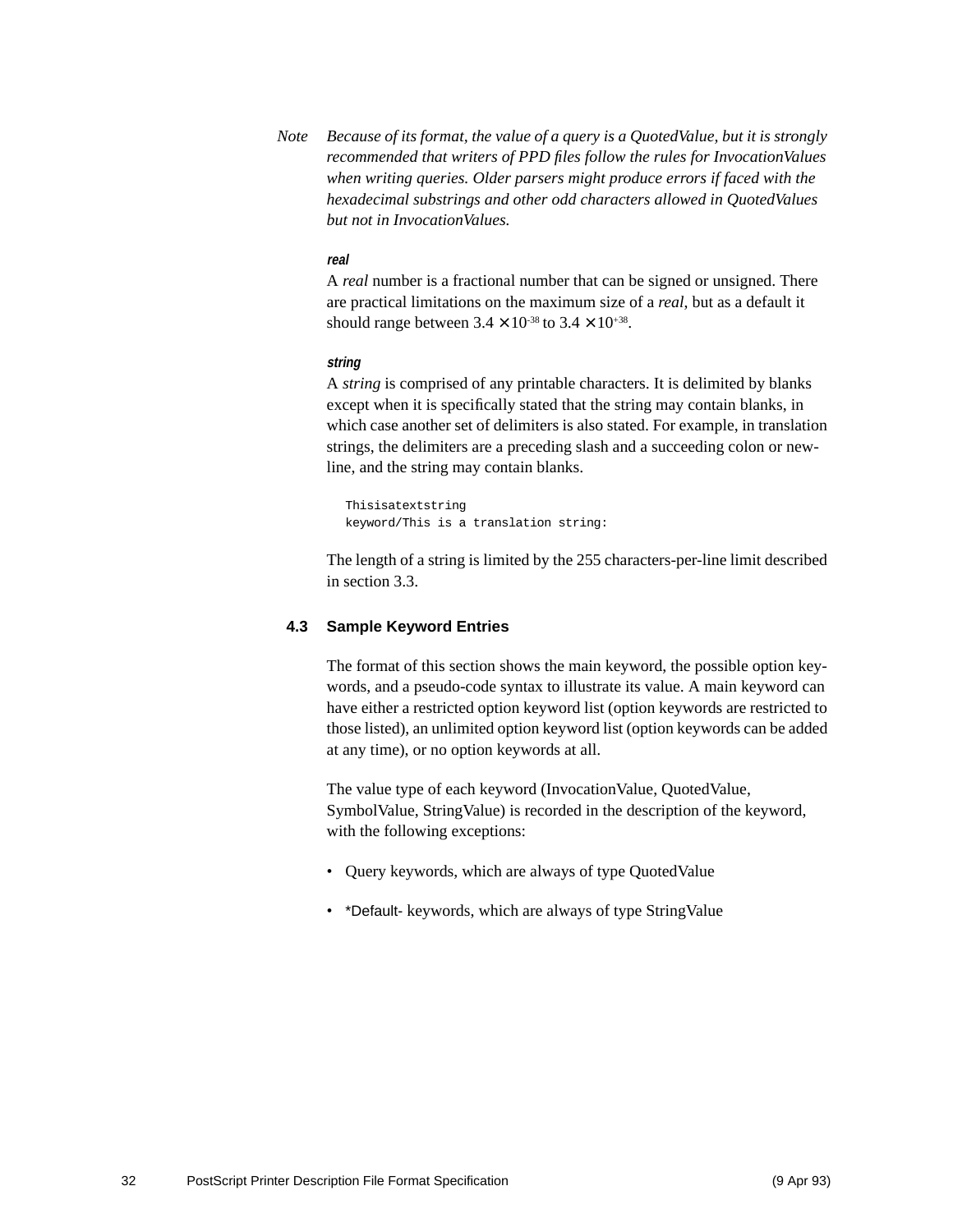*Note* *Because of its format, the value of a query is a QuotedValue, but it is strongly recommended that writers of PPD files follow the rules for InvocationValues when writing queries. Older parsers might produce errors if faced with the hexadecimal substrings and other odd characters allowed in QuotedValues but not in InvocationValues.*

***real***

A *real* number is a fractional number that can be signed or unsigned. There are practical limitations on the maximum size of a *real*, but as a default it should range between $3.4 \times 10^{-38}$ to $3.4 \times 10^{+38}$.

***string***

A *string* is comprised of any printable characters. It is delimited by blanks except when it is specifically stated that the string may contain blanks, in which case another set of delimiters is also stated. For example, in translation strings, the delimiters are a preceding slash and a succeeding colon or newline, and the string may contain blanks.

```
Thisisatextstring
keyword/This is a translation string:
```

The length of a string is limited by the 255 characters-per-line limit described in section 3.3.

## 4.3 Sample Keyword Entries

The format of this section shows the main keyword, the possible option keywords, and a pseudo-code syntax to illustrate its value. A main keyword can have either a restricted option keyword list (option keywords are restricted to those listed), an unlimited option keyword list (option keywords can be added at any time), or no option keywords at all.

The value type of each keyword (InvocationValue, QuotedValue, SymbolValue, StringValue) is recorded in the description of the keyword, with the following exceptions:

- Query keywords, which are always of type QuotedValue
- *Default- keywords, which are always of type StringValue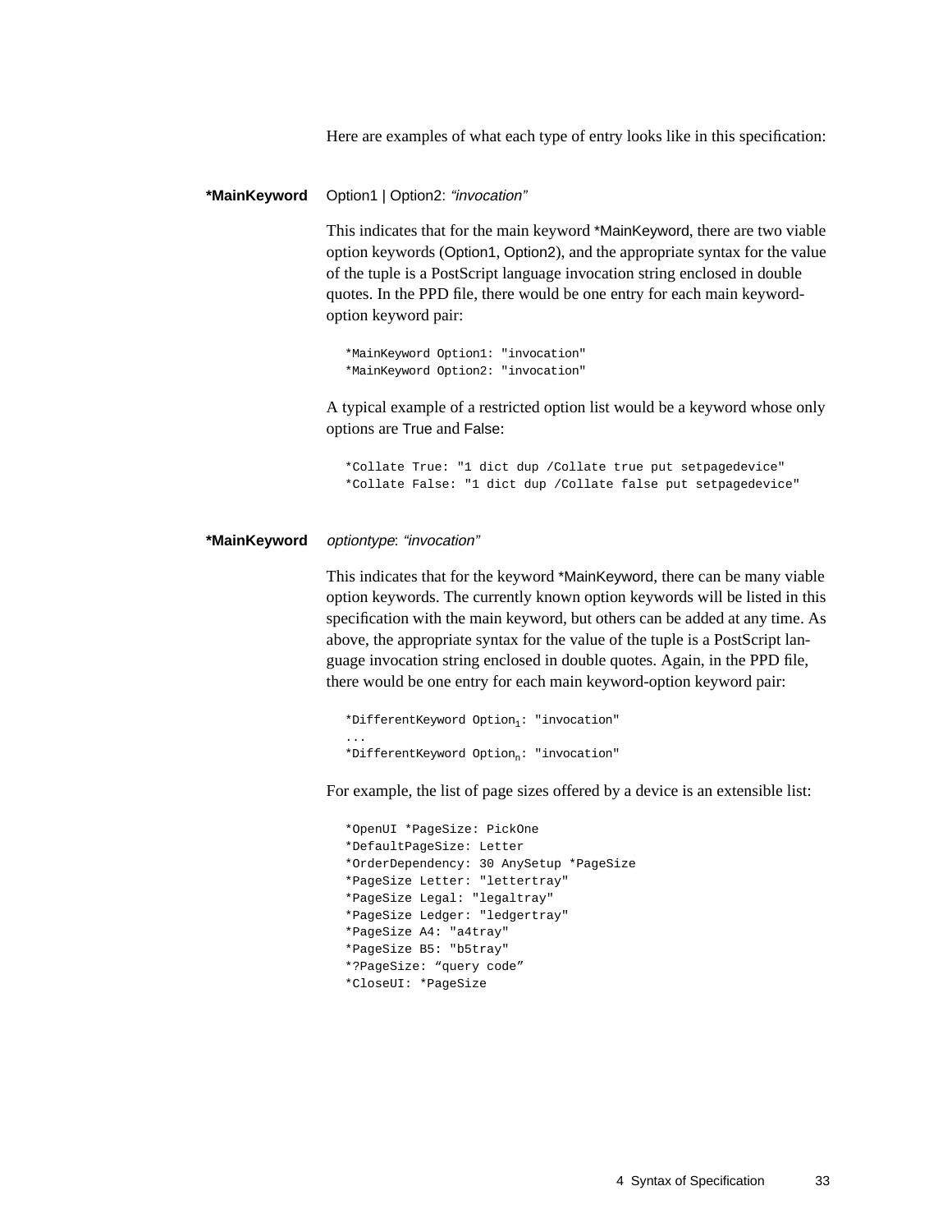Here are examples of what each type of entry looks like in this specification:

**\*MainKeyword** Option1 | Option2: *"invocation"*

This indicates that for the main keyword *MainKeyword, there are two viable option keywords (Option1, Option2), and the appropriate syntax for the value of the tuple is a PostScript language invocation string enclosed in double quotes. In the PPD file, there would be one entry for each main keyword-option keyword pair:

```
*MainKeyword Option1: "invocation"
*MainKeyword Option2: "invocation"
```

A typical example of a restricted option list would be a keyword whose only options are True and False:

```
*Collate True: "1 dict dup /Collate true put setpagedevice"
*Collate False: "1 dict dup /Collate false put setpagedevice"
```

**\*MainKeyword** *optiontype*: *"invocation"*

This indicates that for the keyword *MainKeyword, there can be many viable option keywords. The currently known option keywords will be listed in this specification with the main keyword, but others can be added at any time. As above, the appropriate syntax for the value of the tuple is a PostScript language invocation string enclosed in double quotes. Again, in the PPD file, there would be one entry for each main keyword-option keyword pair:

```
*DifferentKeyword Option1: "invocation"
...
*DifferentKeyword Optionn: "invocation"
```

For example, the list of page sizes offered by a device is an extensible list:

```
*OpenUI *PageSize: PickOne
*DefaultPageSize: Letter
*OrderDependency: 30 AnySetup *PageSize
*PageSize Letter: "lettertray"
*PageSize Legal: "legaltray"
*PageSize Ledger: "ledgertray"
*PageSize A4: "a4tray"
*PageSize B5: "b5tray"
*?PageSize: "query code"
*CloseUI: *PageSize
```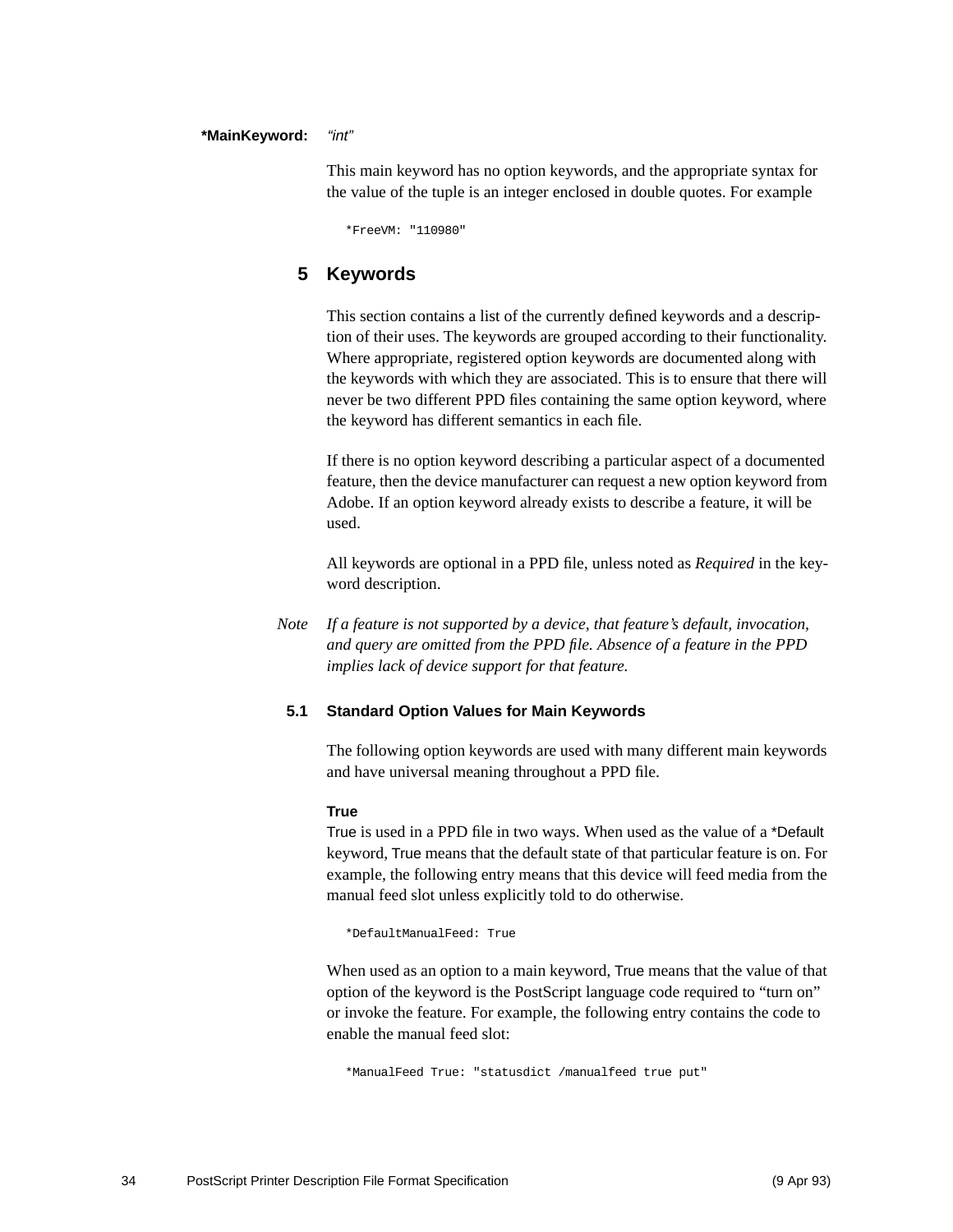**\*MainKeyword:** *"int"*

This main keyword has no option keywords, and the appropriate syntax for the value of the tuple is an integer enclosed in double quotes. For example

```
*FreeVM: "110980"
```

## 5 Keywords

This section contains a list of the currently defined keywords and a description of their uses. The keywords are grouped according to their functionality. Where appropriate, registered option keywords are documented along with the keywords with which they are associated. This is to ensure that there will never be two different PPD files containing the same option keyword, where the keyword has different semantics in each file.

If there is no option keyword describing a particular aspect of a documented feature, then the device manufacturer can request a new option keyword from Adobe. If an option keyword already exists to describe a feature, it will be used.

All keywords are optional in a PPD file, unless noted as *Required* in the keyword description.

*Note* *If a feature is not supported by a device, that feature's default, invocation, and query are omitted from the PPD file. Absence of a feature in the PPD implies lack of device support for that feature.*

### 5.1 Standard Option Values for Main Keywords

The following option keywords are used with many different main keywords and have universal meaning throughout a PPD file.

**True**

True is used in a PPD file in two ways. When used as the value of a *Default keyword, True means that the default state of that particular feature is on. For example, the following entry means that this device will feed media from the manual feed slot unless explicitly told to do otherwise.

```
*DefaultManualFeed: True
```

When used as an option to a main keyword, True means that the value of that option of the keyword is the PostScript language code required to "turn on" or invoke the feature. For example, the following entry contains the code to enable the manual feed slot:

```
*ManualFeed True: "statusdict /manualfeed true put"
```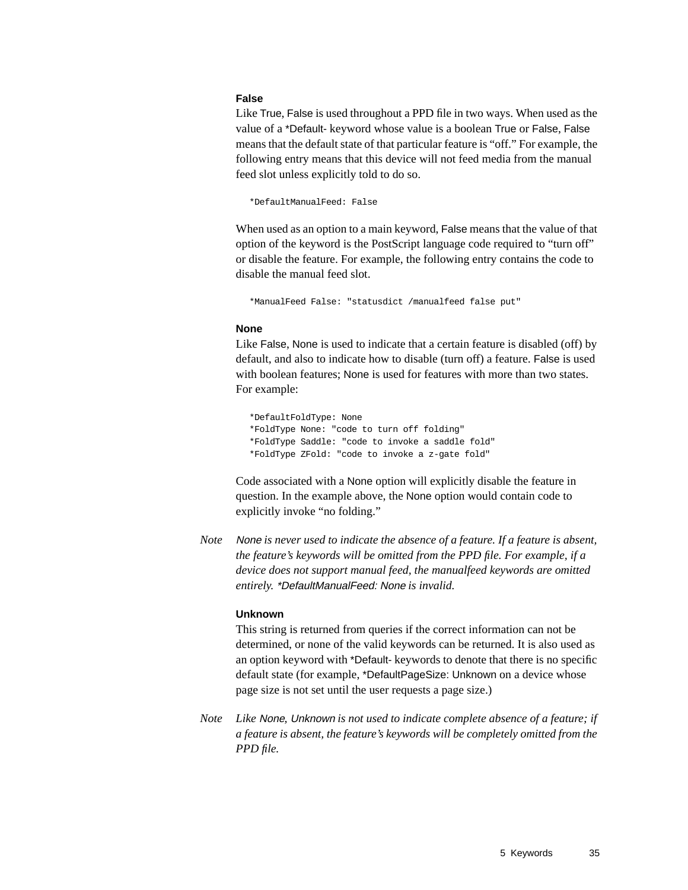### False

Like True, False is used throughout a PPD file in two ways. When used as the value of a *Default- keyword whose value is a boolean True or False, False means that the default state of that particular feature is "off." For example, the following entry means that this device will not feed media from the manual feed slot unless explicitly told to do so.

```
*DefaultManualFeed: False
```

When used as an option to a main keyword, False means that the value of that option of the keyword is the PostScript language code required to "turn off" or disable the feature. For example, the following entry contains the code to disable the manual feed slot.

```
*ManualFeed False: "statusdict /manualfeed false put"
```

### None

Like False, None is used to indicate that a certain feature is disabled (off) by default, and also to indicate how to disable (turn off) a feature. False is used with boolean features; None is used for features with more than two states. For example:

```
*DefaultFoldType: None
*FoldType None: "code to turn off folding"
*FoldType Saddle: "code to invoke a saddle fold"
*FoldType ZFold: "code to invoke a z-gate fold"
```

Code associated with a None option will explicitly disable the feature in question. In the example above, the None option would contain code to explicitly invoke "no folding."

*Note* *None is never used to indicate the absence of a feature. If a feature is absent, the feature's keywords will be omitted from the PPD file. For example, if a device does not support manual feed, the manualfeed keywords are omitted entirely. *DefaultManualFeed: None is invalid.*

### Unknown

This string is returned from queries if the correct information can not be determined, or none of the valid keywords can be returned. It is also used as an option keyword with *Default- keywords to denote that there is no specific default state (for example, *DefaultPageSize: Unknown on a device whose page size is not set until the user requests a page size.)

*Note* *Like None, Unknown is not used to indicate complete absence of a feature; if a feature is absent, the feature's keywords will be completely omitted from the PPD file.*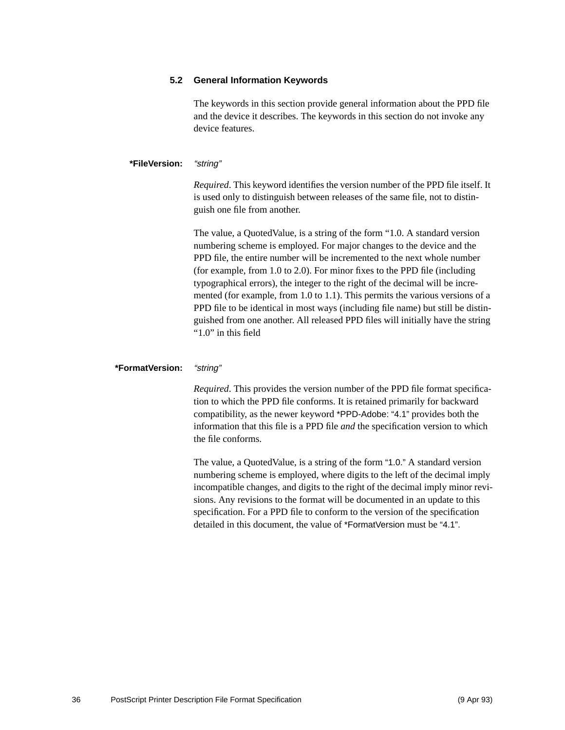### 5.2 General Information Keywords

The keywords in this section provide general information about the PPD file and the device it describes. The keywords in this section do not invoke any device features.

**\*FileVersion:** *"string"*

*Required*. This keyword identifies the version number of the PPD file itself. It is used only to distinguish between releases of the same file, not to distinguish one file from another.

The value, a QuotedValue, is a string of the form "1.0. A standard version numbering scheme is employed. For major changes to the device and the PPD file, the entire number will be incremented to the next whole number (for example, from 1.0 to 2.0). For minor fixes to the PPD file (including typographical errors), the integer to the right of the decimal will be incremented (for example, from 1.0 to 1.1). This permits the various versions of a PPD file to be identical in most ways (including file name) but still be distinguished from one another. All released PPD files will initially have the string "1.0" in this field

**\*FormatVersion:** *"string"*

*Required*. This provides the version number of the PPD file format specification to which the PPD file conforms. It is retained primarily for backward compatibility, as the newer keyword *PPD-Adobe: "4.1" provides both the information that this file is a PPD file *and* the specification version to which the file conforms.

The value, a QuotedValue, is a string of the form "1.0." A standard version numbering scheme is employed, where digits to the left of the decimal imply incompatible changes, and digits to the right of the decimal imply minor revisions. Any revisions to the format will be documented in an update to this specification. For a PPD file to conform to the version of the specification detailed in this document, the value of *FormatVersion must be "4.1".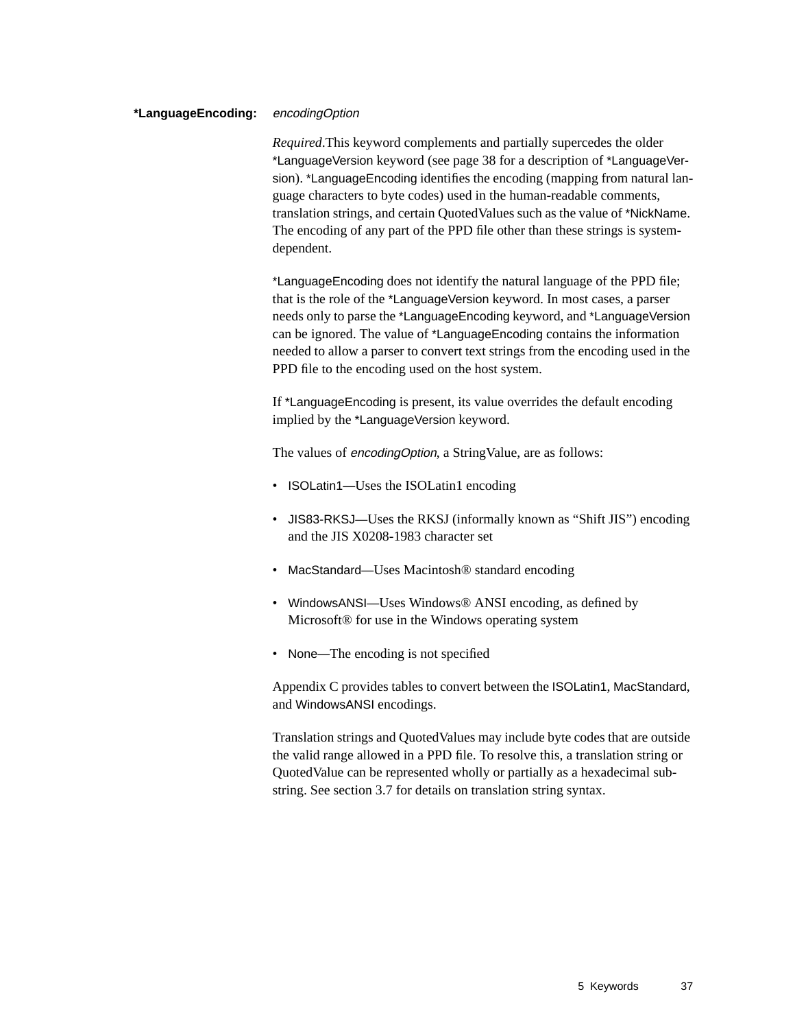**\*LanguageEncoding:** *encodingOption*

*Required*.This keyword complements and partially supercedes the older *LanguageVersion keyword (see page 38 for a description of *LanguageVersion). *LanguageEncoding identifies the encoding (mapping from natural language characters to byte codes) used in the human-readable comments, translation strings, and certain QuotedValues such as the value of *NickName. The encoding of any part of the PPD file other than these strings is system-dependent.

*LanguageEncoding does not identify the natural language of the PPD file; that is the role of the *LanguageVersion keyword. In most cases, a parser needs only to parse the *LanguageEncoding keyword, and *LanguageVersion can be ignored. The value of *LanguageEncoding contains the information needed to allow a parser to convert text strings from the encoding used in the PPD file to the encoding used on the host system.

If *LanguageEncoding is present, its value overrides the default encoding implied by the *LanguageVersion keyword.

The values of *encodingOption*, a StringValue, are as follows:

- ISOLatin1—Uses the ISOLatin1 encoding
- JIS83-RKSJ—Uses the RKSJ (informally known as “Shift JIS”) encoding and the JIS X0208-1983 character set
- MacStandard—Uses Macintosh® standard encoding
- WindowsANSI—Uses Windows® ANSI encoding, as defined by Microsoft® for use in the Windows operating system
- None—The encoding is not specified

Appendix C provides tables to convert between the ISOLatin1, MacStandard, and WindowsANSI encodings.

Translation strings and QuotedValues may include byte codes that are outside the valid range allowed in a PPD file. To resolve this, a translation string or QuotedValue can be represented wholly or partially as a hexadecimal substring. See section 3.7 for details on translation string syntax.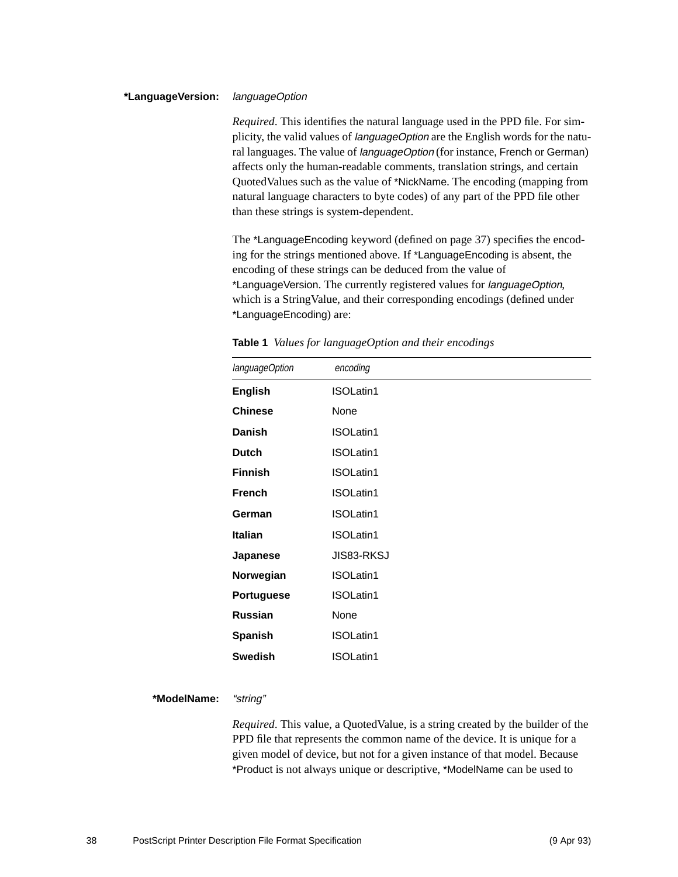**\*LanguageVersion:** *languageOption*

*Required*. This identifies the natural language used in the PPD file. For simplicity, the valid values of *languageOption* are the English words for the natural languages. The value of *languageOption* (for instance, French or German) affects only the human-readable comments, translation strings, and certain QuotedValues such as the value of *NickName. The encoding (mapping from natural language characters to byte codes) of any part of the PPD file other than these strings is system-dependent.

The *LanguageEncoding keyword (defined on page 37) specifies the encoding for the strings mentioned above. If *LanguageEncoding is absent, the encoding of these strings can be deduced from the value of *LanguageVersion. The currently registered values for *languageOption*, which is a StringValue, and their corresponding encodings (defined under *LanguageEncoding) are:

**Table 1** *Values for languageOption and their encodings*

| *languageOption* | *encoding* |
|---|---|
| **English** | ISOLatin1 |
| **Chinese** | None |
| **Danish** | ISOLatin1 |
| **Dutch** | ISOLatin1 |
| **Finnish** | ISOLatin1 |
| **French** | ISOLatin1 |
| **German** | ISOLatin1 |
| **Italian** | ISOLatin1 |
| **Japanese** | JIS83-RKSJ |
| **Norwegian** | ISOLatin1 |
| **Portuguese** | ISOLatin1 |
| **Russian** | None |
| **Spanish** | ISOLatin1 |
| **Swedish** | ISOLatin1 |

**\*ModelName:** *"string"*

*Required*. This value, a QuotedValue, is a string created by the builder of the PPD file that represents the common name of the device. It is unique for a given model of device, but not for a given instance of that model. Because *Product is not always unique or descriptive, *ModelName can be used to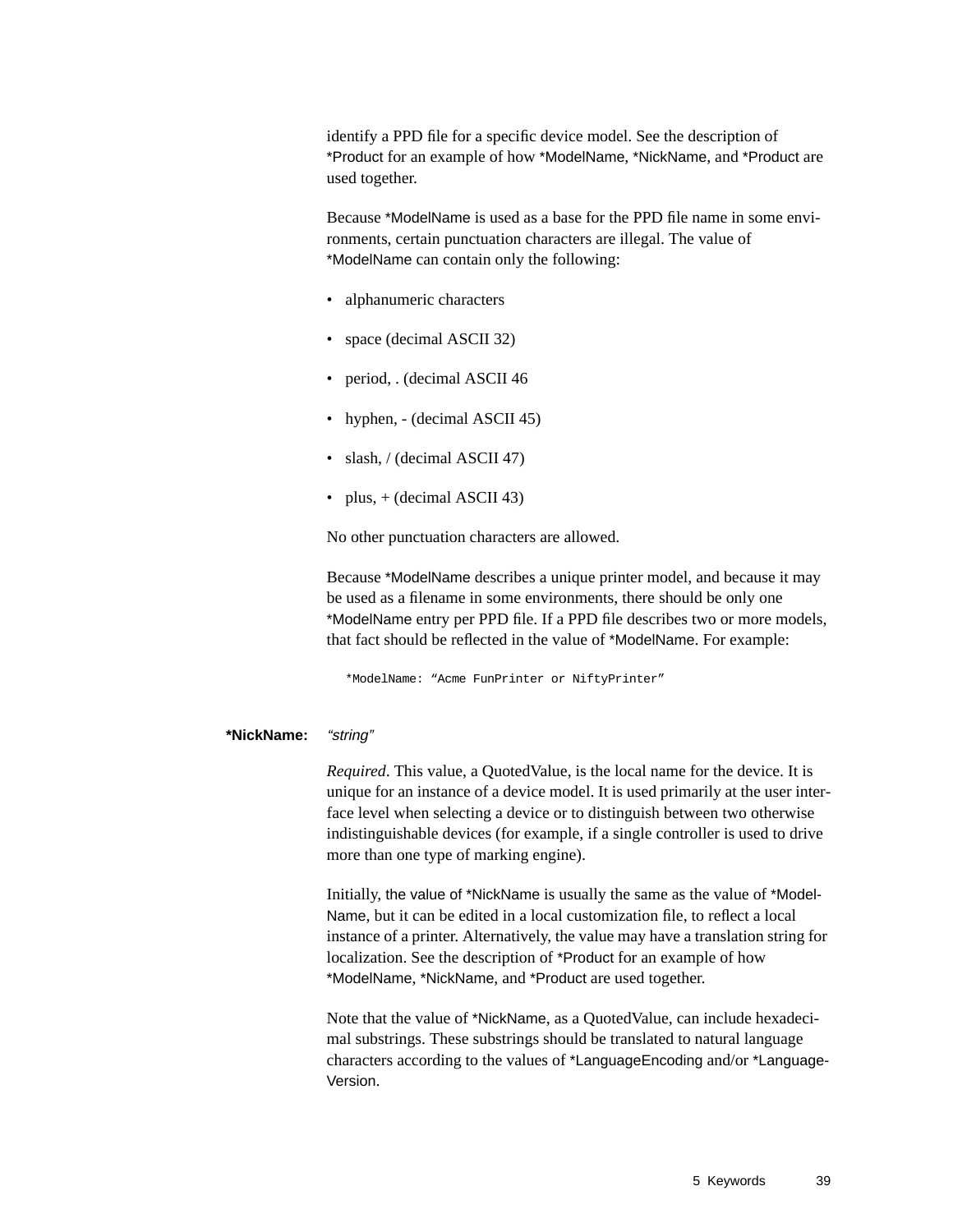identify a PPD file for a specific device model. See the description of *Product for an example of how *ModelName, *NickName, and *Product are used together.

Because *ModelName is used as a base for the PPD file name in some environments, certain punctuation characters are illegal. The value of *ModelName can contain only the following:

- alphanumeric characters
- space (decimal ASCII 32)
- period, . (decimal ASCII 46
- hyphen, - (decimal ASCII 45)
- slash, / (decimal ASCII 47)
- plus, + (decimal ASCII 43)

No other punctuation characters are allowed.

Because *ModelName describes a unique printer model, and because it may be used as a filename in some environments, there should be only one *ModelName entry per PPD file. If a PPD file describes two or more models, that fact should be reflected in the value of *ModelName. For example:

```
*ModelName: "Acme FunPrinter or NiftyPrinter"
```

**\*NickName:** *"string"*

*Required*. This value, a QuotedValue, is the local name for the device. It is unique for an instance of a device model. It is used primarily at the user interface level when selecting a device or to distinguish between two otherwise indistinguishable devices (for example, if a single controller is used to drive more than one type of marking engine).

Initially, the value of *NickName is usually the same as the value of *ModelName, but it can be edited in a local customization file, to reflect a local instance of a printer. Alternatively, the value may have a translation string for localization. See the description of *Product for an example of how *ModelName, *NickName, and *Product are used together.

Note that the value of *NickName, as a QuotedValue, can include hexadecimal substrings. These substrings should be translated to natural language characters according to the values of *LanguageEncoding and/or *LanguageVersion.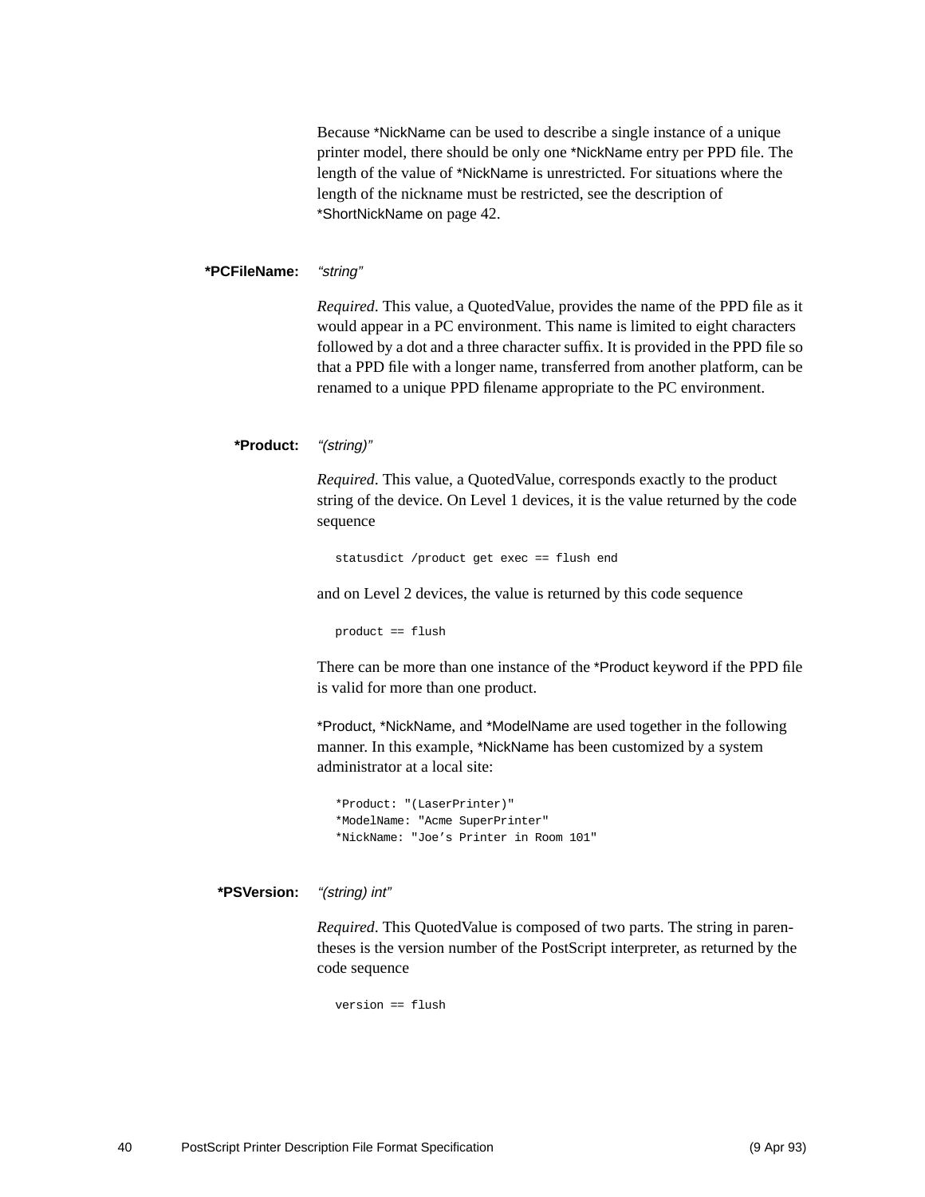Because *NickName can be used to describe a single instance of a unique printer model, there should be only one *NickName entry per PPD file. The length of the value of *NickName is unrestricted. For situations where the length of the nickname must be restricted, see the description of *ShortNickName on page 42.

**\*PCFileName:** *"string"*

*Required*. This value, a QuotedValue, provides the name of the PPD file as it would appear in a PC environment. This name is limited to eight characters followed by a dot and a three character suffix. It is provided in the PPD file so that a PPD file with a longer name, transferred from another platform, can be renamed to a unique PPD filename appropriate to the PC environment.

**\*Product:** *"(string)"*

*Required*. This value, a QuotedValue, corresponds exactly to the product string of the device. On Level 1 devices, it is the value returned by the code sequence

```
statusdict /product get exec == flush end
```

and on Level 2 devices, the value is returned by this code sequence

```
product == flush
```

There can be more than one instance of the *Product keyword if the PPD file is valid for more than one product.

*Product, *NickName, and *ModelName are used together in the following manner. In this example, *NickName has been customized by a system administrator at a local site:

```
*Product: "(LaserPrinter)"
*ModelName: "Acme SuperPrinter"
*NickName: "Joe’s Printer in Room 101"
```

**\*PSVersion:** *"(string) int"*

*Required*. This QuotedValue is composed of two parts. The string in parentheses is the version number of the PostScript interpreter, as returned by the code sequence

```
version == flush
```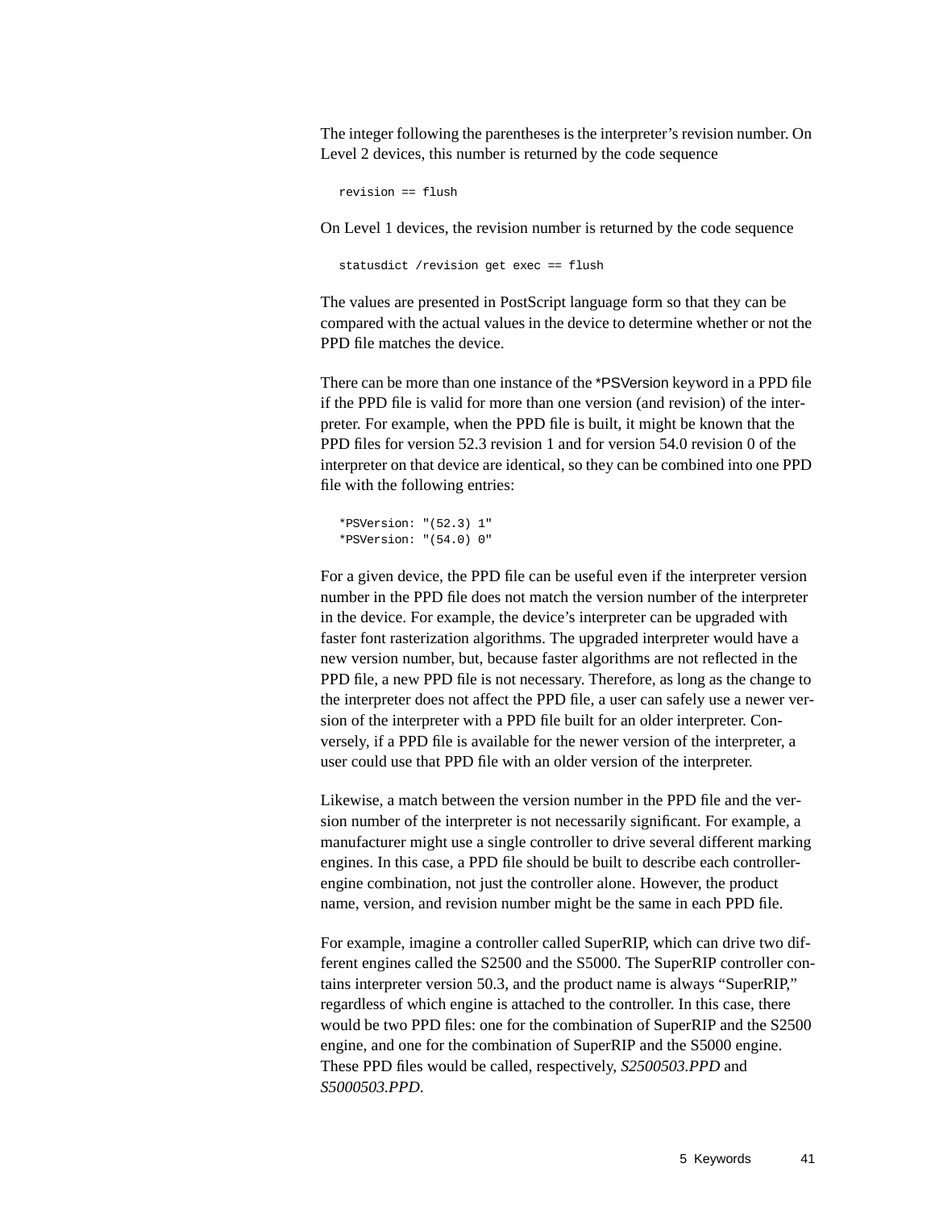The integer following the parentheses is the interpreter's revision number. On Level 2 devices, this number is returned by the code sequence

```
revision == flush
```

On Level 1 devices, the revision number is returned by the code sequence

```
statusdict /revision get exec == flush
```

The values are presented in PostScript language form so that they can be compared with the actual values in the device to determine whether or not the PPD file matches the device.

There can be more than one instance of the *PSVersion keyword in a PPD file if the PPD file is valid for more than one version (and revision) of the interpreter. For example, when the PPD file is built, it might be known that the PPD files for version 52.3 revision 1 and for version 54.0 revision 0 of the interpreter on that device are identical, so they can be combined into one PPD file with the following entries:

```
*PSVersion: "(52.3) 1"
*PSVersion: "(54.0) 0"
```

For a given device, the PPD file can be useful even if the interpreter version number in the PPD file does not match the version number of the interpreter in the device. For example, the device's interpreter can be upgraded with faster font rasterization algorithms. The upgraded interpreter would have a new version number, but, because faster algorithms are not reflected in the PPD file, a new PPD file is not necessary. Therefore, as long as the change to the interpreter does not affect the PPD file, a user can safely use a newer version of the interpreter with a PPD file built for an older interpreter. Conversely, if a PPD file is available for the newer version of the interpreter, a user could use that PPD file with an older version of the interpreter.

Likewise, a match between the version number in the PPD file and the version number of the interpreter is not necessarily significant. For example, a manufacturer might use a single controller to drive several different marking engines. In this case, a PPD file should be built to describe each controller-engine combination, not just the controller alone. However, the product name, version, and revision number might be the same in each PPD file.

For example, imagine a controller called SuperRIP, which can drive two different engines called the S2500 and the S5000. The SuperRIP controller contains interpreter version 50.3, and the product name is always "SuperRIP," regardless of which engine is attached to the controller. In this case, there would be two PPD files: one for the combination of SuperRIP and the S2500 engine, and one for the combination of SuperRIP and the S5000 engine. These PPD files would be called, respectively, *S2500503.PPD* and *S5000503.PPD*.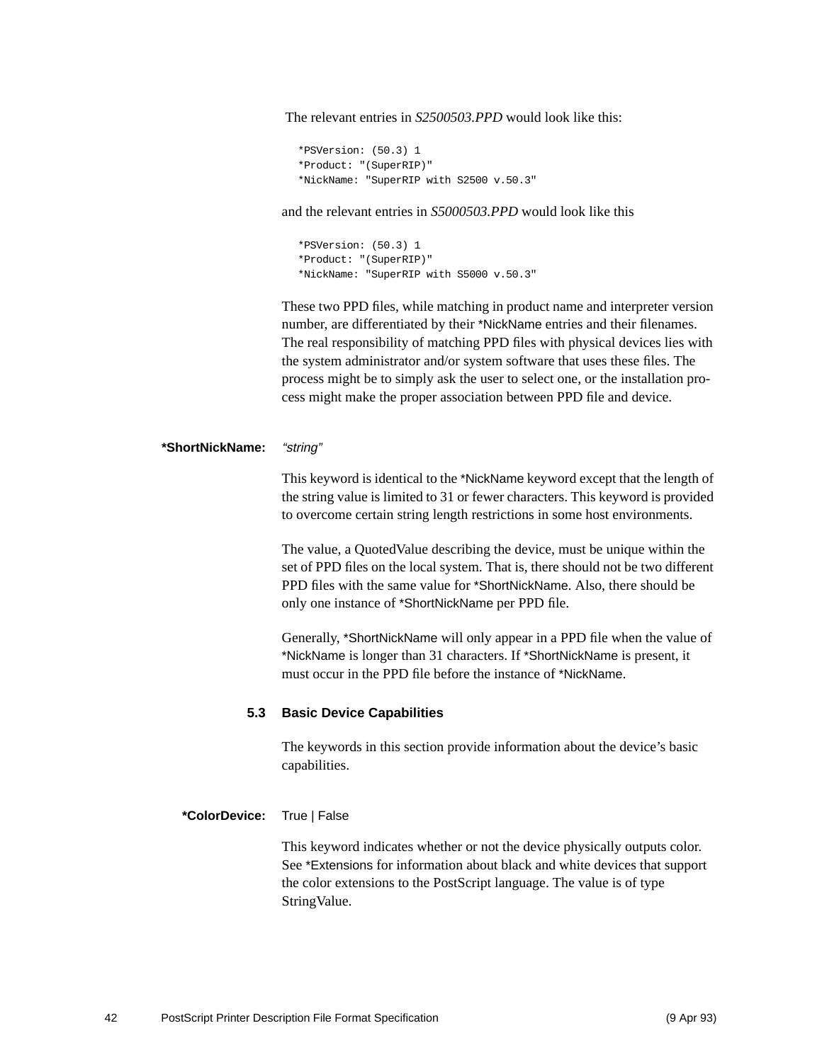The relevant entries in *S2500503.PPD* would look like this:

```
*PSVersion: (50.3) 1
*Product: "(SuperRIP)"
*NickName: "SuperRIP with S2500 v.50.3"
```

and the relevant entries in *S5000503.PPD* would look like this

```
*PSVersion: (50.3) 1
*Product: "(SuperRIP)"
*NickName: "SuperRIP with S5000 v.50.3"
```

These two PPD files, while matching in product name and interpreter version number, are differentiated by their *NickName entries and their filenames. The real responsibility of matching PPD files with physical devices lies with the system administrator and/or system software that uses these files. The process might be to simply ask the user to select one, or the installation process might make the proper association between PPD file and device.

**\*ShortNickName:** *"string"*

This keyword is identical to the *NickName keyword except that the length of the string value is limited to 31 or fewer characters. This keyword is provided to overcome certain string length restrictions in some host environments.

The value, a QuotedValue describing the device, must be unique within the set of PPD files on the local system. That is, there should not be two different PPD files with the same value for *ShortNickName. Also, there should be only one instance of *ShortNickName per PPD file.

Generally, *ShortNickName will only appear in a PPD file when the value of *NickName is longer than 31 characters. If *ShortNickName is present, it must occur in the PPD file before the instance of *NickName.

## 5.3 Basic Device Capabilities

The keywords in this section provide information about the device's basic capabilities.

**\*ColorDevice:** True | False

This keyword indicates whether or not the device physically outputs color. See *Extensions for information about black and white devices that support the color extensions to the PostScript language. The value is of type StringValue.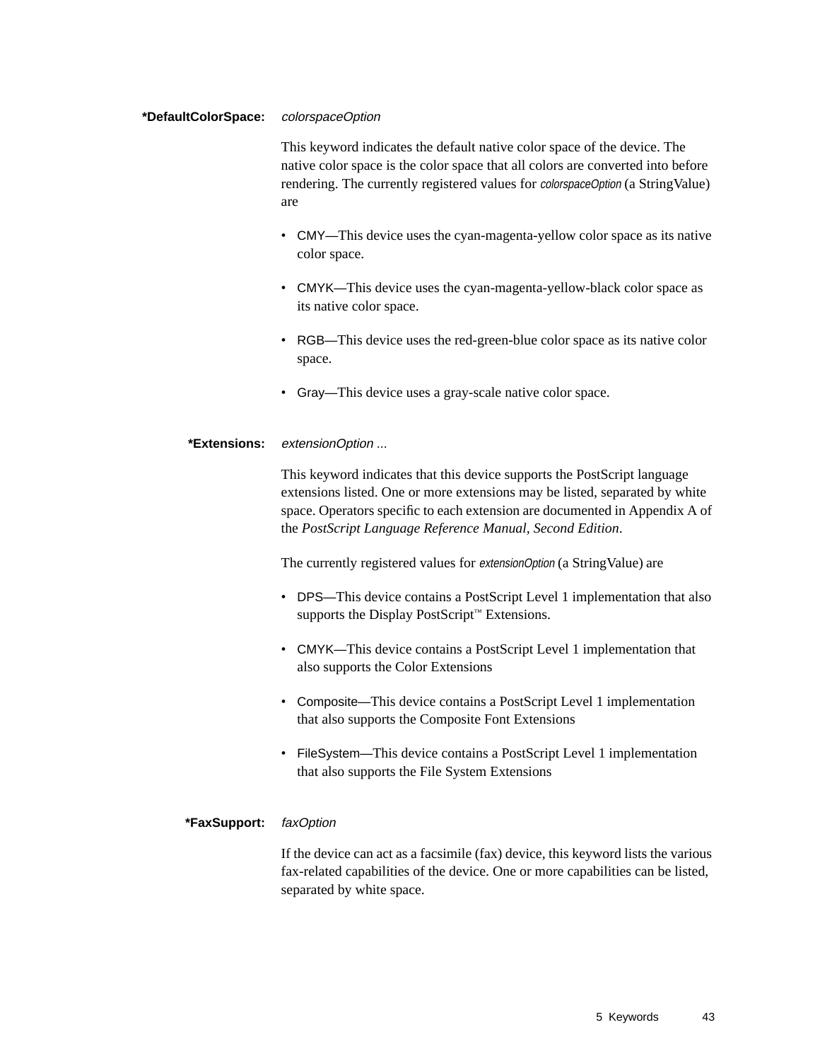**\*DefaultColorSpace:** *colorspaceOption*

This keyword indicates the default native color space of the device. The native color space is the color space that all colors are converted into before rendering. The currently registered values for *colorspaceOption* (a StringValue) are

- CMY—This device uses the cyan-magenta-yellow color space as its native color space.
- CMYK—This device uses the cyan-magenta-yellow-black color space as its native color space.
- RGB—This device uses the red-green-blue color space as its native color space.
- Gray—This device uses a gray-scale native color space.

**\*Extensions:** *extensionOption ...*

This keyword indicates that this device supports the PostScript language extensions listed. One or more extensions may be listed, separated by white space. Operators specific to each extension are documented in Appendix A of the *PostScript Language Reference Manual, Second Edition*.

The currently registered values for *extensionOption* (a StringValue) are

- DPS—This device contains a PostScript Level 1 implementation that also supports the Display PostScript™ Extensions.
- CMYK—This device contains a PostScript Level 1 implementation that also supports the Color Extensions
- Composite—This device contains a PostScript Level 1 implementation that also supports the Composite Font Extensions
- FileSystem—This device contains a PostScript Level 1 implementation that also supports the File System Extensions

**\*FaxSupport:** *faxOption*

If the device can act as a facsimile (fax) device, this keyword lists the various fax-related capabilities of the device. One or more capabilities can be listed, separated by white space.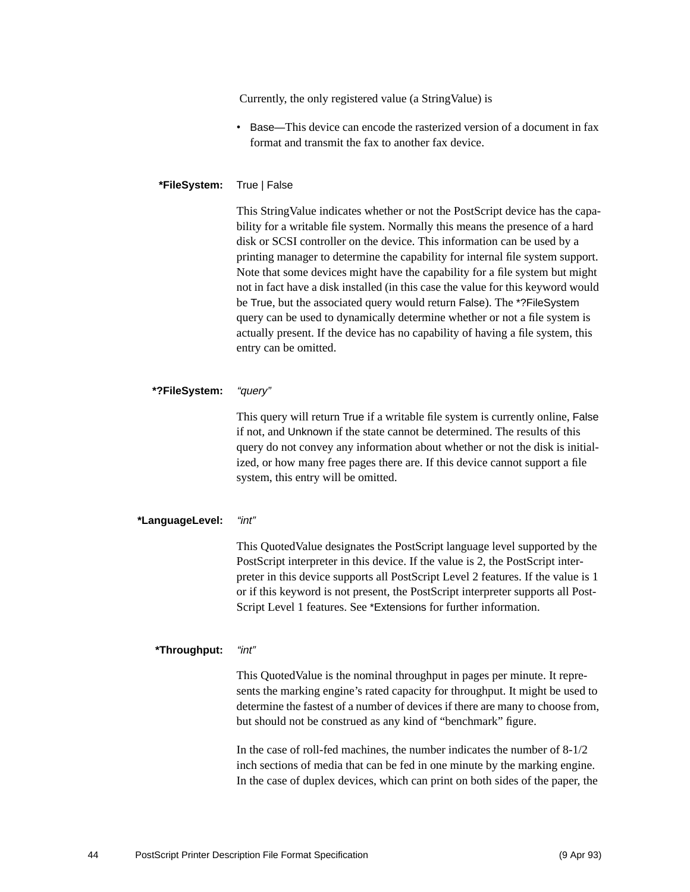Currently, the only registered value (a StringValue) is

- Base—This device can encode the rasterized version of a document in fax format and transmit the fax to another fax device.

**\*FileSystem:** True | False

This StringValue indicates whether or not the PostScript device has the capability for a writable file system. Normally this means the presence of a hard disk or SCSI controller on the device. This information can be used by a printing manager to determine the capability for internal file system support. Note that some devices might have the capability for a file system but might not in fact have a disk installed (in this case the value for this keyword would be True, but the associated query would return False). The *?FileSystem query can be used to dynamically determine whether or not a file system is actually present. If the device has no capability of having a file system, this entry can be omitted.

**\*?FileSystem:** *"query"*

This query will return True if a writable file system is currently online, False if not, and Unknown if the state cannot be determined. The results of this query do not convey any information about whether or not the disk is initialized, or how many free pages there are. If this device cannot support a file system, this entry will be omitted.

**\*LanguageLevel:** *"int"*

This QuotedValue designates the PostScript language level supported by the PostScript interpreter in this device. If the value is 2, the PostScript interpreter in this device supports all PostScript Level 2 features. If the value is 1 or if this keyword is not present, the PostScript interpreter supports all PostScript Level 1 features. See *Extensions for further information.

**\*Throughput:** *"int"*

This QuotedValue is the nominal throughput in pages per minute. It represents the marking engine's rated capacity for throughput. It might be used to determine the fastest of a number of devices if there are many to choose from, but should not be construed as any kind of "benchmark" figure.

In the case of roll-fed machines, the number indicates the number of 8-1/2 inch sections of media that can be fed in one minute by the marking engine. In the case of duplex devices, which can print on both sides of the paper, the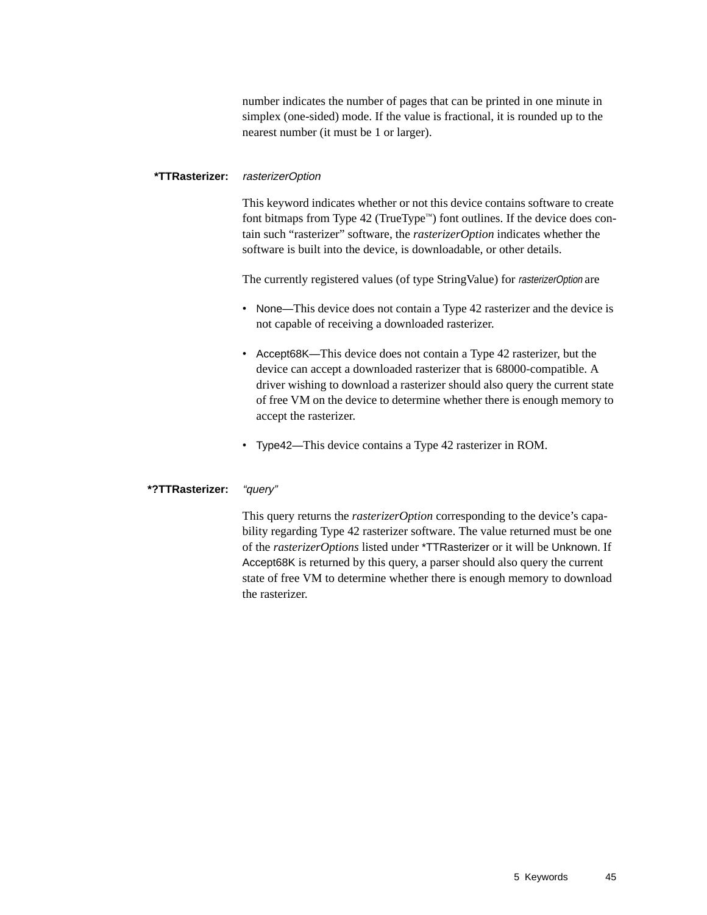number indicates the number of pages that can be printed in one minute in simplex (one-sided) mode. If the value is fractional, it is rounded up to the nearest number (it must be 1 or larger).

**\*TTRasterizer:** *rasterizerOption*

This keyword indicates whether or not this device contains software to create font bitmaps from Type 42 (TrueType™) font outlines. If the device does contain such “rasterizer” software, the *rasterizerOption* indicates whether the software is built into the device, is downloadable, or other details.

The currently registered values (of type StringValue) for *rasterizerOption* are

- None—This device does not contain a Type 42 rasterizer and the device is not capable of receiving a downloaded rasterizer.
- Accept68K—This device does not contain a Type 42 rasterizer, but the device can accept a downloaded rasterizer that is 68000-compatible. A driver wishing to download a rasterizer should also query the current state of free VM on the device to determine whether there is enough memory to accept the rasterizer.
- Type42—This device contains a Type 42 rasterizer in ROM.

**\*?TTRasterizer:** *“query”*

This query returns the *rasterizerOption* corresponding to the device’s capability regarding Type 42 rasterizer software. The value returned must be one of the *rasterizerOptions* listed under \*TTRasterizer or it will be Unknown. If Accept68K is returned by this query, a parser should also query the current state of free VM to determine whether there is enough memory to download the rasterizer.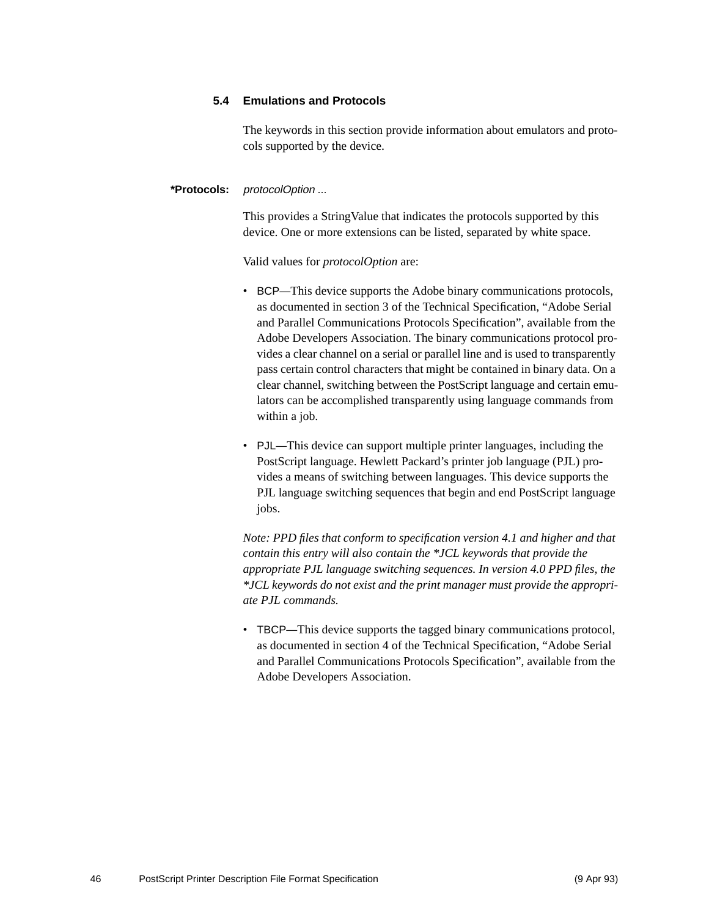## 5.4 Emulations and Protocols

The keywords in this section provide information about emulators and protocols supported by the device.

**\*Protocols:** *protocolOption ...*

This provides a StringValue that indicates the protocols supported by this device. One or more extensions can be listed, separated by white space.

Valid values for *protocolOption* are:

- BCP—This device supports the Adobe binary communications protocols, as documented in section 3 of the Technical Specification, "Adobe Serial and Parallel Communications Protocols Specification", available from the Adobe Developers Association. The binary communications protocol provides a clear channel on a serial or parallel line and is used to transparently pass certain control characters that might be contained in binary data. On a clear channel, switching between the PostScript language and certain emulators can be accomplished transparently using language commands from within a job.

- PJL—This device can support multiple printer languages, including the PostScript language. Hewlett Packard's printer job language (PJL) provides a means of switching between languages. This device supports the PJL language switching sequences that begin and end PostScript language jobs.

*Note: PPD files that conform to specification version 4.1 and higher and that contain this entry will also contain the \*JCL keywords that provide the appropriate PJL language switching sequences. In version 4.0 PPD files, the \*JCL keywords do not exist and the print manager must provide the appropriate PJL commands.*

- TBCP—This device supports the tagged binary communications protocol, as documented in section 4 of the Technical Specification, "Adobe Serial and Parallel Communications Protocols Specification", available from the Adobe Developers Association.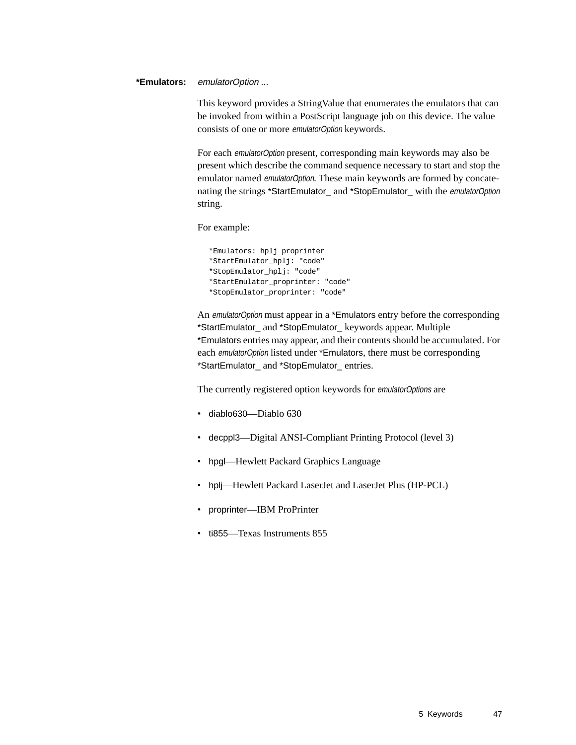**\*Emulators:** *emulatorOption ...*

This keyword provides a StringValue that enumerates the emulators that can be invoked from within a PostScript language job on this device. The value consists of one or more *emulatorOption* keywords.

For each *emulatorOption* present, corresponding main keywords may also be present which describe the command sequence necessary to start and stop the emulator named *emulatorOption*. These main keywords are formed by concatenating the strings *StartEmulator_ and *StopEmulator_ with the *emulatorOption* string.

For example:

```
*Emulators: hplj proprinter
*StartEmulator_hplj: "code"
*StopEmulator_hplj: "code"
*StartEmulator_proprinter: "code"
*StopEmulator_proprinter: "code"
```

An *emulatorOption* must appear in a *Emulators entry before the corresponding *StartEmulator_ and *StopEmulator_ keywords appear. Multiple *Emulators entries may appear, and their contents should be accumulated. For each *emulatorOption* listed under *Emulators, there must be corresponding *StartEmulator_ and *StopEmulator_ entries.

The currently registered option keywords for *emulatorOptions* are

- diablo630—Diablo 630
- decppl3—Digital ANSI-Compliant Printing Protocol (level 3)
- hpgl—Hewlett Packard Graphics Language
- hplj—Hewlett Packard LaserJet and LaserJet Plus (HP-PCL)
- proprinter—IBM ProPrinter
- ti855—Texas Instruments 855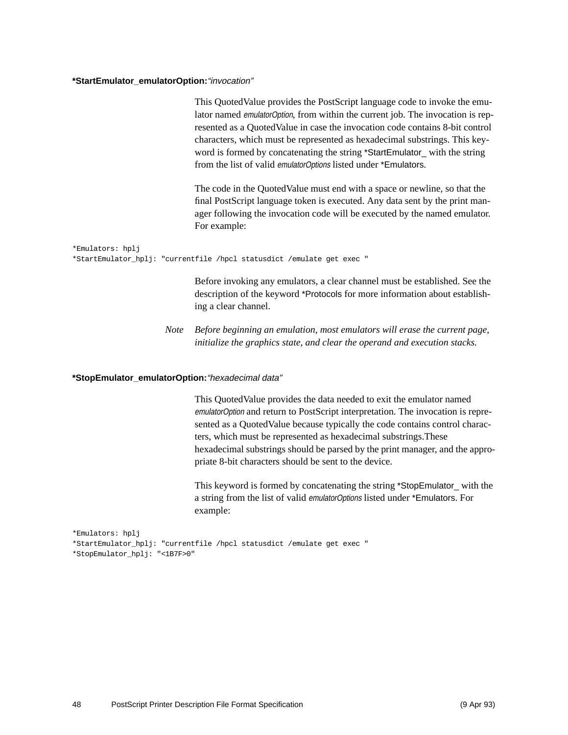**\*StartEmulator_emulatorOption:***"invocation"*

This QuotedValue provides the PostScript language code to invoke the emulator named *emulatorOption*, from within the current job. The invocation is represented as a QuotedValue in case the invocation code contains 8-bit control characters, which must be represented as hexadecimal substrings. This keyword is formed by concatenating the string *StartEmulator_ with the string from the list of valid *emulatorOptions* listed under *Emulators.

The code in the QuotedValue must end with a space or newline, so that the final PostScript language token is executed. Any data sent by the print manager following the invocation code will be executed by the named emulator. For example:

```
*Emulators: hplj
*StartEmulator_hplj: "currentfile /hpcl statusdict /emulate get exec "
```

Before invoking any emulators, a clear channel must be established. See the description of the keyword *Protocols for more information about establishing a clear channel.

*Note* *Before beginning an emulation, most emulators will erase the current page, initialize the graphics state, and clear the operand and execution stacks.*

**\*StopEmulator_emulatorOption:***"hexadecimal data"*

This QuotedValue provides the data needed to exit the emulator named *emulatorOption* and return to PostScript interpretation. The invocation is represented as a QuotedValue because typically the code contains control characters, which must be represented as hexadecimal substrings.These hexadecimal substrings should be parsed by the print manager, and the appropriate 8-bit characters should be sent to the device.

This keyword is formed by concatenating the string *StopEmulator_ with the a string from the list of valid *emulatorOptions* listed under *Emulators. For example:

```
*Emulators: hplj
*StartEmulator_hplj: "currentfile /hpcl statusdict /emulate get exec "
*StopEmulator_hplj: "<1B7F>0"
```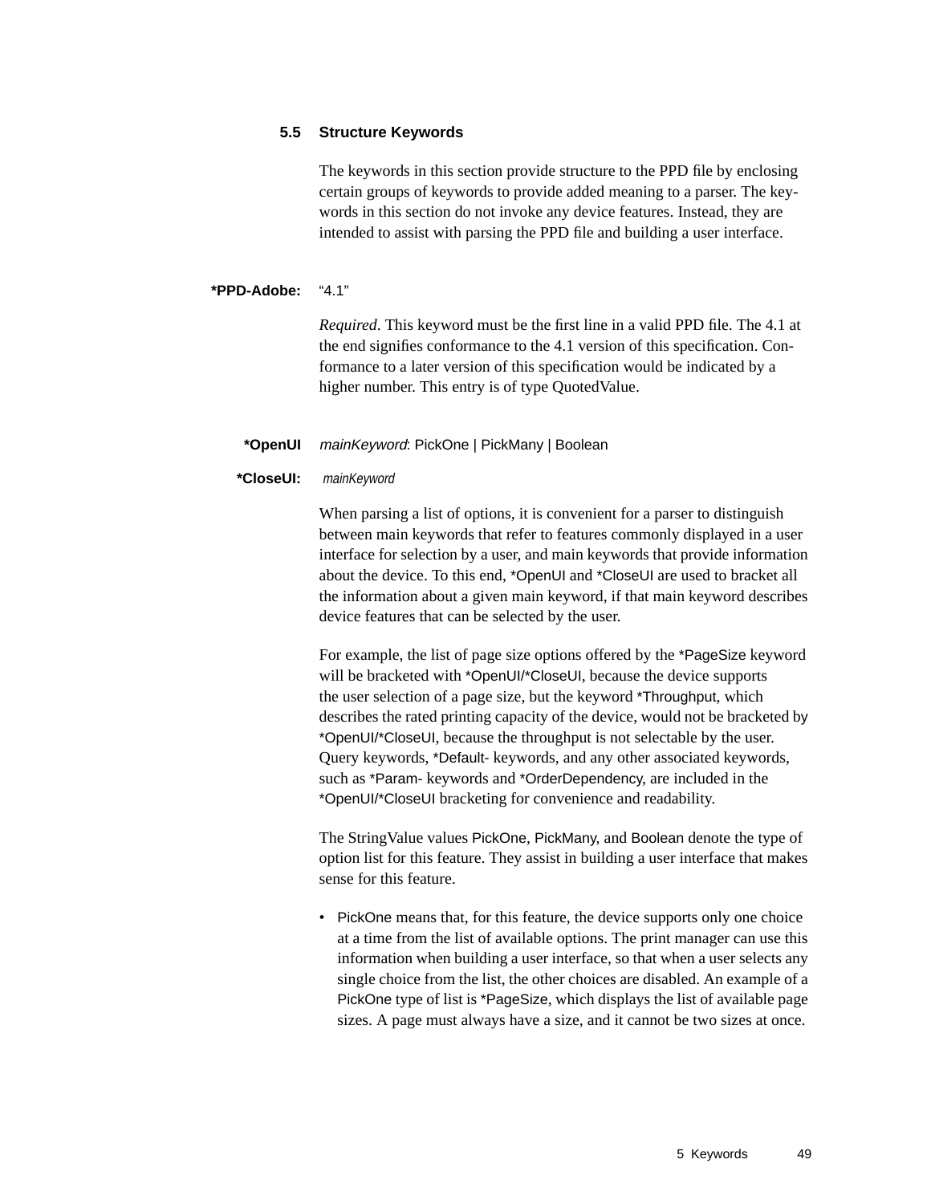## 5.5 Structure Keywords

The keywords in this section provide structure to the PPD file by enclosing certain groups of keywords to provide added meaning to a parser. The keywords in this section do not invoke any device features. Instead, they are intended to assist with parsing the PPD file and building a user interface.

**\*PPD-Adobe:** "4.1"

*Required*. This keyword must be the first line in a valid PPD file. The 4.1 at the end signifies conformance to the 4.1 version of this specification. Conformance to a later version of this specification would be indicated by a higher number. This entry is of type QuotedValue.

**\*OpenUI** *mainKeyword*: PickOne | PickMany | Boolean

**\*CloseUI:** *mainKeyword*

When parsing a list of options, it is convenient for a parser to distinguish between main keywords that refer to features commonly displayed in a user interface for selection by a user, and main keywords that provide information about the device. To this end, *OpenUI and *CloseUI are used to bracket all the information about a given main keyword, if that main keyword describes device features that can be selected by the user.

For example, the list of page size options offered by the *PageSize keyword will be bracketed with *OpenUI/*CloseUI, because the device supports the user selection of a page size, but the keyword *Throughput, which describes the rated printing capacity of the device, would not be bracketed by *OpenUI/*CloseUI, because the throughput is not selectable by the user. Query keywords, *Default- keywords, and any other associated keywords, such as *Param- keywords and *OrderDependency, are included in the *OpenUI/*CloseUI bracketing for convenience and readability.

The StringValue values PickOne, PickMany, and Boolean denote the type of option list for this feature. They assist in building a user interface that makes sense for this feature.

- PickOne means that, for this feature, the device supports only one choice at a time from the list of available options. The print manager can use this information when building a user interface, so that when a user selects any single choice from the list, the other choices are disabled. An example of a PickOne type of list is *PageSize, which displays the list of available page sizes. A page must always have a size, and it cannot be two sizes at once.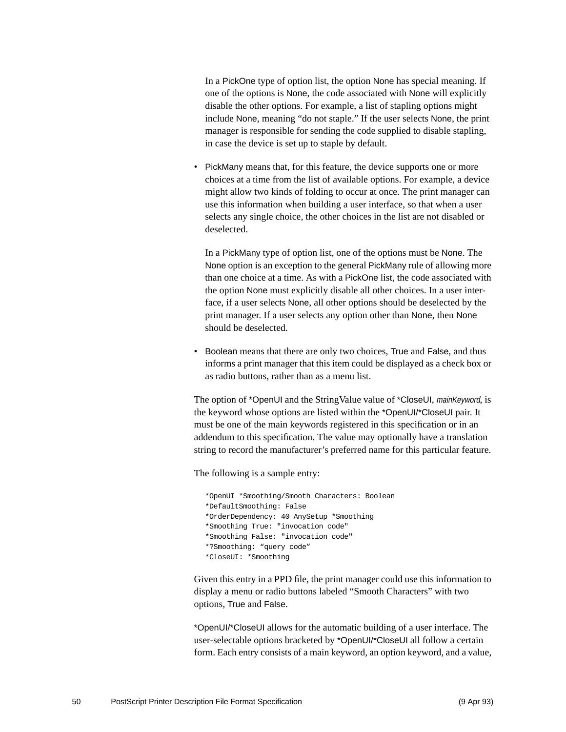In a PickOne type of option list, the option None has special meaning. If one of the options is None, the code associated with None will explicitly disable the other options. For example, a list of stapling options might include None, meaning “do not staple.” If the user selects None, the print manager is responsible for sending the code supplied to disable stapling, in case the device is set up to staple by default.

- PickMany means that, for this feature, the device supports one or more choices at a time from the list of available options. For example, a device might allow two kinds of folding to occur at once. The print manager can use this information when building a user interface, so that when a user selects any single choice, the other choices in the list are not disabled or deselected.

  In a PickMany type of option list, one of the options must be None. The None option is an exception to the general PickMany rule of allowing more than one choice at a time. As with a PickOne list, the code associated with the option None must explicitly disable all other choices. In a user interface, if a user selects None, all other options should be deselected by the print manager. If a user selects any option other than None, then None should be deselected.

- Boolean means that there are only two choices, True and False, and thus informs a print manager that this item could be displayed as a check box or as radio buttons, rather than as a menu list.

The option of *OpenUI and the StringValue value of *CloseUI, *mainKeyword*, is the keyword whose options are listed within the *OpenUI/*CloseUI pair. It must be one of the main keywords registered in this specification or in an addendum to this specification. The value may optionally have a translation string to record the manufacturer’s preferred name for this particular feature.

The following is a sample entry:

```
*OpenUI *Smoothing/Smooth Characters: Boolean
*DefaultSmoothing: False
*OrderDependency: 40 AnySetup *Smoothing
*Smoothing True: "invocation code"
*Smoothing False: "invocation code"
*?Smoothing: “query code”
*CloseUI: *Smoothing
```

Given this entry in a PPD file, the print manager could use this information to display a menu or radio buttons labeled “Smooth Characters” with two options, True and False.

*OpenUI/*CloseUI allows for the automatic building of a user interface. The user-selectable options bracketed by *OpenUI/*CloseUI all follow a certain form. Each entry consists of a main keyword, an option keyword, and a value,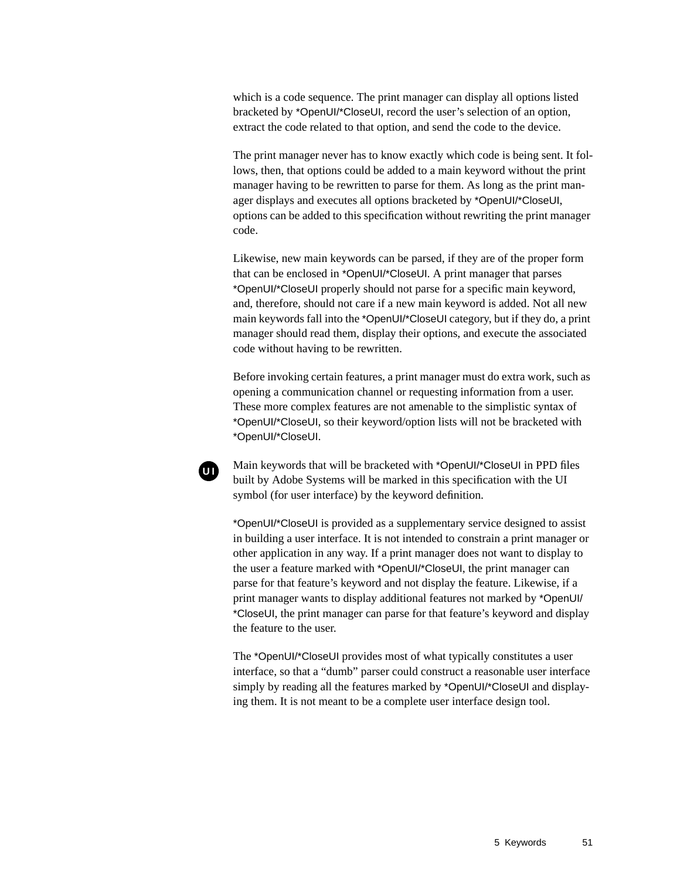which is a code sequence. The print manager can display all options listed bracketed by *OpenUI/*CloseUI, record the user's selection of an option, extract the code related to that option, and send the code to the device.

The print manager never has to know exactly which code is being sent. It follows, then, that options could be added to a main keyword without the print manager having to be rewritten to parse for them. As long as the print manager displays and executes all options bracketed by *OpenUI/*CloseUI, options can be added to this specification without rewriting the print manager code.

Likewise, new main keywords can be parsed, if they are of the proper form that can be enclosed in *OpenUI/*CloseUI. A print manager that parses *OpenUI/*CloseUI properly should not parse for a specific main keyword, and, therefore, should not care if a new main keyword is added. Not all new main keywords fall into the *OpenUI/*CloseUI category, but if they do, a print manager should read them, display their options, and execute the associated code without having to be rewritten.

Before invoking certain features, a print manager must do extra work, such as opening a communication channel or requesting information from a user. These more complex features are not amenable to the simplistic syntax of *OpenUI/*CloseUI, so their keyword/option lists will not be bracketed with *OpenUI/*CloseUI.

**UI** Main keywords that will be bracketed with *OpenUI/*CloseUI in PPD files built by Adobe Systems will be marked in this specification with the UI symbol (for user interface) by the keyword definition.

*OpenUI/*CloseUI is provided as a supplementary service designed to assist in building a user interface. It is not intended to constrain a print manager or other application in any way. If a print manager does not want to display to the user a feature marked with *OpenUI/*CloseUI, the print manager can parse for that feature's keyword and not display the feature. Likewise, if a print manager wants to display additional features not marked by *OpenUI/*CloseUI, the print manager can parse for that feature's keyword and display the feature to the user.

The *OpenUI/*CloseUI provides most of what typically constitutes a user interface, so that a "dumb" parser could construct a reasonable user interface simply by reading all the features marked by *OpenUI/*CloseUI and displaying them. It is not meant to be a complete user interface design tool.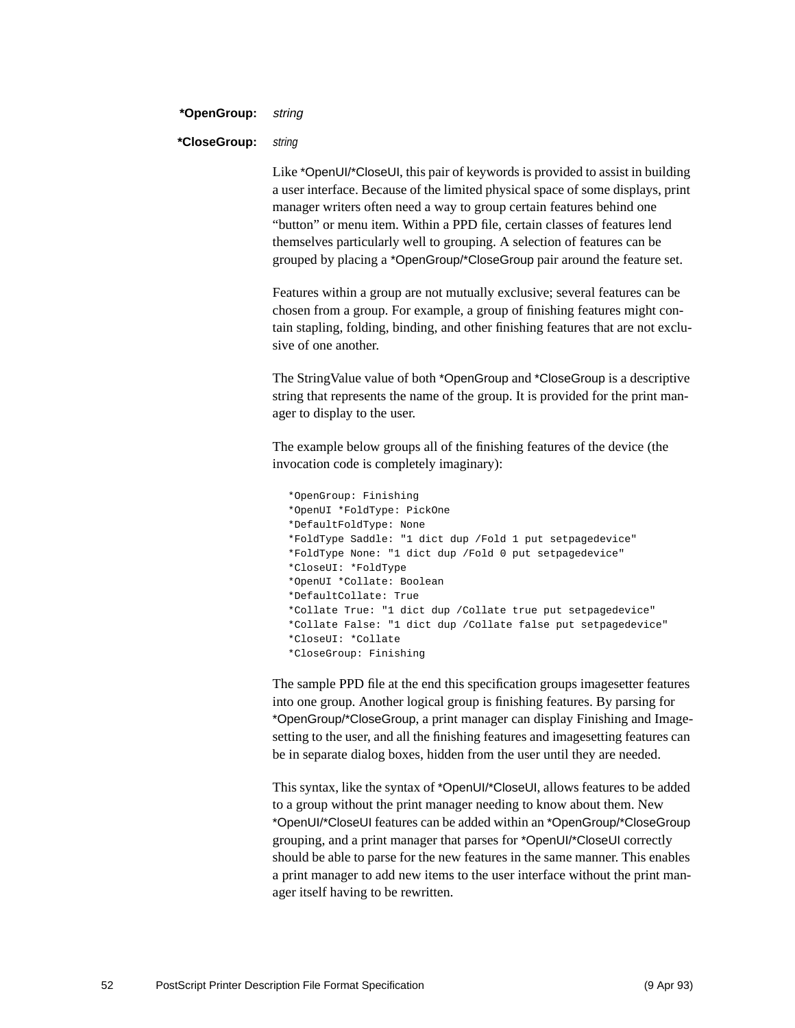**\*OpenGroup:** *string*

**\*CloseGroup:** *string*

Like *OpenUI/*CloseUI, this pair of keywords is provided to assist in building a user interface. Because of the limited physical space of some displays, print manager writers often need a way to group certain features behind one “button” or menu item. Within a PPD file, certain classes of features lend themselves particularly well to grouping. A selection of features can be grouped by placing a *OpenGroup/*CloseGroup pair around the feature set.

Features within a group are not mutually exclusive; several features can be chosen from a group. For example, a group of finishing features might contain stapling, folding, binding, and other finishing features that are not exclusive of one another.

The StringValue value of both *OpenGroup and *CloseGroup is a descriptive string that represents the name of the group. It is provided for the print manager to display to the user.

The example below groups all of the finishing features of the device (the invocation code is completely imaginary):

```
*OpenGroup: Finishing
*OpenUI *FoldType: PickOne
*DefaultFoldType: None
*FoldType Saddle: "1 dict dup /Fold 1 put setpagedevice"
*FoldType None: "1 dict dup /Fold 0 put setpagedevice"
*CloseUI: *FoldType
*OpenUI *Collate: Boolean
*DefaultCollate: True
*Collate True: "1 dict dup /Collate true put setpagedevice"
*Collate False: "1 dict dup /Collate false put setpagedevice"
*CloseUI: *Collate
*CloseGroup: Finishing
```

The sample PPD file at the end this specification groups imagesetter features into one group. Another logical group is finishing features. By parsing for *OpenGroup/*CloseGroup, a print manager can display Finishing and Imagesetting to the user, and all the finishing features and imagesetting features can be in separate dialog boxes, hidden from the user until they are needed.

This syntax, like the syntax of *OpenUI/*CloseUI, allows features to be added to a group without the print manager needing to know about them. New *OpenUI/*CloseUI features can be added within an *OpenGroup/*CloseGroup grouping, and a print manager that parses for *OpenUI/*CloseUI correctly should be able to parse for the new features in the same manner. This enables a print manager to add new items to the user interface without the print manager itself having to be rewritten.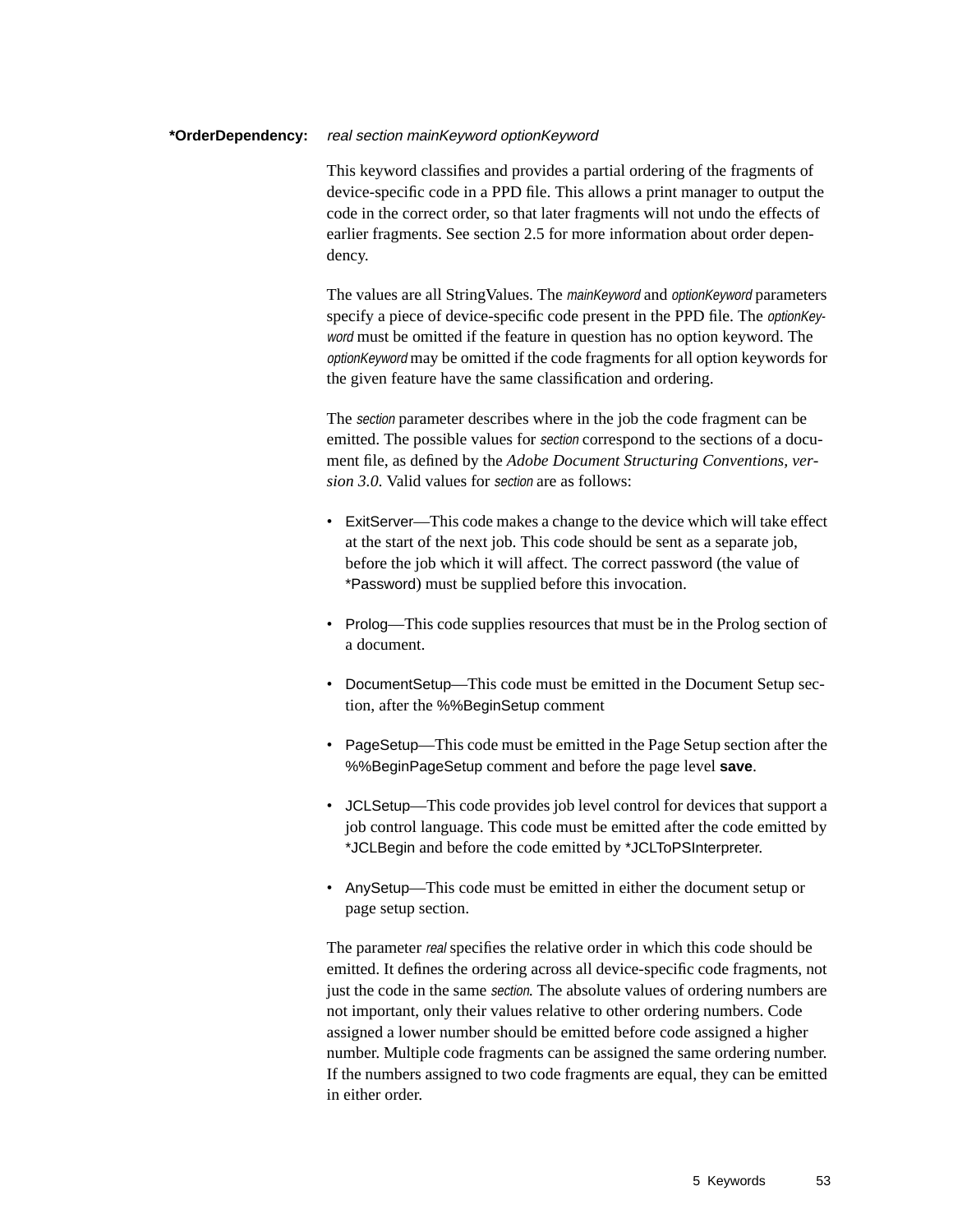**\*OrderDependency:** *real section mainKeyword optionKeyword*

This keyword classifies and provides a partial ordering of the fragments of device-specific code in a PPD file. This allows a print manager to output the code in the correct order, so that later fragments will not undo the effects of earlier fragments. See section 2.5 for more information about order dependency.

The values are all StringValues. The *mainKeyword* and *optionKeyword* parameters specify a piece of device-specific code present in the PPD file. The *optionKeyword* must be omitted if the feature in question has no option keyword. The *optionKeyword* may be omitted if the code fragments for all option keywords for the given feature have the same classification and ordering.

The *section* parameter describes where in the job the code fragment can be emitted. The possible values for *section* correspond to the sections of a document file, as defined by the *Adobe Document Structuring Conventions, version 3.0*. Valid values for *section* are as follows:

- ExitServer—This code makes a change to the device which will take effect at the start of the next job. This code should be sent as a separate job, before the job which it will affect. The correct password (the value of *Password) must be supplied before this invocation.
- Prolog—This code supplies resources that must be in the Prolog section of a document.
- DocumentSetup—This code must be emitted in the Document Setup section, after the %%BeginSetup comment
- PageSetup—This code must be emitted in the Page Setup section after the %%BeginPageSetup comment and before the page level **save**.
- JCLSetup—This code provides job level control for devices that support a job control language. This code must be emitted after the code emitted by *JCLBegin and before the code emitted by *JCLToPSInterpreter.
- AnySetup—This code must be emitted in either the document setup or page setup section.

The parameter *real* specifies the relative order in which this code should be emitted. It defines the ordering across all device-specific code fragments, not just the code in the same *section*. The absolute values of ordering numbers are not important, only their values relative to other ordering numbers. Code assigned a lower number should be emitted before code assigned a higher number. Multiple code fragments can be assigned the same ordering number. If the numbers assigned to two code fragments are equal, they can be emitted in either order.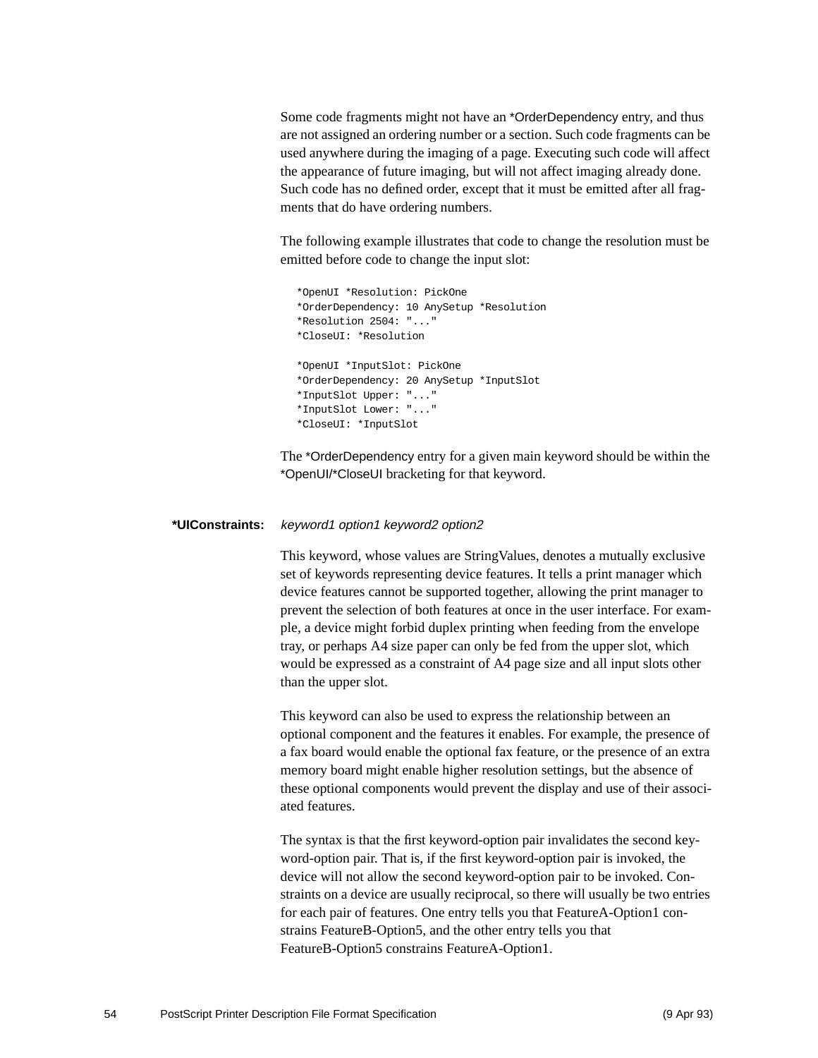Some code fragments might not have an *OrderDependency entry, and thus are not assigned an ordering number or a section. Such code fragments can be used anywhere during the imaging of a page. Executing such code will affect the appearance of future imaging, but will not affect imaging already done. Such code has no defined order, except that it must be emitted after all fragments that do have ordering numbers.

The following example illustrates that code to change the resolution must be emitted before code to change the input slot:

```
*OpenUI *Resolution: PickOne
*OrderDependency: 10 AnySetup *Resolution
*Resolution 2504: "..."
*CloseUI: *Resolution

*OpenUI *InputSlot: PickOne
*OrderDependency: 20 AnySetup *InputSlot
*InputSlot Upper: "..."
*InputSlot Lower: "..."
*CloseUI: *InputSlot
```

The *OrderDependency entry for a given main keyword should be within the *OpenUI/*CloseUI bracketing for that keyword.

**\*UIConstraints:** *keyword1 option1 keyword2 option2*

This keyword, whose values are StringValues, denotes a mutually exclusive set of keywords representing device features. It tells a print manager which device features cannot be supported together, allowing the print manager to prevent the selection of both features at once in the user interface. For example, a device might forbid duplex printing when feeding from the envelope tray, or perhaps A4 size paper can only be fed from the upper slot, which would be expressed as a constraint of A4 page size and all input slots other than the upper slot.

This keyword can also be used to express the relationship between an optional component and the features it enables. For example, the presence of a fax board would enable the optional fax feature, or the presence of an extra memory board might enable higher resolution settings, but the absence of these optional components would prevent the display and use of their associated features.

The syntax is that the first keyword-option pair invalidates the second keyword-option pair. That is, if the first keyword-option pair is invoked, the device will not allow the second keyword-option pair to be invoked. Constraints on a device are usually reciprocal, so there will usually be two entries for each pair of features. One entry tells you that FeatureA-Option1 constrains FeatureB-Option5, and the other entry tells you that FeatureB-Option5 constrains FeatureA-Option1.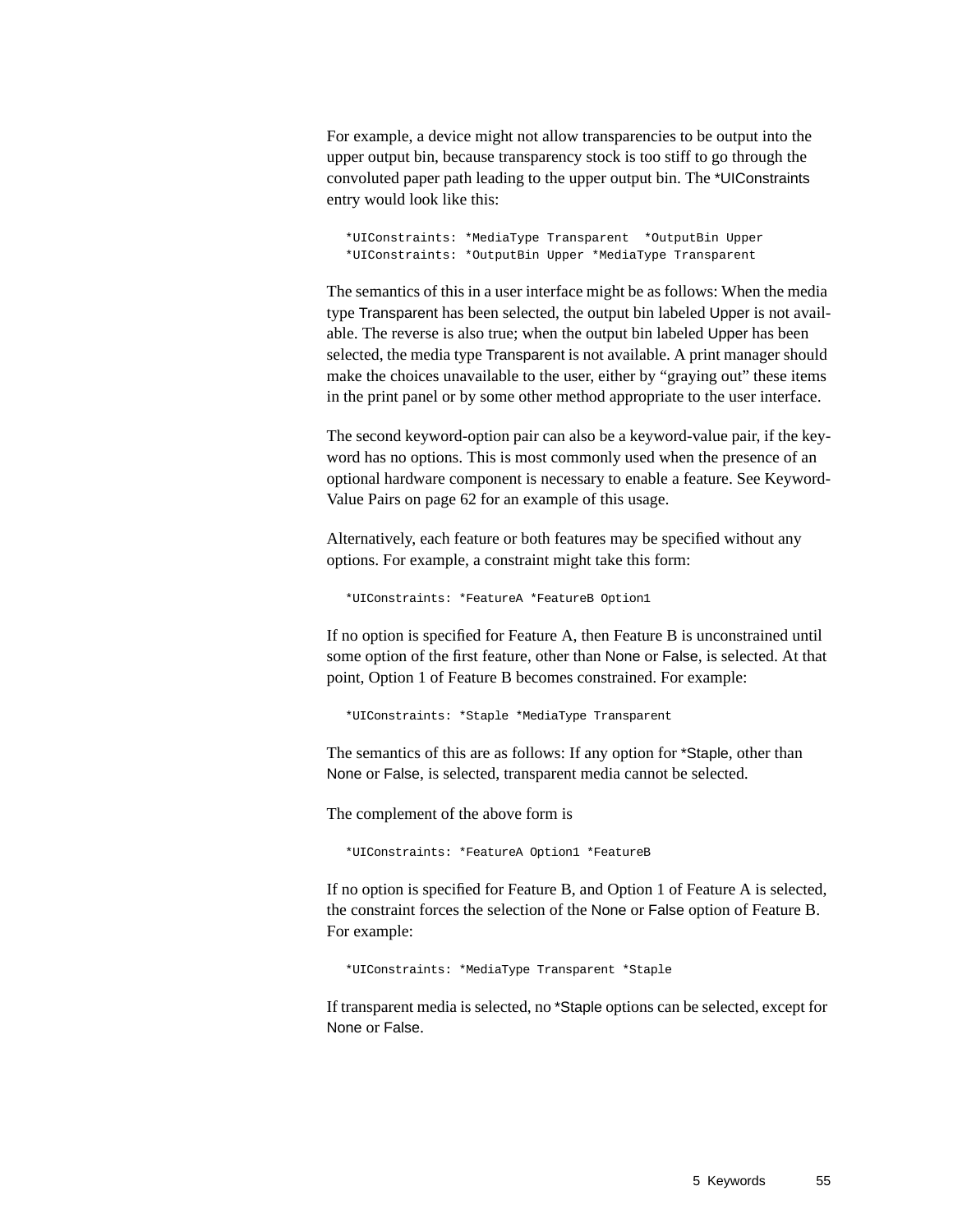For example, a device might not allow transparencies to be output into the upper output bin, because transparency stock is too stiff to go through the convoluted paper path leading to the upper output bin. The *UIConstraints entry would look like this:

```
*UIConstraints: *MediaType Transparent  *OutputBin Upper
*UIConstraints: *OutputBin Upper *MediaType Transparent
```

The semantics of this in a user interface might be as follows: When the media type Transparent has been selected, the output bin labeled Upper is not available. The reverse is also true; when the output bin labeled Upper has been selected, the media type Transparent is not available. A print manager should make the choices unavailable to the user, either by "graying out" these items in the print panel or by some other method appropriate to the user interface.

The second keyword-option pair can also be a keyword-value pair, if the keyword has no options. This is most commonly used when the presence of an optional hardware component is necessary to enable a feature. See Keyword-Value Pairs on page 62 for an example of this usage.

Alternatively, each feature or both features may be specified without any options. For example, a constraint might take this form:

```
*UIConstraints: *FeatureA *FeatureB Option1
```

If no option is specified for Feature A, then Feature B is unconstrained until some option of the first feature, other than None or False, is selected. At that point, Option 1 of Feature B becomes constrained. For example:

```
*UIConstraints: *Staple *MediaType Transparent
```

The semantics of this are as follows: If any option for *Staple, other than None or False, is selected, transparent media cannot be selected.

The complement of the above form is

```
*UIConstraints: *FeatureA Option1 *FeatureB
```

If no option is specified for Feature B, and Option 1 of Feature A is selected, the constraint forces the selection of the None or False option of Feature B. For example:

```
*UIConstraints: *MediaType Transparent *Staple
```

If transparent media is selected, no *Staple options can be selected, except for None or False.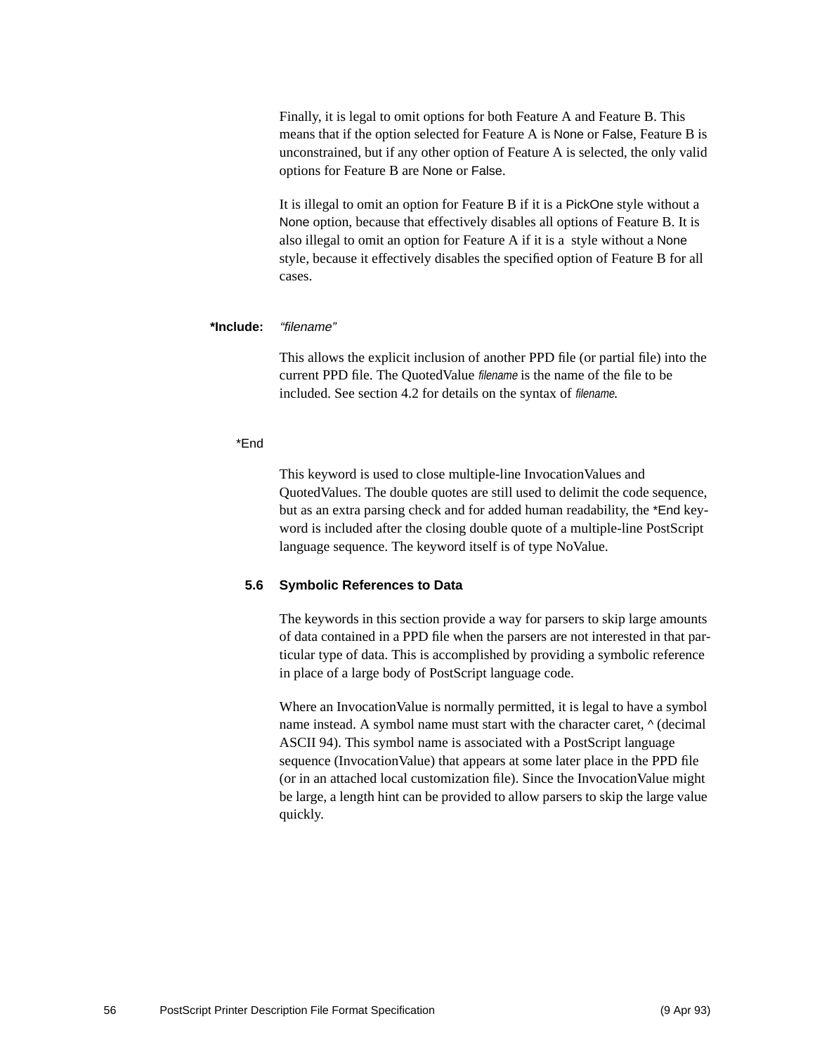Finally, it is legal to omit options for both Feature A and Feature B. This means that if the option selected for Feature A is None or False, Feature B is unconstrained, but if any other option of Feature A is selected, the only valid options for Feature B are None or False.

It is illegal to omit an option for Feature B if it is a PickOne style without a None option, because that effectively disables all options of Feature B. It is also illegal to omit an option for Feature A if it is a  style without a None style, because it effectively disables the specified option of Feature B for all cases.

**\*Include:** *"filename"*

This allows the explicit inclusion of another PPD file (or partial file) into the current PPD file. The QuotedValue *filename* is the name of the file to be included. See section 4.2 for details on the syntax of *filename*.

*End

This keyword is used to close multiple-line InvocationValues and QuotedValues. The double quotes are still used to delimit the code sequence, but as an extra parsing check and for added human readability, the *End keyword is included after the closing double quote of a multiple-line PostScript language sequence. The keyword itself is of type NoValue.

### 5.6 Symbolic References to Data

The keywords in this section provide a way for parsers to skip large amounts of data contained in a PPD file when the parsers are not interested in that particular type of data. This is accomplished by providing a symbolic reference in place of a large body of PostScript language code.

Where an InvocationValue is normally permitted, it is legal to have a symbol name instead. A symbol name must start with the character caret, ^ (decimal ASCII 94). This symbol name is associated with a PostScript language sequence (InvocationValue) that appears at some later place in the PPD file (or in an attached local customization file). Since the InvocationValue might be large, a length hint can be provided to allow parsers to skip the large value quickly.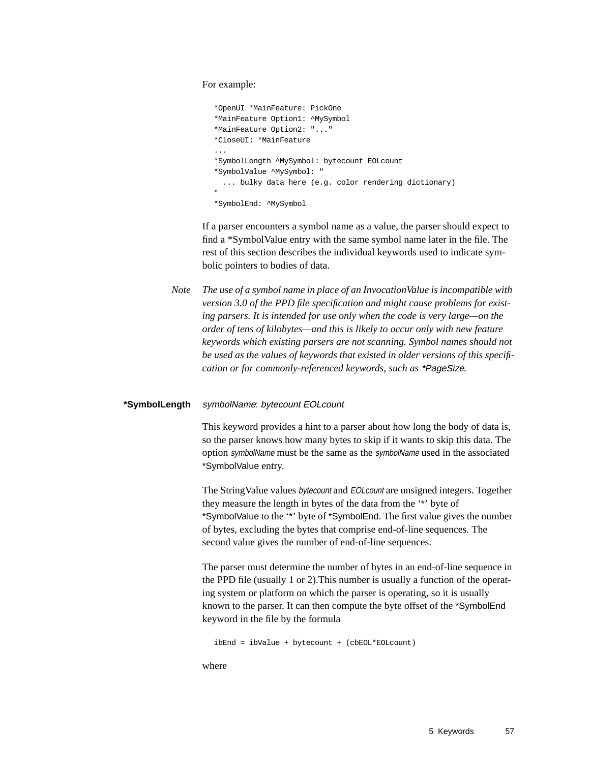For example:

```
*OpenUI *MainFeature: PickOne
*MainFeature Option1: ^MySymbol
*MainFeature Option2: "..."
*CloseUI: *MainFeature
...
*SymbolLength ^MySymbol: bytecount EOLcount
*SymbolValue ^MySymbol: "
  ... bulky data here (e.g. color rendering dictionary)
"
*SymbolEnd: ^MySymbol
```

If a parser encounters a symbol name as a value, the parser should expect to find a *SymbolValue entry with the same symbol name later in the file. The rest of this section describes the individual keywords used to indicate symbolic pointers to bodies of data.

*Note* *The use of a symbol name in place of an InvocationValue is incompatible with version 3.0 of the PPD file specification and might cause problems for existing parsers. It is intended for use only when the code is very large—on the order of tens of kilobytes—and this is likely to occur only with new feature keywords which existing parsers are not scanning. Symbol names should not be used as the values of keywords that existed in older versions of this specification or for commonly-referenced keywords, such as *PageSize.*

**\*SymbolLength** *symbolName*: *bytecount EOLcount*

This keyword provides a hint to a parser about how long the body of data is, so the parser knows how many bytes to skip if it wants to skip this data. The option *symbolName* must be the same as the *symbolName* used in the associated *SymbolValue entry.

The StringValue values *bytecount* and *EOLcount* are unsigned integers. Together they measure the length in bytes of the data from the '*' byte of *SymbolValue to the '*' byte of *SymbolEnd. The first value gives the number of bytes, excluding the bytes that comprise end-of-line sequences. The second value gives the number of end-of-line sequences.

The parser must determine the number of bytes in an end-of-line sequence in the PPD file (usually 1 or 2).This number is usually a function of the operating system or platform on which the parser is operating, so it is usually known to the parser. It can then compute the byte offset of the *SymbolEnd keyword in the file by the formula

```
ibEnd = ibValue + bytecount + (cbEOL*EOLcount)
```

where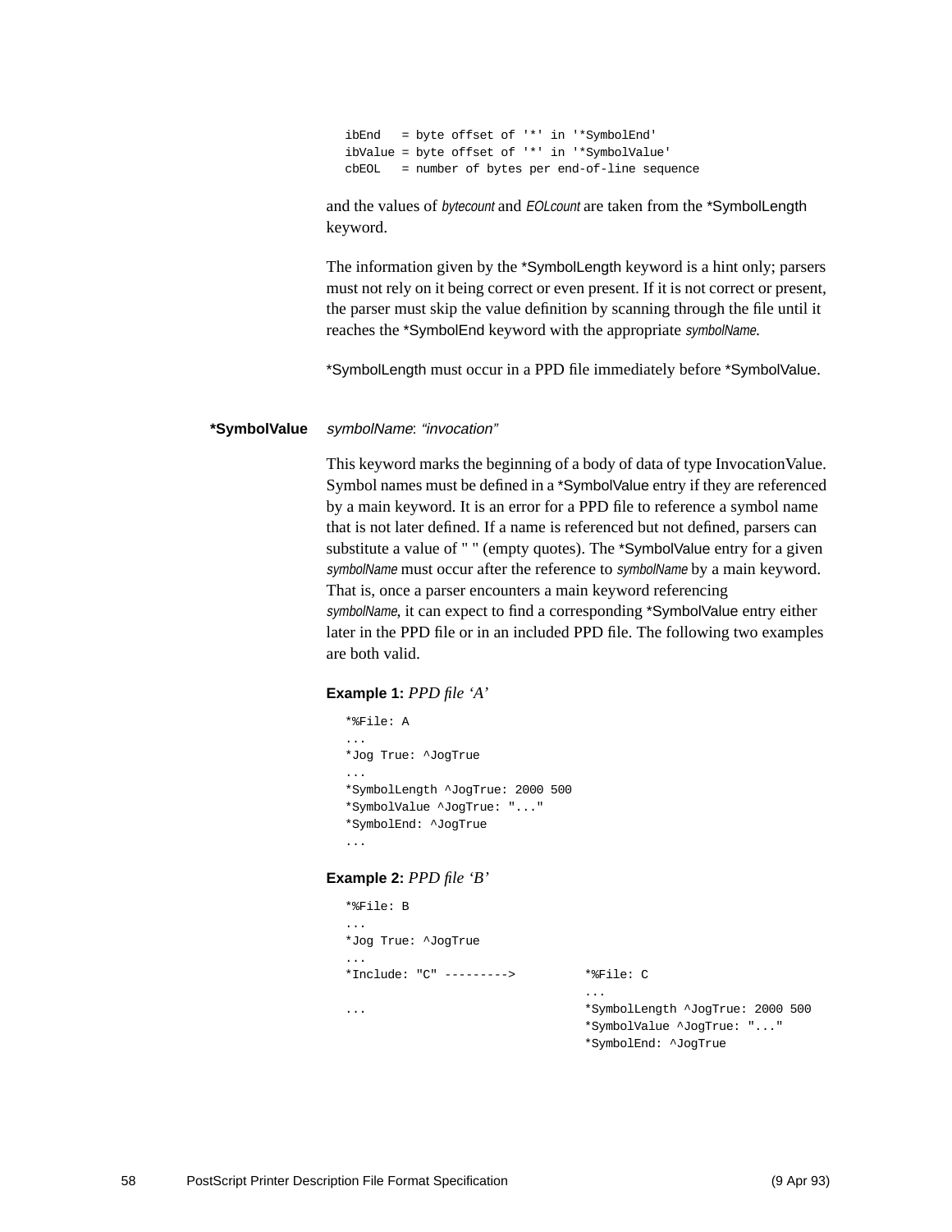```
ibEnd   = byte offset of '*' in '*SymbolEnd'
ibValue = byte offset of '*' in '*SymbolValue'
cbEOL   = number of bytes per end-of-line sequence
```

and the values of *bytecount* and *EOLcount* are taken from the *SymbolLength keyword.

The information given by the *SymbolLength keyword is a hint only; parsers must not rely on it being correct or even present. If it is not correct or present, the parser must skip the value definition by scanning through the file until it reaches the *SymbolEnd keyword with the appropriate *symbolName*.

*SymbolLength must occur in a PPD file immediately before *SymbolValue.

**\*SymbolValue** *symbolName*: *"invocation"*

This keyword marks the beginning of a body of data of type InvocationValue. Symbol names must be defined in a *SymbolValue entry if they are referenced by a main keyword. It is an error for a PPD file to reference a symbol name that is not later defined. If a name is referenced but not defined, parsers can substitute a value of " " (empty quotes). The *SymbolValue entry for a given *symbolName* must occur after the reference to *symbolName* by a main keyword. That is, once a parser encounters a main keyword referencing *symbolName*, it can expect to find a corresponding *SymbolValue entry either later in the PPD file or in an included PPD file. The following two examples are both valid.

**Example 1:** *PPD file 'A'*

```
*%File: A
...
*Jog True: ^JogTrue
...
*SymbolLength ^JogTrue: 2000 500
*SymbolValue ^JogTrue: "..."
*SymbolEnd: ^JogTrue
...
```

**Example 2:** *PPD file 'B'*

```
*%File: B
...
*Jog True: ^JogTrue
...
*Include: "C" --------->          *%File: C
                                  ...
...                               *SymbolLength ^JogTrue: 2000 500
                                  *SymbolValue ^JogTrue: "..."
                                  *SymbolEnd: ^JogTrue
```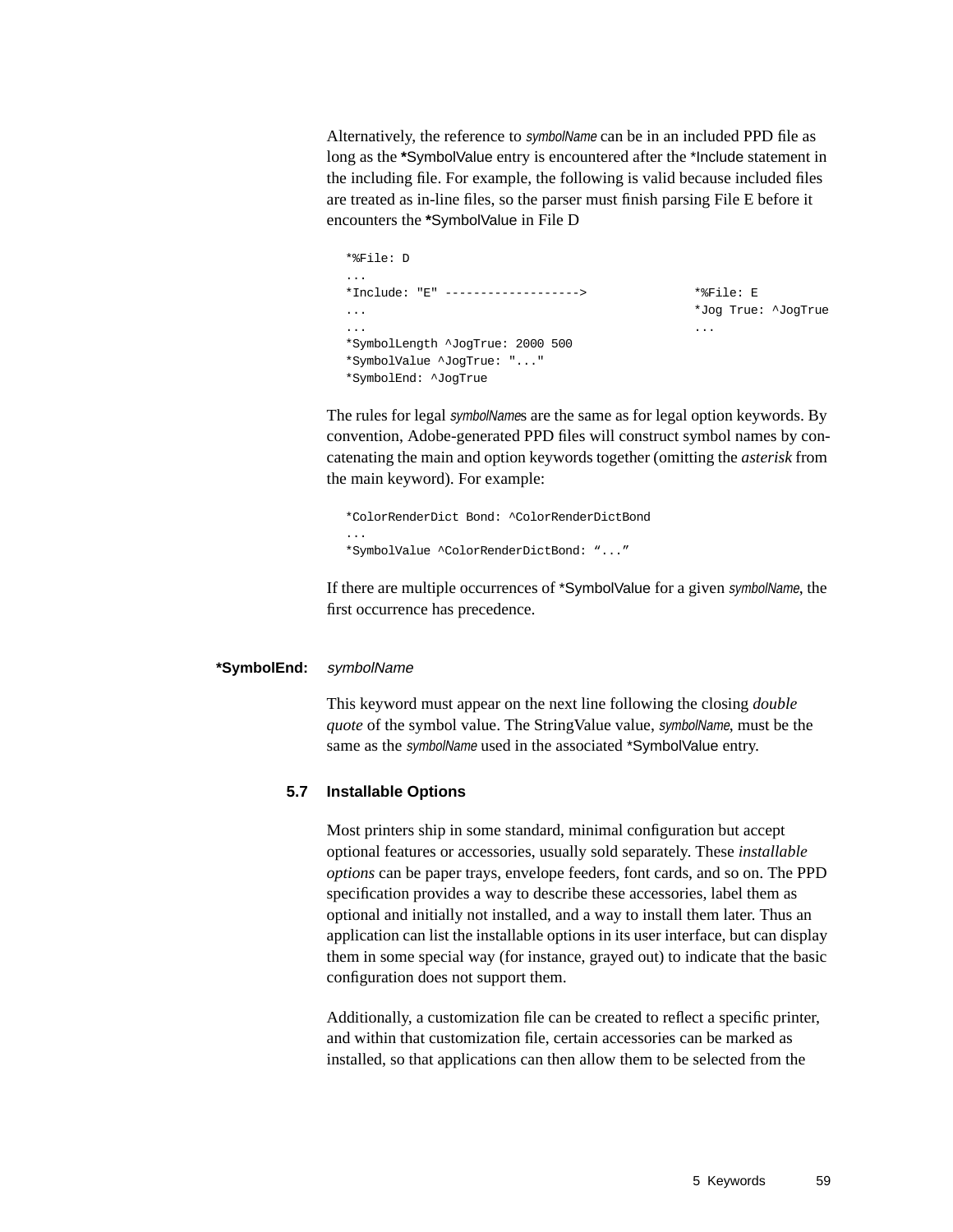Alternatively, the reference to *symbolName* can be in an included PPD file as long as the **\***SymbolValue entry is encountered after the *Include statement in the including file. For example, the following is valid because included files are treated as in-line files, so the parser must finish parsing File E before it encounters the **\***SymbolValue in File D

```
*%File: D
...
*Include: "E" ------------------->               *%File: E
...                                              *Jog True: ^JogTrue
...                                              ...
*SymbolLength ^JogTrue: 2000 500
*SymbolValue ^JogTrue: "..."
*SymbolEnd: ^JogTrue
```

The rules for legal *symbolName*s are the same as for legal option keywords. By convention, Adobe-generated PPD files will construct symbol names by concatenating the main and option keywords together (omitting the *asterisk* from the main keyword). For example:

```
*ColorRenderDict Bond: ^ColorRenderDictBond
...
*SymbolValue ^ColorRenderDictBond: "..."
```

If there are multiple occurrences of *SymbolValue for a given *symbolName*, the first occurrence has precedence.

**\*SymbolEnd:** *symbolName*

This keyword must appear on the next line following the closing *double quote* of the symbol value. The StringValue value, *symbolName*, must be the same as the *symbolName* used in the associated *SymbolValue entry.

### 5.7 Installable Options

Most printers ship in some standard, minimal configuration but accept optional features or accessories, usually sold separately. These *installable options* can be paper trays, envelope feeders, font cards, and so on. The PPD specification provides a way to describe these accessories, label them as optional and initially not installed, and a way to install them later. Thus an application can list the installable options in its user interface, but can display them in some special way (for instance, grayed out) to indicate that the basic configuration does not support them.

Additionally, a customization file can be created to reflect a specific printer, and within that customization file, certain accessories can be marked as installed, so that applications can then allow them to be selected from the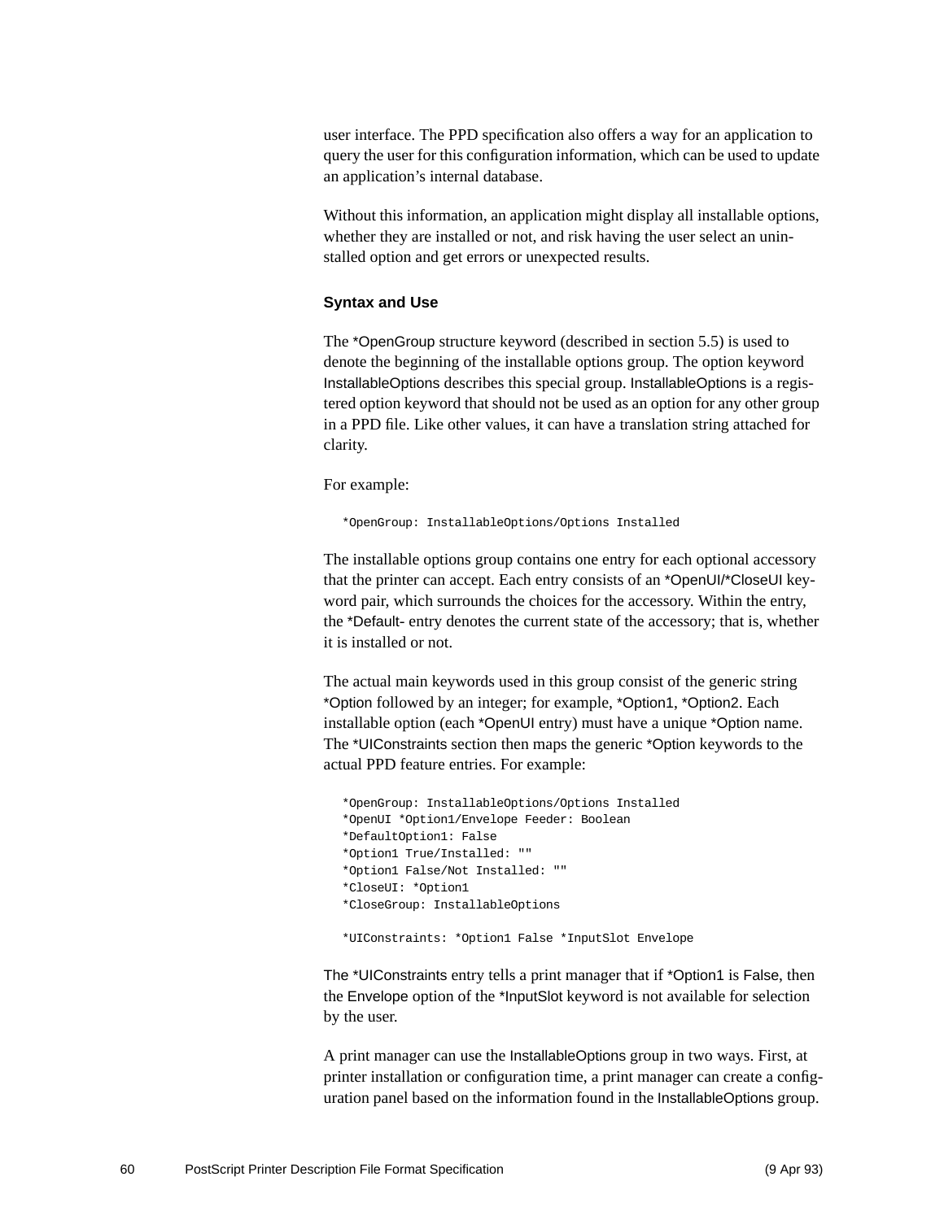user interface. The PPD specification also offers a way for an application to query the user for this configuration information, which can be used to update an application's internal database.

Without this information, an application might display all installable options, whether they are installed or not, and risk having the user select an uninstalled option and get errors or unexpected results.

### Syntax and Use

The *OpenGroup structure keyword (described in section 5.5) is used to denote the beginning of the installable options group. The option keyword InstallableOptions describes this special group. InstallableOptions is a registered option keyword that should not be used as an option for any other group in a PPD file. Like other values, it can have a translation string attached for clarity.

For example:

```
*OpenGroup: InstallableOptions/Options Installed
```

The installable options group contains one entry for each optional accessory that the printer can accept. Each entry consists of an *OpenUI/*CloseUI keyword pair, which surrounds the choices for the accessory. Within the entry, the *Default- entry denotes the current state of the accessory; that is, whether it is installed or not.

The actual main keywords used in this group consist of the generic string *Option followed by an integer; for example, *Option1, *Option2. Each installable option (each *OpenUI entry) must have a unique *Option name. The *UIConstraints section then maps the generic *Option keywords to the actual PPD feature entries. For example:

```
*OpenGroup: InstallableOptions/Options Installed
*OpenUI *Option1/Envelope Feeder: Boolean
*DefaultOption1: False
*Option1 True/Installed: ""
*Option1 False/Not Installed: ""
*CloseUI: *Option1
*CloseGroup: InstallableOptions

*UIConstraints: *Option1 False *InputSlot Envelope
```

The *UIConstraints entry tells a print manager that if *Option1 is False, then the Envelope option of the *InputSlot keyword is not available for selection by the user.

A print manager can use the InstallableOptions group in two ways. First, at printer installation or configuration time, a print manager can create a configuration panel based on the information found in the InstallableOptions group.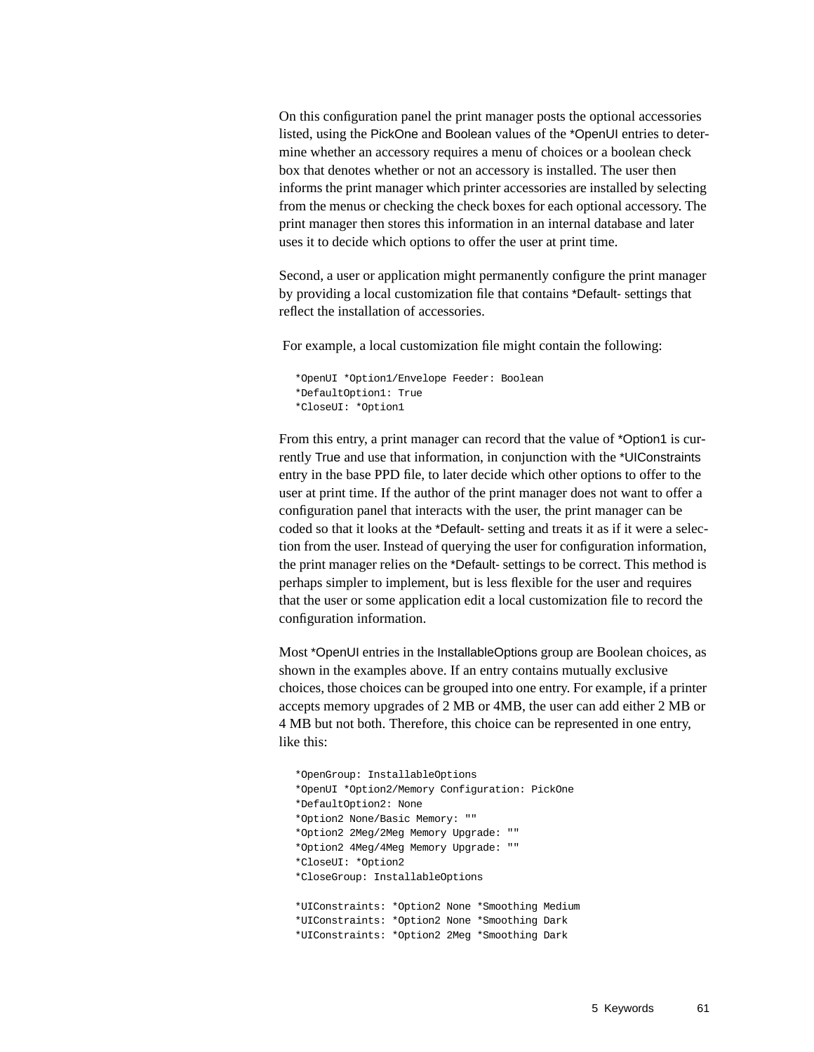On this configuration panel the print manager posts the optional accessories listed, using the PickOne and Boolean values of the *OpenUI entries to determine whether an accessory requires a menu of choices or a boolean check box that denotes whether or not an accessory is installed. The user then informs the print manager which printer accessories are installed by selecting from the menus or checking the check boxes for each optional accessory. The print manager then stores this information in an internal database and later uses it to decide which options to offer the user at print time.

Second, a user or application might permanently configure the print manager by providing a local customization file that contains *Default- settings that reflect the installation of accessories.

For example, a local customization file might contain the following:

```
*OpenUI *Option1/Envelope Feeder: Boolean
*DefaultOption1: True
*CloseUI: *Option1
```

From this entry, a print manager can record that the value of *Option1 is currently True and use that information, in conjunction with the *UIConstraints entry in the base PPD file, to later decide which other options to offer to the user at print time. If the author of the print manager does not want to offer a configuration panel that interacts with the user, the print manager can be coded so that it looks at the *Default- setting and treats it as if it were a selection from the user. Instead of querying the user for configuration information, the print manager relies on the *Default- settings to be correct. This method is perhaps simpler to implement, but is less flexible for the user and requires that the user or some application edit a local customization file to record the configuration information.

Most *OpenUI entries in the InstallableOptions group are Boolean choices, as shown in the examples above. If an entry contains mutually exclusive choices, those choices can be grouped into one entry. For example, if a printer accepts memory upgrades of 2 MB or 4MB, the user can add either 2 MB or 4 MB but not both. Therefore, this choice can be represented in one entry, like this:

```
*OpenGroup: InstallableOptions
*OpenUI *Option2/Memory Configuration: PickOne
*DefaultOption2: None
*Option2 None/Basic Memory: ""
*Option2 2Meg/2Meg Memory Upgrade: ""
*Option2 4Meg/4Meg Memory Upgrade: ""
*CloseUI: *Option2
*CloseGroup: InstallableOptions

*UIConstraints: *Option2 None *Smoothing Medium
*UIConstraints: *Option2 None *Smoothing Dark
*UIConstraints: *Option2 2Meg *Smoothing Dark
```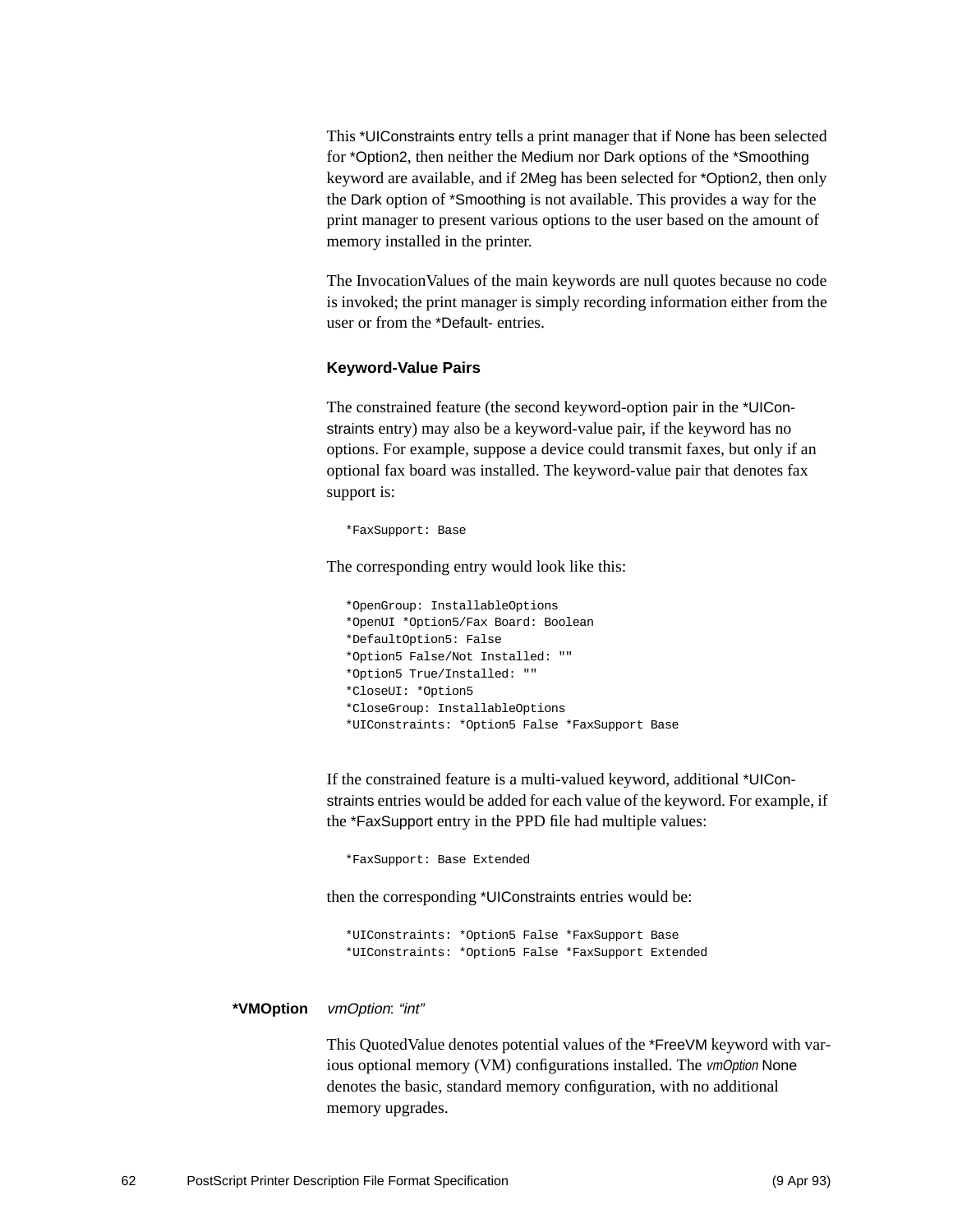This *UIConstraints entry tells a print manager that if None has been selected for *Option2, then neither the Medium nor Dark options of the *Smoothing keyword are available, and if 2Meg has been selected for *Option2, then only the Dark option of *Smoothing is not available. This provides a way for the print manager to present various options to the user based on the amount of memory installed in the printer.

The InvocationValues of the main keywords are null quotes because no code is invoked; the print manager is simply recording information either from the user or from the *Default- entries.

#### Keyword-Value Pairs

The constrained feature (the second keyword-option pair in the *UIConstraints entry) may also be a keyword-value pair, if the keyword has no options. For example, suppose a device could transmit faxes, but only if an optional fax board was installed. The keyword-value pair that denotes fax support is:

```
*FaxSupport: Base
```

The corresponding entry would look like this:

```
*OpenGroup: InstallableOptions
*OpenUI *Option5/Fax Board: Boolean
*DefaultOption5: False
*Option5 False/Not Installed: ""
*Option5 True/Installed: ""
*CloseUI: *Option5
*CloseGroup: InstallableOptions
*UIConstraints: *Option5 False *FaxSupport Base
```

If the constrained feature is a multi-valued keyword, additional *UIConstraints entries would be added for each value of the keyword. For example, if the *FaxSupport entry in the PPD file had multiple values:

```
*FaxSupport: Base Extended
```

then the corresponding *UIConstraints entries would be:

```
*UIConstraints: *Option5 False *FaxSupport Base
*UIConstraints: *Option5 False *FaxSupport Extended
```

**\*VMOption** *vmOption*: *"int"*

This QuotedValue denotes potential values of the *FreeVM keyword with various optional memory (VM) configurations installed. The *vmOption* None denotes the basic, standard memory configuration, with no additional memory upgrades.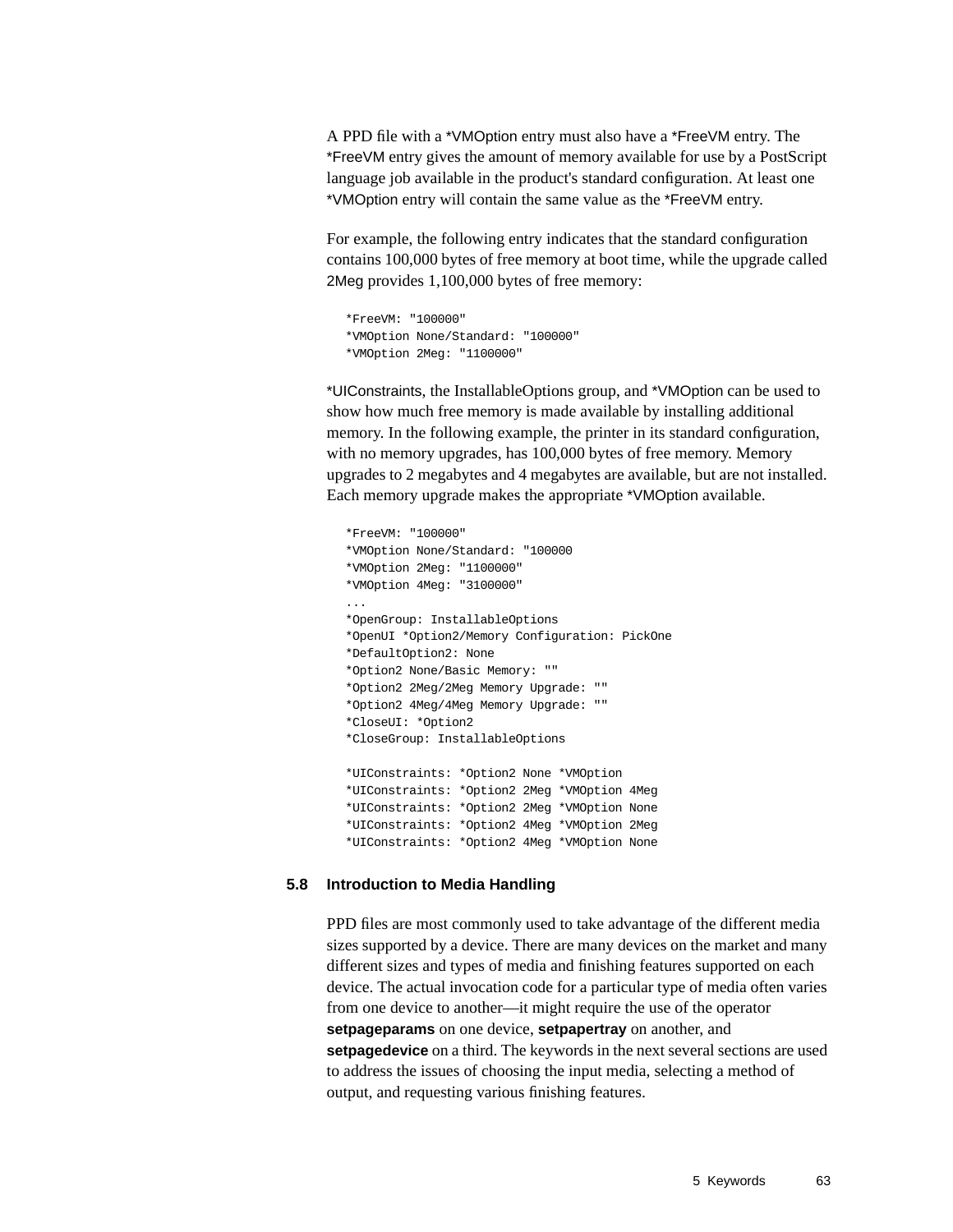A PPD file with a *VMOption entry must also have a *FreeVM entry. The *FreeVM entry gives the amount of memory available for use by a PostScript language job available in the product's standard configuration. At least one *VMOption entry will contain the same value as the *FreeVM entry.

For example, the following entry indicates that the standard configuration contains 100,000 bytes of free memory at boot time, while the upgrade called 2Meg provides 1,100,000 bytes of free memory:

```
*FreeVM: "100000"
*VMOption None/Standard: "100000"
*VMOption 2Meg: "1100000"
```

*UIConstraints, the InstallableOptions group, and *VMOption can be used to show how much free memory is made available by installing additional memory. In the following example, the printer in its standard configuration, with no memory upgrades, has 100,000 bytes of free memory. Memory upgrades to 2 megabytes and 4 megabytes are available, but are not installed. Each memory upgrade makes the appropriate *VMOption available.

```
*FreeVM: "100000"
*VMOption None/Standard: "100000
*VMOption 2Meg: "1100000"
*VMOption 4Meg: "3100000"
...
*OpenGroup: InstallableOptions
*OpenUI *Option2/Memory Configuration: PickOne
*DefaultOption2: None
*Option2 None/Basic Memory: ""
*Option2 2Meg/2Meg Memory Upgrade: ""
*Option2 4Meg/4Meg Memory Upgrade: ""
*CloseUI: *Option2
*CloseGroup: InstallableOptions

*UIConstraints: *Option2 None *VMOption
*UIConstraints: *Option2 2Meg *VMOption 4Meg
*UIConstraints: *Option2 2Meg *VMOption None
*UIConstraints: *Option2 4Meg *VMOption 2Meg
*UIConstraints: *Option2 4Meg *VMOption None
```

## 5.8 Introduction to Media Handling

PPD files are most commonly used to take advantage of the different media sizes supported by a device. There are many devices on the market and many different sizes and types of media and finishing features supported on each device. The actual invocation code for a particular type of media often varies from one device to another—it might require the use of the operator **setpageparams** on one device, **setpapertray** on another, and **setpagedevice** on a third. The keywords in the next several sections are used to address the issues of choosing the input media, selecting a method of output, and requesting various finishing features.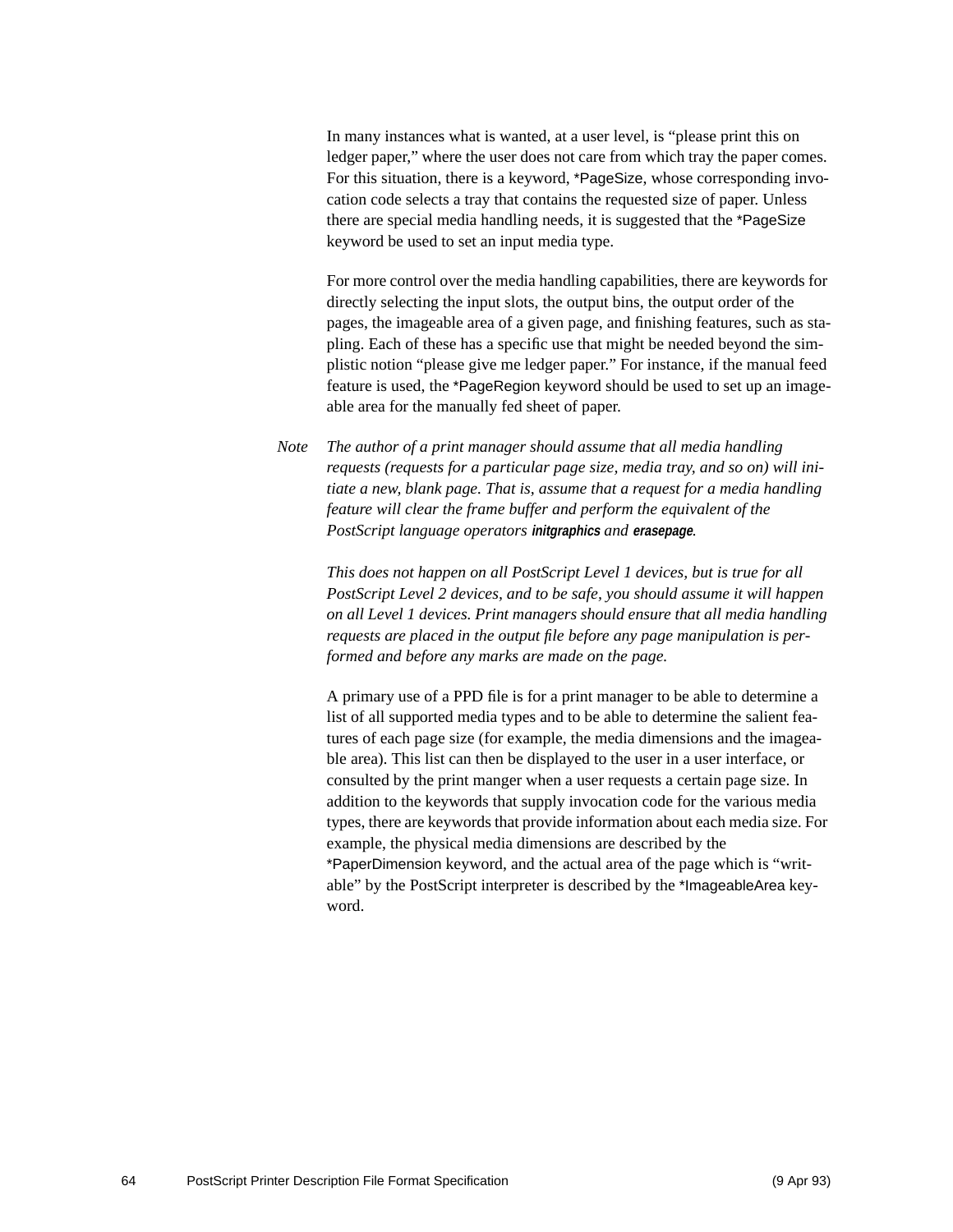In many instances what is wanted, at a user level, is "please print this on ledger paper," where the user does not care from which tray the paper comes. For this situation, there is a keyword, *PageSize, whose corresponding invocation code selects a tray that contains the requested size of paper. Unless there are special media handling needs, it is suggested that the *PageSize keyword be used to set an input media type.

For more control over the media handling capabilities, there are keywords for directly selecting the input slots, the output bins, the output order of the pages, the imageable area of a given page, and finishing features, such as stapling. Each of these has a specific use that might be needed beyond the simplistic notion "please give me ledger paper." For instance, if the manual feed feature is used, the *PageRegion keyword should be used to set up an imageable area for the manually fed sheet of paper.

*Note* *The author of a print manager should assume that all media handling requests (requests for a particular page size, media tray, and so on) will initiate a new, blank page. That is, assume that a request for a media handling feature will clear the frame buffer and perform the equivalent of the PostScript language operators* ***initgraphics*** *and* ***erasepage****.*

*This does not happen on all PostScript Level 1 devices, but is true for all PostScript Level 2 devices, and to be safe, you should assume it will happen on all Level 1 devices. Print managers should ensure that all media handling requests are placed in the output file before any page manipulation is performed and before any marks are made on the page.*

A primary use of a PPD file is for a print manager to be able to determine a list of all supported media types and to be able to determine the salient features of each page size (for example, the media dimensions and the imageable area). This list can then be displayed to the user in a user interface, or consulted by the print manger when a user requests a certain page size. In addition to the keywords that supply invocation code for the various media types, there are keywords that provide information about each media size. For example, the physical media dimensions are described by the *PaperDimension keyword, and the actual area of the page which is "writable" by the PostScript interpreter is described by the *ImageableArea keyword.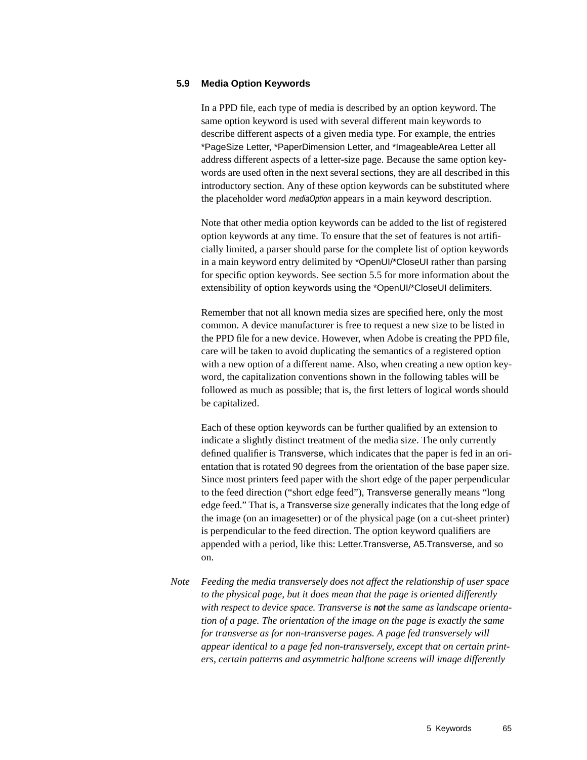## 5.9 Media Option Keywords

In a PPD file, each type of media is described by an option keyword. The same option keyword is used with several different main keywords to describe different aspects of a given media type. For example, the entries *PageSize Letter, *PaperDimension Letter, and *ImageableArea Letter all address different aspects of a letter-size page. Because the same option keywords are used often in the next several sections, they are all described in this introductory section. Any of these option keywords can be substituted where the placeholder word *mediaOption* appears in a main keyword description.

Note that other media option keywords can be added to the list of registered option keywords at any time. To ensure that the set of features is not artificially limited, a parser should parse for the complete list of option keywords in a main keyword entry delimited by *OpenUI/*CloseUI rather than parsing for specific option keywords. See section 5.5 for more information about the extensibility of option keywords using the *OpenUI/*CloseUI delimiters.

Remember that not all known media sizes are specified here, only the most common. A device manufacturer is free to request a new size to be listed in the PPD file for a new device. However, when Adobe is creating the PPD file, care will be taken to avoid duplicating the semantics of a registered option with a new option of a different name. Also, when creating a new option keyword, the capitalization conventions shown in the following tables will be followed as much as possible; that is, the first letters of logical words should be capitalized.

Each of these option keywords can be further qualified by an extension to indicate a slightly distinct treatment of the media size. The only currently defined qualifier is Transverse, which indicates that the paper is fed in an orientation that is rotated 90 degrees from the orientation of the base paper size. Since most printers feed paper with the short edge of the paper perpendicular to the feed direction ("short edge feed"), Transverse generally means "long edge feed." That is, a Transverse size generally indicates that the long edge of the image (on an imagesetter) or of the physical page (on a cut-sheet printer) is perpendicular to the feed direction. The option keyword qualifiers are appended with a period, like this: Letter.Transverse, A5.Transverse, and so on.

*Note* *Feeding the media transversely does not affect the relationship of user space to the physical page, but it does mean that the page is oriented differently with respect to device space. Transverse is* ***not*** *the same as landscape orientation of a page. The orientation of the image on the page is exactly the same for transverse as for non-transverse pages. A page fed transversely will appear identical to a page fed non-transversely, except that on certain printers, certain patterns and asymmetric halftone screens will image differently*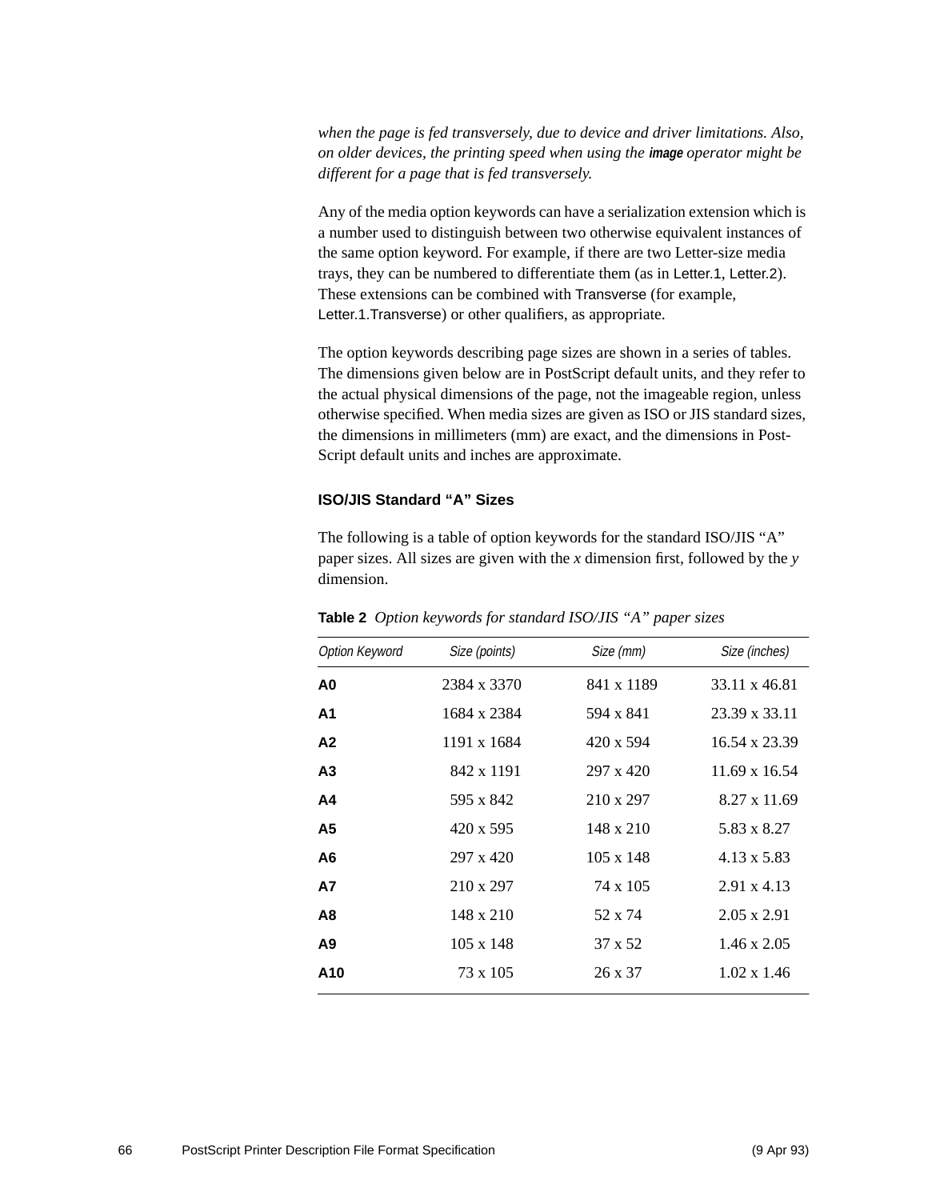*when the page is fed transversely, due to device and driver limitations. Also, on older devices, the printing speed when using the* **image** *operator might be different for a page that is fed transversely.*

Any of the media option keywords can have a serialization extension which is a number used to distinguish between two otherwise equivalent instances of the same option keyword. For example, if there are two Letter-size media trays, they can be numbered to differentiate them (as in Letter.1, Letter.2). These extensions can be combined with Transverse (for example, Letter.1.Transverse) or other qualifiers, as appropriate.

The option keywords describing page sizes are shown in a series of tables. The dimensions given below are in PostScript default units, and they refer to the actual physical dimensions of the page, not the imageable region, unless otherwise specified. When media sizes are given as ISO or JIS standard sizes, the dimensions in millimeters (mm) are exact, and the dimensions in PostScript default units and inches are approximate.

### ISO/JIS Standard "A" Sizes

The following is a table of option keywords for the standard ISO/JIS "A" paper sizes. All sizes are given with the *x* dimension first, followed by the *y* dimension.

**Table 2** *Option keywords for standard ISO/JIS "A" paper sizes*

| *Option Keyword* | *Size (points)* | *Size (mm)* | *Size (inches)* |
|---|---|---|---|
| **A0** | 2384 x 3370 | 841 x 1189 | 33.11 x 46.81 |
| **A1** | 1684 x 2384 | 594 x 841 | 23.39 x 33.11 |
| **A2** | 1191 x 1684 | 420 x 594 | 16.54 x 23.39 |
| **A3** | 842 x 1191 | 297 x 420 | 11.69 x 16.54 |
| **A4** | 595 x 842 | 210 x 297 | 8.27 x 11.69 |
| **A5** | 420 x 595 | 148 x 210 | 5.83 x 8.27 |
| **A6** | 297 x 420 | 105 x 148 | 4.13 x 5.83 |
| **A7** | 210 x 297 | 74 x 105 | 2.91 x 4.13 |
| **A8** | 148 x 210 | 52 x 74 | 2.05 x 2.91 |
| **A9** | 105 x 148 | 37 x 52 | 1.46 x 2.05 |
| **A10** | 73 x 105 | 26 x 37 | 1.02 x 1.46 |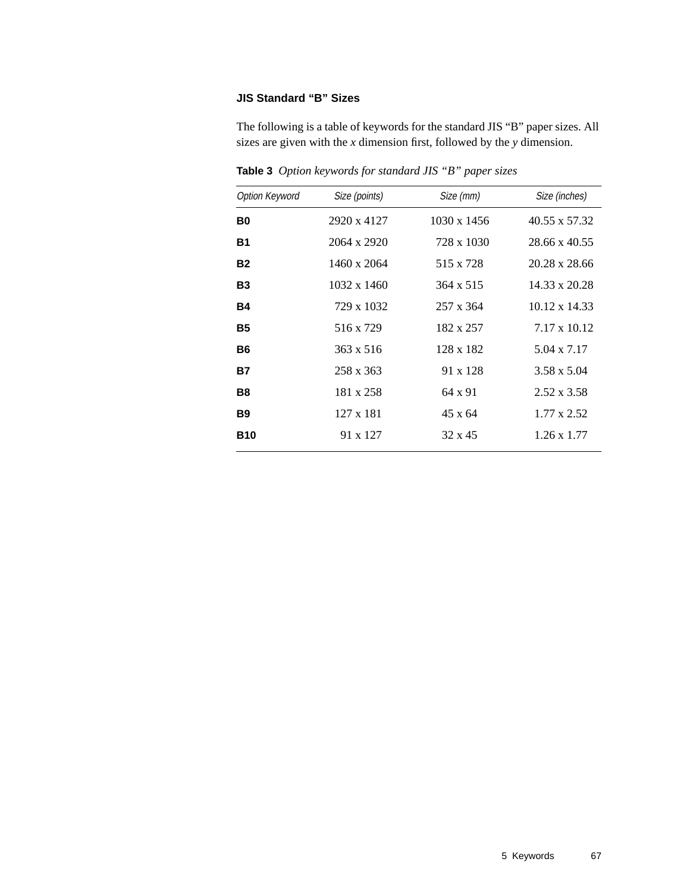### JIS Standard “B” Sizes

The following is a table of keywords for the standard JIS “B” paper sizes. All sizes are given with the *x* dimension first, followed by the *y* dimension.

**Table 3** *Option keywords for standard JIS “B” paper sizes*

| *Option Keyword* | *Size (points)* | *Size (mm)* | *Size (inches)* |
|---|---|---|---|
| **B0** | 2920 x 4127 | 1030 x 1456 | 40.55 x 57.32 |
| **B1** | 2064 x 2920 | 728 x 1030 | 28.66 x 40.55 |
| **B2** | 1460 x 2064 | 515 x 728 | 20.28 x 28.66 |
| **B3** | 1032 x 1460 | 364 x 515 | 14.33 x 20.28 |
| **B4** | 729 x 1032 | 257 x 364 | 10.12 x 14.33 |
| **B5** | 516 x 729 | 182 x 257 | 7.17 x 10.12 |
| **B6** | 363 x 516 | 128 x 182 | 5.04 x 7.17 |
| **B7** | 258 x 363 | 91 x 128 | 3.58 x 5.04 |
| **B8** | 181 x 258 | 64 x 91 | 2.52 x 3.58 |
| **B9** | 127 x 181 | 45 x 64 | 1.77 x 2.52 |
| **B10** | 91 x 127 | 32 x 45 | 1.26 x 1.77 |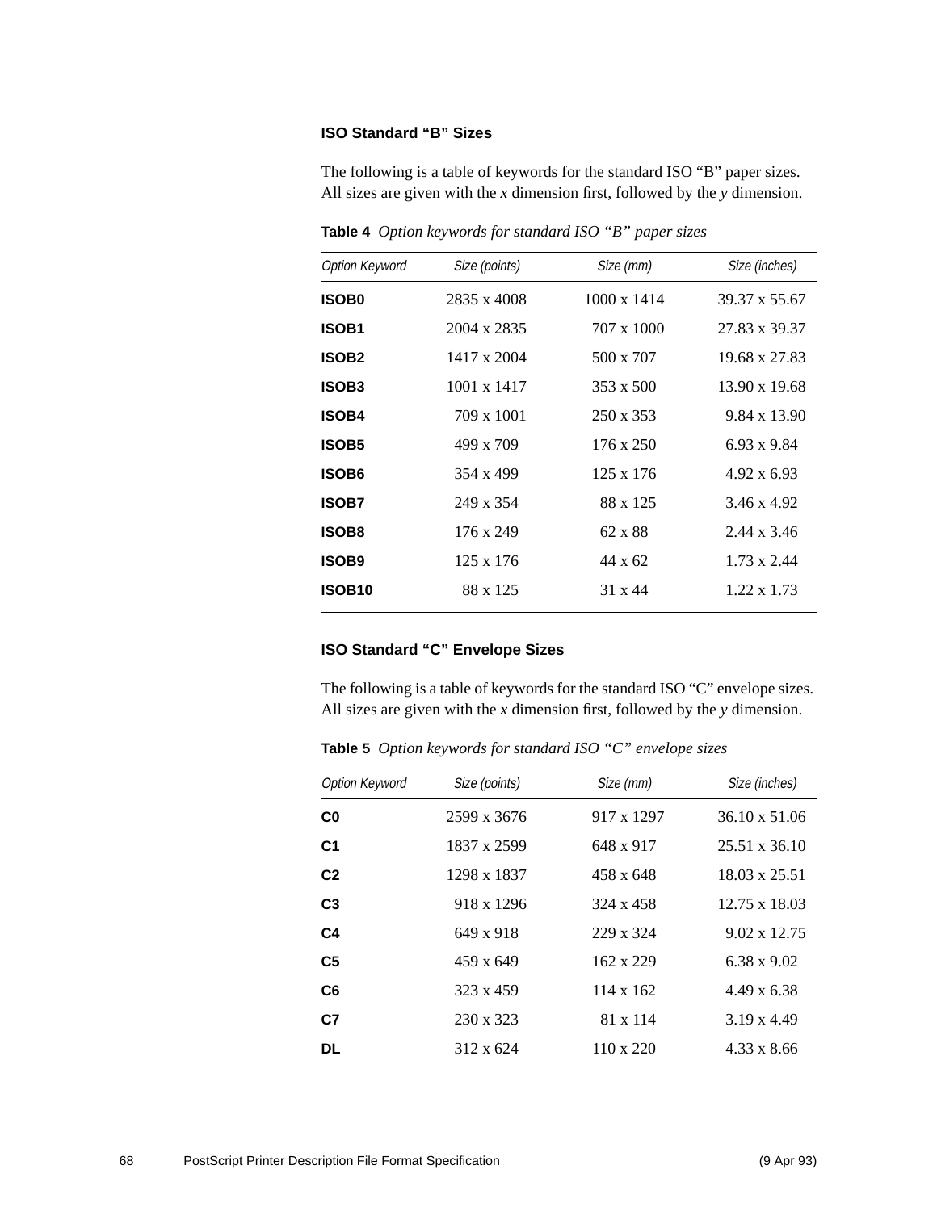### ISO Standard “B” Sizes

The following is a table of keywords for the standard ISO “B” paper sizes. All sizes are given with the *x* dimension first, followed by the *y* dimension.

**Table 4** *Option keywords for standard ISO “B” paper sizes*

| *Option Keyword* | *Size (points)* | *Size (mm)* | *Size (inches)* |
|---|---|---|---|
| **ISOB0** | 2835 x 4008 | 1000 x 1414 | 39.37 x 55.67 |
| **ISOB1** | 2004 x 2835 | 707 x 1000 | 27.83 x 39.37 |
| **ISOB2** | 1417 x 2004 | 500 x 707 | 19.68 x 27.83 |
| **ISOB3** | 1001 x 1417 | 353 x 500 | 13.90 x 19.68 |
| **ISOB4** | 709 x 1001 | 250 x 353 | 9.84 x 13.90 |
| **ISOB5** | 499 x 709 | 176 x 250 | 6.93 x 9.84 |
| **ISOB6** | 354 x 499 | 125 x 176 | 4.92 x 6.93 |
| **ISOB7** | 249 x 354 | 88 x 125 | 3.46 x 4.92 |
| **ISOB8** | 176 x 249 | 62 x 88 | 2.44 x 3.46 |
| **ISOB9** | 125 x 176 | 44 x 62 | 1.73 x 2.44 |
| **ISOB10** | 88 x 125 | 31 x 44 | 1.22 x 1.73 |

### ISO Standard “C” Envelope Sizes

The following is a table of keywords for the standard ISO “C” envelope sizes. All sizes are given with the *x* dimension first, followed by the *y* dimension.

**Table 5** *Option keywords for standard ISO “C” envelope sizes*

| *Option Keyword* | *Size (points)* | *Size (mm)* | *Size (inches)* |
|---|---|---|---|
| **C0** | 2599 x 3676 | 917 x 1297 | 36.10 x 51.06 |
| **C1** | 1837 x 2599 | 648 x 917 | 25.51 x 36.10 |
| **C2** | 1298 x 1837 | 458 x 648 | 18.03 x 25.51 |
| **C3** | 918 x 1296 | 324 x 458 | 12.75 x 18.03 |
| **C4** | 649 x 918 | 229 x 324 | 9.02 x 12.75 |
| **C5** | 459 x 649 | 162 x 229 | 6.38 x 9.02 |
| **C6** | 323 x 459 | 114 x 162 | 4.49 x 6.38 |
| **C7** | 230 x 323 | 81 x 114 | 3.19 x 4.49 |
| **DL** | 312 x 624 | 110 x 220 | 4.33 x 8.66 |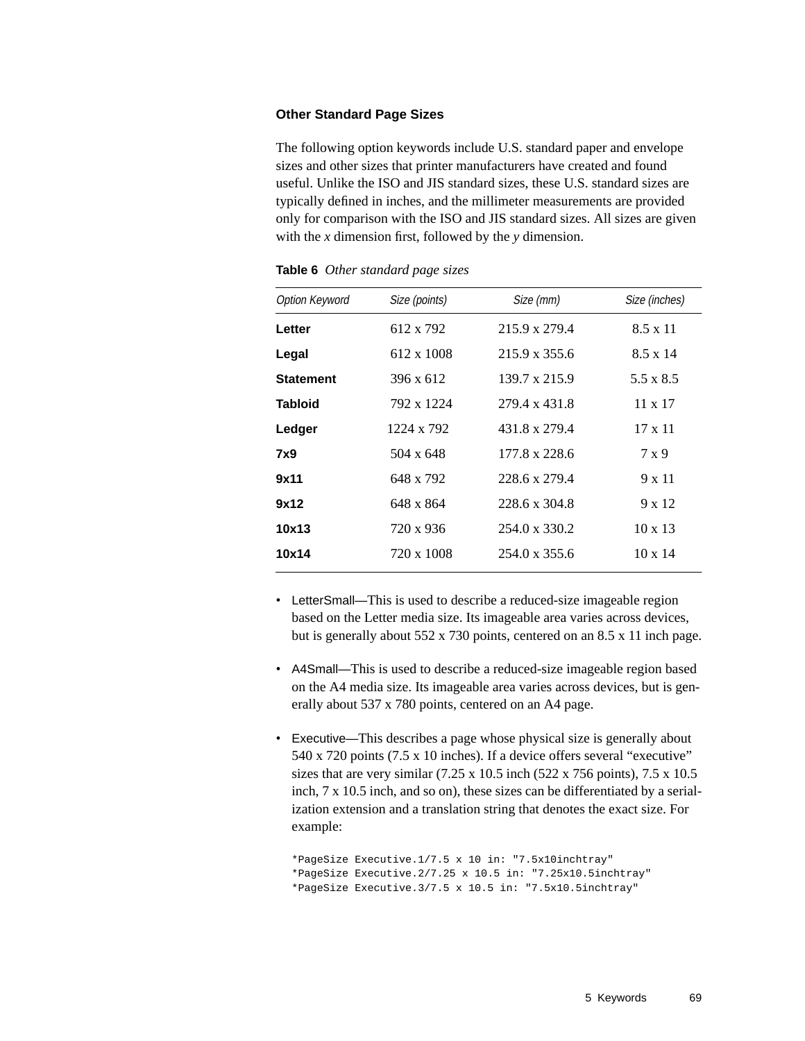### Other Standard Page Sizes

The following option keywords include U.S. standard paper and envelope sizes and other sizes that printer manufacturers have created and found useful. Unlike the ISO and JIS standard sizes, these U.S. standard sizes are typically defined in inches, and the millimeter measurements are provided only for comparison with the ISO and JIS standard sizes. All sizes are given with the *x* dimension first, followed by the *y* dimension.

**Table 6** *Other standard page sizes*

| Option Keyword | Size (points) | Size (mm) | Size (inches) |
|---|---|---|---|
| **Letter** | 612 x 792 | 215.9 x 279.4 | 8.5 x 11 |
| **Legal** | 612 x 1008 | 215.9 x 355.6 | 8.5 x 14 |
| **Statement** | 396 x 612 | 139.7 x 215.9 | 5.5 x 8.5 |
| **Tabloid** | 792 x 1224 | 279.4 x 431.8 | 11 x 17 |
| **Ledger** | 1224 x 792 | 431.8 x 279.4 | 17 x 11 |
| **7x9** | 504 x 648 | 177.8 x 228.6 | 7 x 9 |
| **9x11** | 648 x 792 | 228.6 x 279.4 | 9 x 11 |
| **9x12** | 648 x 864 | 228.6 x 304.8 | 9 x 12 |
| **10x13** | 720 x 936 | 254.0 x 330.2 | 10 x 13 |
| **10x14** | 720 x 1008 | 254.0 x 355.6 | 10 x 14 |

- LetterSmall—This is used to describe a reduced-size imageable region based on the Letter media size. Its imageable area varies across devices, but is generally about 552 x 730 points, centered on an 8.5 x 11 inch page.

- A4Small—This is used to describe a reduced-size imageable region based on the A4 media size. Its imageable area varies across devices, but is generally about 537 x 780 points, centered on an A4 page.

- Executive—This describes a page whose physical size is generally about 540 x 720 points (7.5 x 10 inches). If a device offers several "executive" sizes that are very similar (7.25 x 10.5 inch (522 x 756 points), 7.5 x 10.5 inch, 7 x 10.5 inch, and so on), these sizes can be differentiated by a serialization extension and a translation string that denotes the exact size. For example:

```
*PageSize Executive.1/7.5 x 10 in: "7.5x10inchtray"
*PageSize Executive.2/7.25 x 10.5 in: "7.25x10.5inchtray"
*PageSize Executive.3/7.5 x 10.5 in: "7.5x10.5inchtray"
```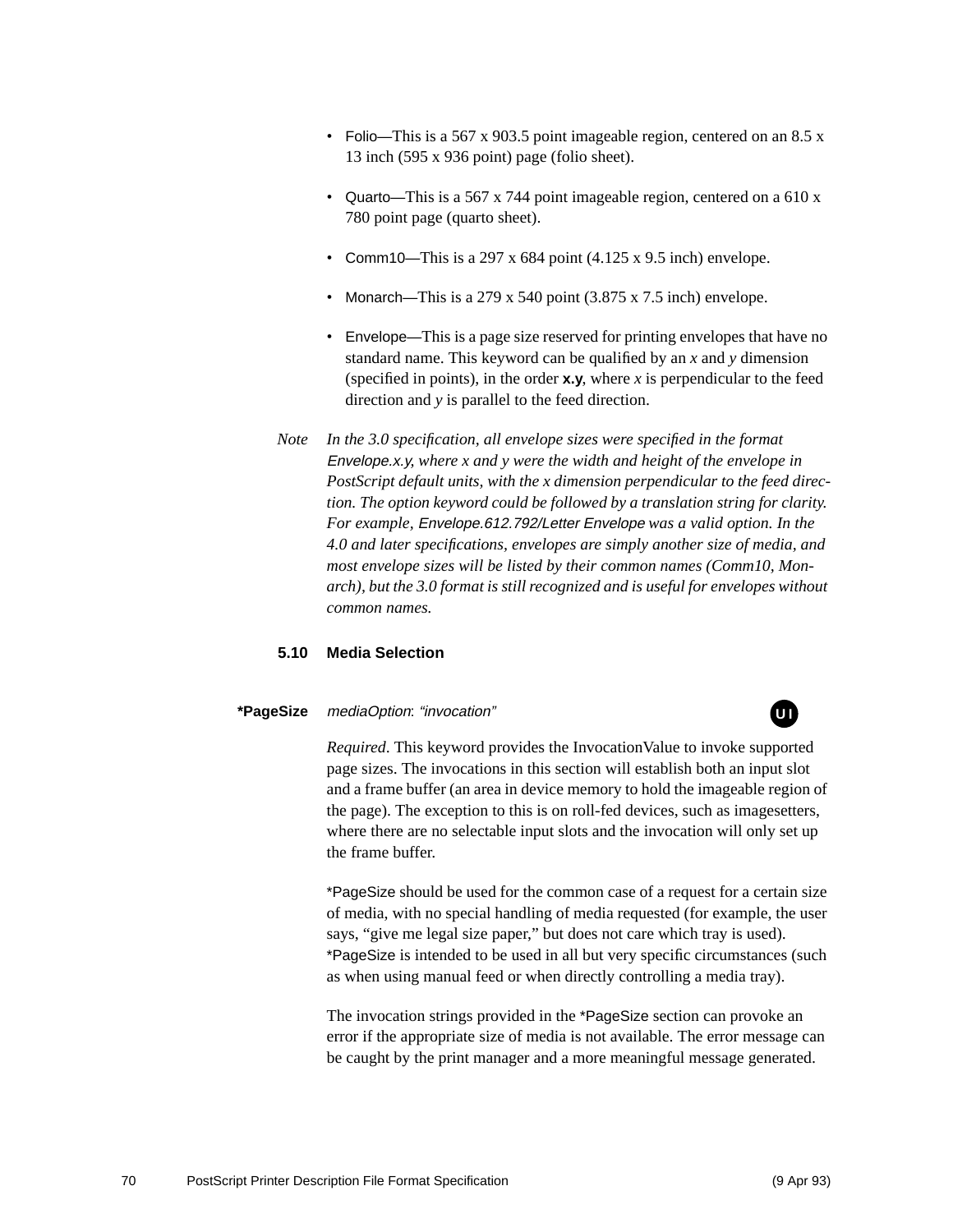- Folio—This is a 567 x 903.5 point imageable region, centered on an 8.5 x 13 inch (595 x 936 point) page (folio sheet).

- Quarto—This is a 567 x 744 point imageable region, centered on a 610 x 780 point page (quarto sheet).

- Comm10—This is a 297 x 684 point (4.125 x 9.5 inch) envelope.

- Monarch—This is a 279 x 540 point (3.875 x 7.5 inch) envelope.

- Envelope—This is a page size reserved for printing envelopes that have no standard name. This keyword can be qualified by an *x* and *y* dimension (specified in points), in the order **x.y**, where *x* is perpendicular to the feed direction and *y* is parallel to the feed direction.

*Note* *In the 3.0 specification, all envelope sizes were specified in the format Envelope.x.y, where x and y were the width and height of the envelope in PostScript default units, with the x dimension perpendicular to the feed direction. The option keyword could be followed by a translation string for clarity. For example, Envelope.612.792/Letter Envelope was a valid option. In the 4.0 and later specifications, envelopes are simply another size of media, and most envelope sizes will be listed by their common names (Comm10, Monarch), but the 3.0 format is still recognized and is useful for envelopes without common names.*

## 5.10 Media Selection

**\*PageSize** *mediaOption*: *"invocation"* (UI)

*Required*. This keyword provides the InvocationValue to invoke supported page sizes. The invocations in this section will establish both an input slot and a frame buffer (an area in device memory to hold the imageable region of the page). The exception to this is on roll-fed devices, such as imagesetters, where there are no selectable input slots and the invocation will only set up the frame buffer.

*PageSize should be used for the common case of a request for a certain size of media, with no special handling of media requested (for example, the user says, "give me legal size paper," but does not care which tray is used). *PageSize is intended to be used in all but very specific circumstances (such as when using manual feed or when directly controlling a media tray).

The invocation strings provided in the *PageSize section can provoke an error if the appropriate size of media is not available. The error message can be caught by the print manager and a more meaningful message generated.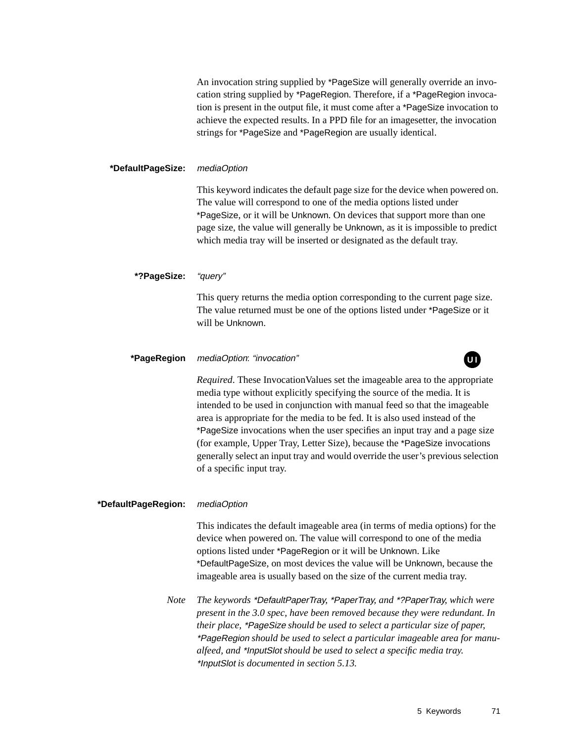An invocation string supplied by *PageSize will generally override an invocation string supplied by *PageRegion. Therefore, if a *PageRegion invocation is present in the output file, it must come after a *PageSize invocation to achieve the expected results. In a PPD file for an imagesetter, the invocation strings for *PageSize and *PageRegion are usually identical.

**\*DefaultPageSize:** *mediaOption*

This keyword indicates the default page size for the device when powered on. The value will correspond to one of the media options listed under *PageSize, or it will be Unknown. On devices that support more than one page size, the value will generally be Unknown, as it is impossible to predict which media tray will be inserted or designated as the default tray.

**\*?PageSize:** *"query"*

This query returns the media option corresponding to the current page size. The value returned must be one of the options listed under *PageSize or it will be Unknown.

**\*PageRegion** *mediaOption*: *"invocation"* **UI**

*Required*. These InvocationValues set the imageable area to the appropriate media type without explicitly specifying the source of the media. It is intended to be used in conjunction with manual feed so that the imageable area is appropriate for the media to be fed. It is also used instead of the *PageSize invocations when the user specifies an input tray and a page size (for example, Upper Tray, Letter Size), because the *PageSize invocations generally select an input tray and would override the user's previous selection of a specific input tray.

**\*DefaultPageRegion:** *mediaOption*

This indicates the default imageable area (in terms of media options) for the device when powered on. The value will correspond to one of the media options listed under *PageRegion or it will be Unknown. Like *DefaultPageSize, on most devices the value will be Unknown, because the imageable area is usually based on the size of the current media tray.

*Note* *The keywords \*DefaultPaperTray, \*PaperTray, and \*?PaperTray, which were present in the 3.0 spec, have been removed because they were redundant. In their place, \*PageSize should be used to select a particular size of paper, \*PageRegion should be used to select a particular imageable area for manualfeed, and \*InputSlot should be used to select a specific media tray. \*InputSlot is documented in section 5.13.*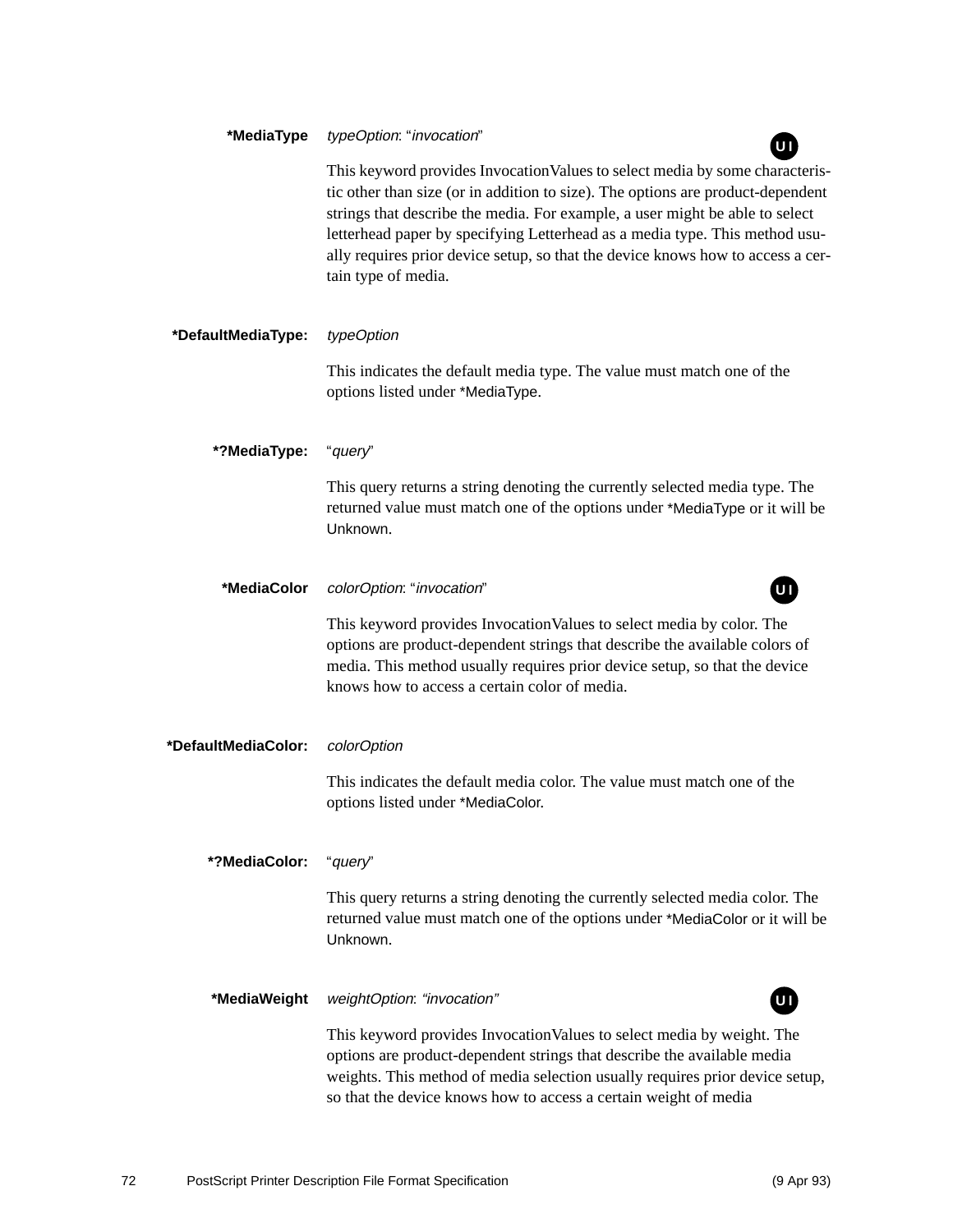**\*MediaType** *typeOption*: "*invocation*" UI

This keyword provides InvocationValues to select media by some characteristic other than size (or in addition to size). The options are product-dependent strings that describe the media. For example, a user might be able to select letterhead paper by specifying Letterhead as a media type. This method usually requires prior device setup, so that the device knows how to access a certain type of media.

**\*DefaultMediaType:** *typeOption*

This indicates the default media type. The value must match one of the options listed under *MediaType.

**\*?MediaType:** "*query*"

This query returns a string denoting the currently selected media type. The returned value must match one of the options under *MediaType or it will be Unknown.

**\*MediaColor** *colorOption*: "*invocation*" UI

This keyword provides InvocationValues to select media by color. The options are product-dependent strings that describe the available colors of media. This method usually requires prior device setup, so that the device knows how to access a certain color of media.

**\*DefaultMediaColor:** *colorOption*

This indicates the default media color. The value must match one of the options listed under *MediaColor.

**\*?MediaColor:** "*query*"

This query returns a string denoting the currently selected media color. The returned value must match one of the options under *MediaColor or it will be Unknown.

**\*MediaWeight** *weightOption*: *"invocation"* UI

This keyword provides InvocationValues to select media by weight. The options are product-dependent strings that describe the available media weights. This method of media selection usually requires prior device setup, so that the device knows how to access a certain weight of media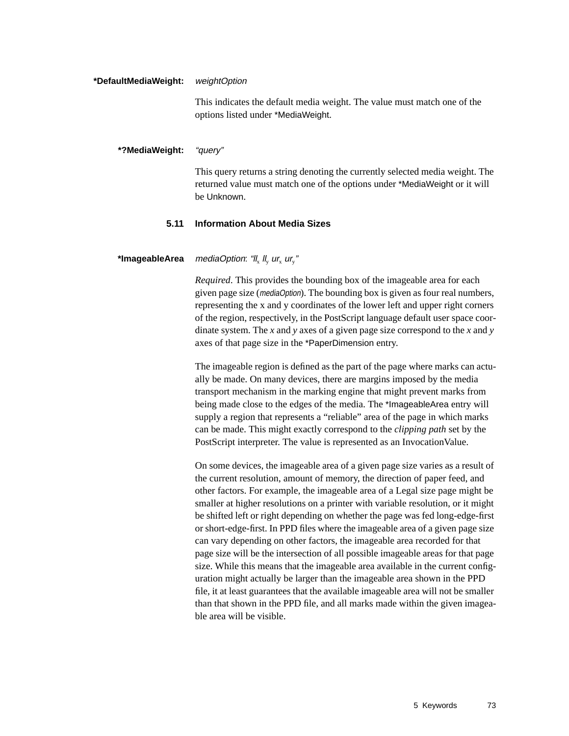**\*DefaultMediaWeight:** *weightOption*

This indicates the default media weight. The value must match one of the options listed under *MediaWeight.

**\*?MediaWeight:** *"query"*

This query returns a string denoting the currently selected media weight. The returned value must match one of the options under *MediaWeight or it will be Unknown.

## 5.11 Information About Media Sizes

**\*ImageableArea** *mediaOption*: *"$ll_x$ $ll_y$ $ur_x$ $ur_y$"*

*Required*. This provides the bounding box of the imageable area for each given page size (*mediaOption*). The bounding box is given as four real numbers, representing the x and y coordinates of the lower left and upper right corners of the region, respectively, in the PostScript language default user space coordinate system. The *x* and *y* axes of a given page size correspond to the *x* and *y* axes of that page size in the *PaperDimension entry.

The imageable region is defined as the part of the page where marks can actually be made. On many devices, there are margins imposed by the media transport mechanism in the marking engine that might prevent marks from being made close to the edges of the media. The *ImageableArea entry will supply a region that represents a "reliable" area of the page in which marks can be made. This might exactly correspond to the *clipping path* set by the PostScript interpreter. The value is represented as an InvocationValue.

On some devices, the imageable area of a given page size varies as a result of the current resolution, amount of memory, the direction of paper feed, and other factors. For example, the imageable area of a Legal size page might be smaller at higher resolutions on a printer with variable resolution, or it might be shifted left or right depending on whether the page was fed long-edge-first or short-edge-first. In PPD files where the imageable area of a given page size can vary depending on other factors, the imageable area recorded for that page size will be the intersection of all possible imageable areas for that page size. While this means that the imageable area available in the current configuration might actually be larger than the imageable area shown in the PPD file, it at least guarantees that the available imageable area will not be smaller than that shown in the PPD file, and all marks made within the given imageable area will be visible.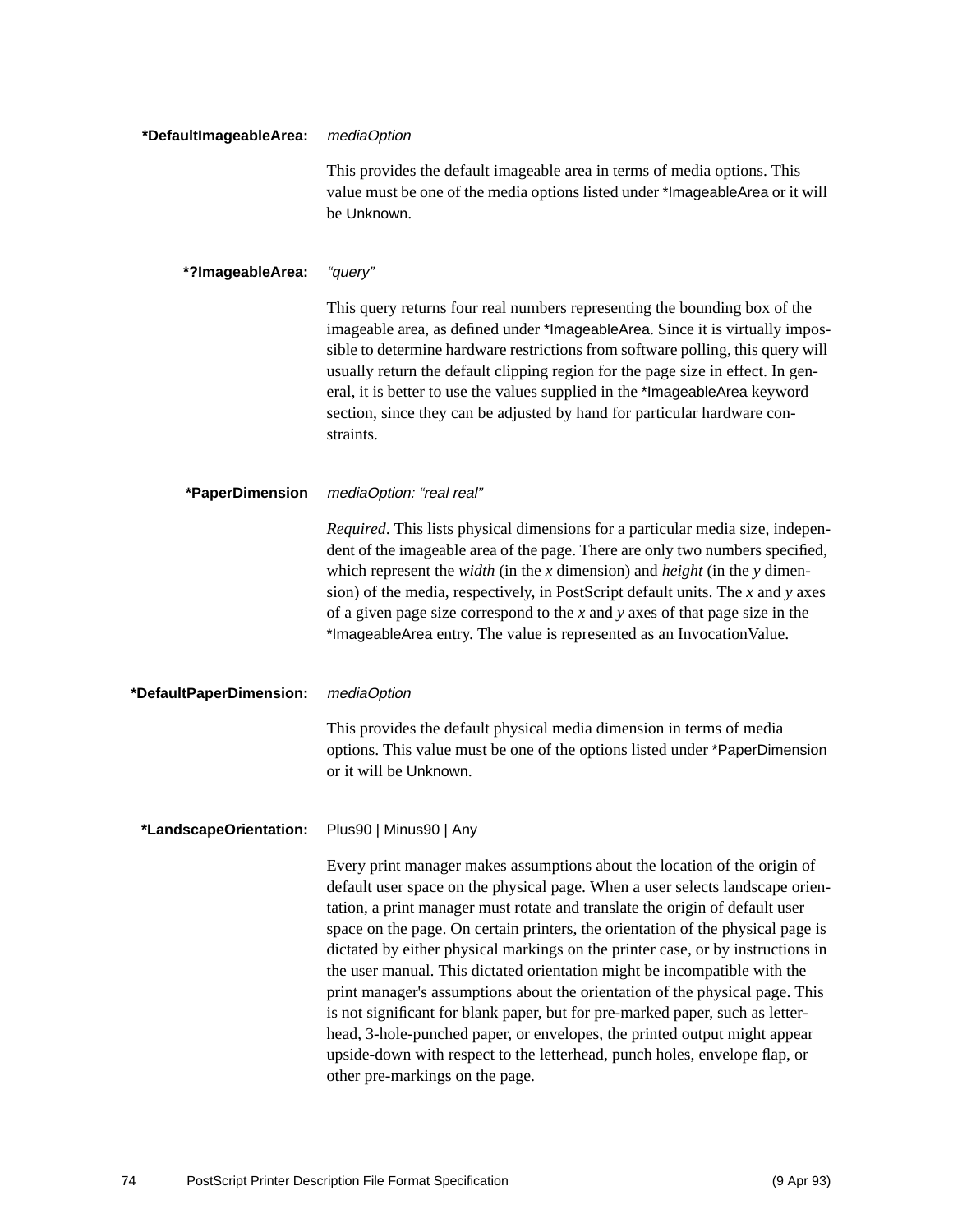**\*DefaultImageableArea:** *mediaOption*

This provides the default imageable area in terms of media options. This value must be one of the media options listed under *ImageableArea or it will be Unknown.

**\*?ImageableArea:** *"query"*

This query returns four real numbers representing the bounding box of the imageable area, as defined under *ImageableArea. Since it is virtually impossible to determine hardware restrictions from software polling, this query will usually return the default clipping region for the page size in effect. In general, it is better to use the values supplied in the *ImageableArea keyword section, since they can be adjusted by hand for particular hardware constraints.

**\*PaperDimension** *mediaOption: "real real"*

*Required*. This lists physical dimensions for a particular media size, independent of the imageable area of the page. There are only two numbers specified, which represent the *width* (in the *x* dimension) and *height* (in the *y* dimension) of the media, respectively, in PostScript default units. The *x* and *y* axes of a given page size correspond to the *x* and *y* axes of that page size in the *ImageableArea entry. The value is represented as an InvocationValue.

**\*DefaultPaperDimension:** *mediaOption*

This provides the default physical media dimension in terms of media options. This value must be one of the options listed under *PaperDimension or it will be Unknown.

**\*LandscapeOrientation:** Plus90 | Minus90 | Any

Every print manager makes assumptions about the location of the origin of default user space on the physical page. When a user selects landscape orientation, a print manager must rotate and translate the origin of default user space on the page. On certain printers, the orientation of the physical page is dictated by either physical markings on the printer case, or by instructions in the user manual. This dictated orientation might be incompatible with the print manager's assumptions about the orientation of the physical page. This is not significant for blank paper, but for pre-marked paper, such as letterhead, 3-hole-punched paper, or envelopes, the printed output might appear upside-down with respect to the letterhead, punch holes, envelope flap, or other pre-markings on the page.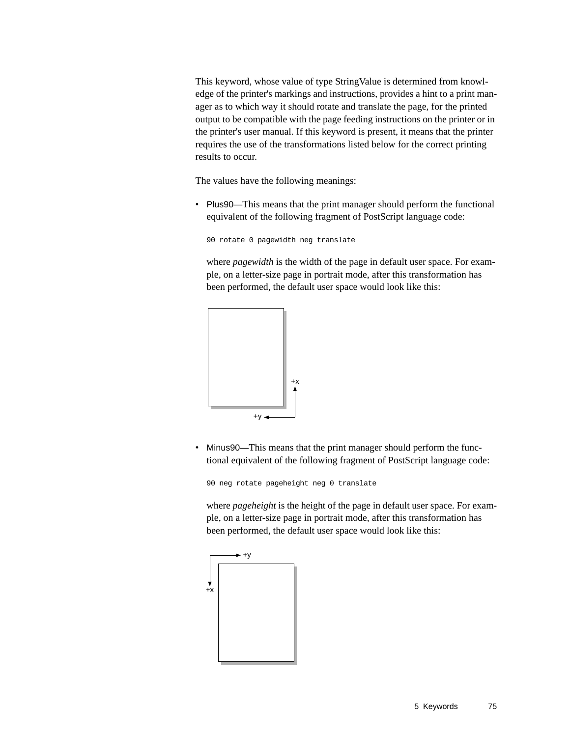This keyword, whose value of type StringValue is determined from knowledge of the printer's markings and instructions, provides a hint to a print manager as to which way it should rotate and translate the page, for the printed output to be compatible with the page feeding instructions on the printer or in the printer's user manual. If this keyword is present, it means that the printer requires the use of the transformations listed below for the correct printing results to occur.

The values have the following meanings:

- Plus90—This means that the print manager should perform the functional equivalent of the following fragment of PostScript language code:

  ```
  90 rotate 0 pagewidth neg translate
  ```

  where *pagewidth* is the width of the page in default user space. For example, on a letter-size page in portrait mode, after this transformation has been performed, the default user space would look like this:

  +x

  +y

- Minus90—This means that the print manager should perform the functional equivalent of the following fragment of PostScript language code:

  ```
  90 neg rotate pageheight neg 0 translate
  ```

  where *pageheight* is the height of the page in default user space. For example, on a letter-size page in portrait mode, after this transformation has been performed, the default user space would look like this:

  +y

  +x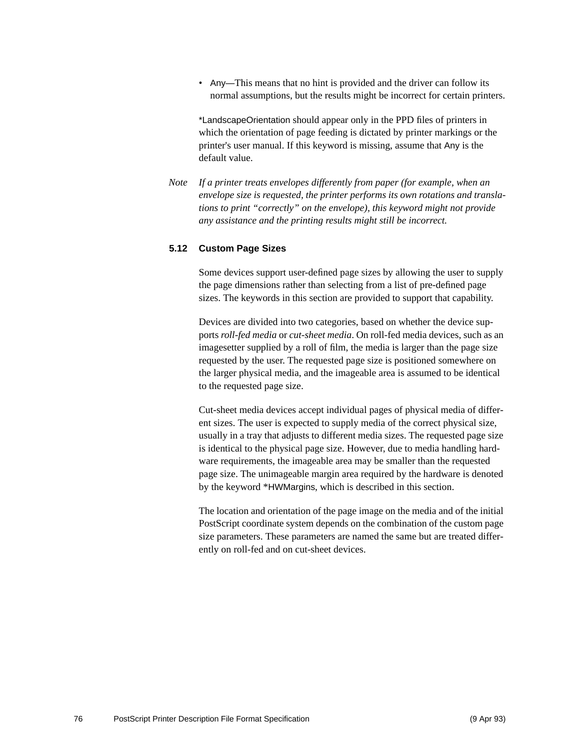- Any—This means that no hint is provided and the driver can follow its normal assumptions, but the results might be incorrect for certain printers.

*LandscapeOrientation should appear only in the PPD files of printers in which the orientation of page feeding is dictated by printer markings or the printer's user manual. If this keyword is missing, assume that Any is the default value.

*Note* *If a printer treats envelopes differently from paper (for example, when an envelope size is requested, the printer performs its own rotations and translations to print "correctly" on the envelope), this keyword might not provide any assistance and the printing results might still be incorrect.*

## 5.12 Custom Page Sizes

Some devices support user-defined page sizes by allowing the user to supply the page dimensions rather than selecting from a list of pre-defined page sizes. The keywords in this section are provided to support that capability.

Devices are divided into two categories, based on whether the device supports *roll-fed media* or *cut-sheet media*. On roll-fed media devices, such as an imagesetter supplied by a roll of film, the media is larger than the page size requested by the user. The requested page size is positioned somewhere on the larger physical media, and the imageable area is assumed to be identical to the requested page size.

Cut-sheet media devices accept individual pages of physical media of different sizes. The user is expected to supply media of the correct physical size, usually in a tray that adjusts to different media sizes. The requested page size is identical to the physical page size. However, due to media handling hardware requirements, the imageable area may be smaller than the requested page size. The unimageable margin area required by the hardware is denoted by the keyword *HWMargins, which is described in this section.

The location and orientation of the page image on the media and of the initial PostScript coordinate system depends on the combination of the custom page size parameters. These parameters are named the same but are treated differently on roll-fed and on cut-sheet devices.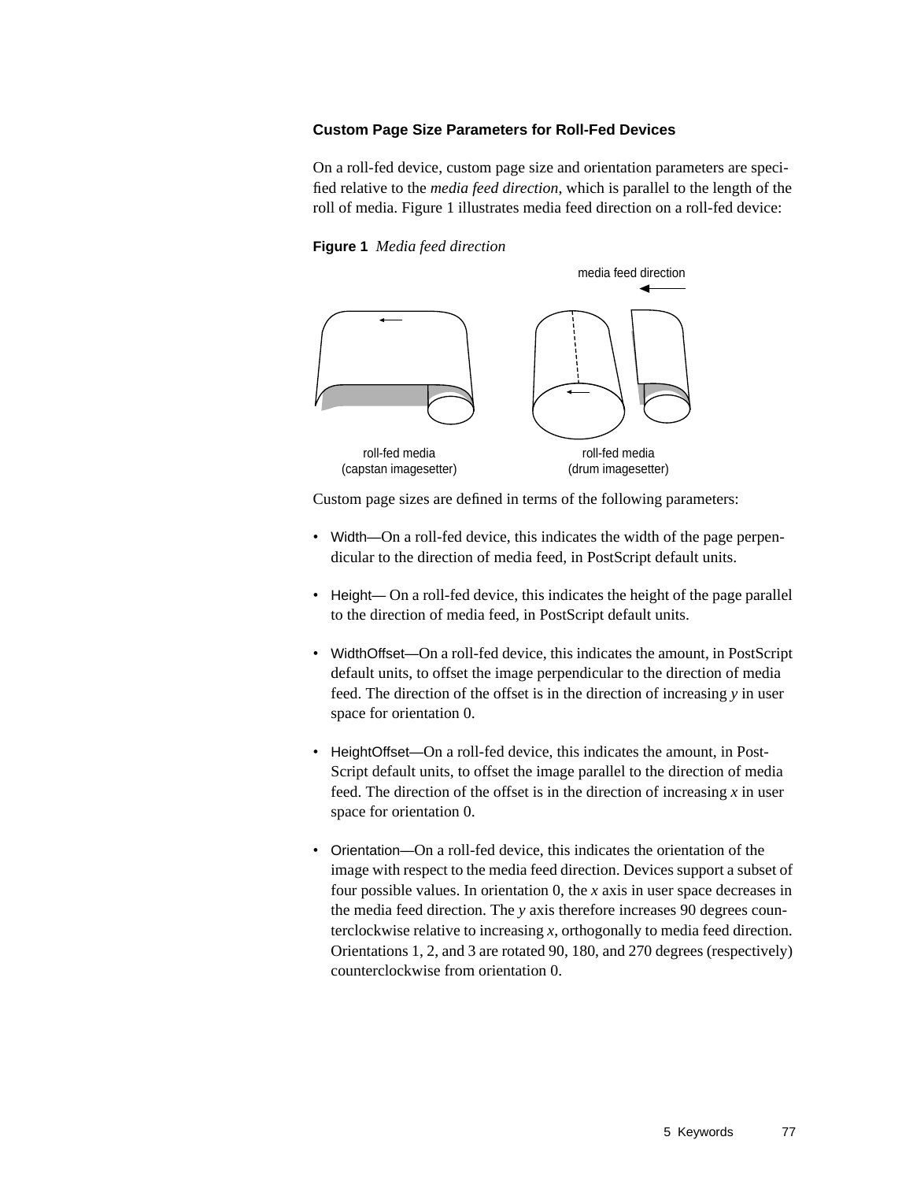### Custom Page Size Parameters for Roll-Fed Devices

On a roll-fed device, custom page size and orientation parameters are specified relative to the *media feed direction*, which is parallel to the length of the roll of media. Figure 1 illustrates media feed direction on a roll-fed device:

**Figure 1** *Media feed direction*

Custom page sizes are defined in terms of the following parameters:

- Width—On a roll-fed device, this indicates the width of the page perpendicular to the direction of media feed, in PostScript default units.

- Height— On a roll-fed device, this indicates the height of the page parallel to the direction of media feed, in PostScript default units.

- WidthOffset—On a roll-fed device, this indicates the amount, in PostScript default units, to offset the image perpendicular to the direction of media feed. The direction of the offset is in the direction of increasing *y* in user space for orientation 0.

- HeightOffset—On a roll-fed device, this indicates the amount, in PostScript default units, to offset the image parallel to the direction of media feed. The direction of the offset is in the direction of increasing *x* in user space for orientation 0.

- Orientation—On a roll-fed device, this indicates the orientation of the image with respect to the media feed direction. Devices support a subset of four possible values. In orientation 0, the *x* axis in user space decreases in the media feed direction. The *y* axis therefore increases 90 degrees counterclockwise relative to increasing *x*, orthogonally to media feed direction. Orientations 1, 2, and 3 are rotated 90, 180, and 270 degrees (respectively) counterclockwise from orientation 0.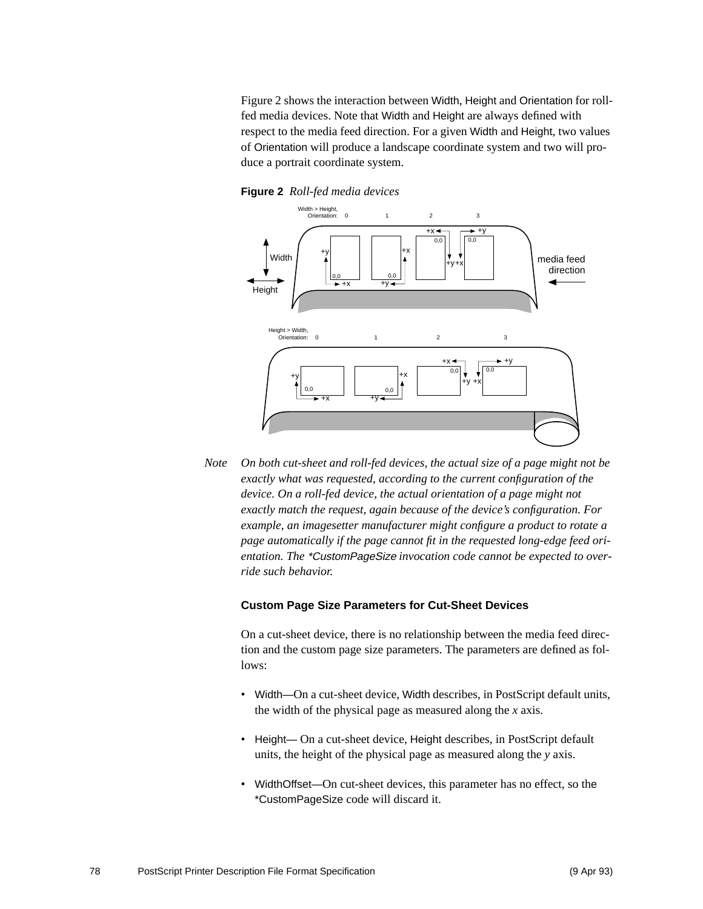Figure 2 shows the interaction between Width, Height and Orientation for roll-fed media devices. Note that Width and Height are always defined with respect to the media feed direction. For a given Width and Height, two values of Orientation will produce a landscape coordinate system and two will produce a portrait coordinate system.

**Figure 2** *Roll-fed media devices*

*Note* *On both cut-sheet and roll-fed devices, the actual size of a page might not be exactly what was requested, according to the current configuration of the device. On a roll-fed device, the actual orientation of a page might not exactly match the request, again because of the device's configuration. For example, an imagesetter manufacturer might configure a product to rotate a page automatically if the page cannot fit in the requested long-edge feed orientation. The *CustomPageSize invocation code cannot be expected to override such behavior.*

### Custom Page Size Parameters for Cut-Sheet Devices

On a cut-sheet device, there is no relationship between the media feed direction and the custom page size parameters. The parameters are defined as follows:

- Width—On a cut-sheet device, Width describes, in PostScript default units, the width of the physical page as measured along the *x* axis.
- Height— On a cut-sheet device, Height describes, in PostScript default units, the height of the physical page as measured along the *y* axis.
- WidthOffset—On cut-sheet devices, this parameter has no effect, so the *CustomPageSize code will discard it.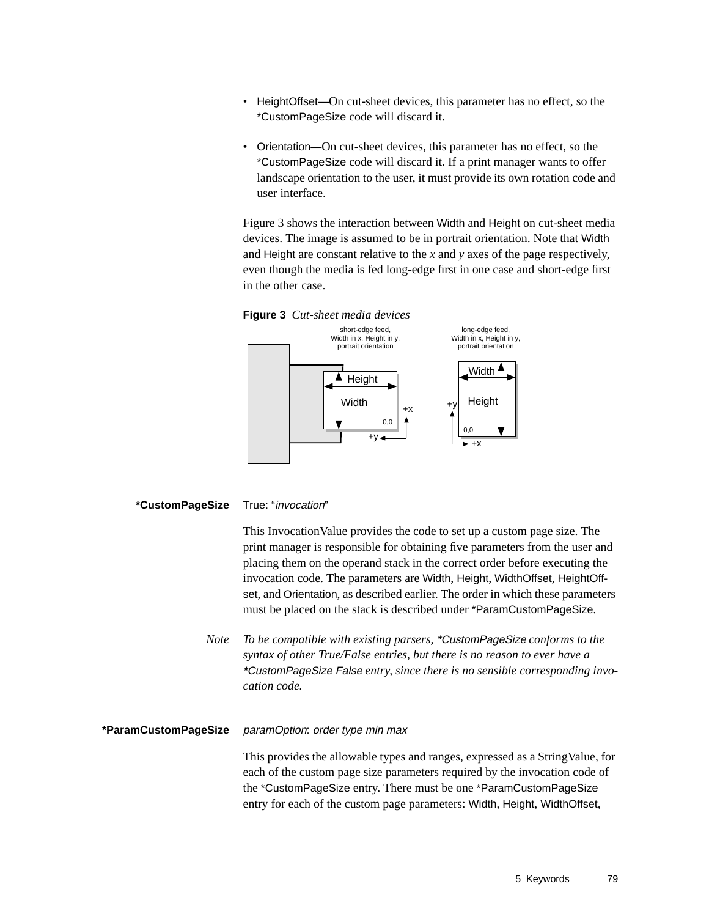- HeightOffset—On cut-sheet devices, this parameter has no effect, so the *CustomPageSize code will discard it.

- Orientation—On cut-sheet devices, this parameter has no effect, so the *CustomPageSize code will discard it. If a print manager wants to offer landscape orientation to the user, it must provide its own rotation code and user interface.

Figure 3 shows the interaction between Width and Height on cut-sheet media devices. The image is assumed to be in portrait orientation. Note that Width and Height are constant relative to the *x* and *y* axes of the page respectively, even though the media is fed long-edge first in one case and short-edge first in the other case.

**Figure 3** *Cut-sheet media devices*

short-edge feed, Width in x, Height in y, portrait orientation

long-edge feed, Width in x, Height in y, portrait orientation

**\*CustomPageSize** True: "*invocation*"

This InvocationValue provides the code to set up a custom page size. The print manager is responsible for obtaining five parameters from the user and placing them on the operand stack in the correct order before executing the invocation code. The parameters are Width, Height, WidthOffset, HeightOffset, and Orientation, as described earlier. The order in which these parameters must be placed on the stack is described under *ParamCustomPageSize.

*Note* *To be compatible with existing parsers, *CustomPageSize conforms to the syntax of other True/False entries, but there is no reason to ever have a *CustomPageSize False entry, since there is no sensible corresponding invocation code.*

**\*ParamCustomPageSize** *paramOption*: *order type min max*

This provides the allowable types and ranges, expressed as a StringValue, for each of the custom page size parameters required by the invocation code of the *CustomPageSize entry. There must be one *ParamCustomPageSize entry for each of the custom page parameters: Width, Height, WidthOffset,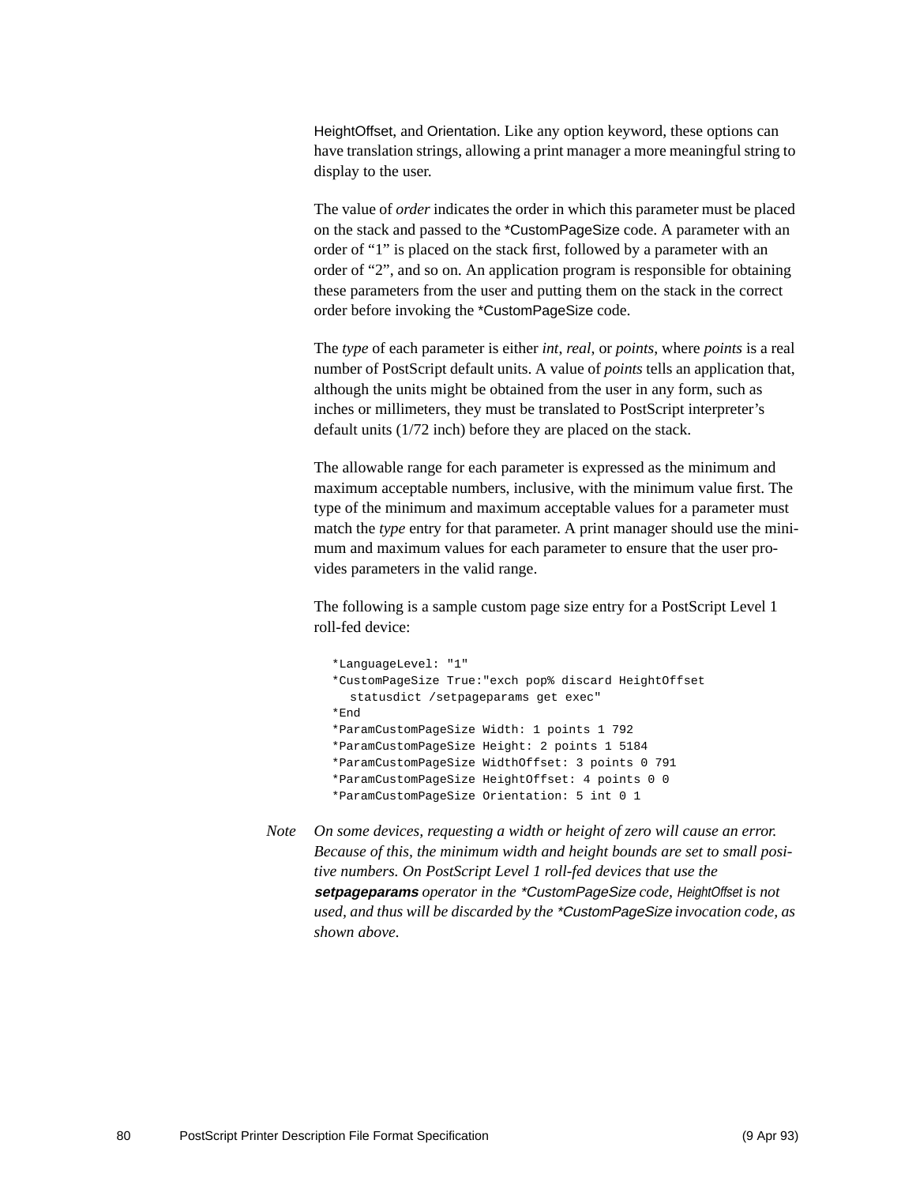HeightOffset, and Orientation. Like any option keyword, these options can have translation strings, allowing a print manager a more meaningful string to display to the user.

The value of *order* indicates the order in which this parameter must be placed on the stack and passed to the *CustomPageSize code. A parameter with an order of “1” is placed on the stack first, followed by a parameter with an order of “2”, and so on. An application program is responsible for obtaining these parameters from the user and putting them on the stack in the correct order before invoking the *CustomPageSize code.

The *type* of each parameter is either *int*, *real*, or *points*, where *points* is a real number of PostScript default units. A value of *points* tells an application that, although the units might be obtained from the user in any form, such as inches or millimeters, they must be translated to PostScript interpreter’s default units (1/72 inch) before they are placed on the stack.

The allowable range for each parameter is expressed as the minimum and maximum acceptable numbers, inclusive, with the minimum value first. The type of the minimum and maximum acceptable values for a parameter must match the *type* entry for that parameter. A print manager should use the minimum and maximum values for each parameter to ensure that the user provides parameters in the valid range.

The following is a sample custom page size entry for a PostScript Level 1 roll-fed device:

```
*LanguageLevel: "1"
*CustomPageSize True:"exch pop% discard HeightOffset
  statusdict /setpageparams get exec"
*End
*ParamCustomPageSize Width: 1 points 1 792
*ParamCustomPageSize Height: 2 points 1 5184
*ParamCustomPageSize WidthOffset: 3 points 0 791
*ParamCustomPageSize HeightOffset: 4 points 0 0
*ParamCustomPageSize Orientation: 5 int 0 1
```

*Note* *On some devices, requesting a width or height of zero will cause an error. Because of this, the minimum width and height bounds are set to small positive numbers. On PostScript Level 1 roll-fed devices that use the* ***setpageparams*** *operator in the *CustomPageSize code, HeightOffset is not used, and thus will be discarded by the *CustomPageSize invocation code, as shown above.*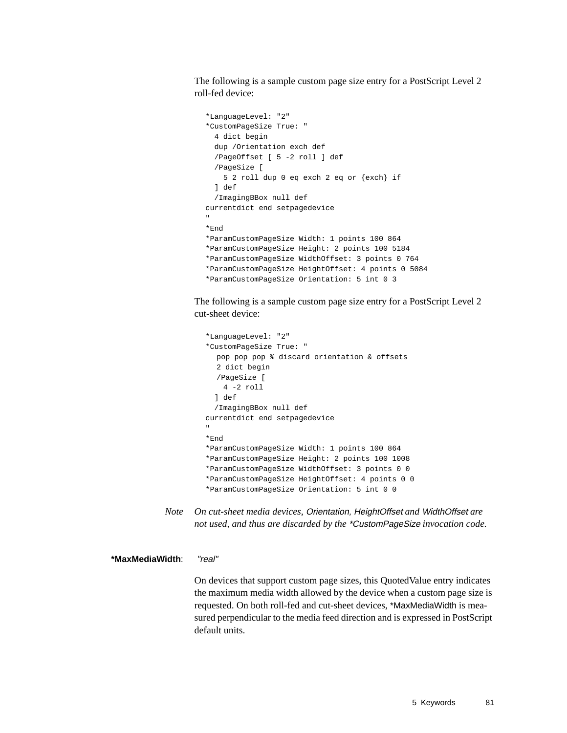The following is a sample custom page size entry for a PostScript Level 2 roll-fed device:

```
*LanguageLevel: "2"
*CustomPageSize True: "
  4 dict begin
  dup /Orientation exch def
  /PageOffset [ 5 -2 roll ] def
  /PageSize [
    5 2 roll dup 0 eq exch 2 eq or {exch} if
  ] def
  /ImagingBBox null def
currentdict end setpagedevice
"
*End
*ParamCustomPageSize Width: 1 points 100 864
*ParamCustomPageSize Height: 2 points 100 5184
*ParamCustomPageSize WidthOffset: 3 points 0 764
*ParamCustomPageSize HeightOffset: 4 points 0 5084
*ParamCustomPageSize Orientation: 5 int 0 3
```

The following is a sample custom page size entry for a PostScript Level 2 cut-sheet device:

```
*LanguageLevel: "2"
*CustomPageSize True: "
   pop pop pop % discard orientation & offsets
   2 dict begin
   /PageSize [
     4 -2 roll
  ] def
  /ImagingBBox null def
currentdict end setpagedevice
"
*End
*ParamCustomPageSize Width: 1 points 100 864
*ParamCustomPageSize Height: 2 points 100 1008
*ParamCustomPageSize WidthOffset: 3 points 0 0
*ParamCustomPageSize HeightOffset: 4 points 0 0
*ParamCustomPageSize Orientation: 5 int 0 0
```

*Note* *On cut-sheet media devices, Orientation, HeightOffset and WidthOffset are not used, and thus are discarded by the *CustomPageSize invocation code.*

**\*MaxMediaWidth**: *"real"*

On devices that support custom page sizes, this QuotedValue entry indicates the maximum media width allowed by the device when a custom page size is requested. On both roll-fed and cut-sheet devices, *MaxMediaWidth is measured perpendicular to the media feed direction and is expressed in PostScript default units.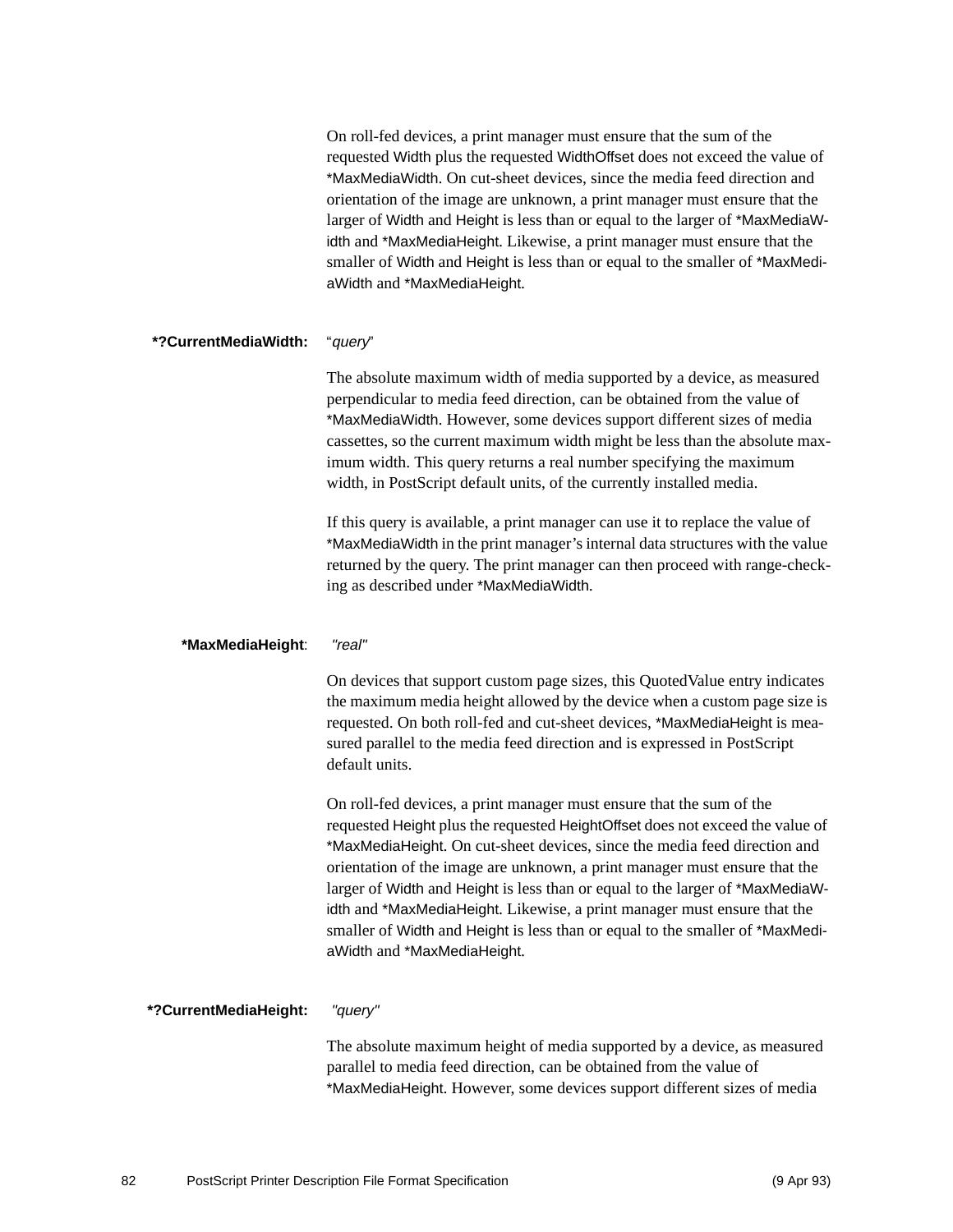On roll-fed devices, a print manager must ensure that the sum of the requested Width plus the requested WidthOffset does not exceed the value of *MaxMediaWidth. On cut-sheet devices, since the media feed direction and orientation of the image are unknown, a print manager must ensure that the larger of Width and Height is less than or equal to the larger of *MaxMediaWidth and *MaxMediaHeight. Likewise, a print manager must ensure that the smaller of Width and Height is less than or equal to the smaller of *MaxMediaWidth and *MaxMediaHeight.

**\*?CurrentMediaWidth:** "*query*"

The absolute maximum width of media supported by a device, as measured perpendicular to media feed direction, can be obtained from the value of *MaxMediaWidth. However, some devices support different sizes of media cassettes, so the current maximum width might be less than the absolute maximum width. This query returns a real number specifying the maximum width, in PostScript default units, of the currently installed media.

If this query is available, a print manager can use it to replace the value of *MaxMediaWidth in the print manager's internal data structures with the value returned by the query. The print manager can then proceed with range-checking as described under *MaxMediaWidth.

**\*MaxMediaHeight:** *"real"*

On devices that support custom page sizes, this QuotedValue entry indicates the maximum media height allowed by the device when a custom page size is requested. On both roll-fed and cut-sheet devices, *MaxMediaHeight is measured parallel to the media feed direction and is expressed in PostScript default units.

On roll-fed devices, a print manager must ensure that the sum of the requested Height plus the requested HeightOffset does not exceed the value of *MaxMediaHeight. On cut-sheet devices, since the media feed direction and orientation of the image are unknown, a print manager must ensure that the larger of Width and Height is less than or equal to the larger of *MaxMediaWidth and *MaxMediaHeight. Likewise, a print manager must ensure that the smaller of Width and Height is less than or equal to the smaller of *MaxMediaWidth and *MaxMediaHeight.

**\*?CurrentMediaHeight:** *"query"*

The absolute maximum height of media supported by a device, as measured parallel to media feed direction, can be obtained from the value of *MaxMediaHeight. However, some devices support different sizes of media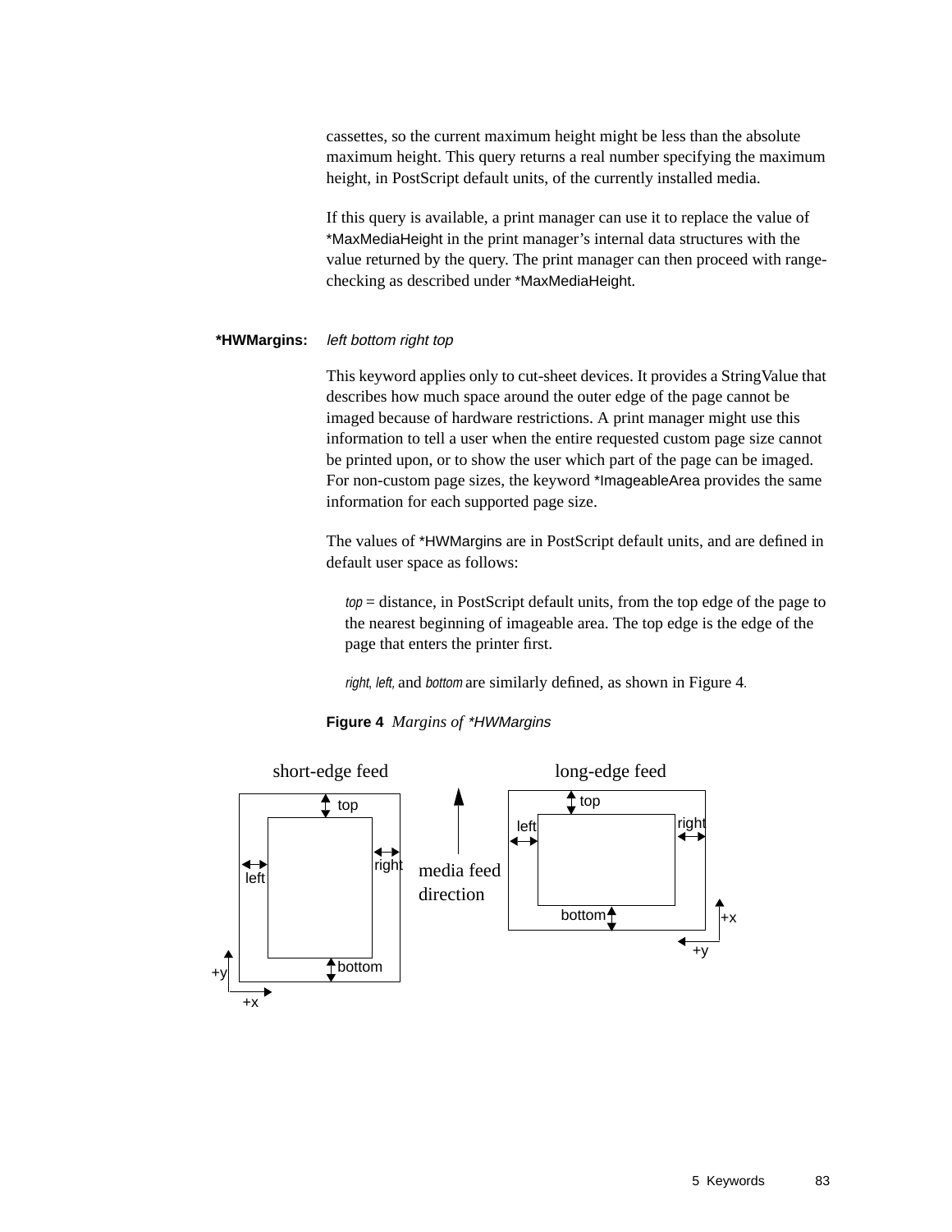cassettes, so the current maximum height might be less than the absolute maximum height. This query returns a real number specifying the maximum height, in PostScript default units, of the currently installed media.

If this query is available, a print manager can use it to replace the value of *MaxMediaHeight in the print manager's internal data structures with the value returned by the query. The print manager can then proceed with range-checking as described under *MaxMediaHeight.

**\*HWMargins:** *left bottom right top*

This keyword applies only to cut-sheet devices. It provides a StringValue that describes how much space around the outer edge of the page cannot be imaged because of hardware restrictions. A print manager might use this information to tell a user when the entire requested custom page size cannot be printed upon, or to show the user which part of the page can be imaged. For non-custom page sizes, the keyword *ImageableArea provides the same information for each supported page size.

The values of *HWMargins are in PostScript default units, and are defined in default user space as follows:

> *top* = distance, in PostScript default units, from the top edge of the page to the nearest beginning of imageable area. The top edge is the edge of the page that enters the printer first.
>
> *right, left,* and *bottom* are similarly defined, as shown in Figure 4.

**Figure 4** *Margins of *HWMargins*

short-edge feed | media feed direction | long-edge feed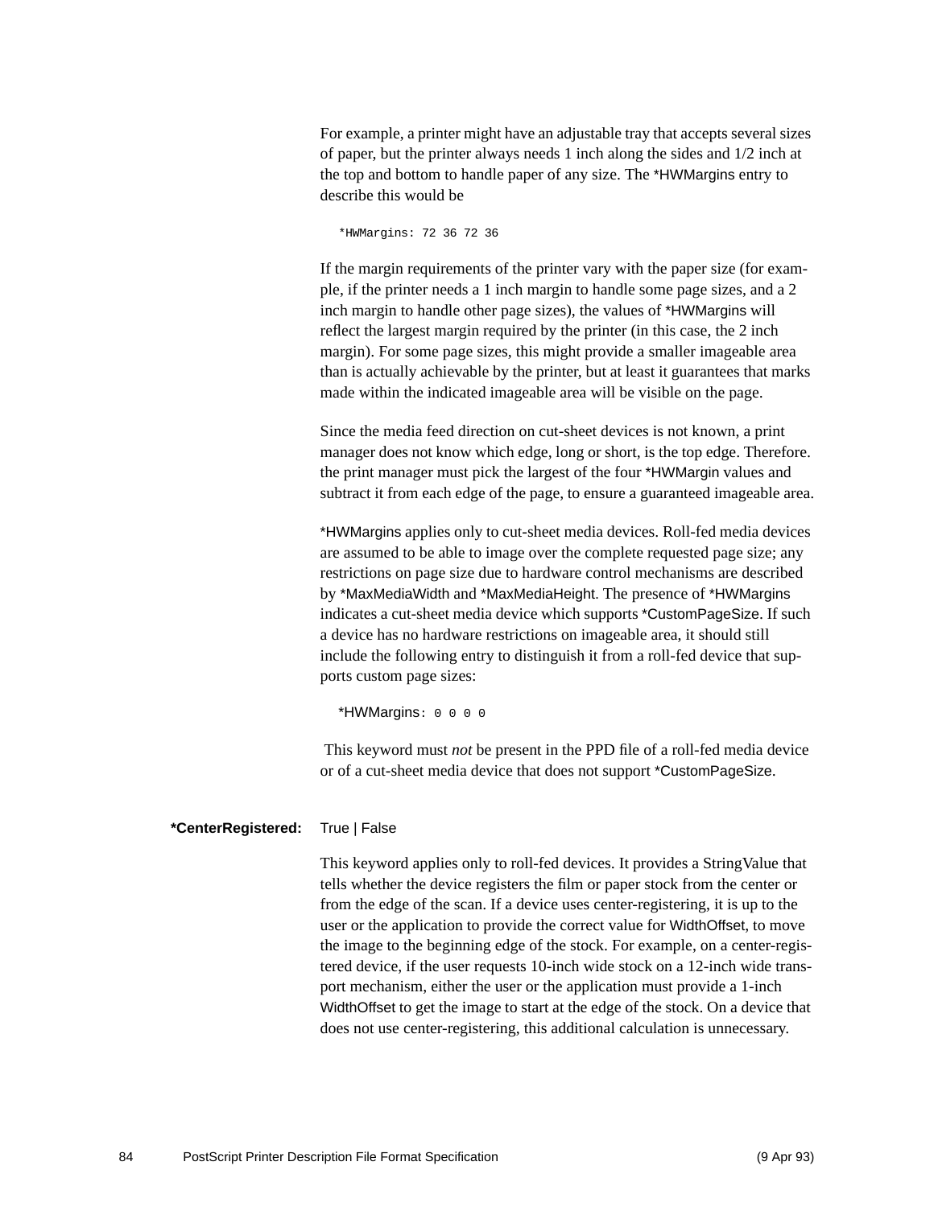For example, a printer might have an adjustable tray that accepts several sizes of paper, but the printer always needs 1 inch along the sides and 1/2 inch at the top and bottom to handle paper of any size. The *HWMargins entry to describe this would be

```
*HWMargins: 72 36 72 36
```

If the margin requirements of the printer vary with the paper size (for example, if the printer needs a 1 inch margin to handle some page sizes, and a 2 inch margin to handle other page sizes), the values of *HWMargins will reflect the largest margin required by the printer (in this case, the 2 inch margin). For some page sizes, this might provide a smaller imageable area than is actually achievable by the printer, but at least it guarantees that marks made within the indicated imageable area will be visible on the page.

Since the media feed direction on cut-sheet devices is not known, a print manager does not know which edge, long or short, is the top edge. Therefore. the print manager must pick the largest of the four *HWMargin values and subtract it from each edge of the page, to ensure a guaranteed imageable area.

*HWMargins applies only to cut-sheet media devices. Roll-fed media devices are assumed to be able to image over the complete requested page size; any restrictions on page size due to hardware control mechanisms are described by *MaxMediaWidth and *MaxMediaHeight. The presence of *HWMargins indicates a cut-sheet media device which supports *CustomPageSize. If such a device has no hardware restrictions on imageable area, it should still include the following entry to distinguish it from a roll-fed device that supports custom page sizes:

```
*HWMargins: 0 0 0 0
```

This keyword must *not* be present in the PPD file of a roll-fed media device or of a cut-sheet media device that does not support *CustomPageSize.

**\*CenterRegistered:** True | False

This keyword applies only to roll-fed devices. It provides a StringValue that tells whether the device registers the film or paper stock from the center or from the edge of the scan. If a device uses center-registering, it is up to the user or the application to provide the correct value for WidthOffset, to move the image to the beginning edge of the stock. For example, on a center-registered device, if the user requests 10-inch wide stock on a 12-inch wide transport mechanism, either the user or the application must provide a 1-inch WidthOffset to get the image to start at the edge of the stock. On a device that does not use center-registering, this additional calculation is unnecessary.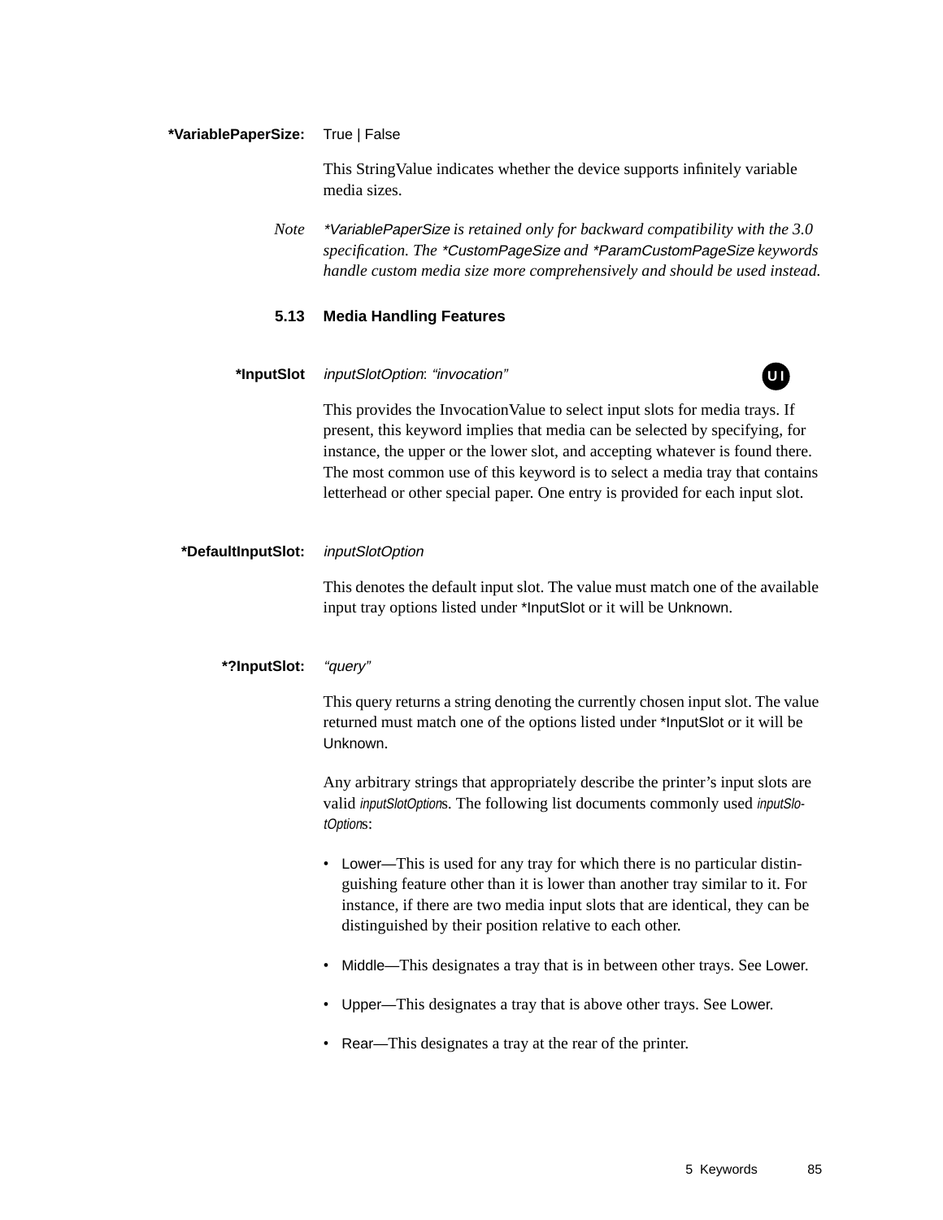**\*VariablePaperSize:** True | False

This StringValue indicates whether the device supports infinitely variable media sizes.

*Note* *\*VariablePaperSize is retained only for backward compatibility with the 3.0 specification. The \*CustomPageSize and \*ParamCustomPageSize keywords handle custom media size more comprehensively and should be used instead.*

## 5.13 Media Handling Features

**\*InputSlot** *inputSlotOption*: *"invocation"* UI

This provides the InvocationValue to select input slots for media trays. If present, this keyword implies that media can be selected by specifying, for instance, the upper or the lower slot, and accepting whatever is found there. The most common use of this keyword is to select a media tray that contains letterhead or other special paper. One entry is provided for each input slot.

**\*DefaultInputSlot:** *inputSlotOption*

This denotes the default input slot. The value must match one of the available input tray options listed under \*InputSlot or it will be Unknown.

**\*?InputSlot:** *"query"*

This query returns a string denoting the currently chosen input slot. The value returned must match one of the options listed under \*InputSlot or it will be Unknown.

Any arbitrary strings that appropriately describe the printer's input slots are valid *inputSlotOption*s. The following list documents commonly used *inputSlotOption*s:

- Lower—This is used for any tray for which there is no particular distinguishing feature other than it is lower than another tray similar to it. For instance, if there are two media input slots that are identical, they can be distinguished by their position relative to each other.
- Middle—This designates a tray that is in between other trays. See Lower.
- Upper—This designates a tray that is above other trays. See Lower.
- Rear—This designates a tray at the rear of the printer.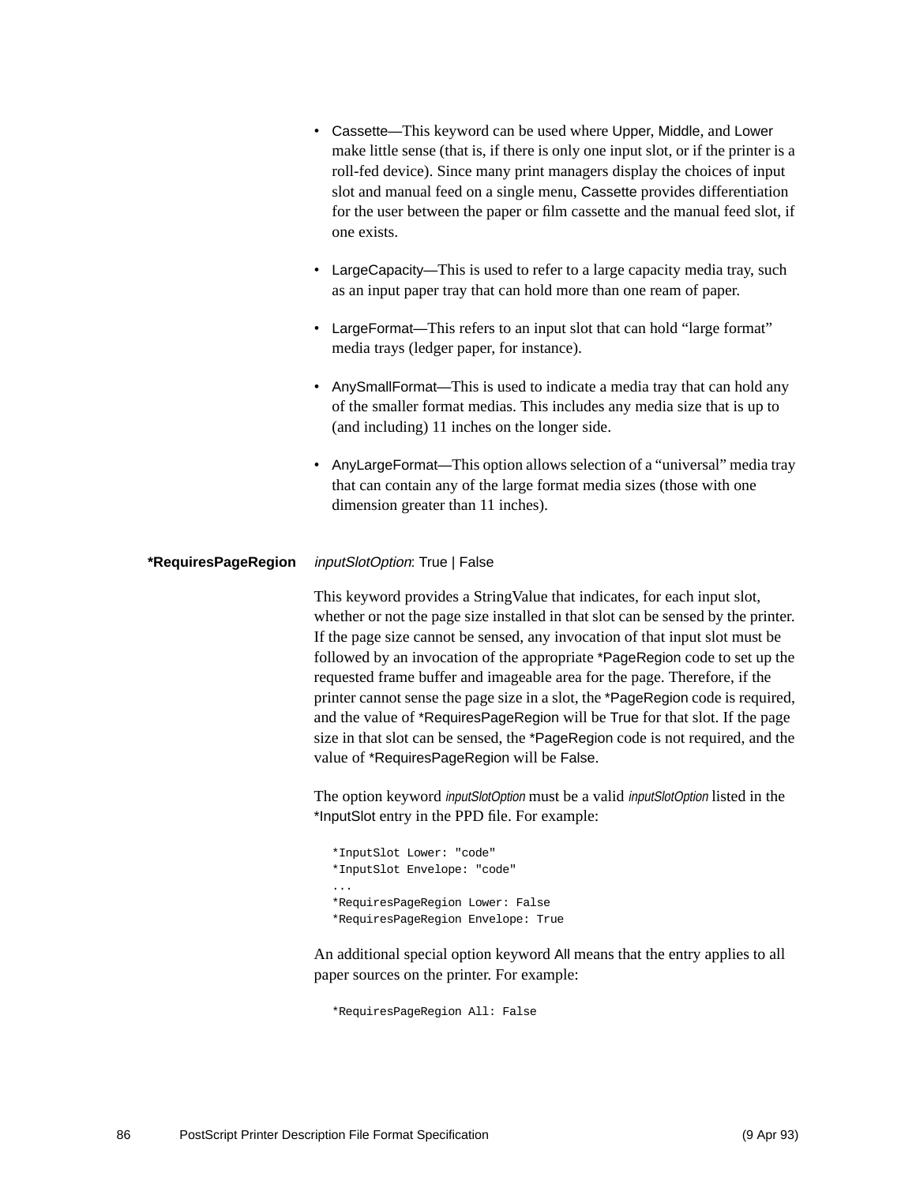- Cassette—This keyword can be used where Upper, Middle, and Lower make little sense (that is, if there is only one input slot, or if the printer is a roll-fed device). Since many print managers display the choices of input slot and manual feed on a single menu, Cassette provides differentiation for the user between the paper or film cassette and the manual feed slot, if one exists.

- LargeCapacity—This is used to refer to a large capacity media tray, such as an input paper tray that can hold more than one ream of paper.

- LargeFormat—This refers to an input slot that can hold "large format" media trays (ledger paper, for instance).

- AnySmallFormat—This is used to indicate a media tray that can hold any of the smaller format medias. This includes any media size that is up to (and including) 11 inches on the longer side.

- AnyLargeFormat—This option allows selection of a "universal" media tray that can contain any of the large format media sizes (those with one dimension greater than 11 inches).

**\*RequiresPageRegion** *inputSlotOption*: True | False

This keyword provides a StringValue that indicates, for each input slot, whether or not the page size installed in that slot can be sensed by the printer. If the page size cannot be sensed, any invocation of that input slot must be followed by an invocation of the appropriate *PageRegion code to set up the requested frame buffer and imageable area for the page. Therefore, if the printer cannot sense the page size in a slot, the *PageRegion code is required, and the value of *RequiresPageRegion will be True for that slot. If the page size in that slot can be sensed, the *PageRegion code is not required, and the value of *RequiresPageRegion will be False.

The option keyword *inputSlotOption* must be a valid *inputSlotOption* listed in the *InputSlot entry in the PPD file. For example:

```
*InputSlot Lower: "code"
*InputSlot Envelope: "code"
...
*RequiresPageRegion Lower: False
*RequiresPageRegion Envelope: True
```

An additional special option keyword All means that the entry applies to all paper sources on the printer. For example:

```
*RequiresPageRegion All: False
```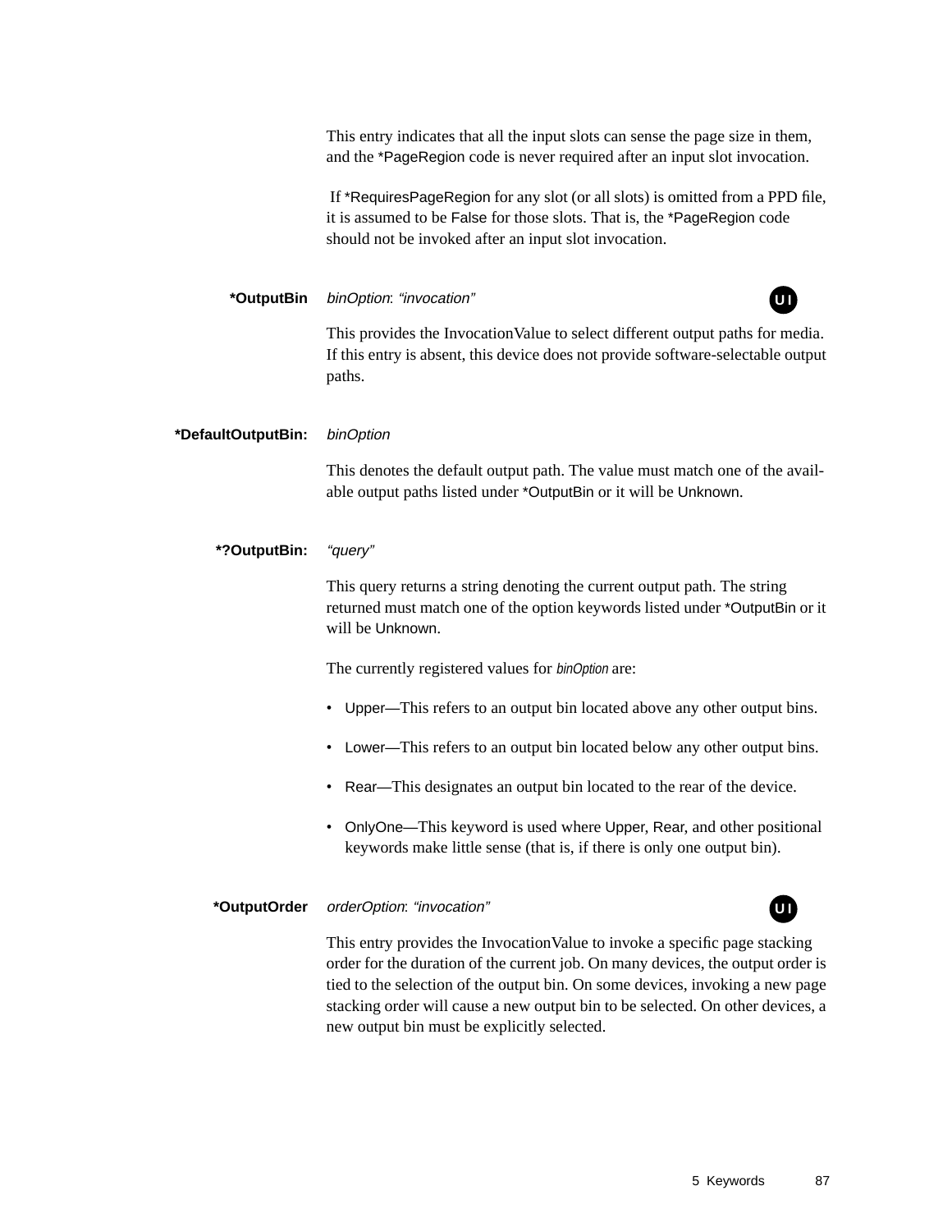This entry indicates that all the input slots can sense the page size in them, and the *PageRegion code is never required after an input slot invocation.

If *RequiresPageRegion for any slot (or all slots) is omitted from a PPD file, it is assumed to be False for those slots. That is, the *PageRegion code should not be invoked after an input slot invocation.

**\*OutputBin** *binOption*: *"invocation"* **UI**

This provides the InvocationValue to select different output paths for media. If this entry is absent, this device does not provide software-selectable output paths.

**\*DefaultOutputBin:** *binOption*

This denotes the default output path. The value must match one of the available output paths listed under *OutputBin or it will be Unknown.

**\*?OutputBin:** *"query"*

This query returns a string denoting the current output path. The string returned must match one of the option keywords listed under *OutputBin or it will be Unknown.

The currently registered values for *binOption* are:

- Upper—This refers to an output bin located above any other output bins.
- Lower—This refers to an output bin located below any other output bins.
- Rear—This designates an output bin located to the rear of the device.
- OnlyOne—This keyword is used where Upper, Rear, and other positional keywords make little sense (that is, if there is only one output bin).

**\*OutputOrder** *orderOption*: *"invocation"* **UI**

This entry provides the InvocationValue to invoke a specific page stacking order for the duration of the current job. On many devices, the output order is tied to the selection of the output bin. On some devices, invoking a new page stacking order will cause a new output bin to be selected. On other devices, a new output bin must be explicitly selected.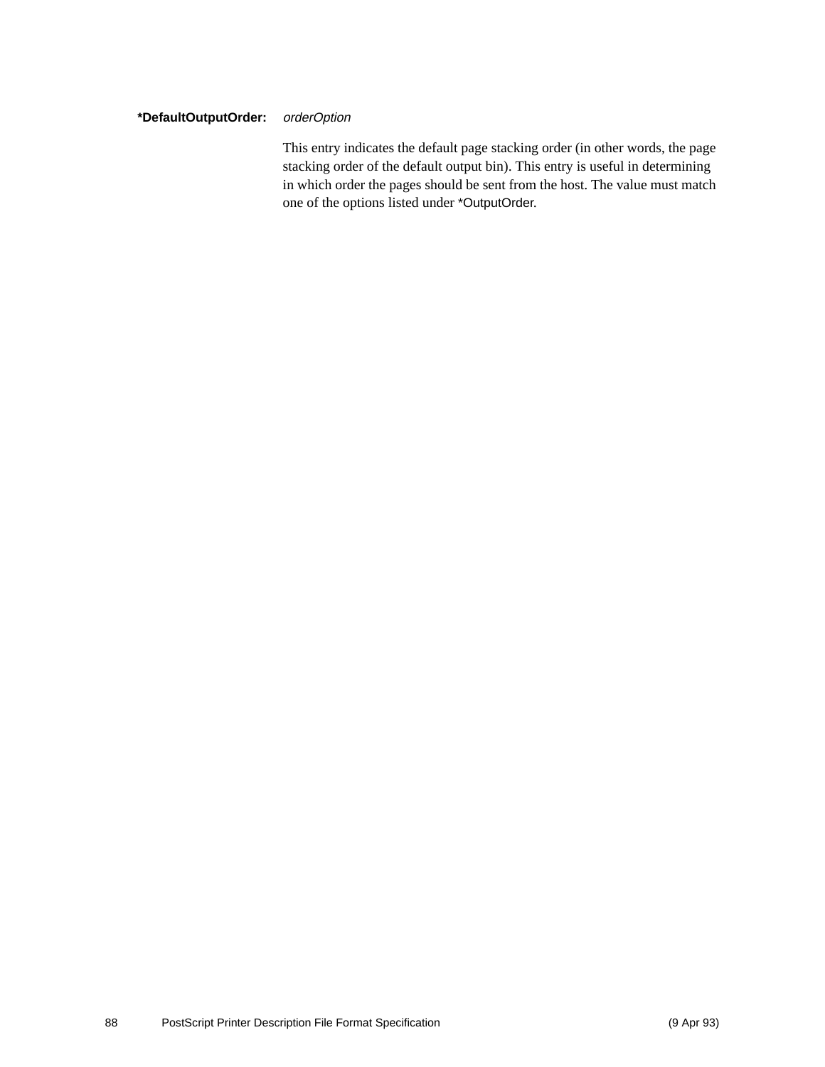**\*DefaultOutputOrder:** *orderOption*

This entry indicates the default page stacking order (in other words, the page stacking order of the default output bin). This entry is useful in determining in which order the pages should be sent from the host. The value must match one of the options listed under *OutputOrder.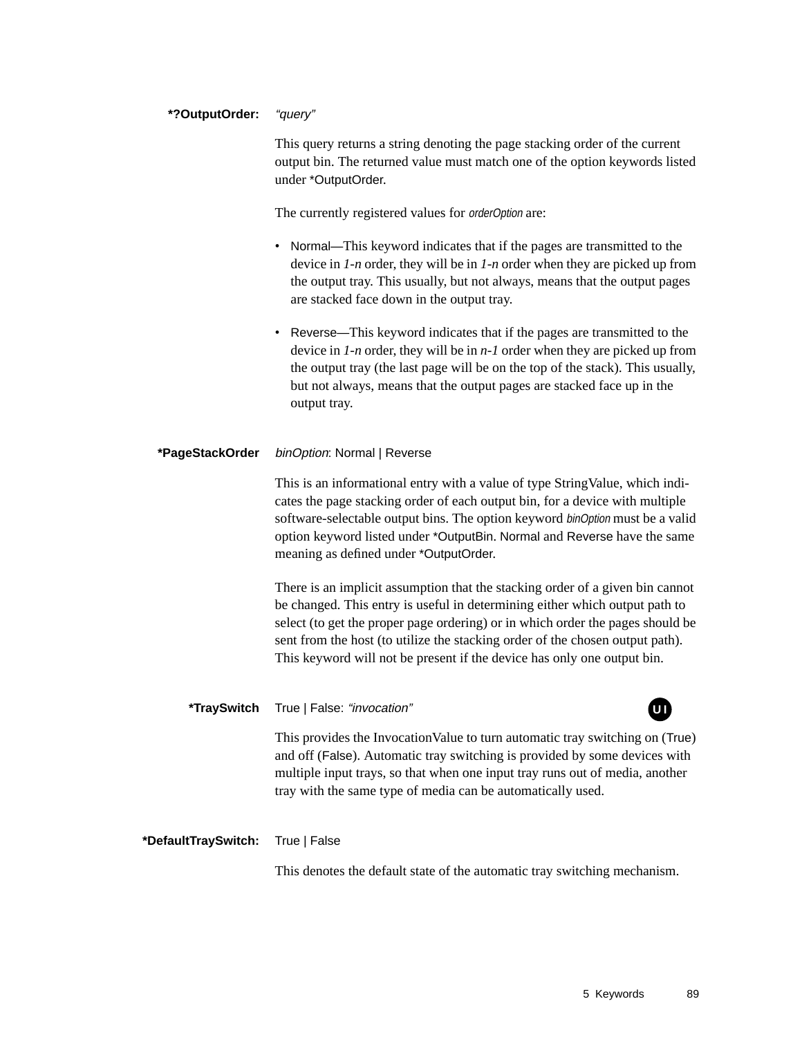**\*?OutputOrder:** *"query"*

This query returns a string denoting the page stacking order of the current output bin. The returned value must match one of the option keywords listed under *OutputOrder.

The currently registered values for *orderOption* are:

- Normal—This keyword indicates that if the pages are transmitted to the device in *1-n* order, they will be in *1-n* order when they are picked up from the output tray. This usually, but not always, means that the output pages are stacked face down in the output tray.

- Reverse—This keyword indicates that if the pages are transmitted to the device in *1-n* order, they will be in *n-1* order when they are picked up from the output tray (the last page will be on the top of the stack). This usually, but not always, means that the output pages are stacked face up in the output tray.

**\*PageStackOrder** *binOption*: Normal | Reverse

This is an informational entry with a value of type StringValue, which indicates the page stacking order of each output bin, for a device with multiple software-selectable output bins. The option keyword *binOption* must be a valid option keyword listed under *OutputBin. Normal and Reverse have the same meaning as defined under *OutputOrder.

There is an implicit assumption that the stacking order of a given bin cannot be changed. This entry is useful in determining either which output path to select (to get the proper page ordering) or in which order the pages should be sent from the host (to utilize the stacking order of the chosen output path). This keyword will not be present if the device has only one output bin.

**\*TraySwitch** True | False: *"invocation"* UI

This provides the InvocationValue to turn automatic tray switching on (True) and off (False). Automatic tray switching is provided by some devices with multiple input trays, so that when one input tray runs out of media, another tray with the same type of media can be automatically used.

**\*DefaultTraySwitch:** True | False

This denotes the default state of the automatic tray switching mechanism.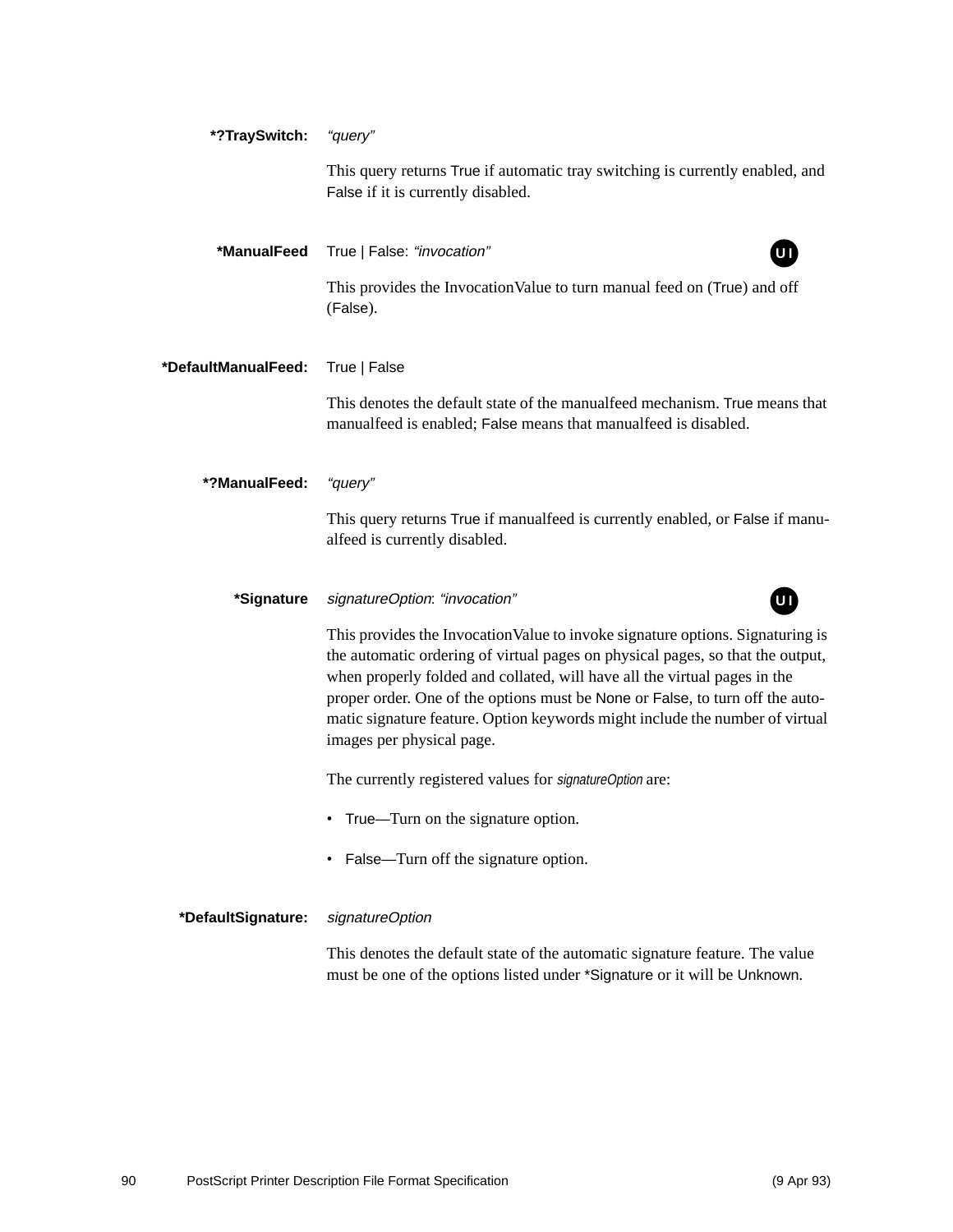**\*?TraySwitch:** *"query"*

This query returns True if automatic tray switching is currently enabled, and False if it is currently disabled.

**\*ManualFeed** True | False: *"invocation"* UI

This provides the InvocationValue to turn manual feed on (True) and off (False).

**\*DefaultManualFeed:** True | False

This denotes the default state of the manualfeed mechanism. True means that manualfeed is enabled; False means that manualfeed is disabled.

**\*?ManualFeed:** *"query"*

This query returns True if manualfeed is currently enabled, or False if manualfeed is currently disabled.

**\*Signature** *signatureOption*: *"invocation"* UI

This provides the InvocationValue to invoke signature options. Signaturing is the automatic ordering of virtual pages on physical pages, so that the output, when properly folded and collated, will have all the virtual pages in the proper order. One of the options must be None or False, to turn off the automatic signature feature. Option keywords might include the number of virtual images per physical page.

The currently registered values for *signatureOption* are:

- True—Turn on the signature option.
- False—Turn off the signature option.

**\*DefaultSignature:** *signatureOption*

This denotes the default state of the automatic signature feature. The value must be one of the options listed under \*Signature or it will be Unknown.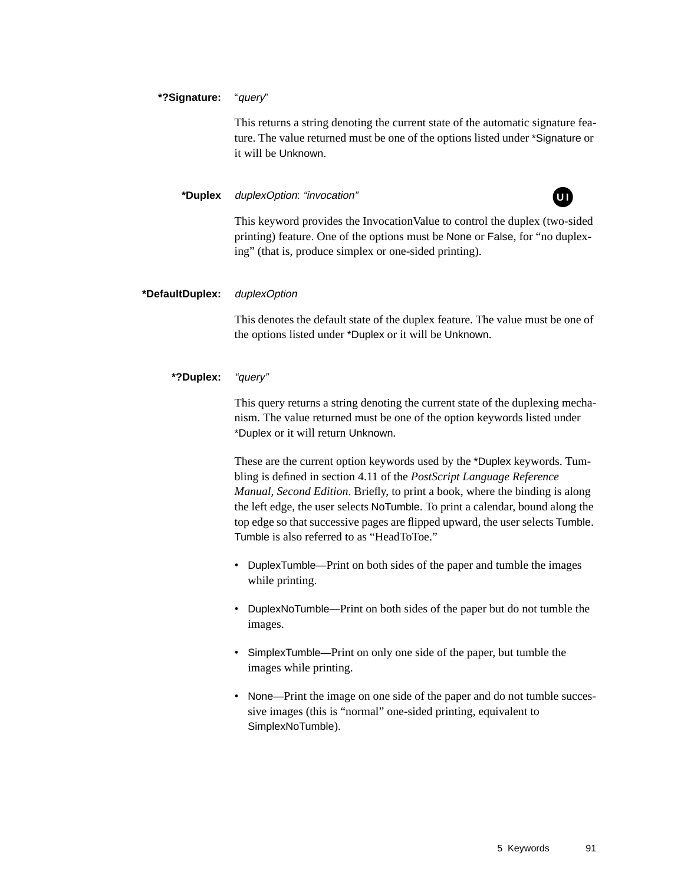**\*?Signature:** “*query*”

This returns a string denoting the current state of the automatic signature feature. The value returned must be one of the options listed under *Signature or it will be Unknown.

**\*Duplex** *duplexOption*: *“invocation”* UI

This keyword provides the InvocationValue to control the duplex (two-sided printing) feature. One of the options must be None or False, for “no duplexing” (that is, produce simplex or one-sided printing).

**\*DefaultDuplex:** *duplexOption*

This denotes the default state of the duplex feature. The value must be one of the options listed under *Duplex or it will be Unknown.

**\*?Duplex:** *“query”*

This query returns a string denoting the current state of the duplexing mechanism. The value returned must be one of the option keywords listed under *Duplex or it will return Unknown.

These are the current option keywords used by the *Duplex keywords. Tumbling is defined in section 4.11 of the *PostScript Language Reference Manual, Second Edition.* Briefly, to print a book, where the binding is along the left edge, the user selects NoTumble. To print a calendar, bound along the top edge so that successive pages are flipped upward, the user selects Tumble. Tumble is also referred to as “HeadToToe.”

- DuplexTumble—Print on both sides of the paper and tumble the images while printing.
- DuplexNoTumble—Print on both sides of the paper but do not tumble the images.
- SimplexTumble—Print on only one side of the paper, but tumble the images while printing.
- None—Print the image on one side of the paper and do not tumble successive images (this is “normal” one-sided printing, equivalent to SimplexNoTumble).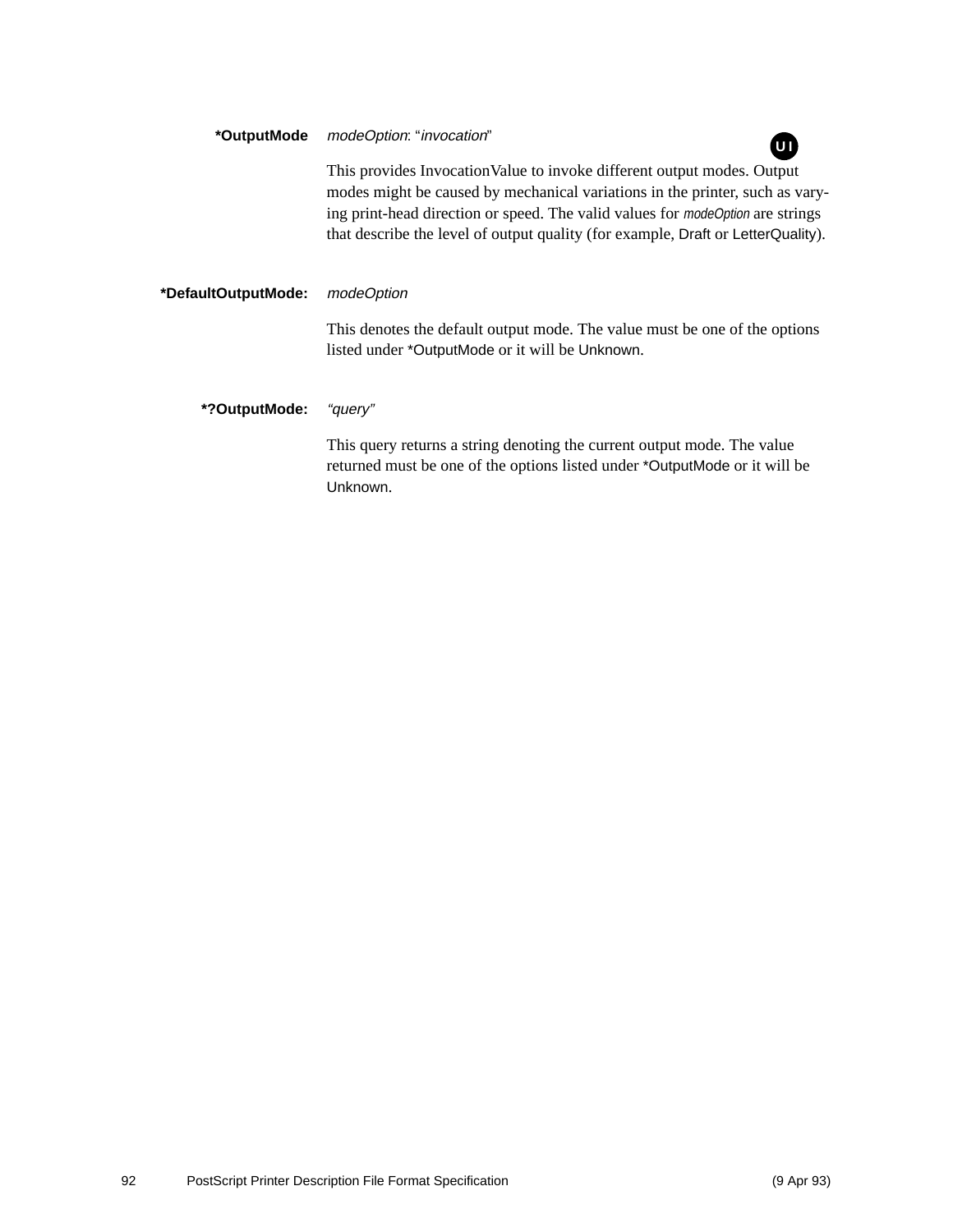**\*OutputMode** *modeOption*: "*invocation*"

UI

This provides InvocationValue to invoke different output modes. Output modes might be caused by mechanical variations in the printer, such as varying print-head direction or speed. The valid values for *modeOption* are strings that describe the level of output quality (for example, Draft or LetterQuality).

**\*DefaultOutputMode:** *modeOption*

This denotes the default output mode. The value must be one of the options listed under *OutputMode or it will be Unknown.

**\*?OutputMode:** *"query"*

This query returns a string denoting the current output mode. The value returned must be one of the options listed under *OutputMode or it will be Unknown.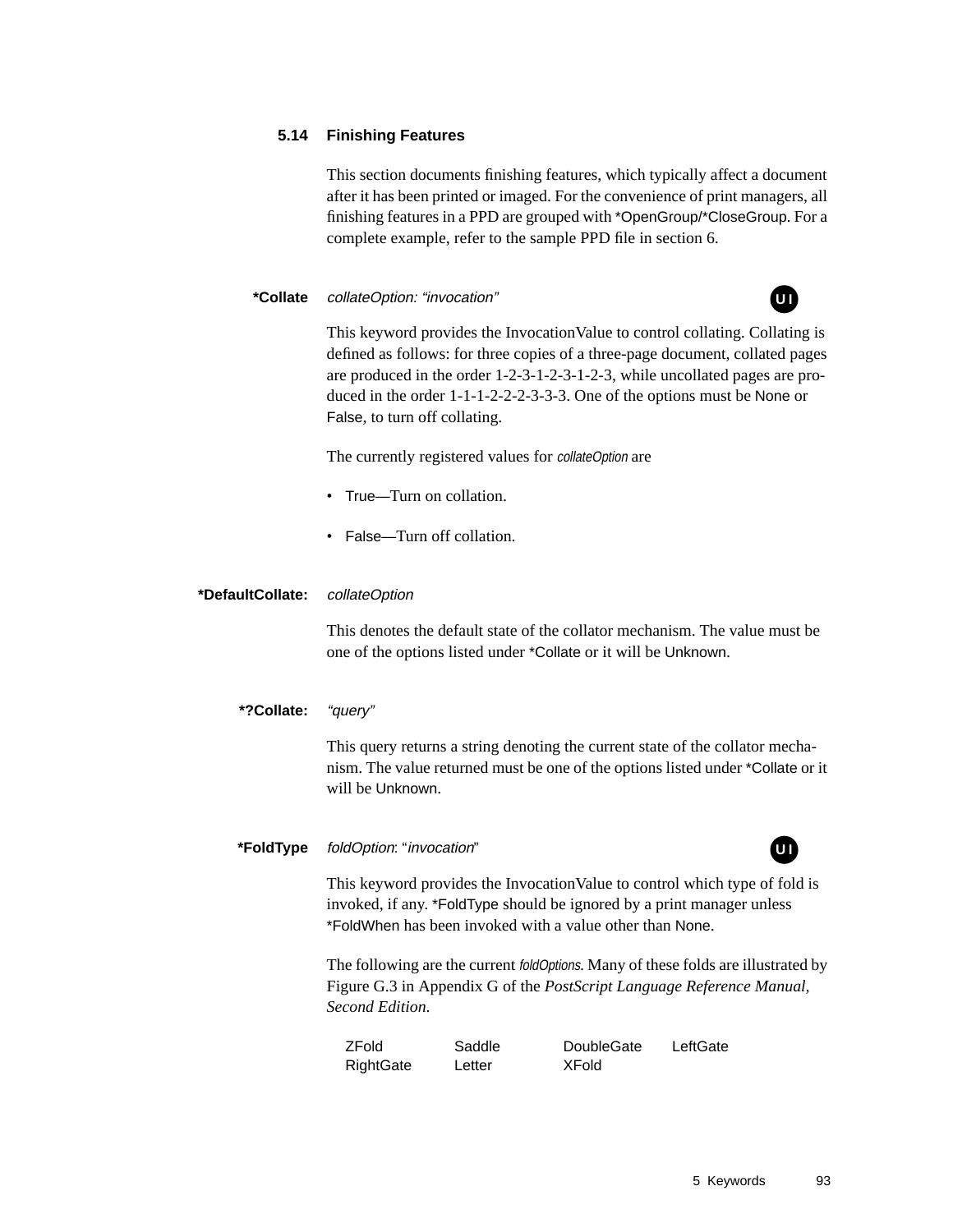## 5.14 Finishing Features

This section documents finishing features, which typically affect a document after it has been printed or imaged. For the convenience of print managers, all finishing features in a PPD are grouped with *OpenGroup/*CloseGroup. For a complete example, refer to the sample PPD file in section 6.

**\*Collate** *collateOption: "invocation"* **UI**

This keyword provides the InvocationValue to control collating. Collating is defined as follows: for three copies of a three-page document, collated pages are produced in the order 1-2-3-1-2-3-1-2-3, while uncollated pages are produced in the order 1-1-1-2-2-2-3-3-3. One of the options must be None or False, to turn off collating.

The currently registered values for *collateOption* are

- True—Turn on collation.
- False—Turn off collation.

**\*DefaultCollate:** *collateOption*

This denotes the default state of the collator mechanism. The value must be one of the options listed under *Collate or it will be Unknown.

**\*?Collate:** *"query"*

This query returns a string denoting the current state of the collator mechanism. The value returned must be one of the options listed under *Collate or it will be Unknown.

**\*FoldType** *foldOption*: "*invocation*" **UI**

This keyword provides the InvocationValue to control which type of fold is invoked, if any. *FoldType should be ignored by a print manager unless *FoldWhen has been invoked with a value other than None.

The following are the current *foldOptions*. Many of these folds are illustrated by Figure G.3 in Appendix G of the *PostScript Language Reference Manual, Second Edition*.

| | | | |
|---|---|---|---|
| ZFold | Saddle | DoubleGate | LeftGate |
| RightGate | Letter | XFold | |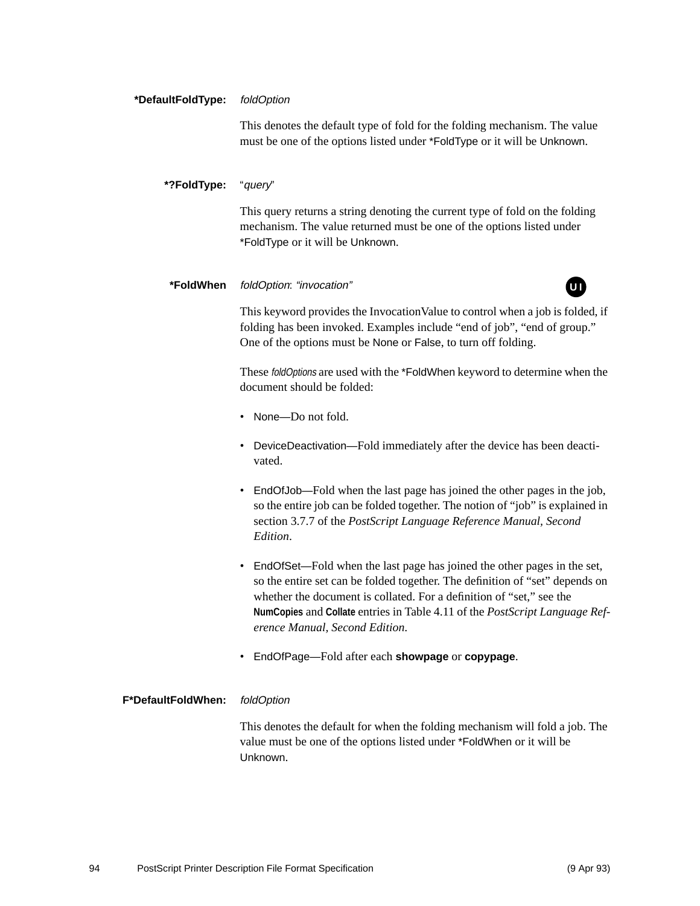**\*DefaultFoldType:** *foldOption*

This denotes the default type of fold for the folding mechanism. The value must be one of the options listed under *FoldType or it will be Unknown.

**\*?FoldType:** "*query*"

This query returns a string denoting the current type of fold on the folding mechanism. The value returned must be one of the options listed under *FoldType or it will be Unknown.

**\*FoldWhen** *foldOption*: *"invocation"* **UI**

This keyword provides the InvocationValue to control when a job is folded, if folding has been invoked. Examples include "end of job", "end of group." One of the options must be None or False, to turn off folding.

These *foldOptions* are used with the *FoldWhen keyword to determine when the document should be folded:

- None—Do not fold.
- DeviceDeactivation—Fold immediately after the device has been deactivated.
- EndOfJob—Fold when the last page has joined the other pages in the job, so the entire job can be folded together. The notion of "job" is explained in section 3.7.7 of the *PostScript Language Reference Manual, Second Edition*.
- EndOfSet—Fold when the last page has joined the other pages in the set, so the entire set can be folded together. The definition of "set" depends on whether the document is collated. For a definition of "set," see the **NumCopies** and **Collate** entries in Table 4.11 of the *PostScript Language Reference Manual, Second Edition*.
- EndOfPage—Fold after each **showpage** or **copypage**.

**F\*DefaultFoldWhen:** *foldOption*

This denotes the default for when the folding mechanism will fold a job. The value must be one of the options listed under *FoldWhen or it will be Unknown.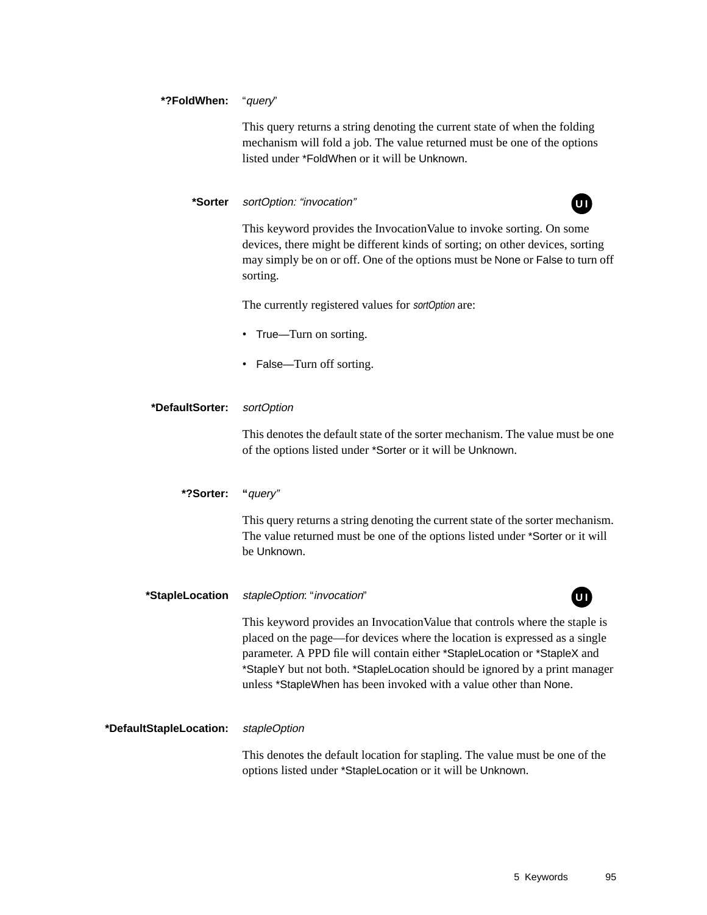**\*?FoldWhen:** “*query*”

This query returns a string denoting the current state of when the folding mechanism will fold a job. The value returned must be one of the options listed under *FoldWhen or it will be Unknown.

**\*Sorter** *sortOption: “invocation”* **UI**

This keyword provides the InvocationValue to invoke sorting. On some devices, there might be different kinds of sorting; on other devices, sorting may simply be on or off. One of the options must be None or False to turn off sorting.

The currently registered values for *sortOption* are:

- True—Turn on sorting.
- False—Turn off sorting.

**\*DefaultSorter:** *sortOption*

This denotes the default state of the sorter mechanism. The value must be one of the options listed under *Sorter or it will be Unknown.

**\*?Sorter:** **“***query”*

This query returns a string denoting the current state of the sorter mechanism. The value returned must be one of the options listed under *Sorter or it will be Unknown.

**\*StapleLocation** *stapleOption*: “*invocation*” **UI**

This keyword provides an InvocationValue that controls where the staple is placed on the page—for devices where the location is expressed as a single parameter. A PPD file will contain either *StapleLocation or *StapleX and *StapleY but not both. *StapleLocation should be ignored by a print manager unless *StapleWhen has been invoked with a value other than None.

**\*DefaultStapleLocation:** *stapleOption*

This denotes the default location for stapling. The value must be one of the options listed under *StapleLocation or it will be Unknown.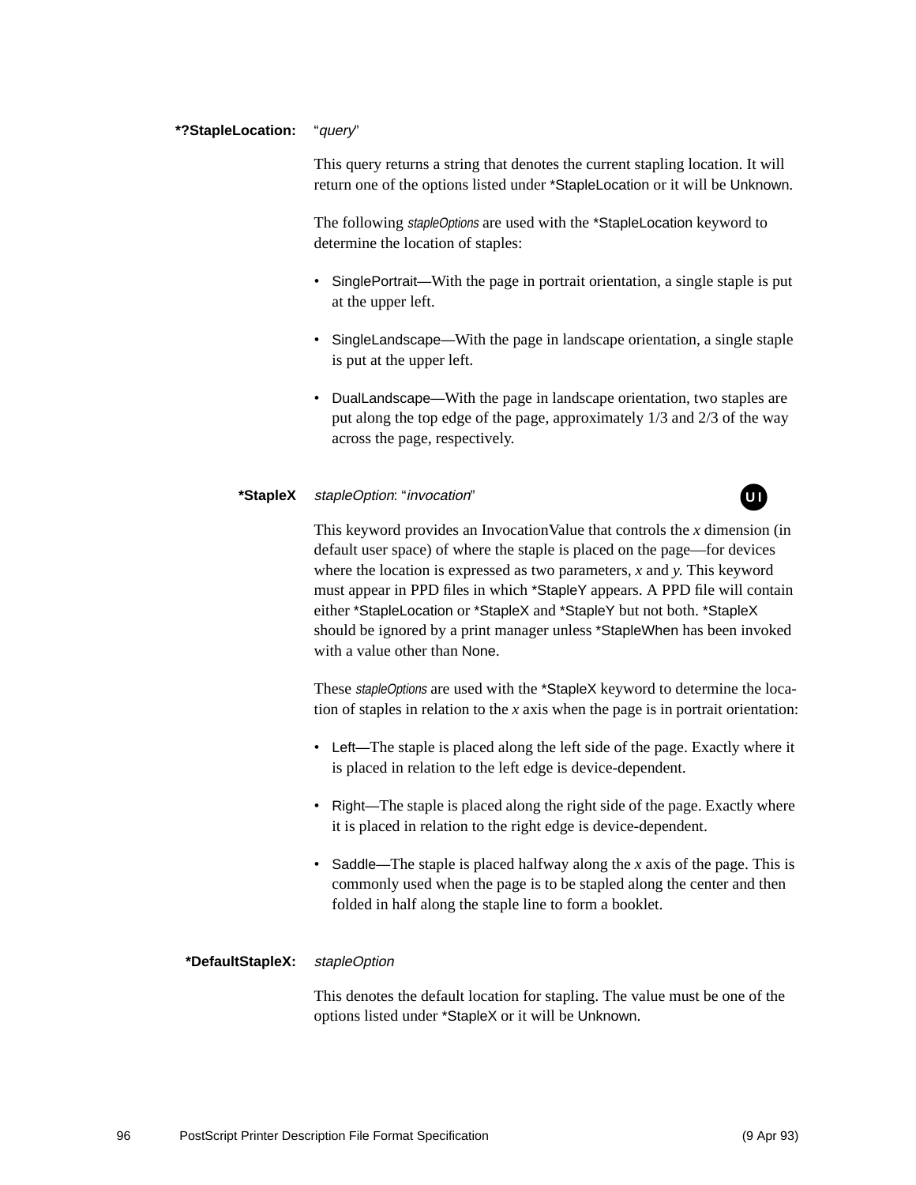**\*?StapleLocation:** "*query*"

This query returns a string that denotes the current stapling location. It will return one of the options listed under *StapleLocation or it will be Unknown.

The following *stapleOptions* are used with the *StapleLocation keyword to determine the location of staples:

- SinglePortrait—With the page in portrait orientation, a single staple is put at the upper left.
- SingleLandscape—With the page in landscape orientation, a single staple is put at the upper left.
- DualLandscape—With the page in landscape orientation, two staples are put along the top edge of the page, approximately 1/3 and 2/3 of the way across the page, respectively.

**\*StapleX** *stapleOption*: "*invocation*" (UI)

This keyword provides an InvocationValue that controls the *x* dimension (in default user space) of where the staple is placed on the page—for devices where the location is expressed as two parameters, *x* and *y*. This keyword must appear in PPD files in which *StapleY appears. A PPD file will contain either *StapleLocation or *StapleX and *StapleY but not both. *StapleX should be ignored by a print manager unless *StapleWhen has been invoked with a value other than None.

These *stapleOptions* are used with the *StapleX keyword to determine the location of staples in relation to the *x* axis when the page is in portrait orientation:

- Left—The staple is placed along the left side of the page. Exactly where it is placed in relation to the left edge is device-dependent.
- Right—The staple is placed along the right side of the page. Exactly where it is placed in relation to the right edge is device-dependent.
- Saddle—The staple is placed halfway along the *x* axis of the page. This is commonly used when the page is to be stapled along the center and then folded in half along the staple line to form a booklet.

**\*DefaultStapleX:** *stapleOption*

This denotes the default location for stapling. The value must be one of the options listed under *StapleX or it will be Unknown.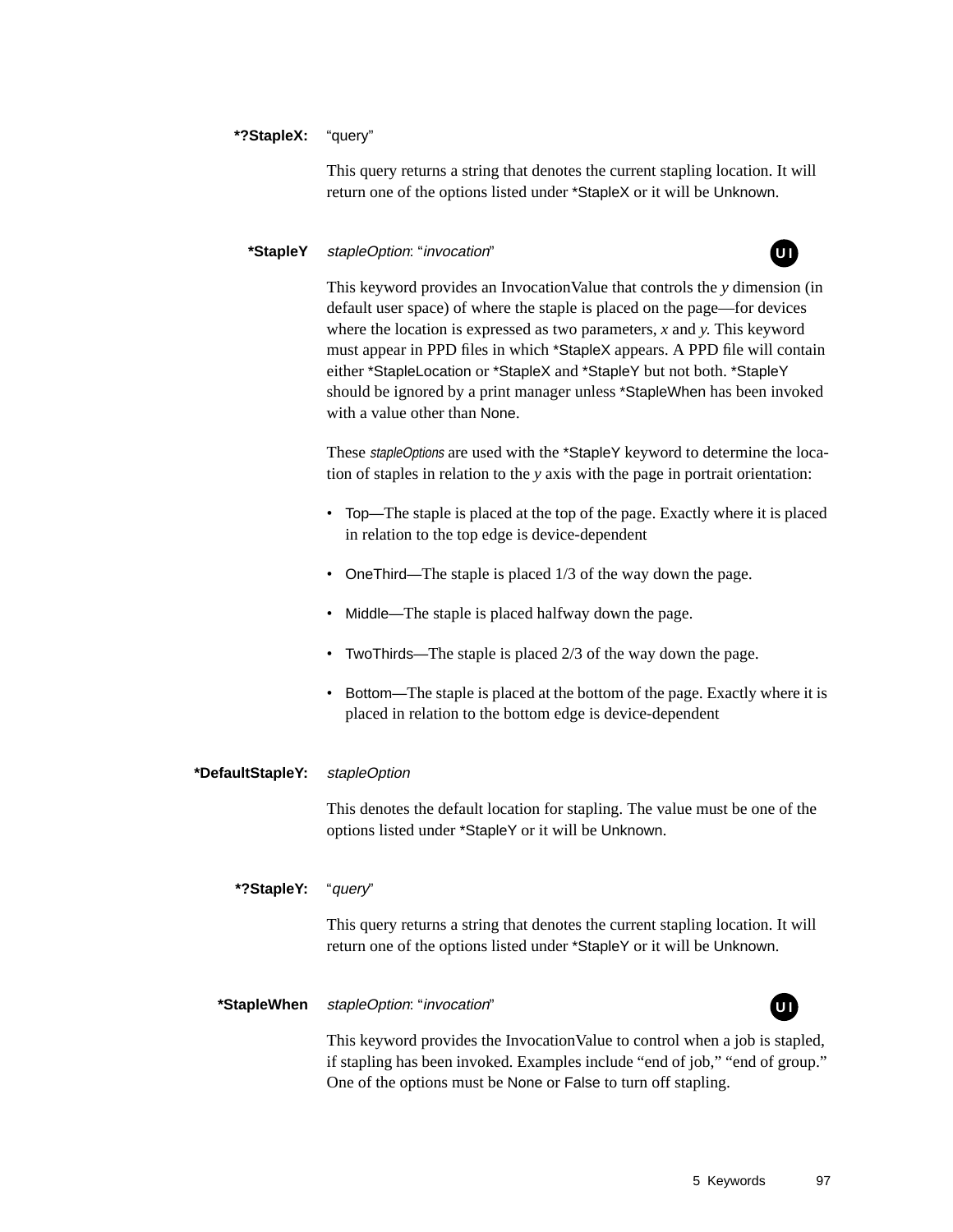**\*?StapleX:** "query"

This query returns a string that denotes the current stapling location. It will return one of the options listed under *StapleX or it will be Unknown.

**\*StapleY** *stapleOption*: "*invocation*" **UI**

This keyword provides an InvocationValue that controls the *y* dimension (in default user space) of where the staple is placed on the page—for devices where the location is expressed as two parameters, *x* and *y*. This keyword must appear in PPD files in which *StapleX appears. A PPD file will contain either *StapleLocation or *StapleX and *StapleY but not both. *StapleY should be ignored by a print manager unless *StapleWhen has been invoked with a value other than None.

These *stapleOptions* are used with the *StapleY keyword to determine the location of staples in relation to the *y* axis with the page in portrait orientation:

- Top—The staple is placed at the top of the page. Exactly where it is placed in relation to the top edge is device-dependent
- OneThird—The staple is placed 1/3 of the way down the page.
- Middle—The staple is placed halfway down the page.
- TwoThirds—The staple is placed 2/3 of the way down the page.
- Bottom—The staple is placed at the bottom of the page. Exactly where it is placed in relation to the bottom edge is device-dependent

**\*DefaultStapleY:** *stapleOption*

This denotes the default location for stapling. The value must be one of the options listed under *StapleY or it will be Unknown.

**\*?StapleY:** "*query*"

This query returns a string that denotes the current stapling location. It will return one of the options listed under *StapleY or it will be Unknown.

**\*StapleWhen** *stapleOption*: "*invocation*" **UI**

This keyword provides the InvocationValue to control when a job is stapled, if stapling has been invoked. Examples include "end of job," "end of group." One of the options must be None or False to turn off stapling.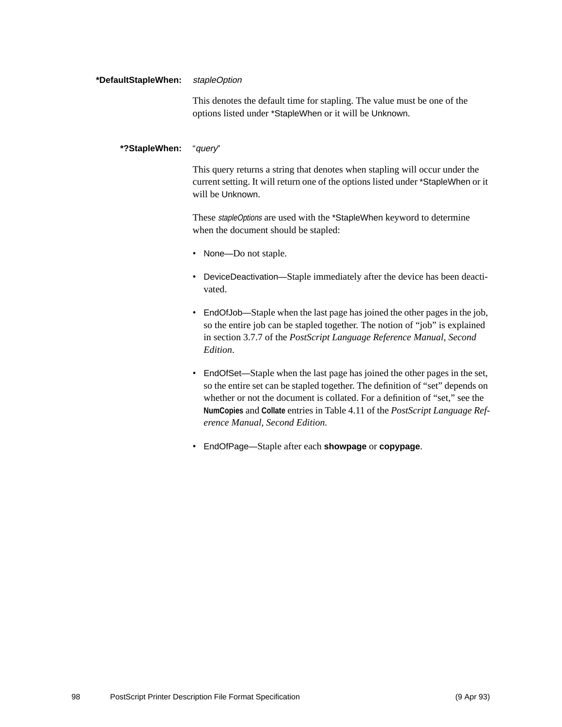**\*DefaultStapleWhen:** *stapleOption*

This denotes the default time for stapling. The value must be one of the options listed under *StapleWhen or it will be Unknown.

**\*?StapleWhen:** "*query*"

This query returns a string that denotes when stapling will occur under the current setting. It will return one of the options listed under *StapleWhen or it will be Unknown.

These *stapleOptions* are used with the *StapleWhen keyword to determine when the document should be stapled:

- None—Do not staple.
- DeviceDeactivation—Staple immediately after the device has been deactivated.
- EndOfJob—Staple when the last page has joined the other pages in the job, so the entire job can be stapled together. The notion of "job" is explained in section 3.7.7 of the *PostScript Language Reference Manual, Second Edition*.
- EndOfSet—Staple when the last page has joined the other pages in the set, so the entire set can be stapled together. The definition of "set" depends on whether or not the document is collated. For a definition of "set," see the **NumCopies** and **Collate** entries in Table 4.11 of the *PostScript Language Reference Manual, Second Edition*.
- EndOfPage—Staple after each **showpage** or **copypage**.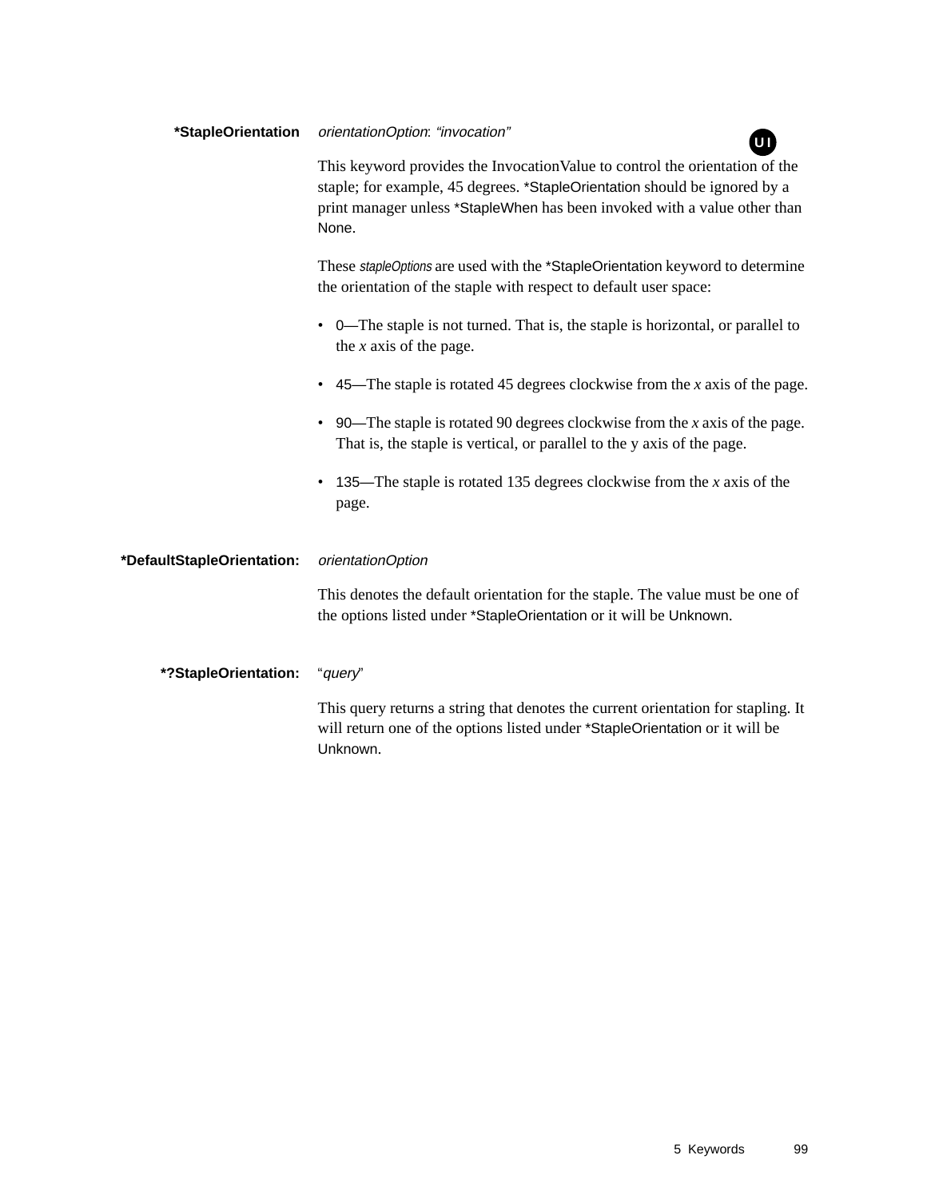**\*StapleOrientation** *orientationOption*: *"invocation"*

UI

This keyword provides the InvocationValue to control the orientation of the staple; for example, 45 degrees. *StapleOrientation should be ignored by a print manager unless *StapleWhen has been invoked with a value other than None.

These *stapleOptions* are used with the *StapleOrientation keyword to determine the orientation of the staple with respect to default user space:

- 0—The staple is not turned. That is, the staple is horizontal, or parallel to the *x* axis of the page.
- 45—The staple is rotated 45 degrees clockwise from the *x* axis of the page.
- 90—The staple is rotated 90 degrees clockwise from the *x* axis of the page. That is, the staple is vertical, or parallel to the y axis of the page.
- 135—The staple is rotated 135 degrees clockwise from the *x* axis of the page.

**\*DefaultStapleOrientation:** *orientationOption*

This denotes the default orientation for the staple. The value must be one of the options listed under *StapleOrientation or it will be Unknown.

**\*?StapleOrientation:** "*query*"

This query returns a string that denotes the current orientation for stapling. It will return one of the options listed under *StapleOrientation or it will be Unknown.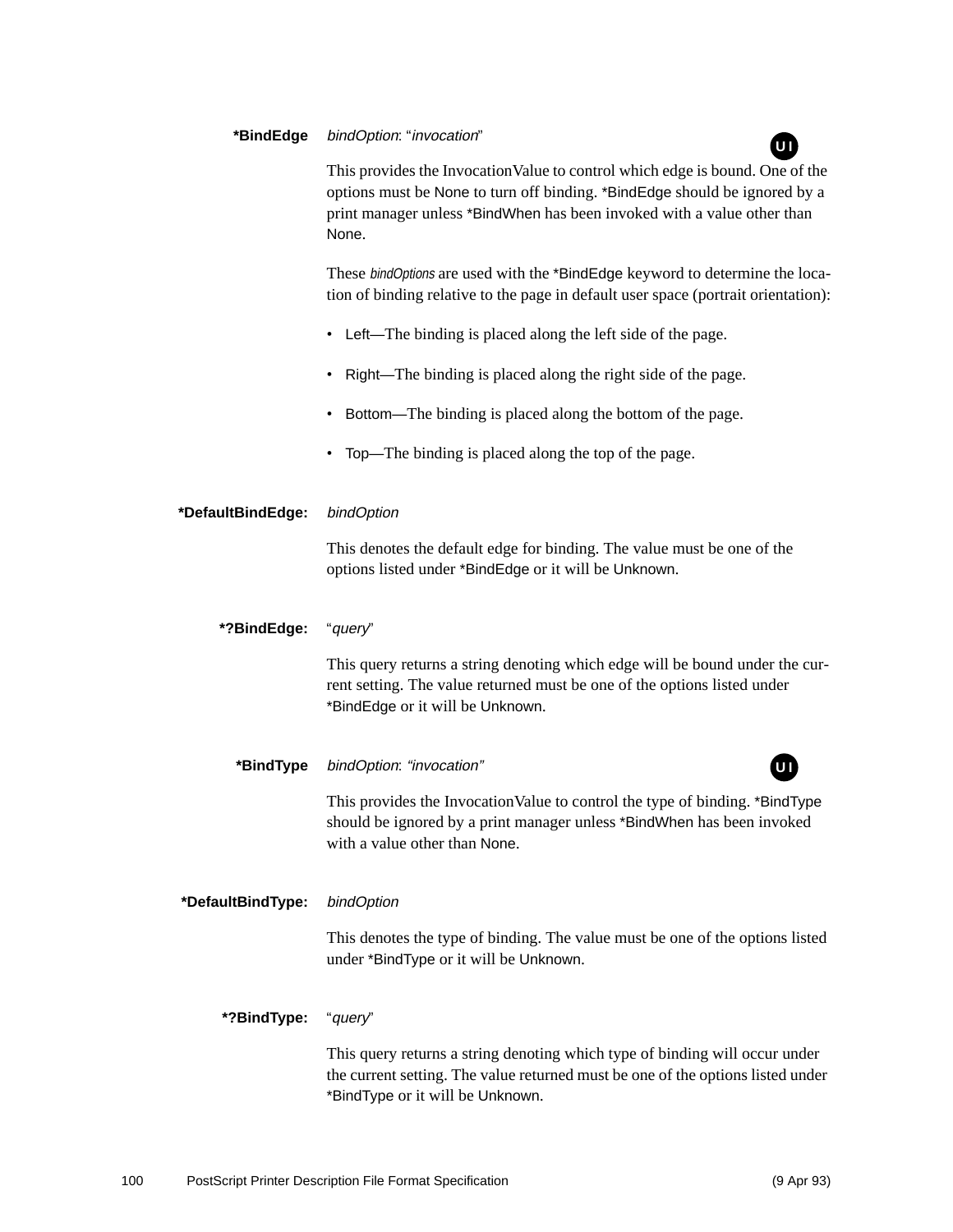**\*BindEdge** *bindOption*: "*invocation*" **UI**

This provides the InvocationValue to control which edge is bound. One of the options must be None to turn off binding. *BindEdge should be ignored by a print manager unless *BindWhen has been invoked with a value other than None.

These *bindOptions* are used with the *BindEdge keyword to determine the location of binding relative to the page in default user space (portrait orientation):

- Left—The binding is placed along the left side of the page.
- Right—The binding is placed along the right side of the page.
- Bottom—The binding is placed along the bottom of the page.
- Top—The binding is placed along the top of the page.

**\*DefaultBindEdge:** *bindOption*

This denotes the default edge for binding. The value must be one of the options listed under *BindEdge or it will be Unknown.

**\*?BindEdge:** "*query*"

This query returns a string denoting which edge will be bound under the current setting. The value returned must be one of the options listed under *BindEdge or it will be Unknown.

**\*BindType** *bindOption*: *"invocation"* **UI**

This provides the InvocationValue to control the type of binding. *BindType should be ignored by a print manager unless *BindWhen has been invoked with a value other than None.

**\*DefaultBindType:** *bindOption*

This denotes the type of binding. The value must be one of the options listed under *BindType or it will be Unknown.

**\*?BindType:** "*query*"

This query returns a string denoting which type of binding will occur under the current setting. The value returned must be one of the options listed under *BindType or it will be Unknown.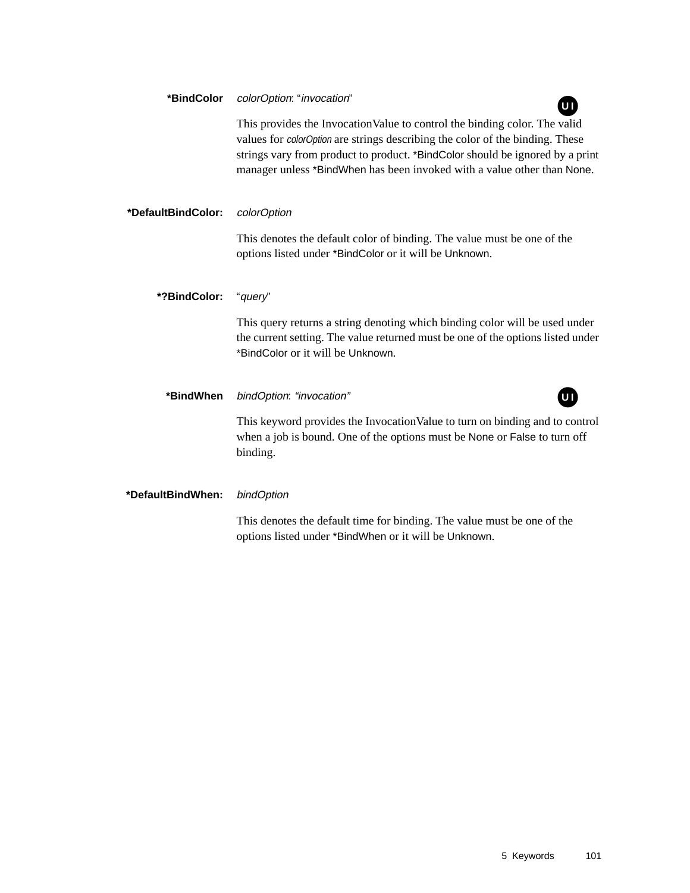**\*BindColor** *colorOption*: "*invocation*" UI

This provides the InvocationValue to control the binding color. The valid values for *colorOption* are strings describing the color of the binding. These strings vary from product to product. *BindColor should be ignored by a print manager unless *BindWhen has been invoked with a value other than None.

**\*DefaultBindColor:** *colorOption*

This denotes the default color of binding. The value must be one of the options listed under *BindColor or it will be Unknown.

**\*?BindColor:** "*query*"

This query returns a string denoting which binding color will be used under the current setting. The value returned must be one of the options listed under *BindColor or it will be Unknown.

**\*BindWhen** *bindOption*: "*invocation*" UI

This keyword provides the InvocationValue to turn on binding and to control when a job is bound. One of the options must be None or False to turn off binding.

**\*DefaultBindWhen:** *bindOption*

This denotes the default time for binding. The value must be one of the options listed under *BindWhen or it will be Unknown.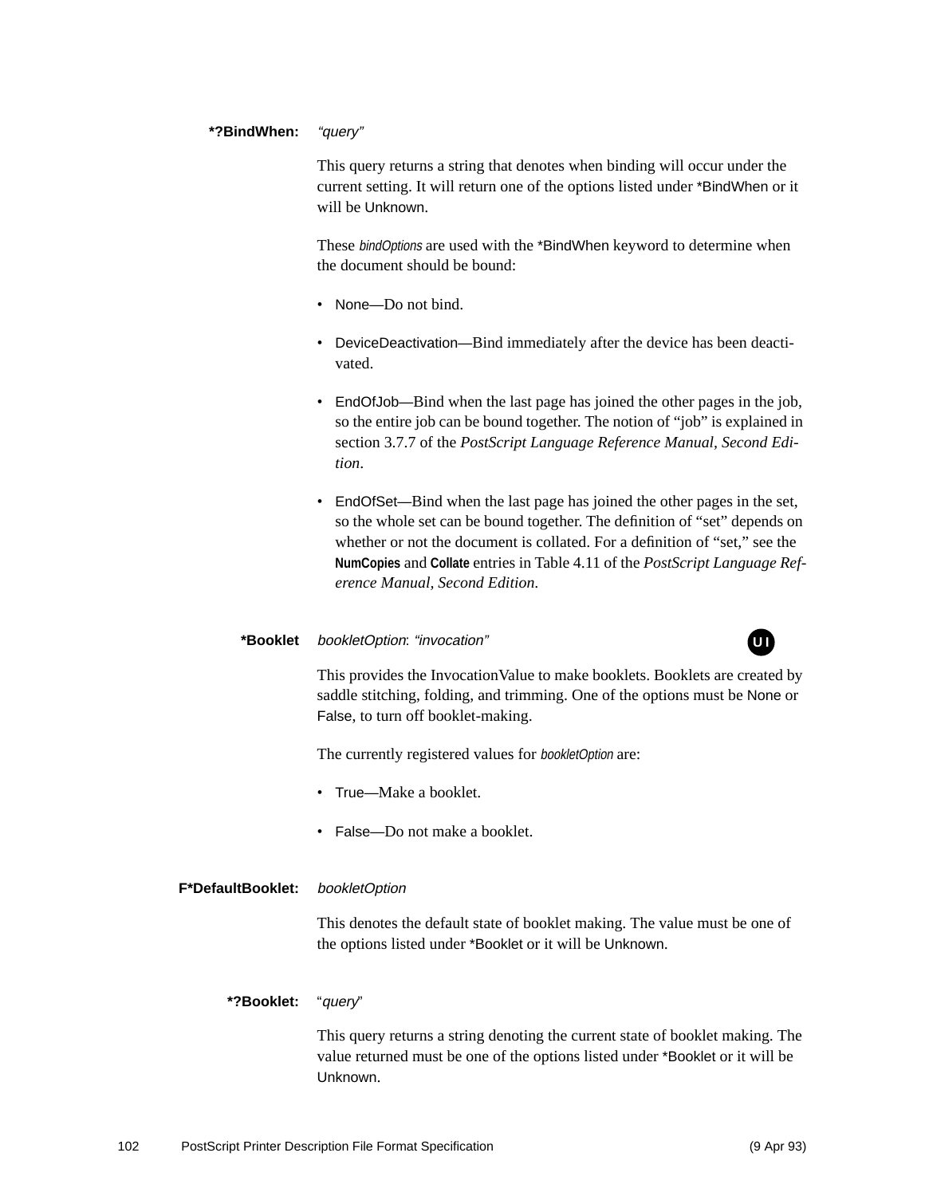**\*?BindWhen:** *"query"*

This query returns a string that denotes when binding will occur under the current setting. It will return one of the options listed under *BindWhen or it will be Unknown.

These *bindOptions* are used with the *BindWhen keyword to determine when the document should be bound:

- None—Do not bind.
- DeviceDeactivation—Bind immediately after the device has been deactivated.
- EndOfJob—Bind when the last page has joined the other pages in the job, so the entire job can be bound together. The notion of "job" is explained in section 3.7.7 of the *PostScript Language Reference Manual, Second Edition*.
- EndOfSet—Bind when the last page has joined the other pages in the set, so the whole set can be bound together. The definition of "set" depends on whether or not the document is collated. For a definition of "set," see the **NumCopies** and **Collate** entries in Table 4.11 of the *PostScript Language Reference Manual, Second Edition*.

**\*Booklet** *bookletOption*: *"invocation"* UI

This provides the InvocationValue to make booklets. Booklets are created by saddle stitching, folding, and trimming. One of the options must be None or False, to turn off booklet-making.

The currently registered values for *bookletOption* are:

- True—Make a booklet.
- False—Do not make a booklet.

**F\*DefaultBooklet:** *bookletOption*

This denotes the default state of booklet making. The value must be one of the options listed under *Booklet or it will be Unknown.

**\*?Booklet:** "*query*"

This query returns a string denoting the current state of booklet making. The value returned must be one of the options listed under *Booklet or it will be Unknown.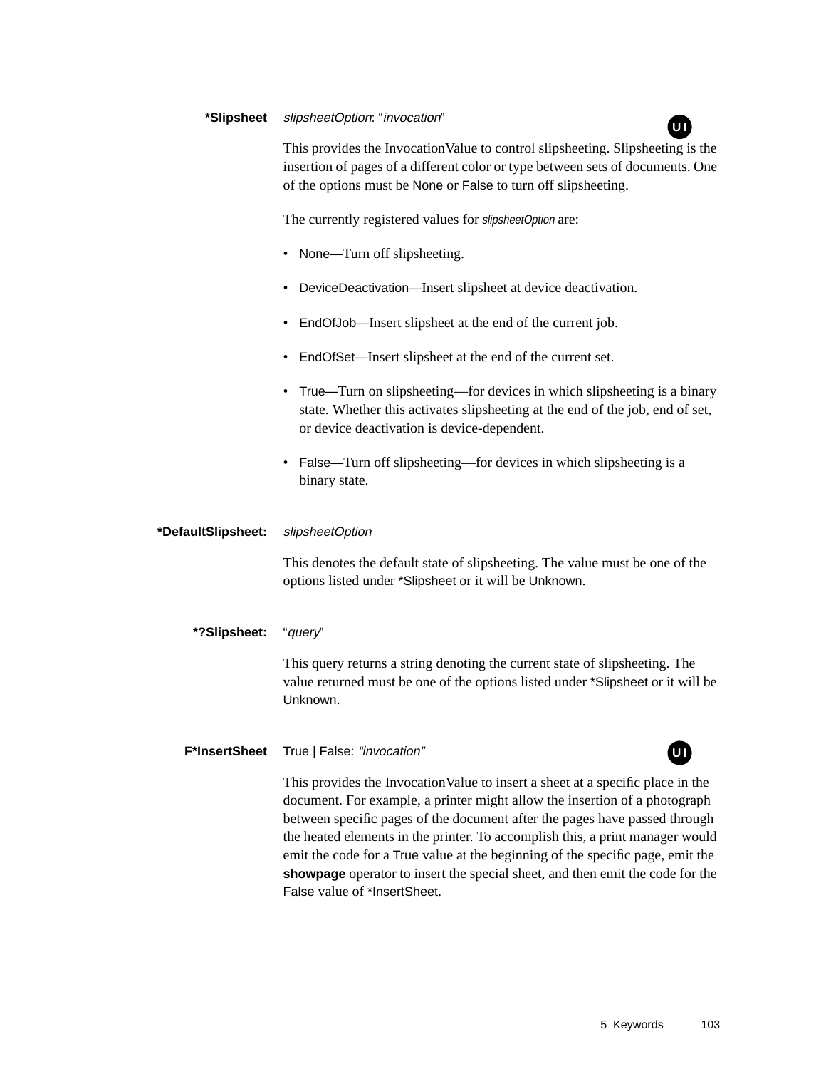**\*Slipsheet** *slipsheetOption*: "*invocation*" UI

This provides the InvocationValue to control slipsheeting. Slipsheeting is the insertion of pages of a different color or type between sets of documents. One of the options must be None or False to turn off slipsheeting.

The currently registered values for *slipsheetOption* are:

- None—Turn off slipsheeting.
- DeviceDeactivation—Insert slipsheet at device deactivation.
- EndOfJob—Insert slipsheet at the end of the current job.
- EndOfSet—Insert slipsheet at the end of the current set.
- True—Turn on slipsheeting—for devices in which slipsheeting is a binary state. Whether this activates slipsheeting at the end of the job, end of set, or device deactivation is device-dependent.
- False—Turn off slipsheeting—for devices in which slipsheeting is a binary state.

**\*DefaultSlipsheet:** *slipsheetOption*

This denotes the default state of slipsheeting. The value must be one of the options listed under *Slipsheet or it will be Unknown.

**\*?Slipsheet:** "*query*"

This query returns a string denoting the current state of slipsheeting. The value returned must be one of the options listed under *Slipsheet or it will be Unknown.

**F\*InsertSheet** True | False: *"invocation"* UI

This provides the InvocationValue to insert a sheet at a specific place in the document. For example, a printer might allow the insertion of a photograph between specific pages of the document after the pages have passed through the heated elements in the printer. To accomplish this, a print manager would emit the code for a True value at the beginning of the specific page, emit the **showpage** operator to insert the special sheet, and then emit the code for the False value of *InsertSheet.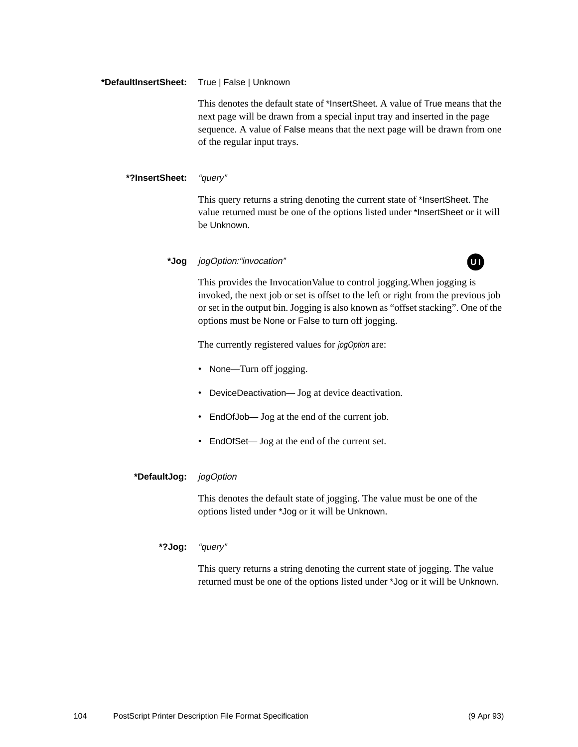**\*DefaultInsertSheet:** True | False | Unknown

This denotes the default state of *InsertSheet. A value of True means that the next page will be drawn from a special input tray and inserted in the page sequence. A value of False means that the next page will be drawn from one of the regular input trays.

**\*?InsertSheet:** *"query"*

This query returns a string denoting the current state of *InsertSheet. The value returned must be one of the options listed under *InsertSheet or it will be Unknown.

**\*Jog** *jogOption:"invocation"* UI

This provides the InvocationValue to control jogging.When jogging is invoked, the next job or set is offset to the left or right from the previous job or set in the output bin. Jogging is also known as "offset stacking". One of the options must be None or False to turn off jogging.

The currently registered values for *jogOption* are:

- None—Turn off jogging.
- DeviceDeactivation— Jog at device deactivation.
- EndOfJob— Jog at the end of the current job.
- EndOfSet— Jog at the end of the current set.

**\*DefaultJog:** *jogOption*

This denotes the default state of jogging. The value must be one of the options listed under *Jog or it will be Unknown.

**\*?Jog:** *"query"*

This query returns a string denoting the current state of jogging. The value returned must be one of the options listed under *Jog or it will be Unknown.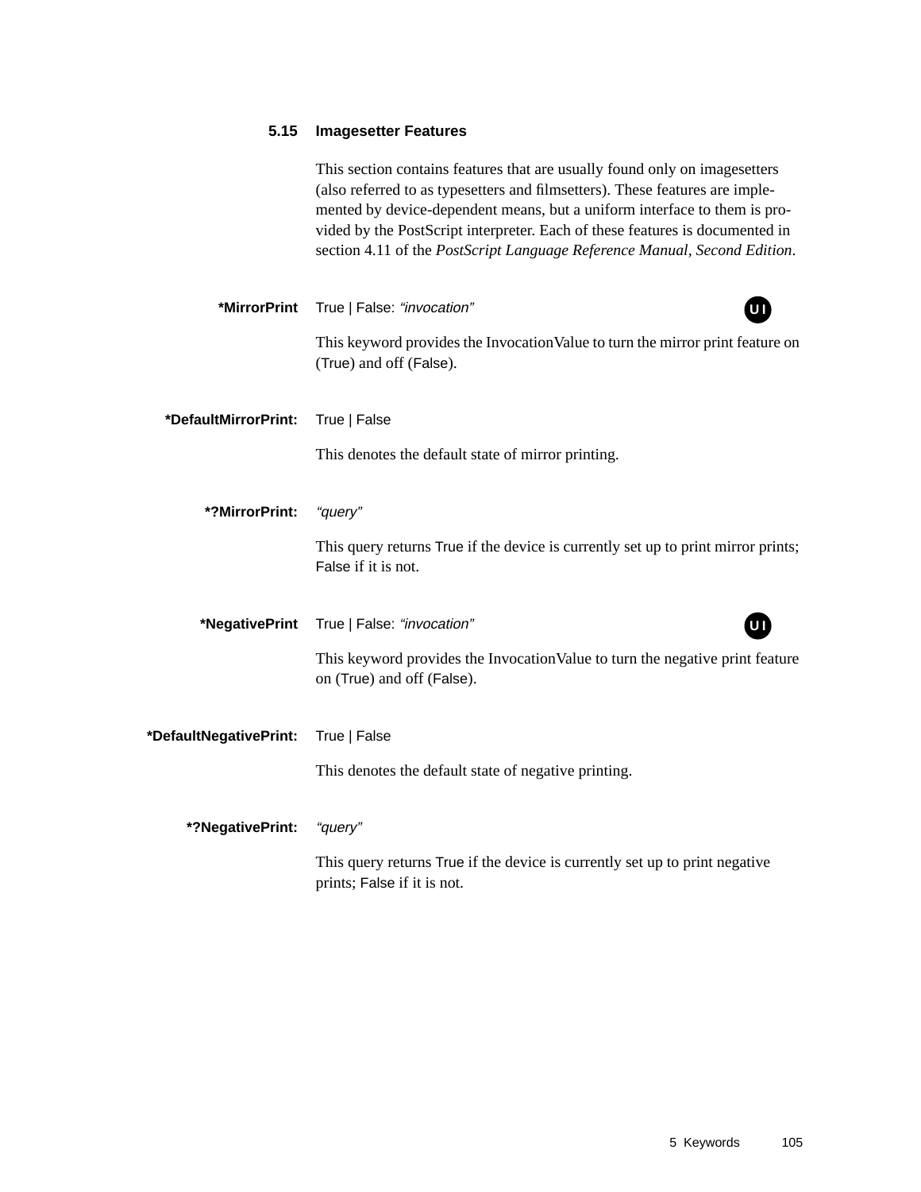## 5.15 Imagesetter Features

This section contains features that are usually found only on imagesetters (also referred to as typesetters and filmsetters). These features are implemented by device-dependent means, but a uniform interface to them is provided by the PostScript interpreter. Each of these features is documented in section 4.11 of the *PostScript Language Reference Manual, Second Edition*.

**\*MirrorPrint** True | False: *"invocation"* UI

This keyword provides the InvocationValue to turn the mirror print feature on (True) and off (False).

**\*DefaultMirrorPrint:** True | False

This denotes the default state of mirror printing.

**\*?MirrorPrint:** *"query"*

This query returns True if the device is currently set up to print mirror prints; False if it is not.

**\*NegativePrint** True | False: *"invocation"* UI

This keyword provides the InvocationValue to turn the negative print feature on (True) and off (False).

**\*DefaultNegativePrint:** True | False

This denotes the default state of negative printing.

**\*?NegativePrint:** *"query"*

This query returns True if the device is currently set up to print negative prints; False if it is not.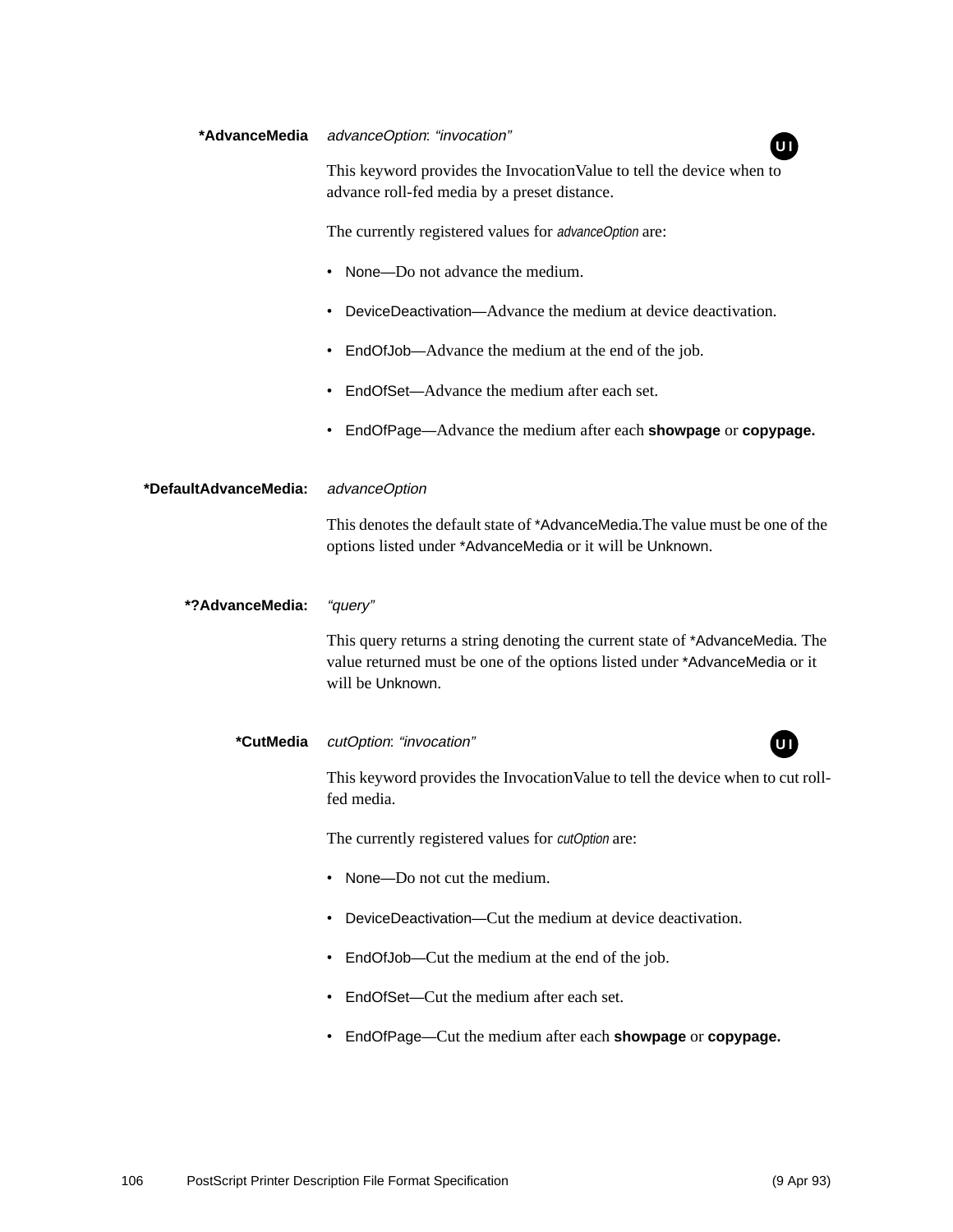**\*AdvanceMedia** *advanceOption*: *"invocation"* UI

This keyword provides the InvocationValue to tell the device when to advance roll-fed media by a preset distance.

The currently registered values for *advanceOption* are:

- None—Do not advance the medium.
- DeviceDeactivation—Advance the medium at device deactivation.
- EndOfJob—Advance the medium at the end of the job.
- EndOfSet—Advance the medium after each set.
- EndOfPage—Advance the medium after each **showpage** or **copypage.**

**\*DefaultAdvanceMedia:** *advanceOption*

This denotes the default state of *AdvanceMedia.The value must be one of the options listed under *AdvanceMedia or it will be Unknown.

**\*?AdvanceMedia:** *"query"*

This query returns a string denoting the current state of *AdvanceMedia. The value returned must be one of the options listed under *AdvanceMedia or it will be Unknown.

**\*CutMedia** *cutOption*: *"invocation"* UI

This keyword provides the InvocationValue to tell the device when to cut roll-fed media.

The currently registered values for *cutOption* are:

- None—Do not cut the medium.
- DeviceDeactivation—Cut the medium at device deactivation.
- EndOfJob—Cut the medium at the end of the job.
- EndOfSet—Cut the medium after each set.
- EndOfPage—Cut the medium after each **showpage** or **copypage.**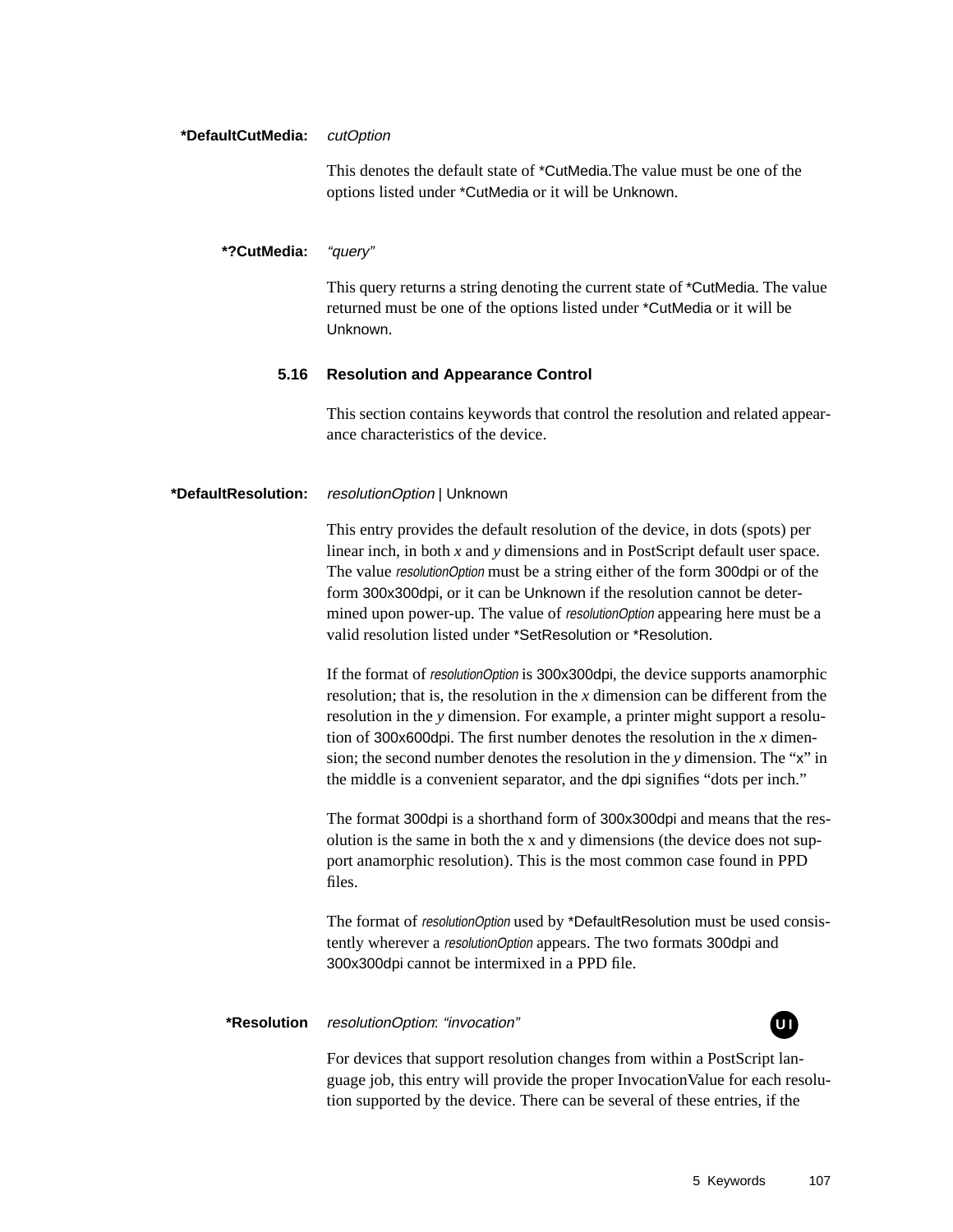**\*DefaultCutMedia:** *cutOption*

This denotes the default state of *CutMedia.The value must be one of the options listed under *CutMedia or it will be Unknown.

**\*?CutMedia:** *"query"*

This query returns a string denoting the current state of *CutMedia. The value returned must be one of the options listed under *CutMedia or it will be Unknown.

## 5.16 Resolution and Appearance Control

This section contains keywords that control the resolution and related appearance characteristics of the device.

**\*DefaultResolution:** *resolutionOption* | Unknown

This entry provides the default resolution of the device, in dots (spots) per linear inch, in both *x* and *y* dimensions and in PostScript default user space. The value *resolutionOption* must be a string either of the form 300dpi or of the form 300x300dpi, or it can be Unknown if the resolution cannot be determined upon power-up. The value of *resolutionOption* appearing here must be a valid resolution listed under *SetResolution or *Resolution.

If the format of *resolutionOption* is 300x300dpi, the device supports anamorphic resolution; that is, the resolution in the *x* dimension can be different from the resolution in the *y* dimension. For example, a printer might support a resolution of 300x600dpi. The first number denotes the resolution in the *x* dimension; the second number denotes the resolution in the *y* dimension. The "x" in the middle is a convenient separator, and the dpi signifies "dots per inch."

The format 300dpi is a shorthand form of 300x300dpi and means that the resolution is the same in both the x and y dimensions (the device does not support anamorphic resolution). This is the most common case found in PPD files.

The format of *resolutionOption* used by *DefaultResolution must be used consistently wherever a *resolutionOption* appears. The two formats 300dpi and 300x300dpi cannot be intermixed in a PPD file.

**\*Resolution** *resolutionOption*: *"invocation"* **UI**

For devices that support resolution changes from within a PostScript language job, this entry will provide the proper InvocationValue for each resolution supported by the device. There can be several of these entries, if the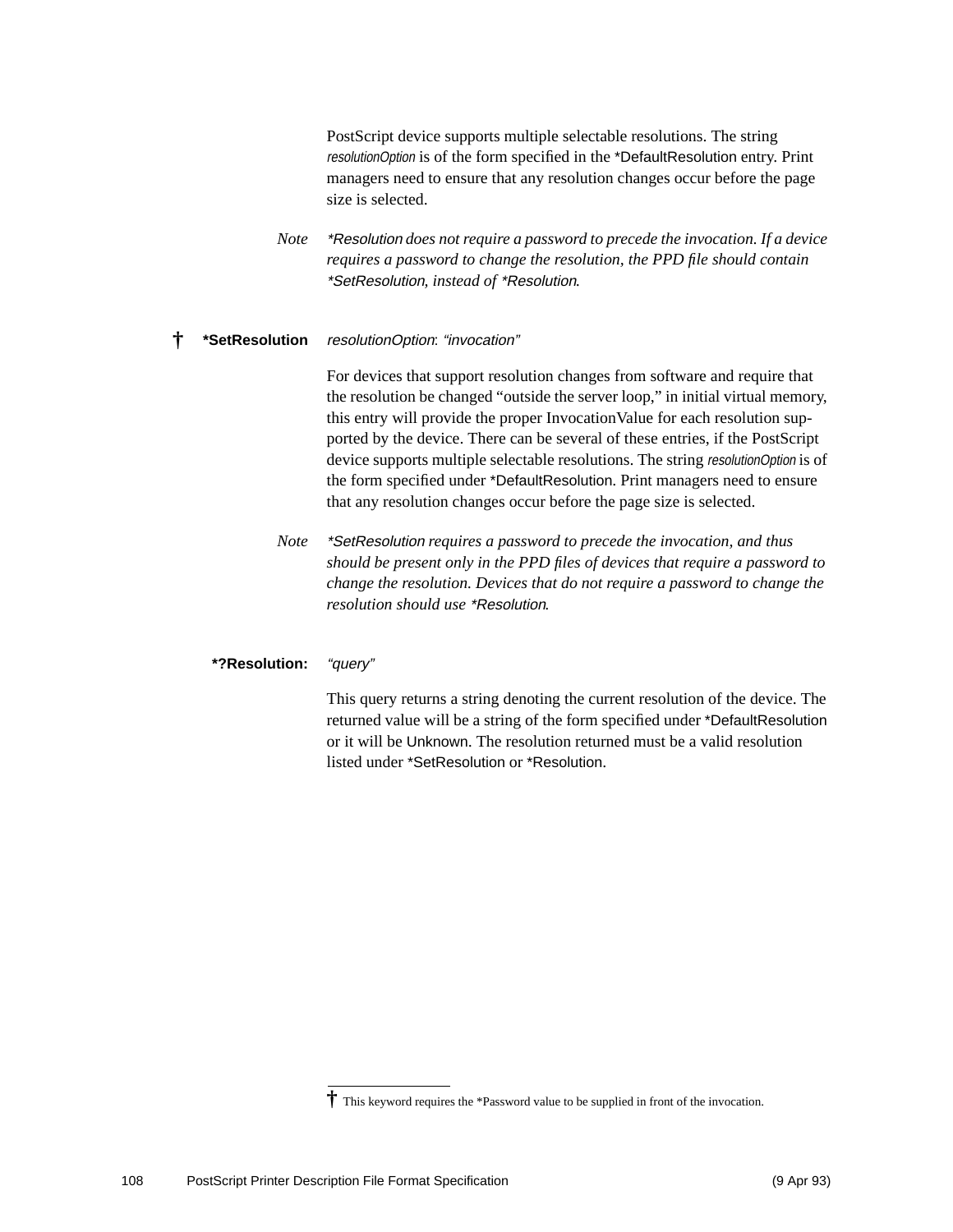PostScript device supports multiple selectable resolutions. The string *resolutionOption* is of the form specified in the *DefaultResolution entry. Print managers need to ensure that any resolution changes occur before the page size is selected.

*Note* *\*Resolution does not require a password to precede the invocation. If a device requires a password to change the resolution, the PPD file should contain \*SetResolution, instead of \*Resolution.*

† **\*SetResolution** *resolutionOption*: *"invocation"*

For devices that support resolution changes from software and require that the resolution be changed "outside the server loop," in initial virtual memory, this entry will provide the proper InvocationValue for each resolution supported by the device. There can be several of these entries, if the PostScript device supports multiple selectable resolutions. The string *resolutionOption* is of the form specified under *DefaultResolution. Print managers need to ensure that any resolution changes occur before the page size is selected.

*Note* *\*SetResolution requires a password to precede the invocation, and thus should be present only in the PPD files of devices that require a password to change the resolution. Devices that do not require a password to change the resolution should use \*Resolution.*

**\*?Resolution:** *"query"*

This query returns a string denoting the current resolution of the device. The returned value will be a string of the form specified under *DefaultResolution or it will be Unknown. The resolution returned must be a valid resolution listed under *SetResolution or *Resolution.

† This keyword requires the *Password value to be supplied in front of the invocation.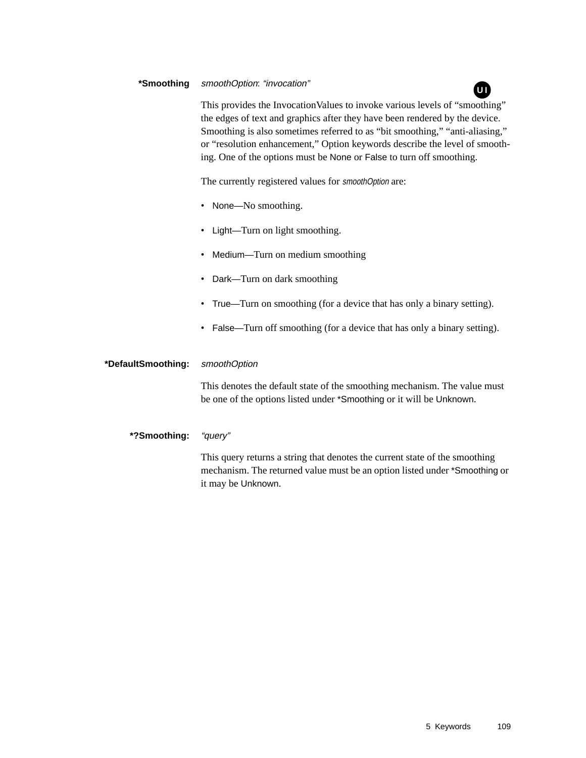**\*Smoothing** *smoothOption*: *"invocation"*

UI

This provides the InvocationValues to invoke various levels of "smoothing" the edges of text and graphics after they have been rendered by the device. Smoothing is also sometimes referred to as "bit smoothing," "anti-aliasing," or "resolution enhancement," Option keywords describe the level of smoothing. One of the options must be None or False to turn off smoothing.

The currently registered values for *smoothOption* are:

- None—No smoothing.
- Light—Turn on light smoothing.
- Medium—Turn on medium smoothing
- Dark—Turn on dark smoothing
- True—Turn on smoothing (for a device that has only a binary setting).
- False—Turn off smoothing (for a device that has only a binary setting).

**\*DefaultSmoothing:** *smoothOption*

This denotes the default state of the smoothing mechanism. The value must be one of the options listed under *Smoothing or it will be Unknown.

**\*?Smoothing:** *"query"*

This query returns a string that denotes the current state of the smoothing mechanism. The returned value must be an option listed under *Smoothing or it may be Unknown.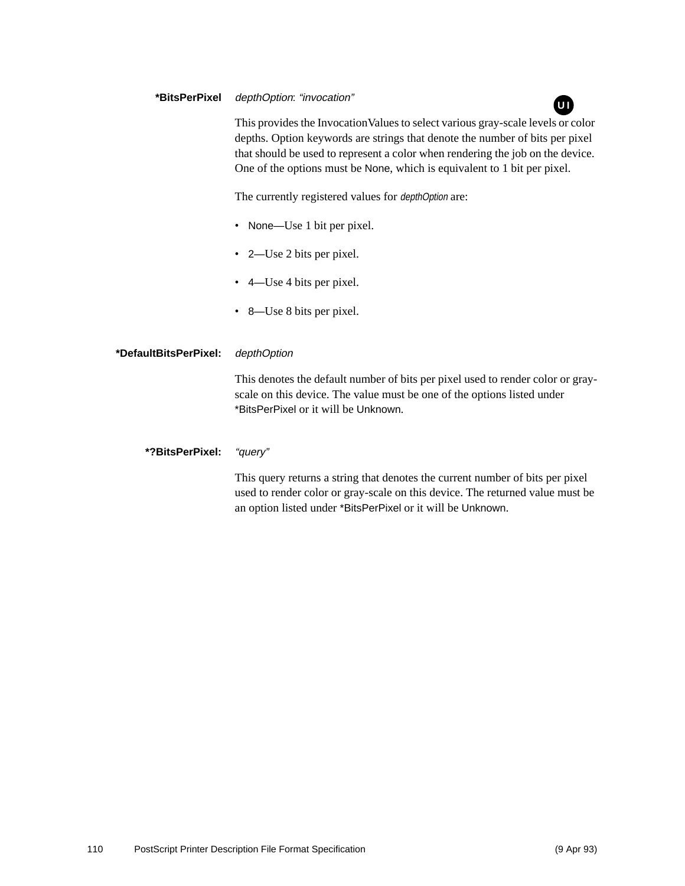**\*BitsPerPixel** *depthOption*: *"invocation"*

UI

This provides the InvocationValues to select various gray-scale levels or color depths. Option keywords are strings that denote the number of bits per pixel that should be used to represent a color when rendering the job on the device. One of the options must be None, which is equivalent to 1 bit per pixel.

The currently registered values for *depthOption* are:

- None—Use 1 bit per pixel.
- 2—Use 2 bits per pixel.
- 4—Use 4 bits per pixel.
- 8—Use 8 bits per pixel.

**\*DefaultBitsPerPixel:** *depthOption*

This denotes the default number of bits per pixel used to render color or gray-scale on this device. The value must be one of the options listed under *BitsPerPixel or it will be Unknown.

**\*?BitsPerPixel:** *"query"*

This query returns a string that denotes the current number of bits per pixel used to render color or gray-scale on this device. The returned value must be an option listed under *BitsPerPixel or it will be Unknown.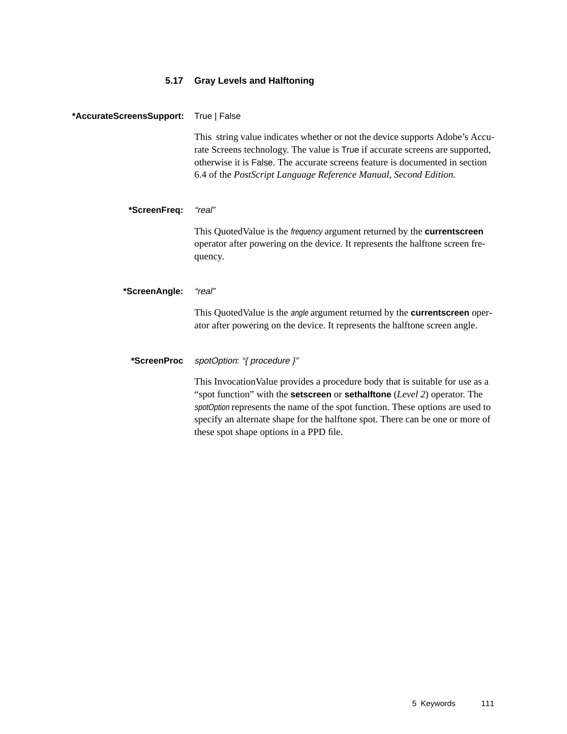## 5.17 Gray Levels and Halftoning

**\*AccurateScreensSupport:** True | False

This string value indicates whether or not the device supports Adobe's Accurate Screens technology. The value is True if accurate screens are supported, otherwise it is False. The accurate screens feature is documented in section 6.4 of the *PostScript Language Reference Manual, Second Edition.*

**\*ScreenFreq:** *"real"*

This QuotedValue is the *frequency* argument returned by the **currentscreen** operator after powering on the device. It represents the halftone screen frequency.

**\*ScreenAngle:** *"real"*

This QuotedValue is the *angle* argument returned by the **currentscreen** operator after powering on the device. It represents the halftone screen angle.

**\*ScreenProc** *spotOption*: *"{ procedure }"*

This InvocationValue provides a procedure body that is suitable for use as a "spot function" with the **setscreen** or **sethalftone** (*Level 2*) operator. The *spotOption* represents the name of the spot function. These options are used to specify an alternate shape for the halftone spot. There can be one or more of these spot shape options in a PPD file.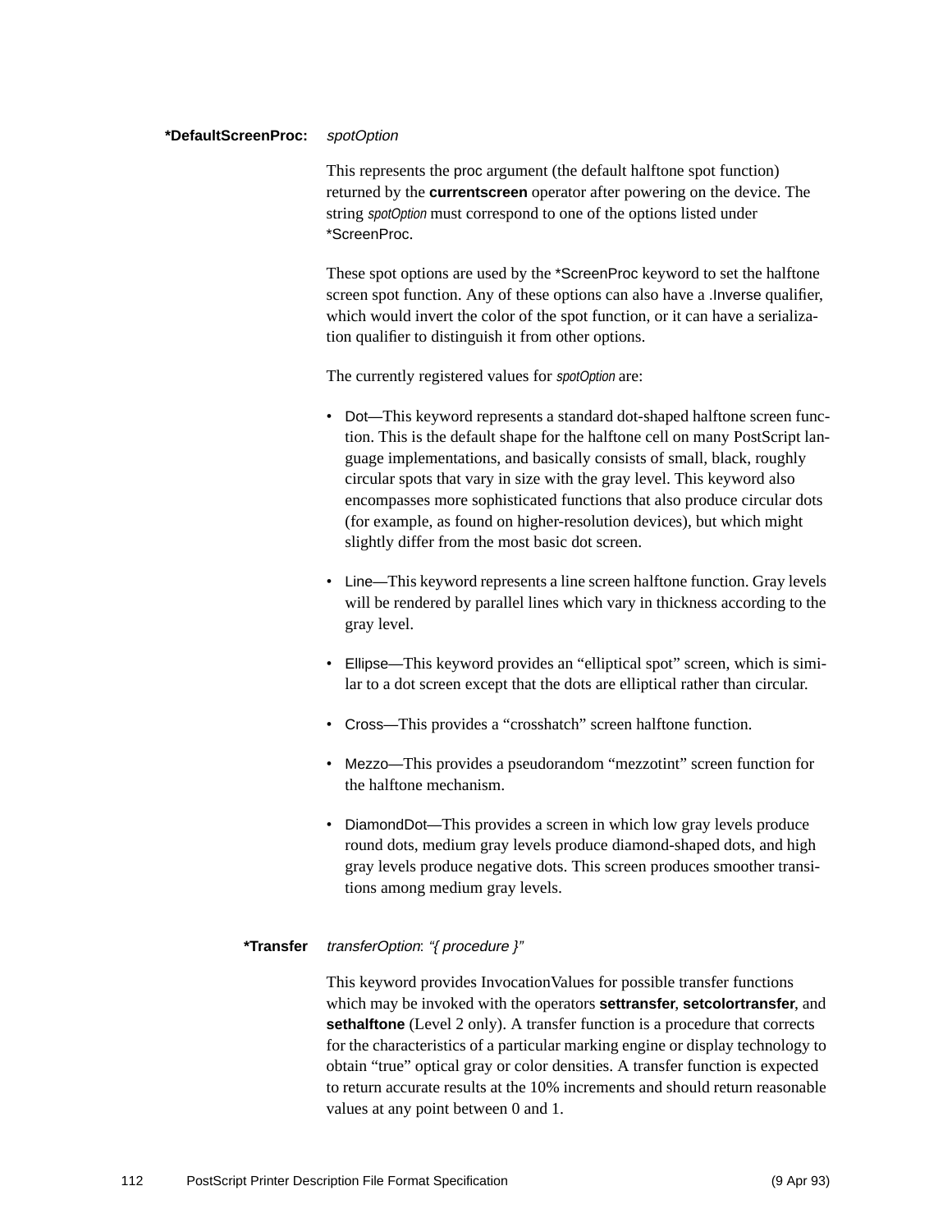**\*DefaultScreenProc:** *spotOption*

This represents the proc argument (the default halftone spot function) returned by the **currentscreen** operator after powering on the device. The string *spotOption* must correspond to one of the options listed under *ScreenProc.

These spot options are used by the *ScreenProc keyword to set the halftone screen spot function. Any of these options can also have a .Inverse qualifier, which would invert the color of the spot function, or it can have a serialization qualifier to distinguish it from other options.

The currently registered values for *spotOption* are:

- Dot—This keyword represents a standard dot-shaped halftone screen function. This is the default shape for the halftone cell on many PostScript language implementations, and basically consists of small, black, roughly circular spots that vary in size with the gray level. This keyword also encompasses more sophisticated functions that also produce circular dots (for example, as found on higher-resolution devices), but which might slightly differ from the most basic dot screen.
- Line—This keyword represents a line screen halftone function. Gray levels will be rendered by parallel lines which vary in thickness according to the gray level.
- Ellipse—This keyword provides an "elliptical spot" screen, which is similar to a dot screen except that the dots are elliptical rather than circular.
- Cross—This provides a "crosshatch" screen halftone function.
- Mezzo—This provides a pseudorandom "mezzotint" screen function for the halftone mechanism.
- DiamondDot—This provides a screen in which low gray levels produce round dots, medium gray levels produce diamond-shaped dots, and high gray levels produce negative dots. This screen produces smoother transitions among medium gray levels.

**\*Transfer** *transferOption*: *"{ procedure }"*

This keyword provides InvocationValues for possible transfer functions which may be invoked with the operators **settransfer**, **setcolortransfer**, and **sethalftone** (Level 2 only). A transfer function is a procedure that corrects for the characteristics of a particular marking engine or display technology to obtain "true" optical gray or color densities. A transfer function is expected to return accurate results at the 10% increments and should return reasonable values at any point between 0 and 1.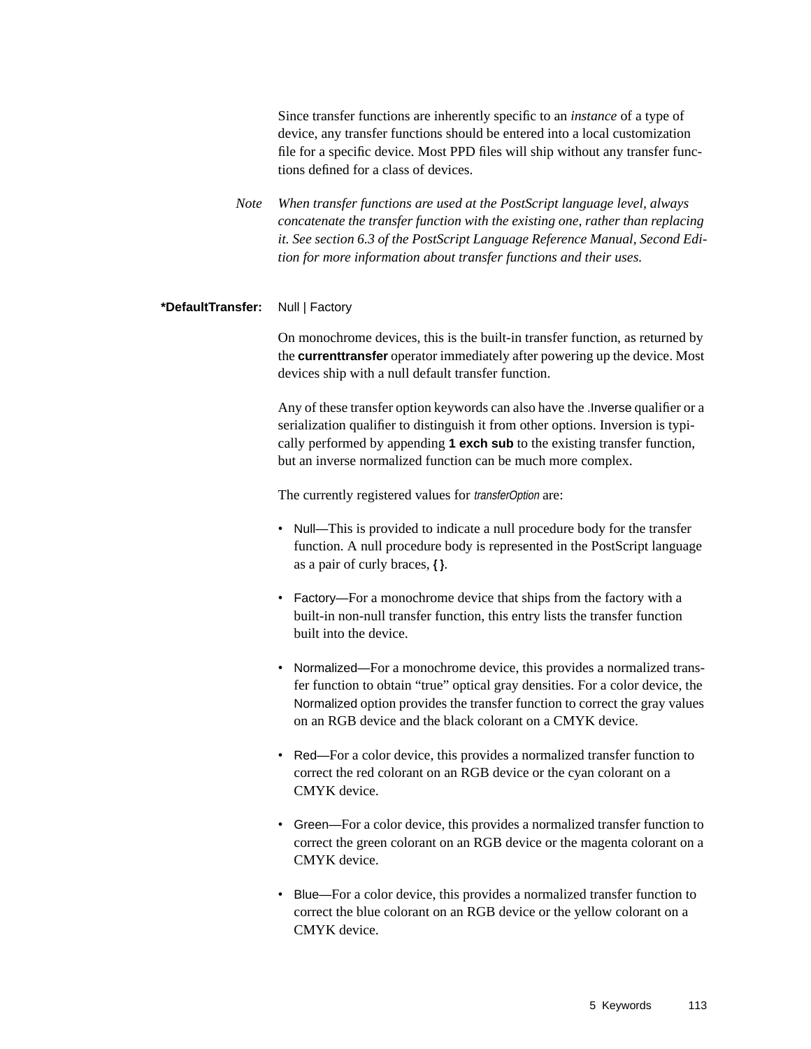Since transfer functions are inherently specific to an *instance* of a type of device, any transfer functions should be entered into a local customization file for a specific device. Most PPD files will ship without any transfer functions defined for a class of devices.

*Note* *When transfer functions are used at the PostScript language level, always concatenate the transfer function with the existing one, rather than replacing it. See section 6.3 of the PostScript Language Reference Manual, Second Edition for more information about transfer functions and their uses.*

**\*DefaultTransfer:** Null | Factory

On monochrome devices, this is the built-in transfer function, as returned by the **currenttransfer** operator immediately after powering up the device. Most devices ship with a null default transfer function.

Any of these transfer option keywords can also have the .Inverse qualifier or a serialization qualifier to distinguish it from other options. Inversion is typically performed by appending **1 exch sub** to the existing transfer function, but an inverse normalized function can be much more complex.

The currently registered values for *transferOption* are:

- Null—This is provided to indicate a null procedure body for the transfer function. A null procedure body is represented in the PostScript language as a pair of curly braces, **{ }**.
- Factory—For a monochrome device that ships from the factory with a built-in non-null transfer function, this entry lists the transfer function built into the device.
- Normalized—For a monochrome device, this provides a normalized transfer function to obtain “true” optical gray densities. For a color device, the Normalized option provides the transfer function to correct the gray values on an RGB device and the black colorant on a CMYK device.
- Red—For a color device, this provides a normalized transfer function to correct the red colorant on an RGB device or the cyan colorant on a CMYK device.
- Green—For a color device, this provides a normalized transfer function to correct the green colorant on an RGB device or the magenta colorant on a CMYK device.
- Blue—For a color device, this provides a normalized transfer function to correct the blue colorant on an RGB device or the yellow colorant on a CMYK device.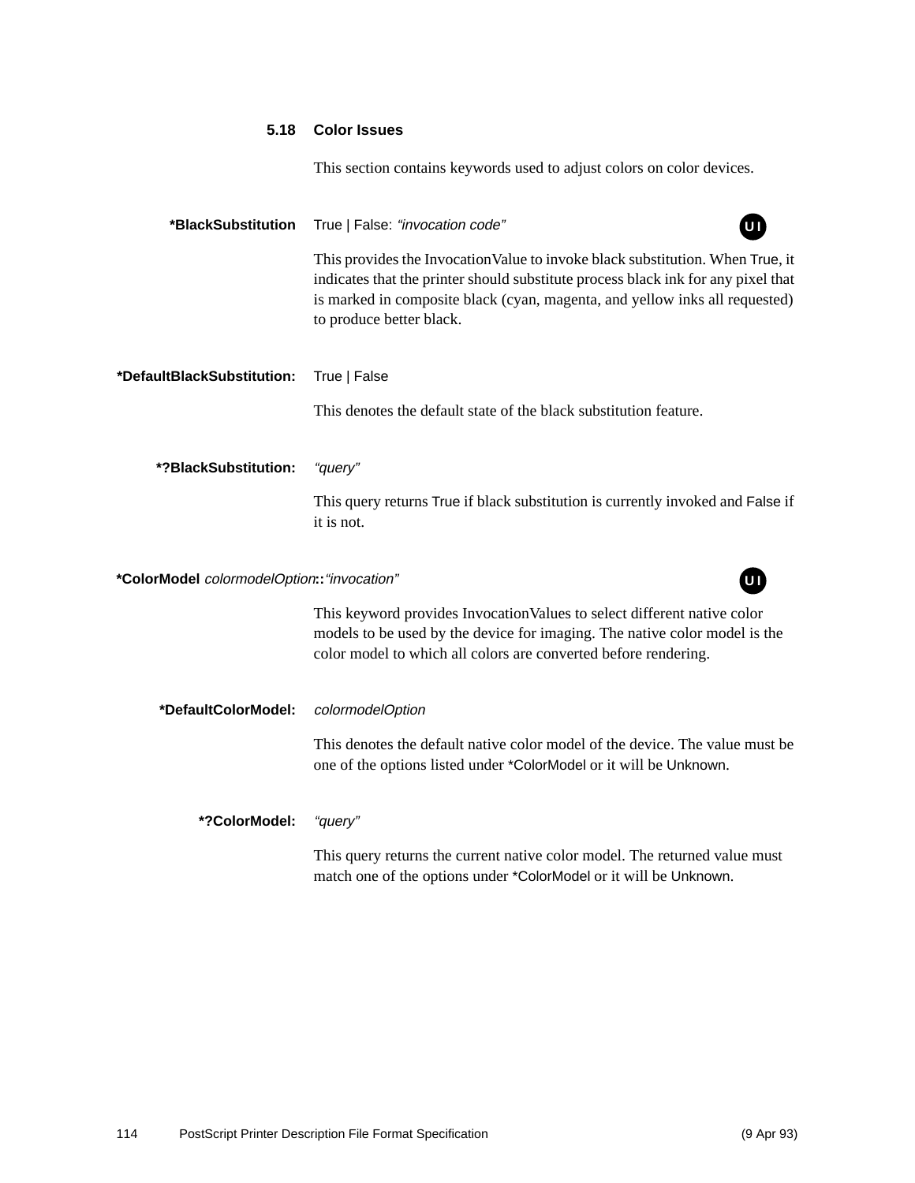## 5.18 Color Issues

This section contains keywords used to adjust colors on color devices.

**\*BlackSubstitution** True | False: *"invocation code"* UI

This provides the InvocationValue to invoke black substitution. When True, it indicates that the printer should substitute process black ink for any pixel that is marked in composite black (cyan, magenta, and yellow inks all requested) to produce better black.

**\*DefaultBlackSubstitution:** True | False

This denotes the default state of the black substitution feature.

**\*?BlackSubstitution:** *"query"*

This query returns True if black substitution is currently invoked and False if it is not.

**\*ColorModel** *colormodelOption***:** *"invocation"* UI

This keyword provides InvocationValues to select different native color models to be used by the device for imaging. The native color model is the color model to which all colors are converted before rendering.

**\*DefaultColorModel:** *colormodelOption*

This denotes the default native color model of the device. The value must be one of the options listed under \*ColorModel or it will be Unknown.

**\*?ColorModel:** *"query"*

This query returns the current native color model. The returned value must match one of the options under \*ColorModel or it will be Unknown.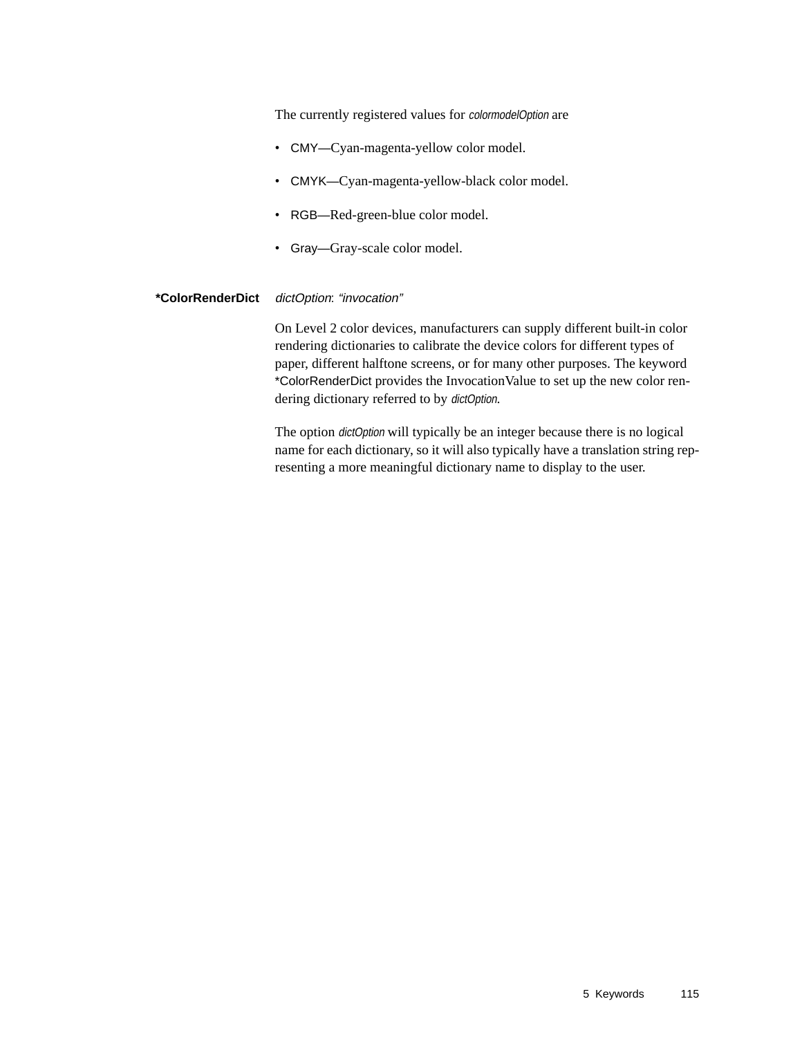The currently registered values for *colormodelOption* are

- CMY—Cyan-magenta-yellow color model.
- CMYK—Cyan-magenta-yellow-black color model.
- RGB—Red-green-blue color model.
- Gray—Gray-scale color model.

**\*ColorRenderDict** *dictOption*: *"invocation"*

On Level 2 color devices, manufacturers can supply different built-in color rendering dictionaries to calibrate the device colors for different types of paper, different halftone screens, or for many other purposes. The keyword *ColorRenderDict provides the InvocationValue to set up the new color rendering dictionary referred to by *dictOption*.

The option *dictOption* will typically be an integer because there is no logical name for each dictionary, so it will also typically have a translation string representing a more meaningful dictionary name to display to the user.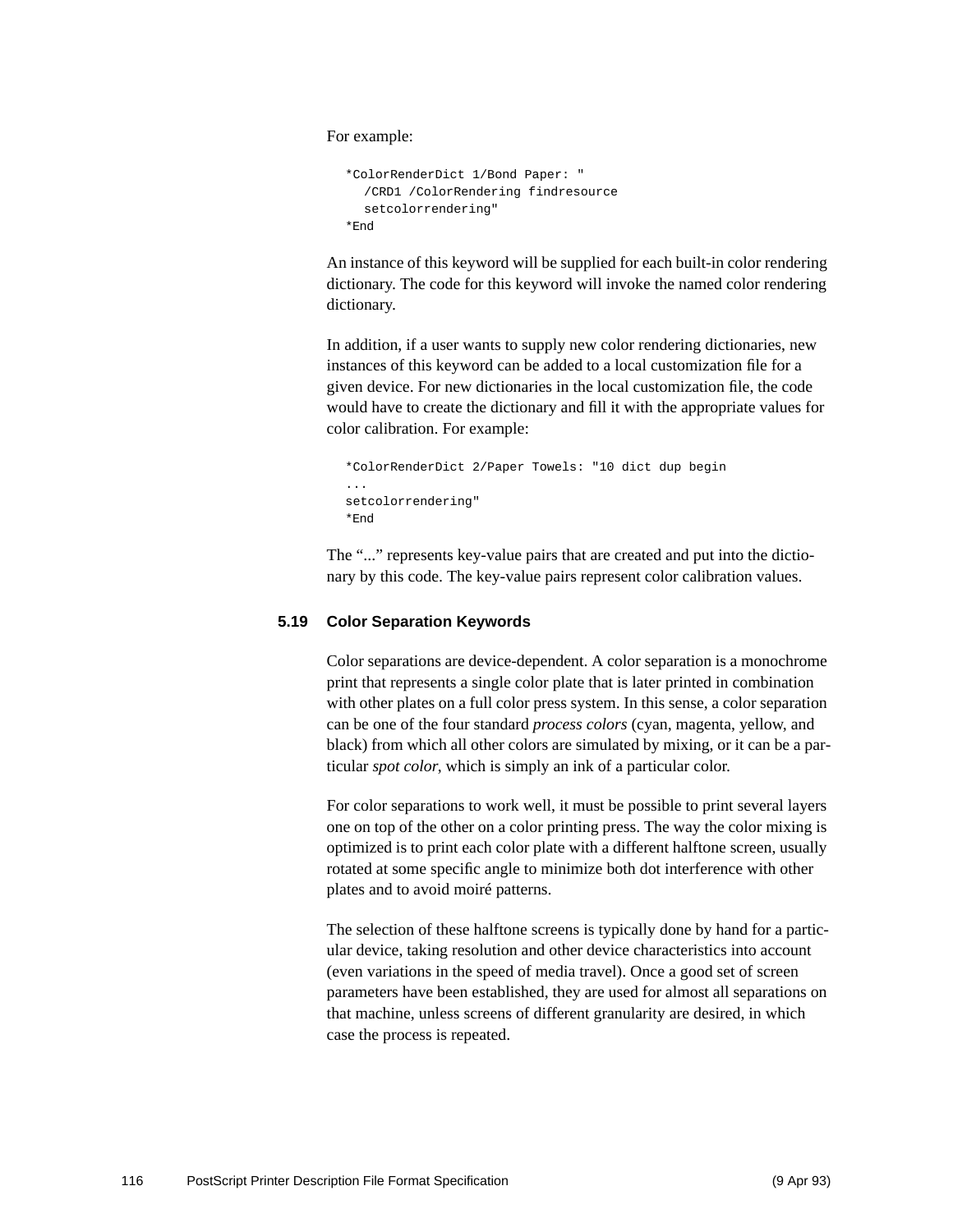For example:

```
*ColorRenderDict 1/Bond Paper: "
  /CRD1 /ColorRendering findresource
  setcolorrendering"
*End
```

An instance of this keyword will be supplied for each built-in color rendering dictionary. The code for this keyword will invoke the named color rendering dictionary.

In addition, if a user wants to supply new color rendering dictionaries, new instances of this keyword can be added to a local customization file for a given device. For new dictionaries in the local customization file, the code would have to create the dictionary and fill it with the appropriate values for color calibration. For example:

```
*ColorRenderDict 2/Paper Towels: "10 dict dup begin
...
setcolorrendering"
*End
```

The "..." represents key-value pairs that are created and put into the dictionary by this code. The key-value pairs represent color calibration values.

## 5.19 Color Separation Keywords

Color separations are device-dependent. A color separation is a monochrome print that represents a single color plate that is later printed in combination with other plates on a full color press system. In this sense, a color separation can be one of the four standard *process colors* (cyan, magenta, yellow, and black) from which all other colors are simulated by mixing, or it can be a particular *spot color*, which is simply an ink of a particular color.

For color separations to work well, it must be possible to print several layers one on top of the other on a color printing press. The way the color mixing is optimized is to print each color plate with a different halftone screen, usually rotated at some specific angle to minimize both dot interference with other plates and to avoid moiré patterns.

The selection of these halftone screens is typically done by hand for a particular device, taking resolution and other device characteristics into account (even variations in the speed of media travel). Once a good set of screen parameters have been established, they are used for almost all separations on that machine, unless screens of different granularity are desired, in which case the process is repeated.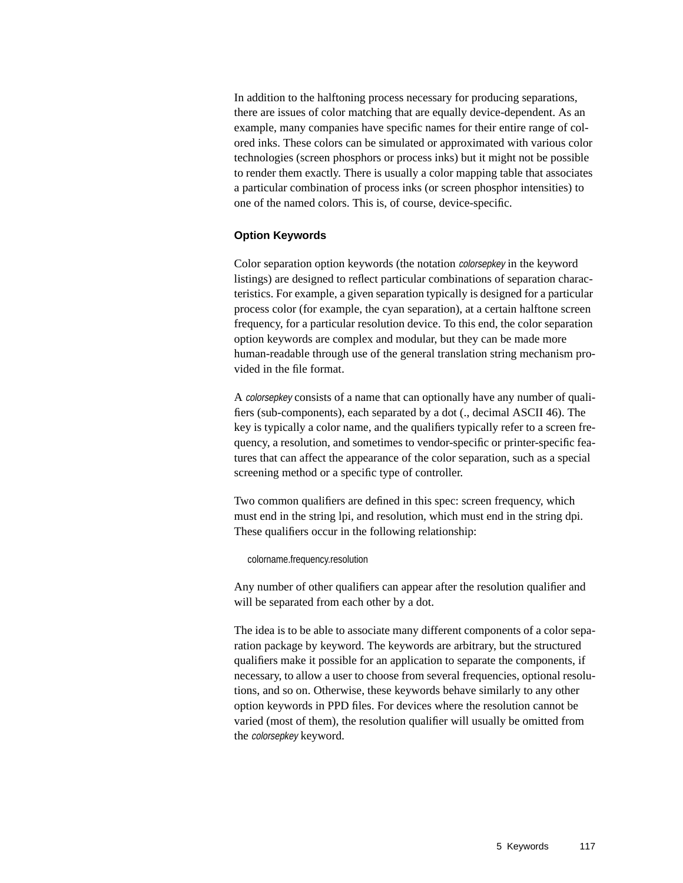In addition to the halftoning process necessary for producing separations, there are issues of color matching that are equally device-dependent. As an example, many companies have specific names for their entire range of colored inks. These colors can be simulated or approximated with various color technologies (screen phosphors or process inks) but it might not be possible to render them exactly. There is usually a color mapping table that associates a particular combination of process inks (or screen phosphor intensities) to one of the named colors. This is, of course, device-specific.

### Option Keywords

Color separation option keywords (the notation *colorsepkey* in the keyword listings) are designed to reflect particular combinations of separation characteristics. For example, a given separation typically is designed for a particular process color (for example, the cyan separation), at a certain halftone screen frequency, for a particular resolution device. To this end, the color separation option keywords are complex and modular, but they can be made more human-readable through use of the general translation string mechanism provided in the file format.

A *colorsepkey* consists of a name that can optionally have any number of qualifiers (sub-components), each separated by a dot (., decimal ASCII 46). The key is typically a color name, and the qualifiers typically refer to a screen frequency, a resolution, and sometimes to vendor-specific or printer-specific features that can affect the appearance of the color separation, such as a special screening method or a specific type of controller.

Two common qualifiers are defined in this spec: screen frequency, which must end in the string lpi, and resolution, which must end in the string dpi. These qualifiers occur in the following relationship:

```
colorname.frequency.resolution
```

Any number of other qualifiers can appear after the resolution qualifier and will be separated from each other by a dot.

The idea is to be able to associate many different components of a color separation package by keyword. The keywords are arbitrary, but the structured qualifiers make it possible for an application to separate the components, if necessary, to allow a user to choose from several frequencies, optional resolutions, and so on. Otherwise, these keywords behave similarly to any other option keywords in PPD files. For devices where the resolution cannot be varied (most of them), the resolution qualifier will usually be omitted from the *colorsepkey* keyword.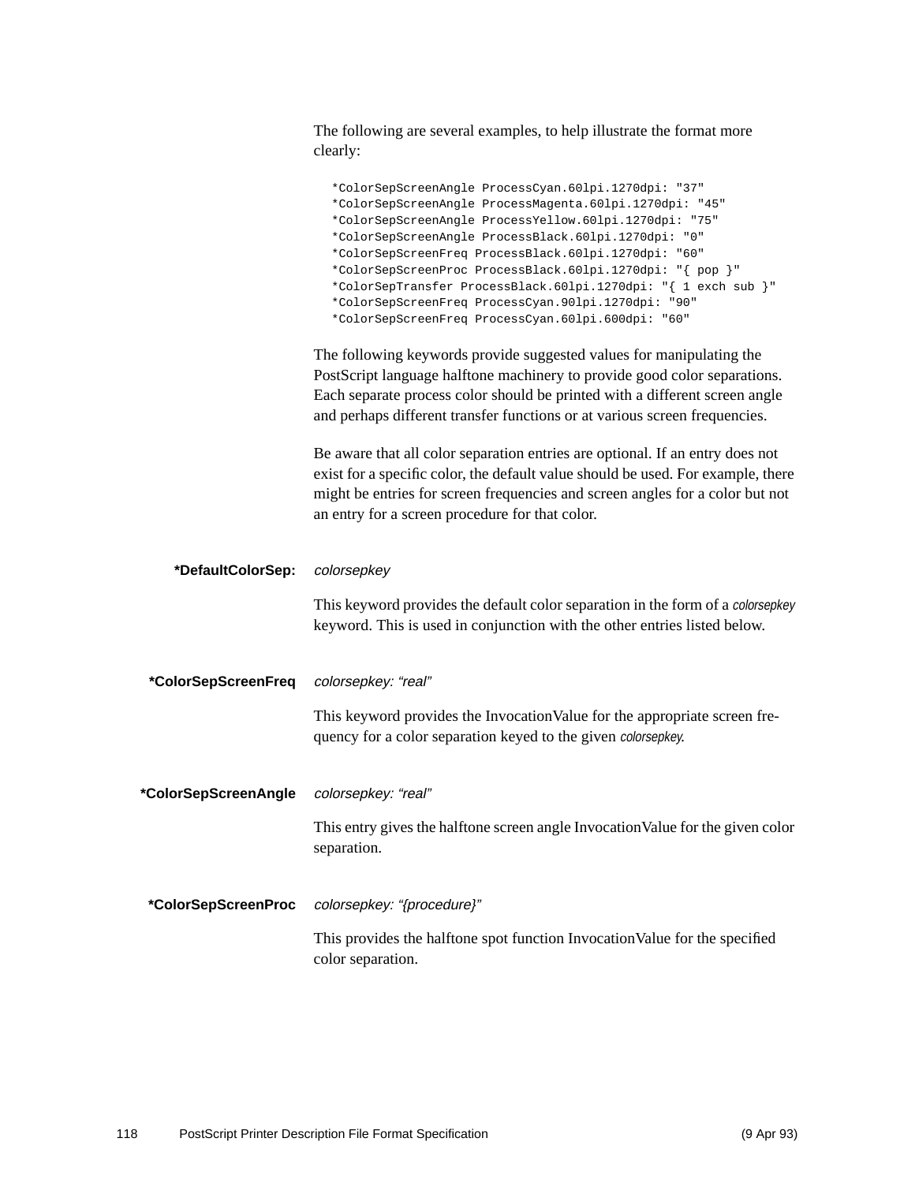The following are several examples, to help illustrate the format more clearly:

```
*ColorSepScreenAngle ProcessCyan.60lpi.1270dpi: "37"
*ColorSepScreenAngle ProcessMagenta.60lpi.1270dpi: "45"
*ColorSepScreenAngle ProcessYellow.60lpi.1270dpi: "75"
*ColorSepScreenAngle ProcessBlack.60lpi.1270dpi: "0"
*ColorSepScreenFreq ProcessBlack.60lpi.1270dpi: "60"
*ColorSepScreenProc ProcessBlack.60lpi.1270dpi: "{ pop }"
*ColorSepTransfer ProcessBlack.60lpi.1270dpi: "{ 1 exch sub }"
*ColorSepScreenFreq ProcessCyan.90lpi.1270dpi: "90"
*ColorSepScreenFreq ProcessCyan.60lpi.600dpi: "60"
```

The following keywords provide suggested values for manipulating the PostScript language halftone machinery to provide good color separations. Each separate process color should be printed with a different screen angle and perhaps different transfer functions or at various screen frequencies.

Be aware that all color separation entries are optional. If an entry does not exist for a specific color, the default value should be used. For example, there might be entries for screen frequencies and screen angles for a color but not an entry for a screen procedure for that color.

**\*DefaultColorSep:** *colorsepkey*

This keyword provides the default color separation in the form of a *colorsepkey* keyword. This is used in conjunction with the other entries listed below.

**\*ColorSepScreenFreq** *colorsepkey: "real"*

This keyword provides the InvocationValue for the appropriate screen frequency for a color separation keyed to the given *colorsepkey*.

**\*ColorSepScreenAngle** *colorsepkey: "real"*

This entry gives the halftone screen angle InvocationValue for the given color separation.

**\*ColorSepScreenProc** *colorsepkey: "{procedure}"*

This provides the halftone spot function InvocationValue for the specified color separation.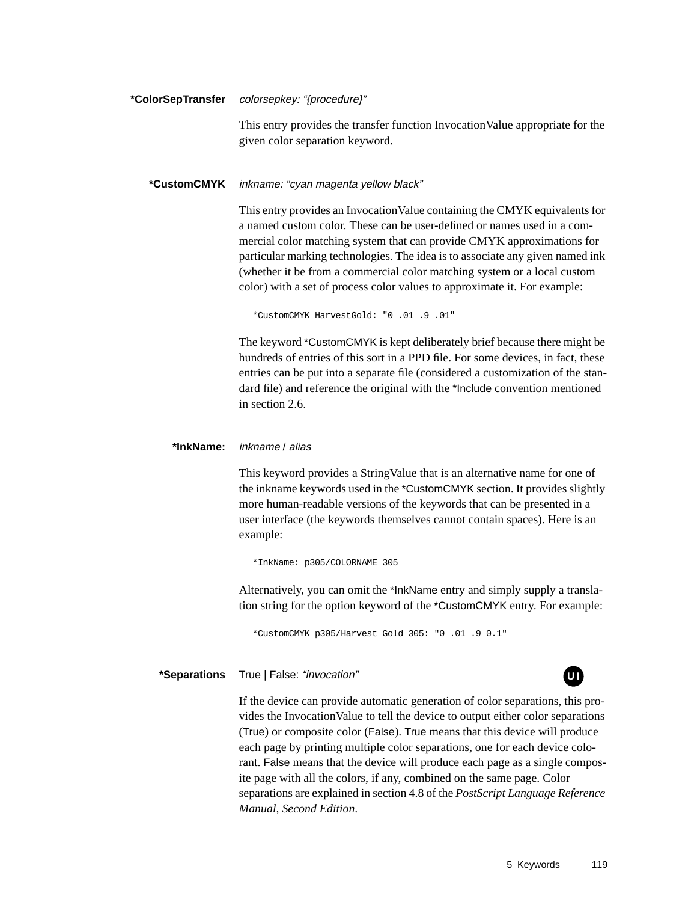**\*ColorSepTransfer** *colorsepkey: "{procedure}"*

This entry provides the transfer function InvocationValue appropriate for the given color separation keyword.

**\*CustomCMYK** *inkname: "cyan magenta yellow black"*

This entry provides an InvocationValue containing the CMYK equivalents for a named custom color. These can be user-defined or names used in a commercial color matching system that can provide CMYK approximations for particular marking technologies. The idea is to associate any given named ink (whether it be from a commercial color matching system or a local custom color) with a set of process color values to approximate it. For example:

```
*CustomCMYK HarvestGold: "0 .01 .9 .01"
```

The keyword *CustomCMYK is kept deliberately brief because there might be hundreds of entries of this sort in a PPD file. For some devices, in fact, these entries can be put into a separate file (considered a customization of the standard file) and reference the original with the *Include convention mentioned in section 2.6.

**\*InkName:** *inkname* / *alias*

This keyword provides a StringValue that is an alternative name for one of the inkname keywords used in the *CustomCMYK section. It provides slightly more human-readable versions of the keywords that can be presented in a user interface (the keywords themselves cannot contain spaces). Here is an example:

```
*InkName: p305/COLORNAME 305
```

Alternatively, you can omit the *InkName entry and simply supply a translation string for the option keyword of the *CustomCMYK entry. For example:

```
*CustomCMYK p305/Harvest Gold 305: "0 .01 .9 0.1"
```

**\*Separations** True | False: *"invocation"* UI

If the device can provide automatic generation of color separations, this provides the InvocationValue to tell the device to output either color separations (True) or composite color (False). True means that this device will produce each page by printing multiple color separations, one for each device colorant. False means that the device will produce each page as a single composite page with all the colors, if any, combined on the same page. Color separations are explained in section 4.8 of the *PostScript Language Reference Manual, Second Edition.*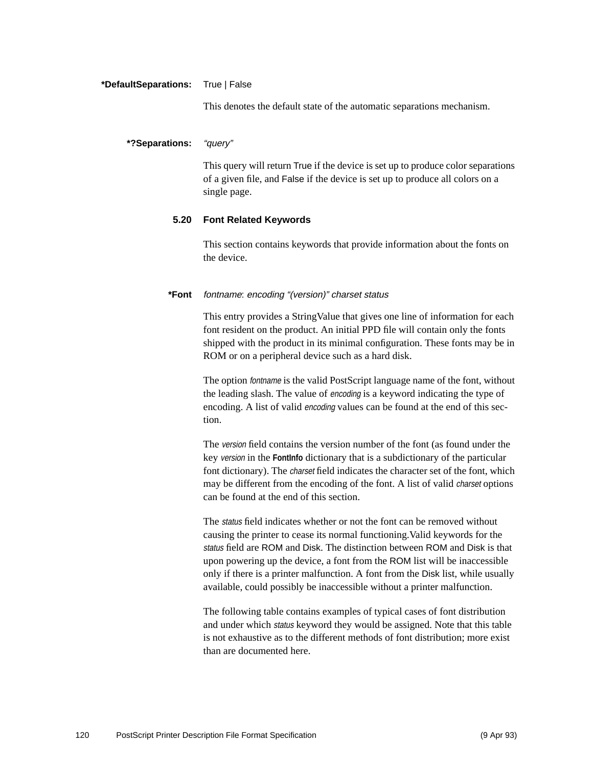**\*DefaultSeparations:** True | False

This denotes the default state of the automatic separations mechanism.

**\*?Separations:** *"query"*

This query will return True if the device is set up to produce color separations of a given file, and False if the device is set up to produce all colors on a single page.

### 5.20 Font Related Keywords

This section contains keywords that provide information about the fonts on the device.

**\*Font** *fontname*: *encoding "(version)" charset status*

This entry provides a StringValue that gives one line of information for each font resident on the product. An initial PPD file will contain only the fonts shipped with the product in its minimal configuration. These fonts may be in ROM or on a peripheral device such as a hard disk.

The option *fontname* is the valid PostScript language name of the font, without the leading slash. The value of *encoding* is a keyword indicating the type of encoding. A list of valid *encoding* values can be found at the end of this section.

The *version* field contains the version number of the font (as found under the key *version* in the **FontInfo** dictionary that is a subdictionary of the particular font dictionary). The *charset* field indicates the character set of the font, which may be different from the encoding of the font. A list of valid *charset* options can be found at the end of this section.

The *status* field indicates whether or not the font can be removed without causing the printer to cease its normal functioning.Valid keywords for the *status* field are ROM and Disk. The distinction between ROM and Disk is that upon powering up the device, a font from the ROM list will be inaccessible only if there is a printer malfunction. A font from the Disk list, while usually available, could possibly be inaccessible without a printer malfunction.

The following table contains examples of typical cases of font distribution and under which *status* keyword they would be assigned. Note that this table is not exhaustive as to the different methods of font distribution; more exist than are documented here.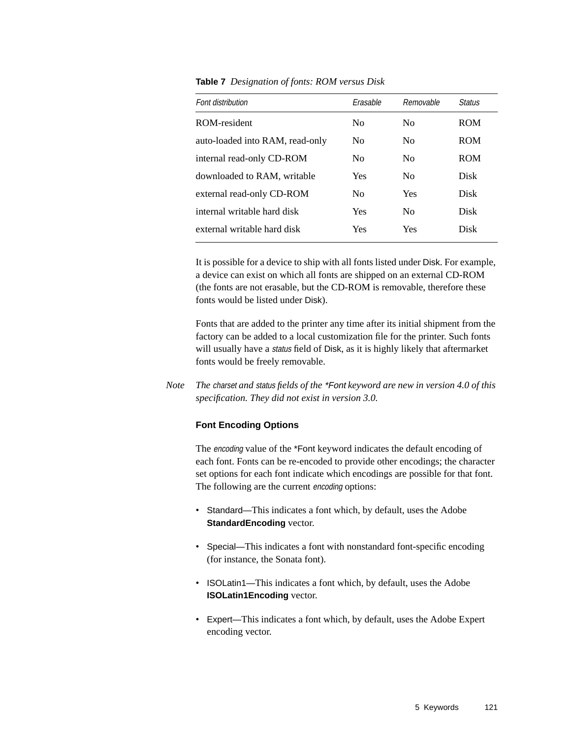**Table 7** *Designation of fonts: ROM versus Disk*

| *Font distribution* | *Erasable* | *Removable* | *Status* |
|---|---|---|---|
| ROM-resident | No | No | ROM |
| auto-loaded into RAM, read-only | No | No | ROM |
| internal read-only CD-ROM | No | No | ROM |
| downloaded to RAM, writable | Yes | No | Disk |
| external read-only CD-ROM | No | Yes | Disk |
| internal writable hard disk | Yes | No | Disk |
| external writable hard disk | Yes | Yes | Disk |

It is possible for a device to ship with all fonts listed under Disk. For example, a device can exist on which all fonts are shipped on an external CD-ROM (the fonts are not erasable, but the CD-ROM is removable, therefore these fonts would be listed under Disk).

Fonts that are added to the printer any time after its initial shipment from the factory can be added to a local customization file for the printer. Such fonts will usually have a *status* field of Disk, as it is highly likely that aftermarket fonts would be freely removable.

*Note* *The charset and status fields of the *Font keyword are new in version 4.0 of this specification. They did not exist in version 3.0.*

### Font Encoding Options

The *encoding* value of the *Font keyword indicates the default encoding of each font. Fonts can be re-encoded to provide other encodings; the character set options for each font indicate which encodings are possible for that font. The following are the current *encoding* options:

- Standard—This indicates a font which, by default, uses the Adobe **StandardEncoding** vector.
- Special—This indicates a font with nonstandard font-specific encoding (for instance, the Sonata font).
- ISOLatin1—This indicates a font which, by default, uses the Adobe **ISOLatin1Encoding** vector.
- Expert—This indicates a font which, by default, uses the Adobe Expert encoding vector.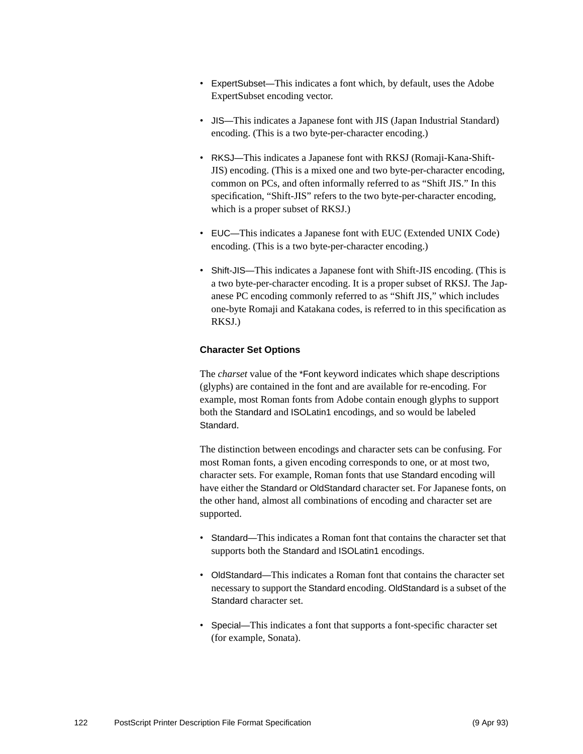- ExpertSubset—This indicates a font which, by default, uses the Adobe ExpertSubset encoding vector.

- JIS—This indicates a Japanese font with JIS (Japan Industrial Standard) encoding. (This is a two byte-per-character encoding.)

- RKSJ—This indicates a Japanese font with RKSJ (Romaji-Kana-Shift-JIS) encoding. (This is a mixed one and two byte-per-character encoding, common on PCs, and often informally referred to as “Shift JIS.” In this specification, “Shift-JIS” refers to the two byte-per-character encoding, which is a proper subset of RKSJ.)

- EUC—This indicates a Japanese font with EUC (Extended UNIX Code) encoding. (This is a two byte-per-character encoding.)

- Shift-JIS—This indicates a Japanese font with Shift-JIS encoding. (This is a two byte-per-character encoding. It is a proper subset of RKSJ. The Japanese PC encoding commonly referred to as “Shift JIS,” which includes one-byte Romaji and Katakana codes, is referred to in this specification as RKSJ.)

### Character Set Options

The *charset* value of the *Font keyword indicates which shape descriptions (glyphs) are contained in the font and are available for re-encoding. For example, most Roman fonts from Adobe contain enough glyphs to support both the Standard and ISOLatin1 encodings, and so would be labeled Standard.

The distinction between encodings and character sets can be confusing. For most Roman fonts, a given encoding corresponds to one, or at most two, character sets. For example, Roman fonts that use Standard encoding will have either the Standard or OldStandard character set. For Japanese fonts, on the other hand, almost all combinations of encoding and character set are supported.

- Standard—This indicates a Roman font that contains the character set that supports both the Standard and ISOLatin1 encodings.

- OldStandard—This indicates a Roman font that contains the character set necessary to support the Standard encoding. OldStandard is a subset of the Standard character set.

- Special—This indicates a font that supports a font-specific character set (for example, Sonata).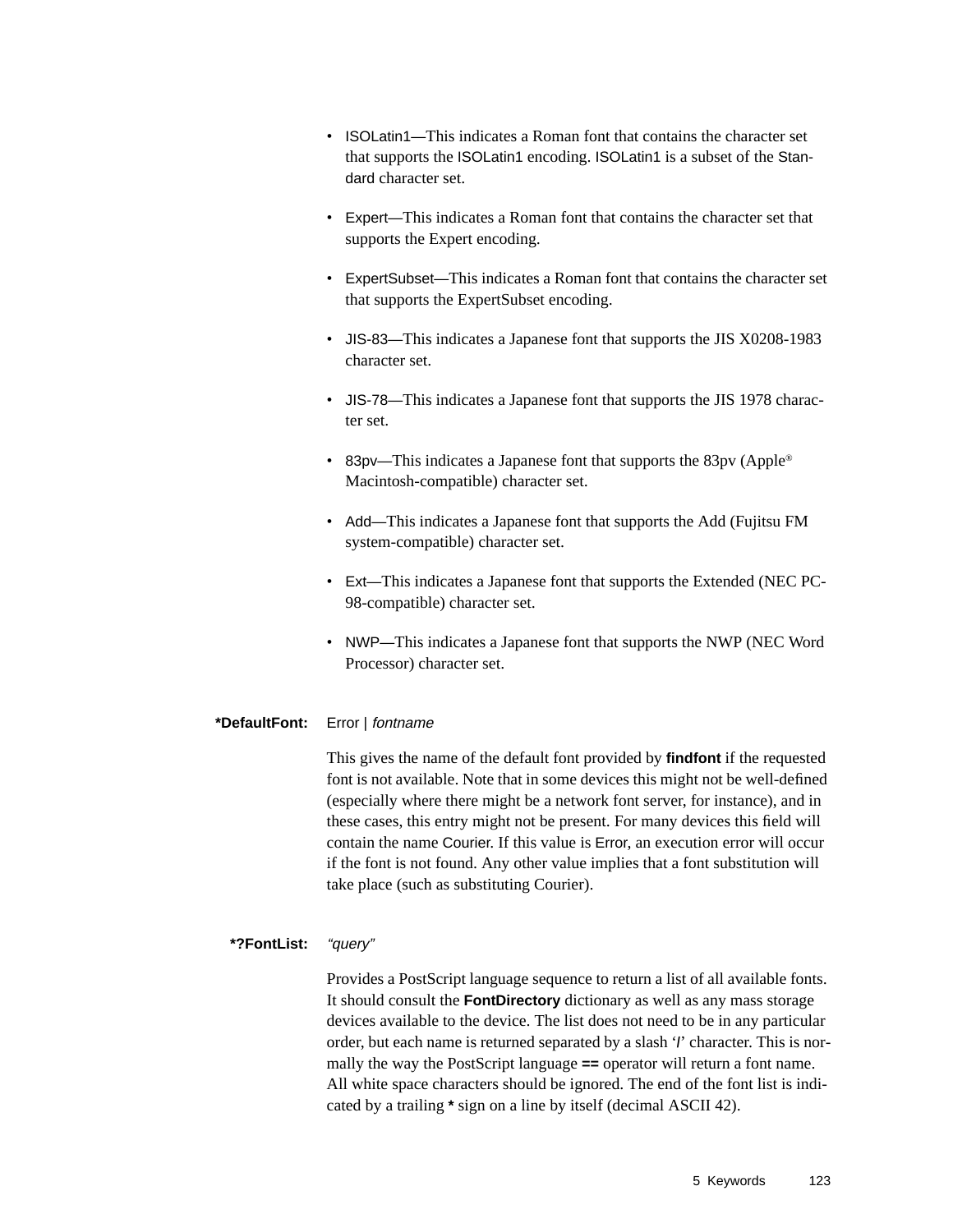- ISOLatin1—This indicates a Roman font that contains the character set that supports the ISOLatin1 encoding. ISOLatin1 is a subset of the Standard character set.

- Expert—This indicates a Roman font that contains the character set that supports the Expert encoding.

- ExpertSubset—This indicates a Roman font that contains the character set that supports the ExpertSubset encoding.

- JIS-83—This indicates a Japanese font that supports the JIS X0208-1983 character set.

- JIS-78—This indicates a Japanese font that supports the JIS 1978 character set.

- 83pv—This indicates a Japanese font that supports the 83pv (Apple® Macintosh-compatible) character set.

- Add—This indicates a Japanese font that supports the Add (Fujitsu FM system-compatible) character set.

- Ext—This indicates a Japanese font that supports the Extended (NEC PC-98-compatible) character set.

- NWP—This indicates a Japanese font that supports the NWP (NEC Word Processor) character set.

**\*DefaultFont:** Error | *fontname*

This gives the name of the default font provided by **findfont** if the requested font is not available. Note that in some devices this might not be well-defined (especially where there might be a network font server, for instance), and in these cases, this entry might not be present. For many devices this field will contain the name Courier. If this value is Error, an execution error will occur if the font is not found. Any other value implies that a font substitution will take place (such as substituting Courier).

**\*?FontList:** *"query"*

Provides a PostScript language sequence to return a list of all available fonts. It should consult the **FontDirectory** dictionary as well as any mass storage devices available to the device. The list does not need to be in any particular order, but each name is returned separated by a slash '/' character. This is normally the way the PostScript language **==** operator will return a font name. All white space characters should be ignored. The end of the font list is indicated by a trailing **\*** sign on a line by itself (decimal ASCII 42).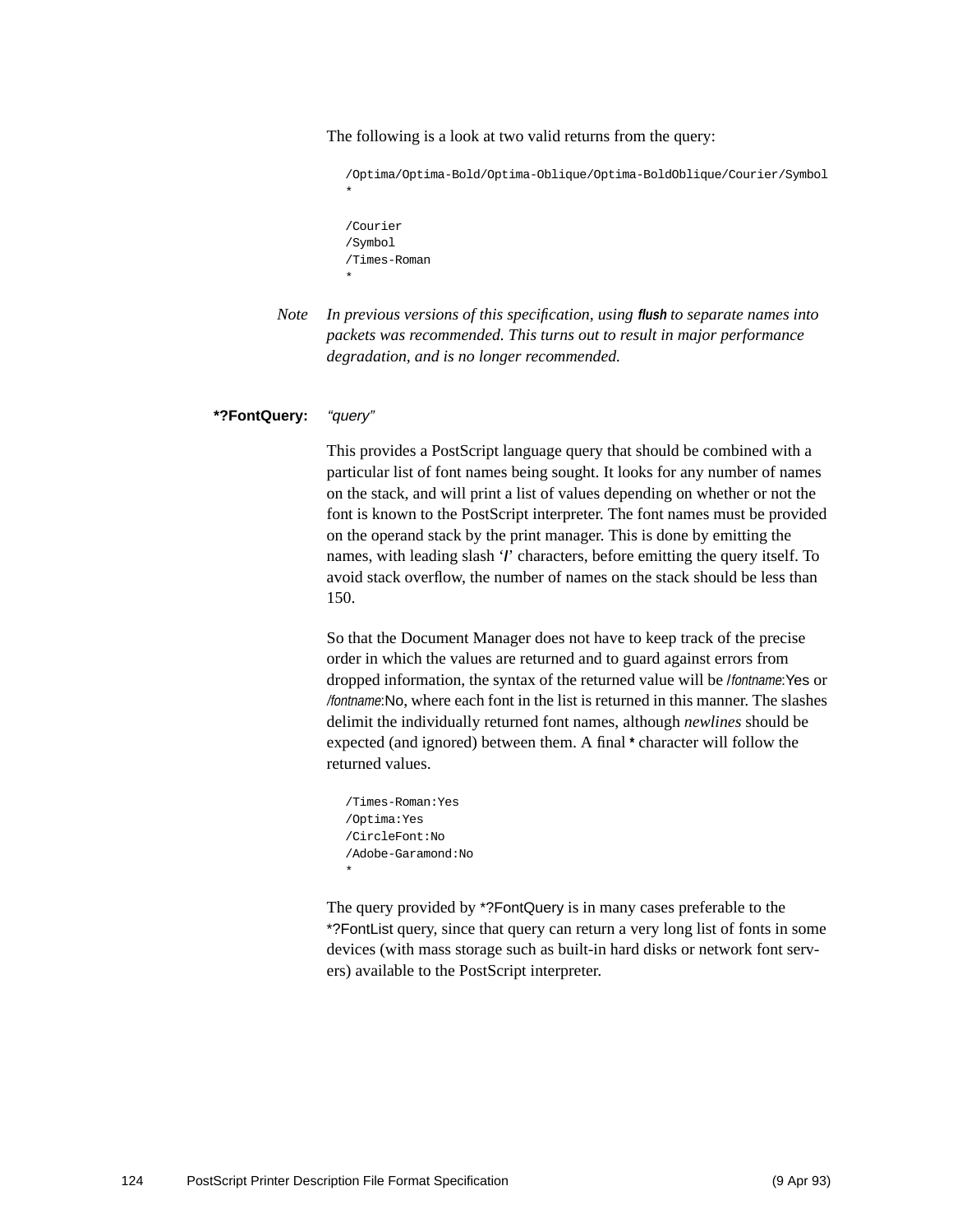The following is a look at two valid returns from the query:

```
/Optima/Optima-Bold/Optima-Oblique/Optima-BoldOblique/Courier/Symbol
*

/Courier
/Symbol
/Times-Roman
*
```

*Note* *In previous versions of this specification, using* **flush** *to separate names into packets was recommended. This turns out to result in major performance degradation, and is no longer recommended.*

**\*?FontQuery:** *"query"*

This provides a PostScript language query that should be combined with a particular list of font names being sought. It looks for any number of names on the stack, and will print a list of values depending on whether or not the font is known to the PostScript interpreter. The font names must be provided on the operand stack by the print manager. This is done by emitting the names, with leading slash '**/**' characters, before emitting the query itself. To avoid stack overflow, the number of names on the stack should be less than 150.

So that the Document Manager does not have to keep track of the precise order in which the values are returned and to guard against errors from dropped information, the syntax of the returned value will be /*fontname*:Yes or /*fontname*:No, where each font in the list is returned in this manner. The slashes delimit the individually returned font names, although *newlines* should be expected (and ignored) between them. A final **\*** character will follow the returned values.

```
/Times-Roman:Yes
/Optima:Yes
/CircleFont:No
/Adobe-Garamond:No
*
```

The query provided by \*?FontQuery is in many cases preferable to the \*?FontList query, since that query can return a very long list of fonts in some devices (with mass storage such as built-in hard disks or network font servers) available to the PostScript interpreter.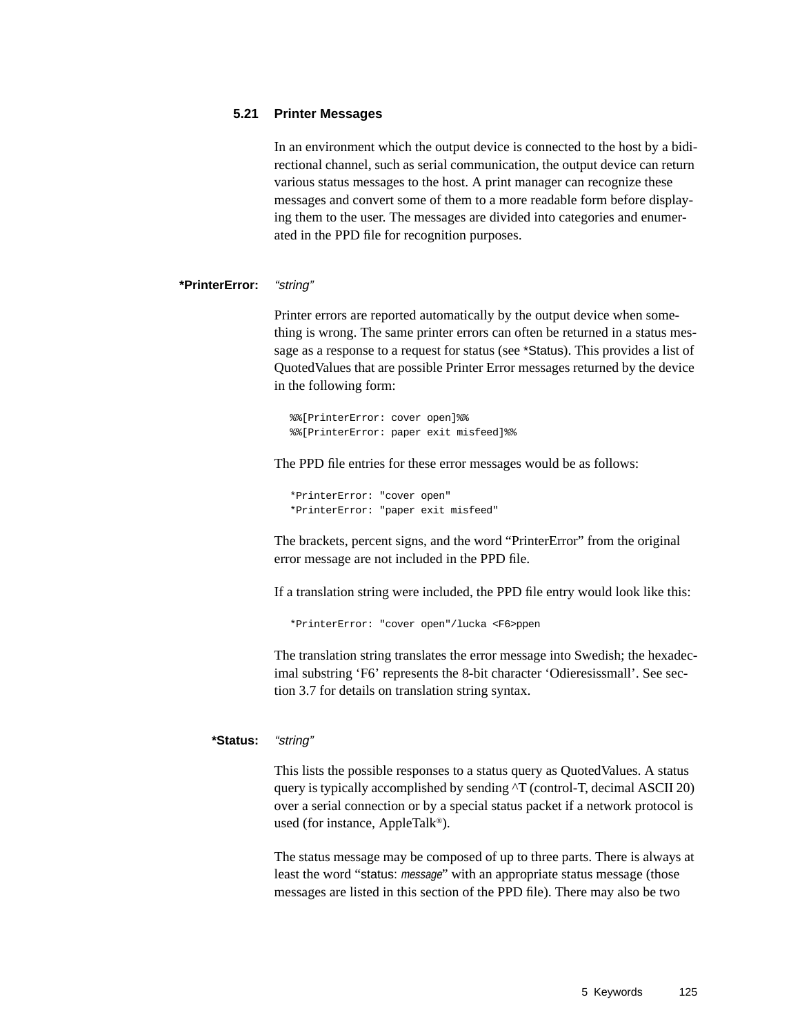### 5.21 Printer Messages

In an environment which the output device is connected to the host by a bidirectional channel, such as serial communication, the output device can return various status messages to the host. A print manager can recognize these messages and convert some of them to a more readable form before displaying them to the user. The messages are divided into categories and enumerated in the PPD file for recognition purposes.

**\*PrinterError:** *"string"*

Printer errors are reported automatically by the output device when something is wrong. The same printer errors can often be returned in a status message as a response to a request for status (see *Status). This provides a list of QuotedValues that are possible Printer Error messages returned by the device in the following form:

```
%%[PrinterError: cover open]%%
%%[PrinterError: paper exit misfeed]%%
```

The PPD file entries for these error messages would be as follows:

```
*PrinterError: "cover open"
*PrinterError: "paper exit misfeed"
```

The brackets, percent signs, and the word "PrinterError" from the original error message are not included in the PPD file.

If a translation string were included, the PPD file entry would look like this:

```
*PrinterError: "cover open"/lucka <F6>ppen
```

The translation string translates the error message into Swedish; the hexadecimal substring 'F6' represents the 8-bit character 'Odieresissmall'. See section 3.7 for details on translation string syntax.

**\*Status:** *"string"*

This lists the possible responses to a status query as QuotedValues. A status query is typically accomplished by sending ^T (control-T, decimal ASCII 20) over a serial connection or by a special status packet if a network protocol is used (for instance, AppleTalk®).

The status message may be composed of up to three parts. There is always at least the word "status: *message*" with an appropriate status message (those messages are listed in this section of the PPD file). There may also be two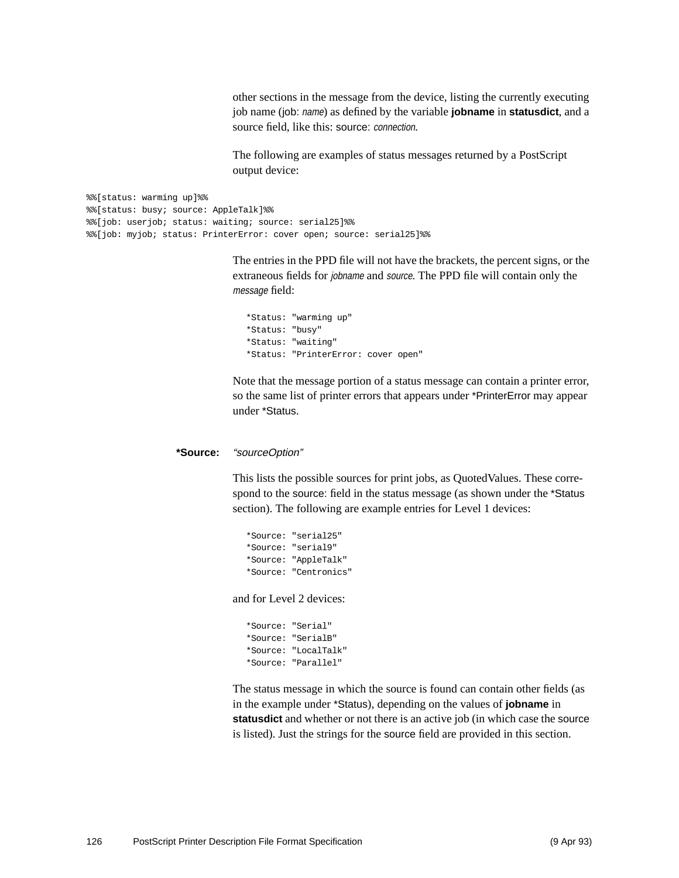other sections in the message from the device, listing the currently executing job name (job: *name*) as defined by the variable **jobname** in **statusdict**, and a source field, like this: source: *connection*.

The following are examples of status messages returned by a PostScript output device:

```
%%[status: warming up]%%
%%[status: busy; source: AppleTalk]%%
%%[job: userjob; status: waiting; source: serial25]%%
%%[job: myjob; status: PrinterError: cover open; source: serial25]%%
```

The entries in the PPD file will not have the brackets, the percent signs, or the extraneous fields for *jobname* and *source*. The PPD file will contain only the *message* field:

```
*Status: "warming up"
*Status: "busy"
*Status: "waiting"
*Status: "PrinterError: cover open"
```

Note that the message portion of a status message can contain a printer error, so the same list of printer errors that appears under *PrinterError may appear under *Status.

**\*Source:** *"sourceOption"*

This lists the possible sources for print jobs, as QuotedValues. These correspond to the source: field in the status message (as shown under the *Status section). The following are example entries for Level 1 devices:

```
*Source: "serial25"
*Source: "serial9"
*Source: "AppleTalk"
*Source: "Centronics"
```

and for Level 2 devices:

```
*Source: "Serial"
*Source: "SerialB"
*Source: "LocalTalk"
*Source: "Parallel"
```

The status message in which the source is found can contain other fields (as in the example under *Status), depending on the values of **jobname** in **statusdict** and whether or not there is an active job (in which case the source is listed). Just the strings for the source field are provided in this section.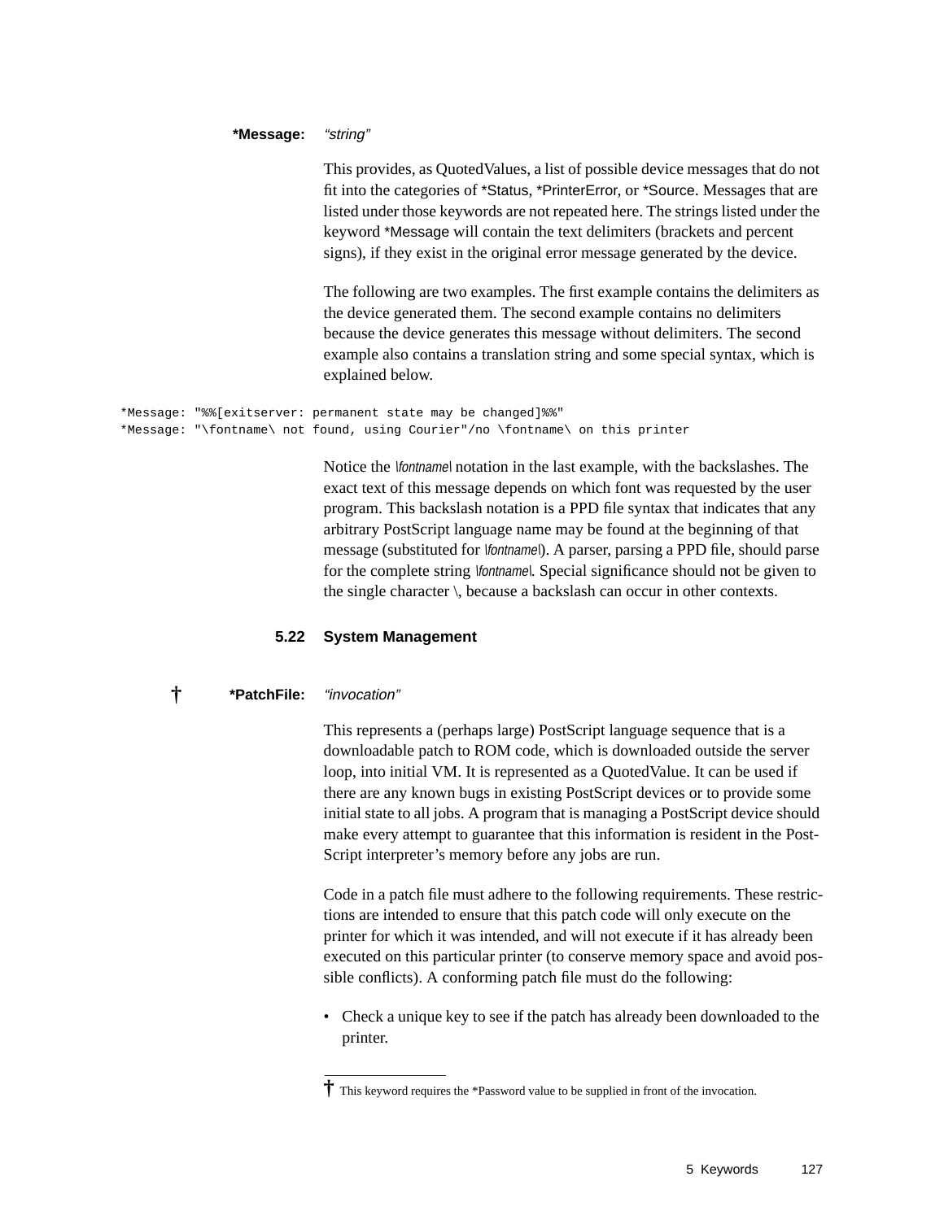**\*Message:** *"string"*

This provides, as QuotedValues, a list of possible device messages that do not fit into the categories of *Status, *PrinterError, or *Source. Messages that are listed under those keywords are not repeated here. The strings listed under the keyword *Message will contain the text delimiters (brackets and percent signs), if they exist in the original error message generated by the device.

The following are two examples. The first example contains the delimiters as the device generated them. The second example contains no delimiters because the device generates this message without delimiters. The second example also contains a translation string and some special syntax, which is explained below.

```
*Message: "%%[exitserver: permanent state may be changed]%%"
*Message: "\fontname\ not found, using Courier"/no \fontname\ on this printer
```

Notice the *\fontname\* notation in the last example, with the backslashes. The exact text of this message depends on which font was requested by the user program. This backslash notation is a PPD file syntax that indicates that any arbitrary PostScript language name may be found at the beginning of that message (substituted for *\fontname\*). A parser, parsing a PPD file, should parse for the complete string *\fontname\*. Special significance should not be given to the single character \, because a backslash can occur in other contexts.

## 5.22 System Management

† **\*PatchFile:** *"invocation"*

This represents a (perhaps large) PostScript language sequence that is a downloadable patch to ROM code, which is downloaded outside the server loop, into initial VM. It is represented as a QuotedValue. It can be used if there are any known bugs in existing PostScript devices or to provide some initial state to all jobs. A program that is managing a PostScript device should make every attempt to guarantee that this information is resident in the PostScript interpreter's memory before any jobs are run.

Code in a patch file must adhere to the following requirements. These restrictions are intended to ensure that this patch code will only execute on the printer for which it was intended, and will not execute if it has already been executed on this particular printer (to conserve memory space and avoid possible conflicts). A conforming patch file must do the following:

- Check a unique key to see if the patch has already been downloaded to the printer.

† This keyword requires the *Password value to be supplied in front of the invocation.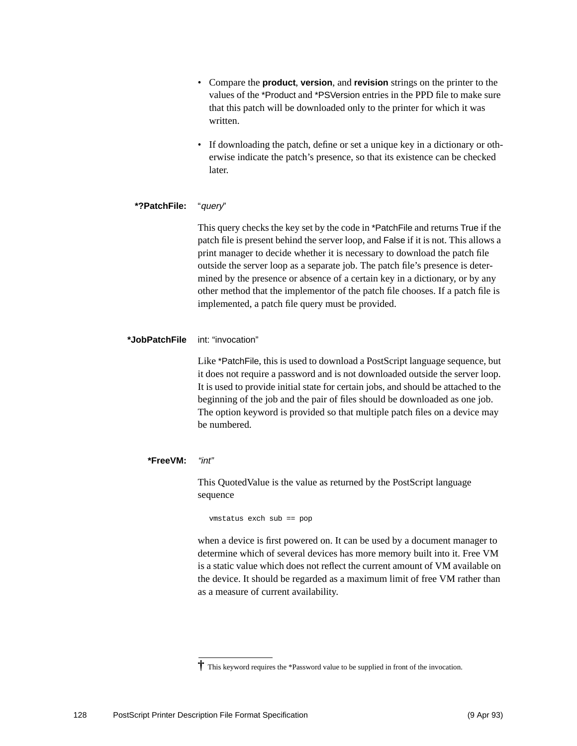- Compare the **product**, **version**, and **revision** strings on the printer to the values of the *Product and *PSVersion entries in the PPD file to make sure that this patch will be downloaded only to the printer for which it was written.

- If downloading the patch, define or set a unique key in a dictionary or otherwise indicate the patch's presence, so that its existence can be checked later.

**\*?PatchFile:** "*query*"

This query checks the key set by the code in *PatchFile and returns True if the patch file is present behind the server loop, and False if it is not. This allows a print manager to decide whether it is necessary to download the patch file outside the server loop as a separate job. The patch file's presence is determined by the presence or absence of a certain key in a dictionary, or by any other method that the implementor of the patch file chooses. If a patch file is implemented, a patch file query must be provided.

**\*JobPatchFile** int: "invocation"

Like *PatchFile, this is used to download a PostScript language sequence, but it does not require a password and is not downloaded outside the server loop. It is used to provide initial state for certain jobs, and should be attached to the beginning of the job and the pair of files should be downloaded as one job. The option keyword is provided so that multiple patch files on a device may be numbered.

**\*FreeVM:** *"int"*

This QuotedValue is the value as returned by the PostScript language sequence

```
vmstatus exch sub == pop
```

when a device is first powered on. It can be used by a document manager to determine which of several devices has more memory built into it. Free VM is a static value which does not reflect the current amount of VM available on the device. It should be regarded as a maximum limit of free VM rather than as a measure of current availability.

---

† This keyword requires the *Password value to be supplied in front of the invocation.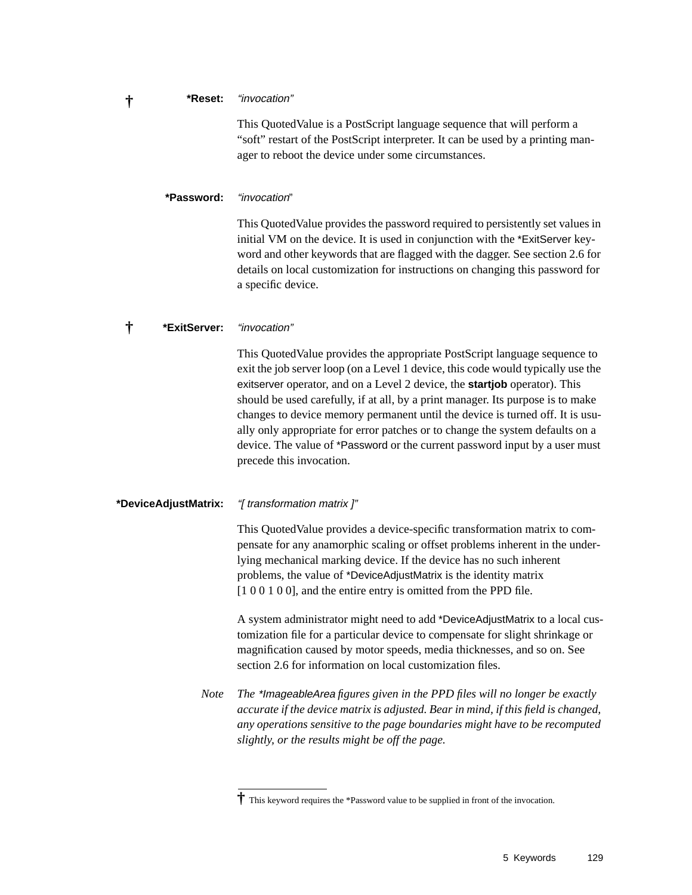† **\*Reset:** *"invocation"*

This QuotedValue is a PostScript language sequence that will perform a "soft" restart of the PostScript interpreter. It can be used by a printing manager to reboot the device under some circumstances.

**\*Password:** *"invocation"*

This QuotedValue provides the password required to persistently set values in initial VM on the device. It is used in conjunction with the *ExitServer keyword and other keywords that are flagged with the dagger. See section 2.6 for details on local customization for instructions on changing this password for a specific device.

† **\*ExitServer:** *"invocation"*

This QuotedValue provides the appropriate PostScript language sequence to exit the job server loop (on a Level 1 device, this code would typically use the exitserver operator, and on a Level 2 device, the **startjob** operator). This should be used carefully, if at all, by a print manager. Its purpose is to make changes to device memory permanent until the device is turned off. It is usually only appropriate for error patches or to change the system defaults on a device. The value of *Password or the current password input by a user must precede this invocation.

**\*DeviceAdjustMatrix:** *"[ transformation matrix ]"*

This QuotedValue provides a device-specific transformation matrix to compensate for any anamorphic scaling or offset problems inherent in the underlying mechanical marking device. If the device has no such inherent problems, the value of *DeviceAdjustMatrix is the identity matrix [1 0 0 1 0 0], and the entire entry is omitted from the PPD file.

A system administrator might need to add *DeviceAdjustMatrix to a local customization file for a particular device to compensate for slight shrinkage or magnification caused by motor speeds, media thicknesses, and so on. See section 2.6 for information on local customization files.

*Note* *The *ImageableArea figures given in the PPD files will no longer be exactly accurate if the device matrix is adjusted. Bear in mind, if this field is changed, any operations sensitive to the page boundaries might have to be recomputed slightly, or the results might be off the page.*

---

† This keyword requires the *Password value to be supplied in front of the invocation.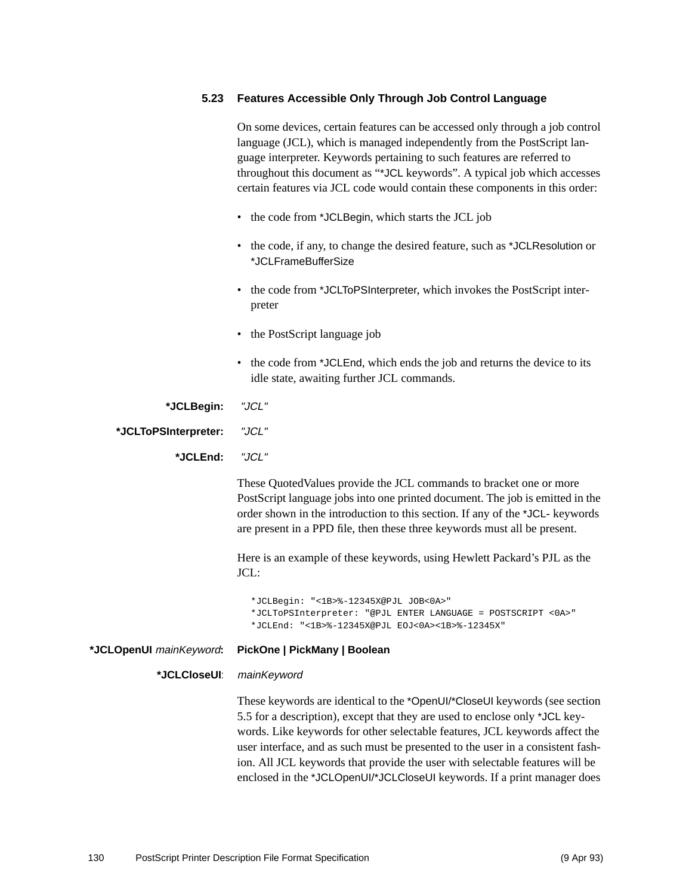### 5.23 Features Accessible Only Through Job Control Language

On some devices, certain features can be accessed only through a job control language (JCL), which is managed independently from the PostScript language interpreter. Keywords pertaining to such features are referred to throughout this document as "*JCL keywords". A typical job which accesses certain features via JCL code would contain these components in this order:

- the code from *JCLBegin, which starts the JCL job
- the code, if any, to change the desired feature, such as *JCLResolution or *JCLFrameBufferSize
- the code from *JCLToPSInterpreter, which invokes the PostScript interpreter
- the PostScript language job
- the code from *JCLEnd, which ends the job and returns the device to its idle state, awaiting further JCL commands.

**\*JCLBegin:** *"JCL"*

**\*JCLToPSInterpreter:** *"JCL"*

**\*JCLEnd:** *"JCL"*

These QuotedValues provide the JCL commands to bracket one or more PostScript language jobs into one printed document. The job is emitted in the order shown in the introduction to this section. If any of the *JCL- keywords are present in a PPD file, then these three keywords must all be present.

Here is an example of these keywords, using Hewlett Packard's PJL as the JCL:

```
*JCLBegin: "<1B>%-12345X@PJL JOB<0A>"
*JCLToPSInterpreter: "@PJL ENTER LANGUAGE = POSTSCRIPT <0A>"
*JCLEnd: "<1B>%-12345X@PJL EOJ<0A><1B>%-12345X"
```

**\*JCLOpenUI** *mainKeyword***:** **PickOne | PickMany | Boolean**

**\*JCLCloseUI**: *mainKeyword*

These keywords are identical to the *OpenUI/*CloseUI keywords (see section 5.5 for a description), except that they are used to enclose only *JCL keywords. Like keywords for other selectable features, JCL keywords affect the user interface, and as such must be presented to the user in a consistent fashion. All JCL keywords that provide the user with selectable features will be enclosed in the *JCLOpenUI/*JCLCloseUI keywords. If a print manager does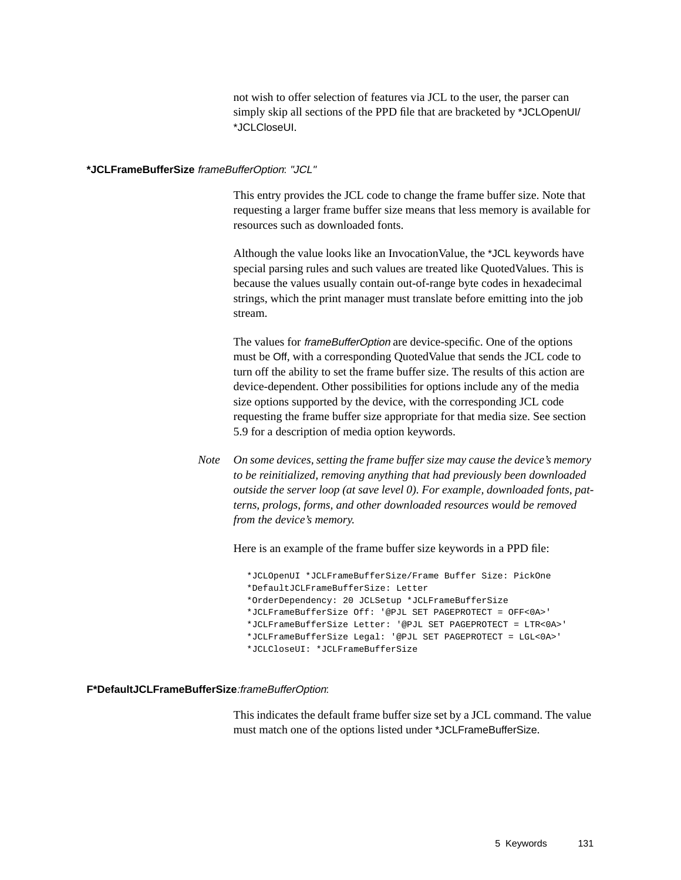not wish to offer selection of features via JCL to the user, the parser can simply skip all sections of the PPD file that are bracketed by *JCLOpenUI/ *JCLCloseUI.

**\*JCLFrameBufferSize** *frameBufferOption*: *"JCL"*

This entry provides the JCL code to change the frame buffer size. Note that requesting a larger frame buffer size means that less memory is available for resources such as downloaded fonts.

Although the value looks like an InvocationValue, the *JCL keywords have special parsing rules and such values are treated like QuotedValues. This is because the values usually contain out-of-range byte codes in hexadecimal strings, which the print manager must translate before emitting into the job stream.

The values for *frameBufferOption* are device-specific. One of the options must be Off, with a corresponding QuotedValue that sends the JCL code to turn off the ability to set the frame buffer size. The results of this action are device-dependent. Other possibilities for options include any of the media size options supported by the device, with the corresponding JCL code requesting the frame buffer size appropriate for that media size. See section 5.9 for a description of media option keywords.

*Note* *On some devices, setting the frame buffer size may cause the device's memory to be reinitialized, removing anything that had previously been downloaded outside the server loop (at save level 0). For example, downloaded fonts, patterns, prologs, forms, and other downloaded resources would be removed from the device's memory.*

Here is an example of the frame buffer size keywords in a PPD file:

```
*JCLOpenUI *JCLFrameBufferSize/Frame Buffer Size: PickOne
*DefaultJCLFrameBufferSize: Letter
*OrderDependency: 20 JCLSetup *JCLFrameBufferSize
*JCLFrameBufferSize Off: '@PJL SET PAGEPROTECT = OFF<0A>'
*JCLFrameBufferSize Letter: '@PJL SET PAGEPROTECT = LTR<0A>'
*JCLFrameBufferSize Legal: '@PJL SET PAGEPROTECT = LGL<0A>'
*JCLCloseUI: *JCLFrameBufferSize
```

**F*DefaultJCLFrameBufferSize**:*frameBufferOption*:

This indicates the default frame buffer size set by a JCL command. The value must match one of the options listed under *JCLFrameBufferSize.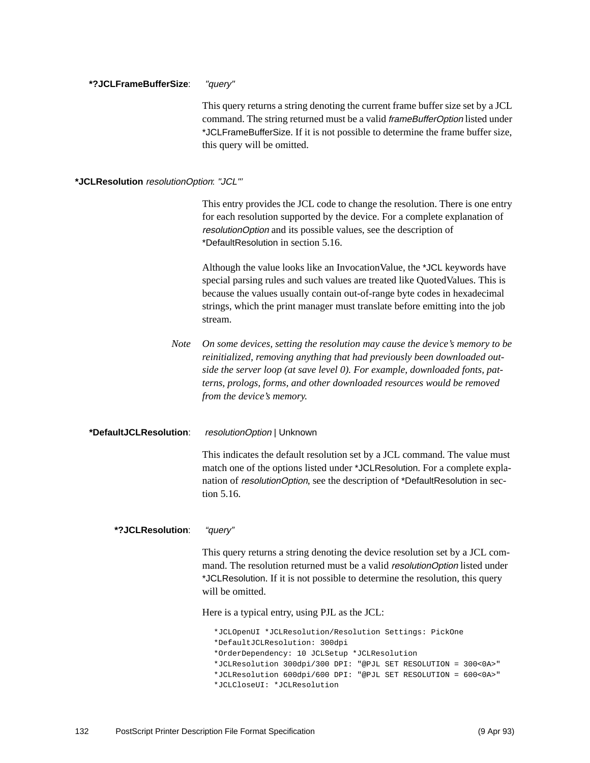**\*?JCLFrameBufferSize**: *"query"*

This query returns a string denoting the current frame buffer size set by a JCL command. The string returned must be a valid *frameBufferOption* listed under *JCLFrameBufferSize. If it is not possible to determine the frame buffer size, this query will be omitted.

**\*JCLResolution** *resolutionOption*: *"JCL"*

This entry provides the JCL code to change the resolution. There is one entry for each resolution supported by the device. For a complete explanation of *resolutionOption* and its possible values, see the description of *DefaultResolution in section 5.16.

Although the value looks like an InvocationValue, the *JCL keywords have special parsing rules and such values are treated like QuotedValues. This is because the values usually contain out-of-range byte codes in hexadecimal strings, which the print manager must translate before emitting into the job stream.

*Note* *On some devices, setting the resolution may cause the device's memory to be reinitialized, removing anything that had previously been downloaded outside the server loop (at save level 0). For example, downloaded fonts, patterns, prologs, forms, and other downloaded resources would be removed from the device's memory.*

**\*DefaultJCLResolution**: *resolutionOption* | Unknown

This indicates the default resolution set by a JCL command. The value must match one of the options listed under *JCLResolution. For a complete explanation of *resolutionOption*, see the description of *DefaultResolution in section 5.16.

**\*?JCLResolution**: *"query"*

This query returns a string denoting the device resolution set by a JCL command. The resolution returned must be a valid *resolutionOption* listed under *JCLResolution. If it is not possible to determine the resolution, this query will be omitted.

Here is a typical entry, using PJL as the JCL:

```
*JCLOpenUI *JCLResolution/Resolution Settings: PickOne
*DefaultJCLResolution: 300dpi
*OrderDependency: 10 JCLSetup *JCLResolution
*JCLResolution 300dpi/300 DPI: "@PJL SET RESOLUTION = 300<0A>"
*JCLResolution 600dpi/600 DPI: "@PJL SET RESOLUTION = 600<0A>"
*JCLCloseUI: *JCLResolution
```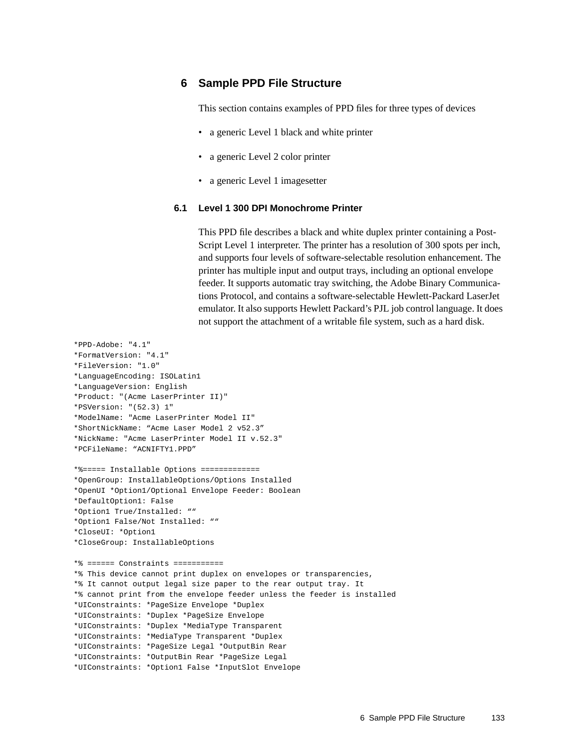## 6 Sample PPD File Structure

This section contains examples of PPD files for three types of devices

- a generic Level 1 black and white printer
- a generic Level 2 color printer
- a generic Level 1 imagesetter

### 6.1 Level 1 300 DPI Monochrome Printer

This PPD file describes a black and white duplex printer containing a PostScript Level 1 interpreter. The printer has a resolution of 300 spots per inch, and supports four levels of software-selectable resolution enhancement. The printer has multiple input and output trays, including an optional envelope feeder. It supports automatic tray switching, the Adobe Binary Communications Protocol, and contains a software-selectable Hewlett-Packard LaserJet emulator. It also supports Hewlett Packard's PJL job control language. It does not support the attachment of a writable file system, such as a hard disk.

```
*PPD-Adobe: "4.1"
*FormatVersion: "4.1"
*FileVersion: "1.0"
*LanguageEncoding: ISOLatin1
*LanguageVersion: English
*Product: "(Acme LaserPrinter II)"
*PSVersion: "(52.3) 1"
*ModelName: "Acme LaserPrinter Model II"
*ShortNickName: “Acme Laser Model 2 v52.3”
*NickName: "Acme LaserPrinter Model II v.52.3"
*PCFileName: “ACNIFTY1.PPD”

*%===== Installable Options =============
*OpenGroup: InstallableOptions/Options Installed
*OpenUI *Option1/Optional Envelope Feeder: Boolean
*DefaultOption1: False
*Option1 True/Installed: ““
*Option1 False/Not Installed: ““
*CloseUI: *Option1
*CloseGroup: InstallableOptions

*% ====== Constraints ===========
*% This device cannot print duplex on envelopes or transparencies,
*% It cannot output legal size paper to the rear output tray. It
*% cannot print from the envelope feeder unless the feeder is installed
*UIConstraints: *PageSize Envelope *Duplex
*UIConstraints: *Duplex *PageSize Envelope
*UIConstraints: *Duplex *MediaType Transparent
*UIConstraints: *MediaType Transparent *Duplex
*UIConstraints: *PageSize Legal *OutputBin Rear
*UIConstraints: *OutputBin Rear *PageSize Legal
*UIConstraints: *Option1 False *InputSlot Envelope
```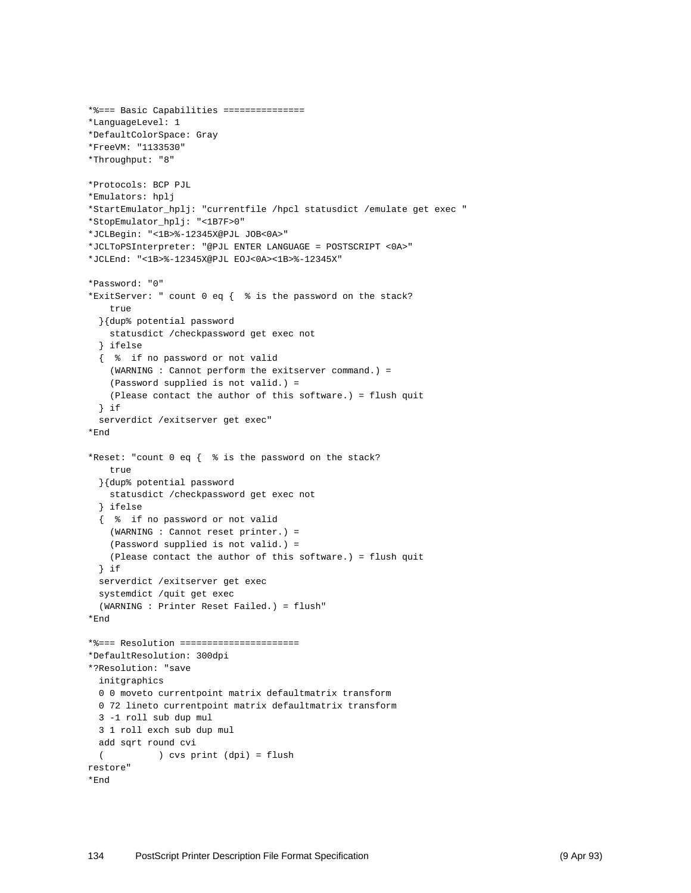```
*%=== Basic Capabilities ===============
*LanguageLevel: 1
*DefaultColorSpace: Gray
*FreeVM: "1133530"
*Throughput: "8"

*Protocols: BCP PJL
*Emulators: hplj
*StartEmulator_hplj: "currentfile /hpcl statusdict /emulate get exec "
*StopEmulator_hplj: "<1B7F>0"
*JCLBegin: "<1B>%-12345X@PJL JOB<0A>"
*JCLToPSInterpreter: "@PJL ENTER LANGUAGE = POSTSCRIPT <0A>"
*JCLEnd: "<1B>%-12345X@PJL EOJ<0A><1B>%-12345X"

*Password: "0"
*ExitServer: " count 0 eq {  % is the password on the stack?
    true
  }{dup% potential password
    statusdict /checkpassword get exec not
  } ifelse
  {  %  if no password or not valid
    (WARNING : Cannot perform the exitserver command.) =
    (Password supplied is not valid.) =
    (Please contact the author of this software.) = flush quit
  } if
  serverdict /exitserver get exec"
*End

*Reset: "count 0 eq {  % is the password on the stack?
    true
  }{dup% potential password
    statusdict /checkpassword get exec not
  } ifelse
  {  %  if no password or not valid
    (WARNING : Cannot reset printer.) =
    (Password supplied is not valid.) =
    (Please contact the author of this software.) = flush quit
  } if
  serverdict /exitserver get exec
  systemdict /quit get exec
  (WARNING : Printer Reset Failed.) = flush"
*End

*%=== Resolution ======================
*DefaultResolution: 300dpi
*?Resolution: "save
  initgraphics
  0 0 moveto currentpoint matrix defaultmatrix transform
  0 72 lineto currentpoint matrix defaultmatrix transform
  3 -1 roll sub dup mul
  3 1 roll exch sub dup mul
  add sqrt round cvi
  (          ) cvs print (dpi) = flush
restore"
*End
```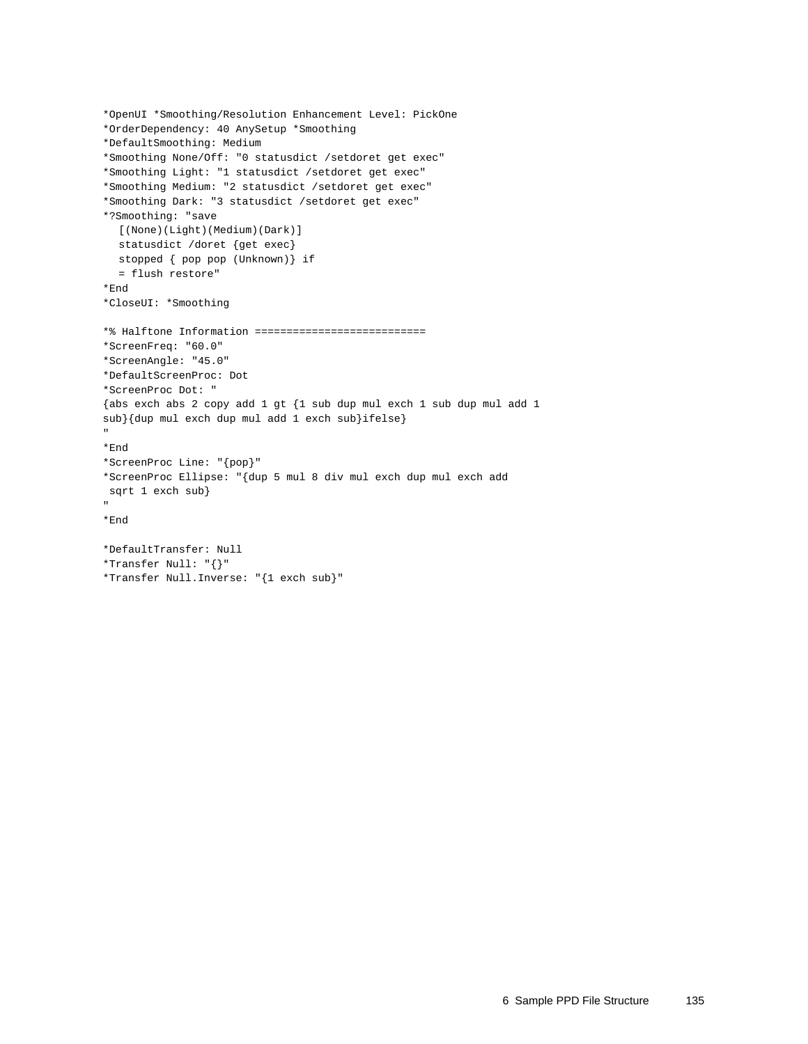```
*OpenUI *Smoothing/Resolution Enhancement Level: PickOne
*OrderDependency: 40 AnySetup *Smoothing
*DefaultSmoothing: Medium
*Smoothing None/Off: "0 statusdict /setdoret get exec"
*Smoothing Light: "1 statusdict /setdoret get exec"
*Smoothing Medium: "2 statusdict /setdoret get exec"
*Smoothing Dark: "3 statusdict /setdoret get exec"
*?Smoothing: "save
  [(None)(Light)(Medium)(Dark)]
  statusdict /doret {get exec}
  stopped { pop pop (Unknown)} if
  = flush restore"
*End
*CloseUI: *Smoothing

*% Halftone Information ===========================
*ScreenFreq: "60.0"
*ScreenAngle: "45.0"
*DefaultScreenProc: Dot
*ScreenProc Dot: "
{abs exch abs 2 copy add 1 gt {1 sub dup mul exch 1 sub dup mul add 1
sub}{dup mul exch dup mul add 1 exch sub}ifelse}
"
*End
*ScreenProc Line: "{pop}"
*ScreenProc Ellipse: "{dup 5 mul 8 div mul exch dup mul exch add
 sqrt 1 exch sub}
"
*End

*DefaultTransfer: Null
*Transfer Null: "{}"
*Transfer Null.Inverse: "{1 exch sub}"
```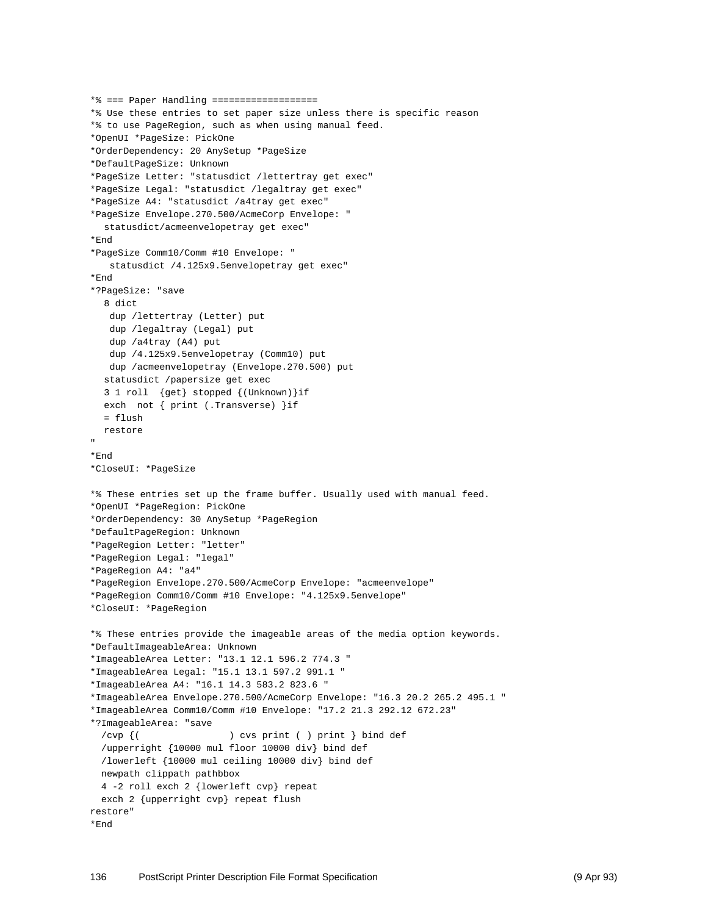```
*% === Paper Handling ===================
*% Use these entries to set paper size unless there is specific reason
*% to use PageRegion, such as when using manual feed.
*OpenUI *PageSize: PickOne
*OrderDependency: 20 AnySetup *PageSize
*DefaultPageSize: Unknown
*PageSize Letter: "statusdict /lettertray get exec"
*PageSize Legal: "statusdict /legaltray get exec"
*PageSize A4: "statusdict /a4tray get exec"
*PageSize Envelope.270.500/AcmeCorp Envelope: "
  statusdict/acmeenvelopetray get exec"
*End
*PageSize Comm10/Comm #10 Envelope: "
   statusdict /4.125x9.5envelopetray get exec"
*End
*?PageSize: "save
  8 dict
   dup /lettertray (Letter) put
   dup /legaltray (Legal) put
   dup /a4tray (A4) put
   dup /4.125x9.5envelopetray (Comm10) put
   dup /acmeenvelopetray (Envelope.270.500) put
  statusdict /papersize get exec
  3 1 roll  {get} stopped {(Unknown)}if
  exch  not { print (.Transverse) }if
  = flush
  restore
"
*End
*CloseUI: *PageSize

*% These entries set up the frame buffer. Usually used with manual feed.
*OpenUI *PageRegion: PickOne
*OrderDependency: 30 AnySetup *PageRegion
*DefaultPageRegion: Unknown
*PageRegion Letter: "letter"
*PageRegion Legal: "legal"
*PageRegion A4: "a4"
*PageRegion Envelope.270.500/AcmeCorp Envelope: "acmeenvelope"
*PageRegion Comm10/Comm #10 Envelope: "4.125x9.5envelope"
*CloseUI: *PageRegion

*% These entries provide the imageable areas of the media option keywords.
*DefaultImageableArea: Unknown
*ImageableArea Letter: "13.1 12.1 596.2 774.3 "
*ImageableArea Legal: "15.1 13.1 597.2 991.1 "
*ImageableArea A4: "16.1 14.3 583.2 823.6 "
*ImageableArea Envelope.270.500/AcmeCorp Envelope: "16.3 20.2 265.2 495.1 "
*ImageableArea Comm10/Comm #10 Envelope: "17.2 21.3 292.12 672.23"
*?ImageableArea: "save
  /cvp {(                ) cvs print ( ) print } bind def
  /upperright {10000 mul floor 10000 div} bind def
  /lowerleft {10000 mul ceiling 10000 div} bind def
  newpath clippath pathbbox
  4 -2 roll exch 2 {lowerleft cvp} repeat
  exch 2 {upperright cvp} repeat flush
restore"
*End
```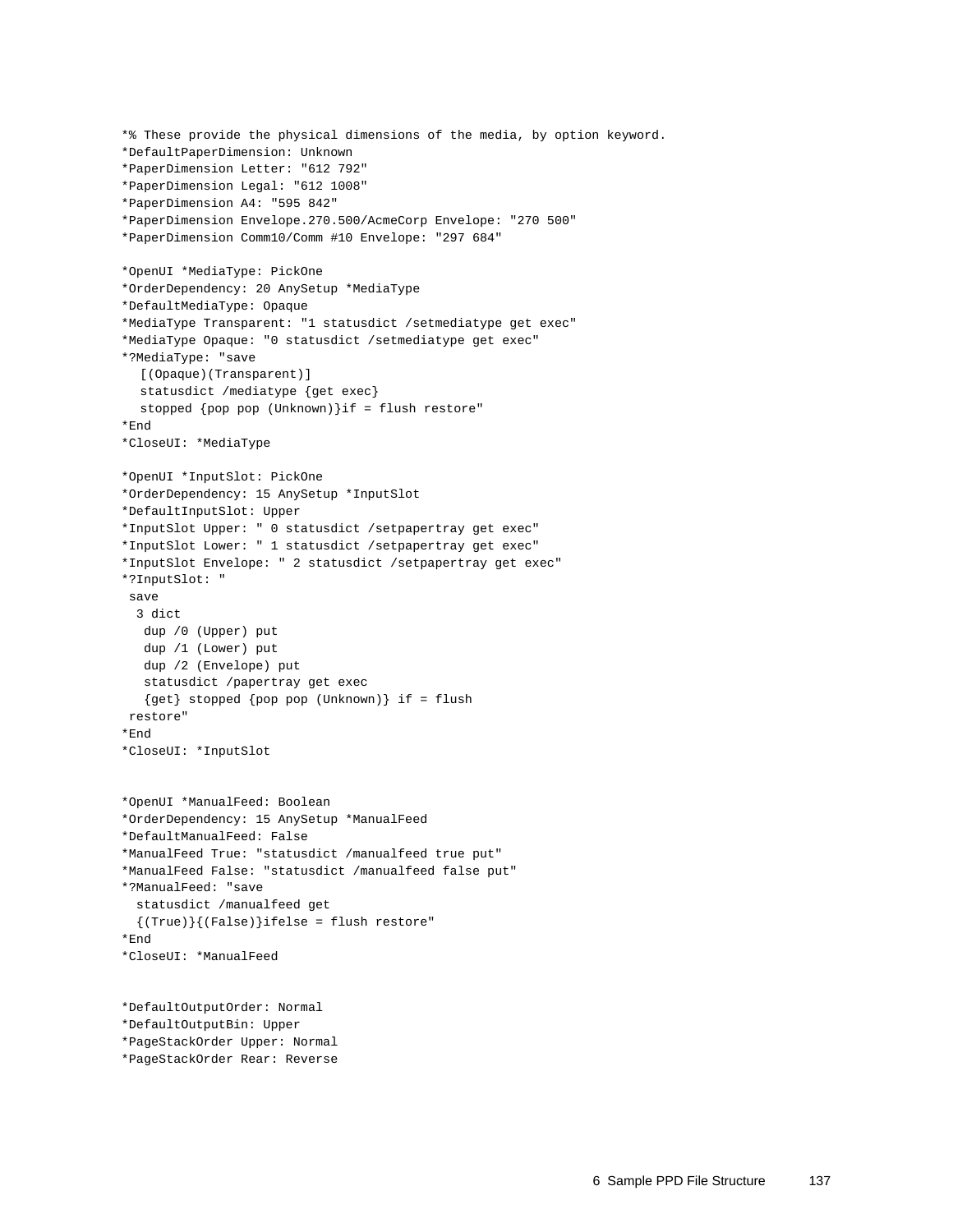```
*% These provide the physical dimensions of the media, by option keyword.
*DefaultPaperDimension: Unknown
*PaperDimension Letter: "612 792"
*PaperDimension Legal: "612 1008"
*PaperDimension A4: "595 842"
*PaperDimension Envelope.270.500/AcmeCorp Envelope: "270 500"
*PaperDimension Comm10/Comm #10 Envelope: "297 684"

*OpenUI *MediaType: PickOne
*OrderDependency: 20 AnySetup *MediaType
*DefaultMediaType: Opaque
*MediaType Transparent: "1 statusdict /setmediatype get exec"
*MediaType Opaque: "0 statusdict /setmediatype get exec"
*?MediaType: "save
  [(Opaque)(Transparent)]
  statusdict /mediatype {get exec}
  stopped {pop pop (Unknown)}if = flush restore"
*End
*CloseUI: *MediaType

*OpenUI *InputSlot: PickOne
*OrderDependency: 15 AnySetup *InputSlot
*DefaultInputSlot: Upper
*InputSlot Upper: " 0 statusdict /setpapertray get exec"
*InputSlot Lower: " 1 statusdict /setpapertray get exec"
*InputSlot Envelope: " 2 statusdict /setpapertray get exec"
*?InputSlot: "
 save
  3 dict
   dup /0 (Upper) put
   dup /1 (Lower) put
   dup /2 (Envelope) put
   statusdict /papertray get exec
   {get} stopped {pop pop (Unknown)} if = flush
 restore"
*End
*CloseUI: *InputSlot


*OpenUI *ManualFeed: Boolean
*OrderDependency: 15 AnySetup *ManualFeed
*DefaultManualFeed: False
*ManualFeed True: "statusdict /manualfeed true put"
*ManualFeed False: "statusdict /manualfeed false put"
*?ManualFeed: "save
  statusdict /manualfeed get
  {(True)}{(False)}ifelse = flush restore"
*End
*CloseUI: *ManualFeed


*DefaultOutputOrder: Normal
*DefaultOutputBin: Upper
*PageStackOrder Upper: Normal
*PageStackOrder Rear: Reverse
```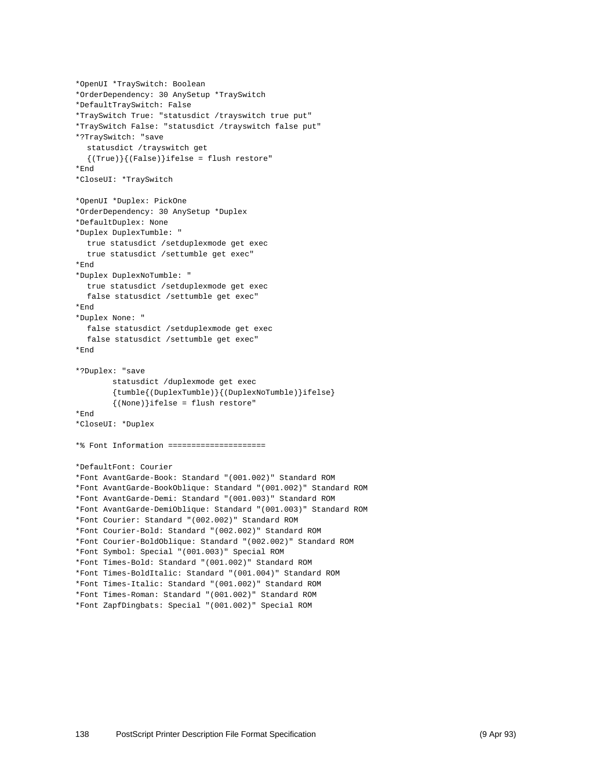```
*OpenUI *TraySwitch: Boolean
*OrderDependency: 30 AnySetup *TraySwitch
*DefaultTraySwitch: False
*TraySwitch True: "statusdict /trayswitch true put"
*TraySwitch False: "statusdict /trayswitch false put"
*?TraySwitch: "save
  statusdict /trayswitch get
  {(True)}{(False)}ifelse = flush restore"
*End
*CloseUI: *TraySwitch

*OpenUI *Duplex: PickOne
*OrderDependency: 30 AnySetup *Duplex
*DefaultDuplex: None
*Duplex DuplexTumble: "
  true statusdict /setduplexmode get exec
  true statusdict /settumble get exec"
*End
*Duplex DuplexNoTumble: "
  true statusdict /setduplexmode get exec
  false statusdict /settumble get exec"
*End
*Duplex None: "
  false statusdict /setduplexmode get exec
  false statusdict /settumble get exec"
*End

*?Duplex: "save
        statusdict /duplexmode get exec
        {tumble{(DuplexTumble)}{(DuplexNoTumble)}ifelse}
        {(None)}ifelse = flush restore"
*End
*CloseUI: *Duplex

*% Font Information =====================

*DefaultFont: Courier
*Font AvantGarde-Book: Standard "(001.002)" Standard ROM
*Font AvantGarde-BookOblique: Standard "(001.002)" Standard ROM
*Font AvantGarde-Demi: Standard "(001.003)" Standard ROM
*Font AvantGarde-DemiOblique: Standard "(001.003)" Standard ROM
*Font Courier: Standard "(002.002)" Standard ROM
*Font Courier-Bold: Standard "(002.002)" Standard ROM
*Font Courier-BoldOblique: Standard "(002.002)" Standard ROM
*Font Symbol: Special "(001.003)" Special ROM
*Font Times-Bold: Standard "(001.002)" Standard ROM
*Font Times-BoldItalic: Standard "(001.004)" Standard ROM
*Font Times-Italic: Standard "(001.002)" Standard ROM
*Font Times-Roman: Standard "(001.002)" Standard ROM
*Font ZapfDingbats: Special "(001.002)" Special ROM
```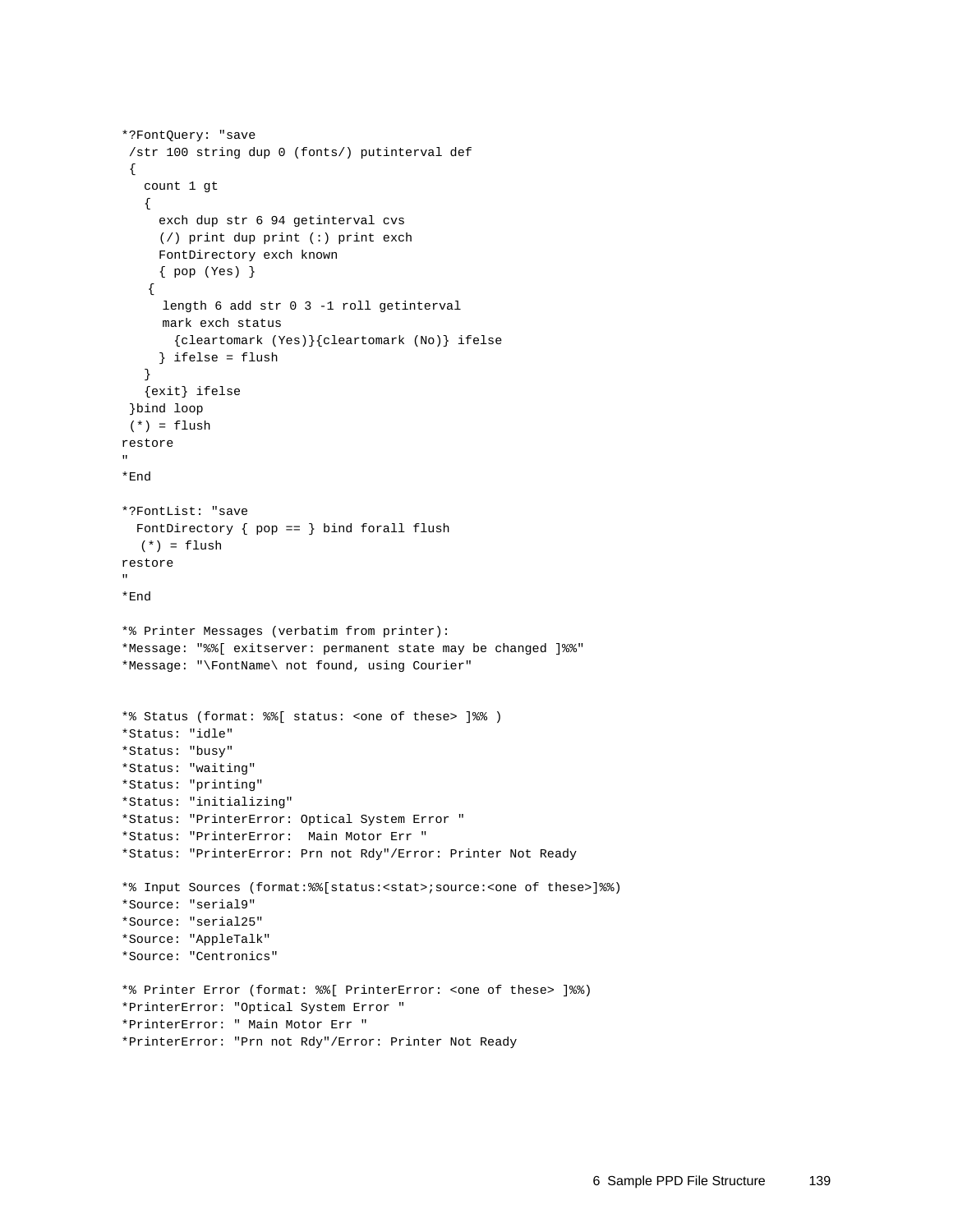```
*?FontQuery: "save
 /str 100 string dup 0 (fonts/) putinterval def
 {
   count 1 gt
   {
     exch dup str 6 94 getinterval cvs
     (/) print dup print (:) print exch
     FontDirectory exch known
     { pop (Yes) }
    {
      length 6 add str 0 3 -1 roll getinterval
      mark exch status
        {cleartomark (Yes)}{cleartomark (No)} ifelse
     } ifelse = flush
   }
   {exit} ifelse
 }bind loop
 (*) = flush
restore
"
*End

*?FontList: "save
  FontDirectory { pop == } bind forall flush
   (*) = flush
restore
"
*End

*% Printer Messages (verbatim from printer):
*Message: "%%[ exitserver: permanent state may be changed ]%%"
*Message: "\FontName\ not found, using Courier"


*% Status (format: %%[ status: <one of these> ]%% )
*Status: "idle"
*Status: "busy"
*Status: "waiting"
*Status: "printing"
*Status: "initializing"
*Status: "PrinterError: Optical System Error "
*Status: "PrinterError:  Main Motor Err "
*Status: "PrinterError: Prn not Rdy"/Error: Printer Not Ready

*% Input Sources (format:%%[status:<stat>;source:<one of these>]%%)
*Source: "serial9"
*Source: "serial25"
*Source: "AppleTalk"
*Source: "Centronics"

*% Printer Error (format: %%[ PrinterError: <one of these> ]%%)
*PrinterError: "Optical System Error "
*PrinterError: " Main Motor Err "
*PrinterError: "Prn not Rdy"/Error: Printer Not Ready
```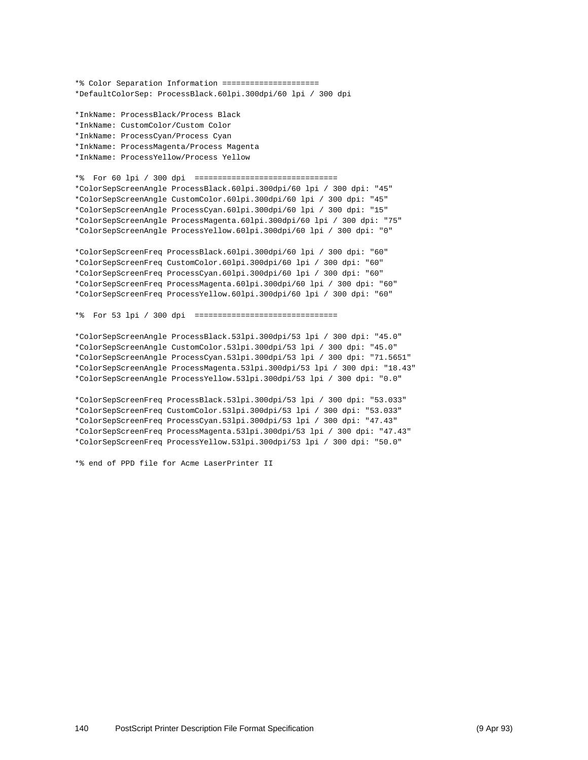```
*% Color Separation Information =====================
*DefaultColorSep: ProcessBlack.60lpi.300dpi/60 lpi / 300 dpi

*InkName: ProcessBlack/Process Black
*InkName: CustomColor/Custom Color
*InkName: ProcessCyan/Process Cyan
*InkName: ProcessMagenta/Process Magenta
*InkName: ProcessYellow/Process Yellow

*%  For 60 lpi / 300 dpi  ===============================
*ColorSepScreenAngle ProcessBlack.60lpi.300dpi/60 lpi / 300 dpi: "45"
*ColorSepScreenAngle CustomColor.60lpi.300dpi/60 lpi / 300 dpi: "45"
*ColorSepScreenAngle ProcessCyan.60lpi.300dpi/60 lpi / 300 dpi: "15"
*ColorSepScreenAngle ProcessMagenta.60lpi.300dpi/60 lpi / 300 dpi: "75"
*ColorSepScreenAngle ProcessYellow.60lpi.300dpi/60 lpi / 300 dpi: "0"

*ColorSepScreenFreq ProcessBlack.60lpi.300dpi/60 lpi / 300 dpi: "60"
*ColorSepScreenFreq CustomColor.60lpi.300dpi/60 lpi / 300 dpi: "60"
*ColorSepScreenFreq ProcessCyan.60lpi.300dpi/60 lpi / 300 dpi: "60"
*ColorSepScreenFreq ProcessMagenta.60lpi.300dpi/60 lpi / 300 dpi: "60"
*ColorSepScreenFreq ProcessYellow.60lpi.300dpi/60 lpi / 300 dpi: "60"

*%  For 53 lpi / 300 dpi  ===============================

*ColorSepScreenAngle ProcessBlack.53lpi.300dpi/53 lpi / 300 dpi: "45.0"
*ColorSepScreenAngle CustomColor.53lpi.300dpi/53 lpi / 300 dpi: "45.0"
*ColorSepScreenAngle ProcessCyan.53lpi.300dpi/53 lpi / 300 dpi: "71.5651"
*ColorSepScreenAngle ProcessMagenta.53lpi.300dpi/53 lpi / 300 dpi: "18.43"
*ColorSepScreenAngle ProcessYellow.53lpi.300dpi/53 lpi / 300 dpi: "0.0"

*ColorSepScreenFreq ProcessBlack.53lpi.300dpi/53 lpi / 300 dpi: "53.033"
*ColorSepScreenFreq CustomColor.53lpi.300dpi/53 lpi / 300 dpi: "53.033"
*ColorSepScreenFreq ProcessCyan.53lpi.300dpi/53 lpi / 300 dpi: "47.43"
*ColorSepScreenFreq ProcessMagenta.53lpi.300dpi/53 lpi / 300 dpi: "47.43"
*ColorSepScreenFreq ProcessYellow.53lpi.300dpi/53 lpi / 300 dpi: "50.0"

*% end of PPD file for Acme LaserPrinter II
```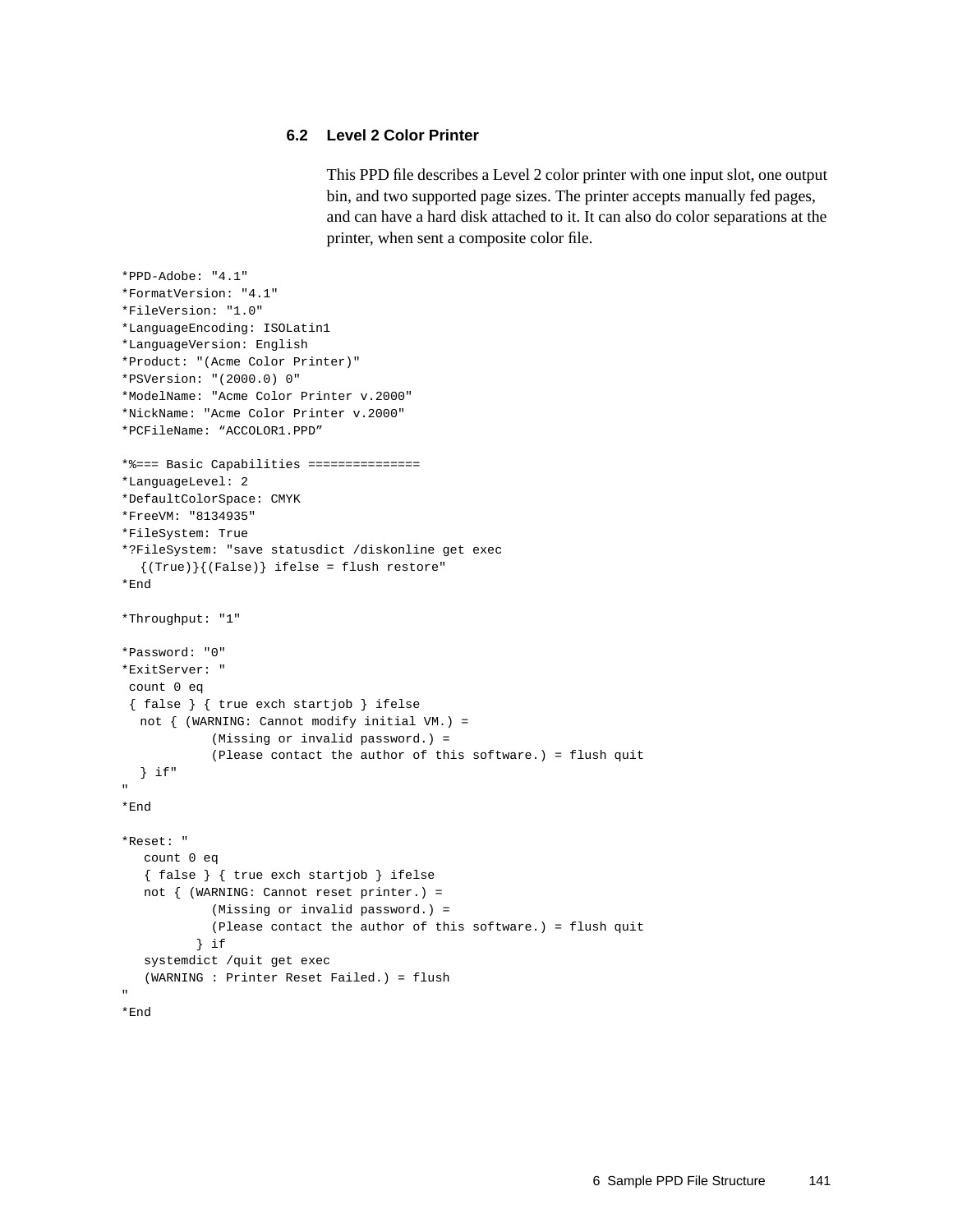### 6.2 Level 2 Color Printer

This PPD file describes a Level 2 color printer with one input slot, one output bin, and two supported page sizes. The printer accepts manually fed pages, and can have a hard disk attached to it. It can also do color separations at the printer, when sent a composite color file.

```
*PPD-Adobe: "4.1"
*FormatVersion: "4.1"
*FileVersion: "1.0"
*LanguageEncoding: ISOLatin1
*LanguageVersion: English
*Product: "(Acme Color Printer)"
*PSVersion: "(2000.0) 0"
*ModelName: "Acme Color Printer v.2000"
*NickName: "Acme Color Printer v.2000"
*PCFileName: “ACCOLOR1.PPD”

*%=== Basic Capabilities ===============
*LanguageLevel: 2
*DefaultColorSpace: CMYK
*FreeVM: "8134935"
*FileSystem: True
*?FileSystem: "save statusdict /diskonline get exec
  {(True)}{(False)} ifelse = flush restore"
*End

*Throughput: "1"

*Password: "0"
*ExitServer: "
 count 0 eq
 { false } { true exch startjob } ifelse
   not { (WARNING: Cannot modify initial VM.) =
            (Missing or invalid password.) =
            (Please contact the author of this software.) = flush quit
   } if"
"
*End

*Reset: "
   count 0 eq
   { false } { true exch startjob } ifelse
   not { (WARNING: Cannot reset printer.) =
            (Missing or invalid password.) =
            (Please contact the author of this software.) = flush quit
          } if
   systemdict /quit get exec
   (WARNING : Printer Reset Failed.) = flush
"
*End
```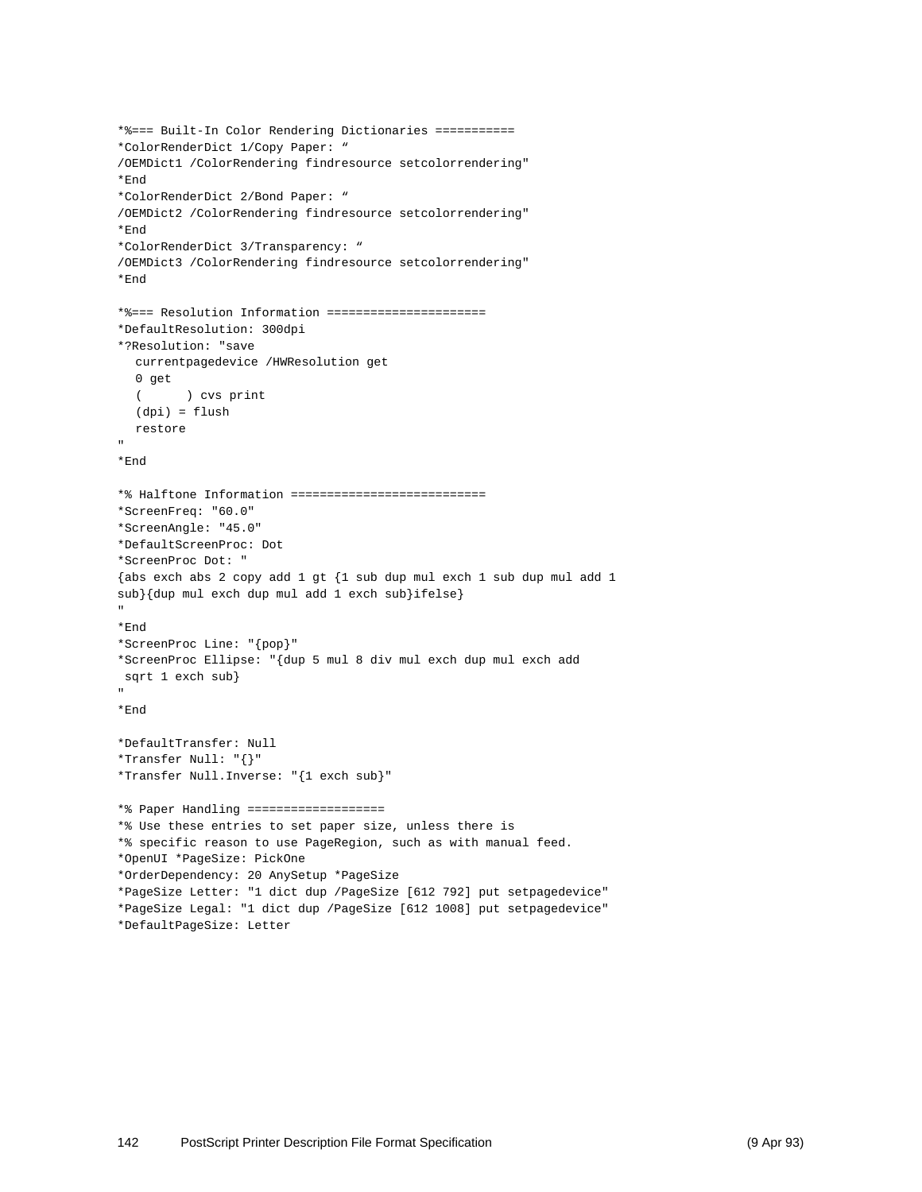```
*%=== Built-In Color Rendering Dictionaries ===========
*ColorRenderDict 1/Copy Paper: “
/OEMDict1 /ColorRendering findresource setcolorrendering"
*End
*ColorRenderDict 2/Bond Paper: “
/OEMDict2 /ColorRendering findresource setcolorrendering"
*End
*ColorRenderDict 3/Transparency: “
/OEMDict3 /ColorRendering findresource setcolorrendering"
*End

*%=== Resolution Information ======================
*DefaultResolution: 300dpi
*?Resolution: "save
  currentpagedevice /HWResolution get
  0 get
  (      ) cvs print
  (dpi) = flush
  restore
"
*End

*% Halftone Information ===========================
*ScreenFreq: "60.0"
*ScreenAngle: "45.0"
*DefaultScreenProc: Dot
*ScreenProc Dot: "
{abs exch abs 2 copy add 1 gt {1 sub dup mul exch 1 sub dup mul add 1
sub}{dup mul exch dup mul add 1 exch sub}ifelse}
"
*End
*ScreenProc Line: "{pop}"
*ScreenProc Ellipse: "{dup 5 mul 8 div mul exch dup mul exch add
 sqrt 1 exch sub}
"
*End

*DefaultTransfer: Null
*Transfer Null: "{}"
*Transfer Null.Inverse: "{1 exch sub}"

*% Paper Handling ===================
*% Use these entries to set paper size, unless there is
*% specific reason to use PageRegion, such as with manual feed.
*OpenUI *PageSize: PickOne
*OrderDependency: 20 AnySetup *PageSize
*PageSize Letter: "1 dict dup /PageSize [612 792] put setpagedevice"
*PageSize Legal: "1 dict dup /PageSize [612 1008] put setpagedevice"
*DefaultPageSize: Letter
```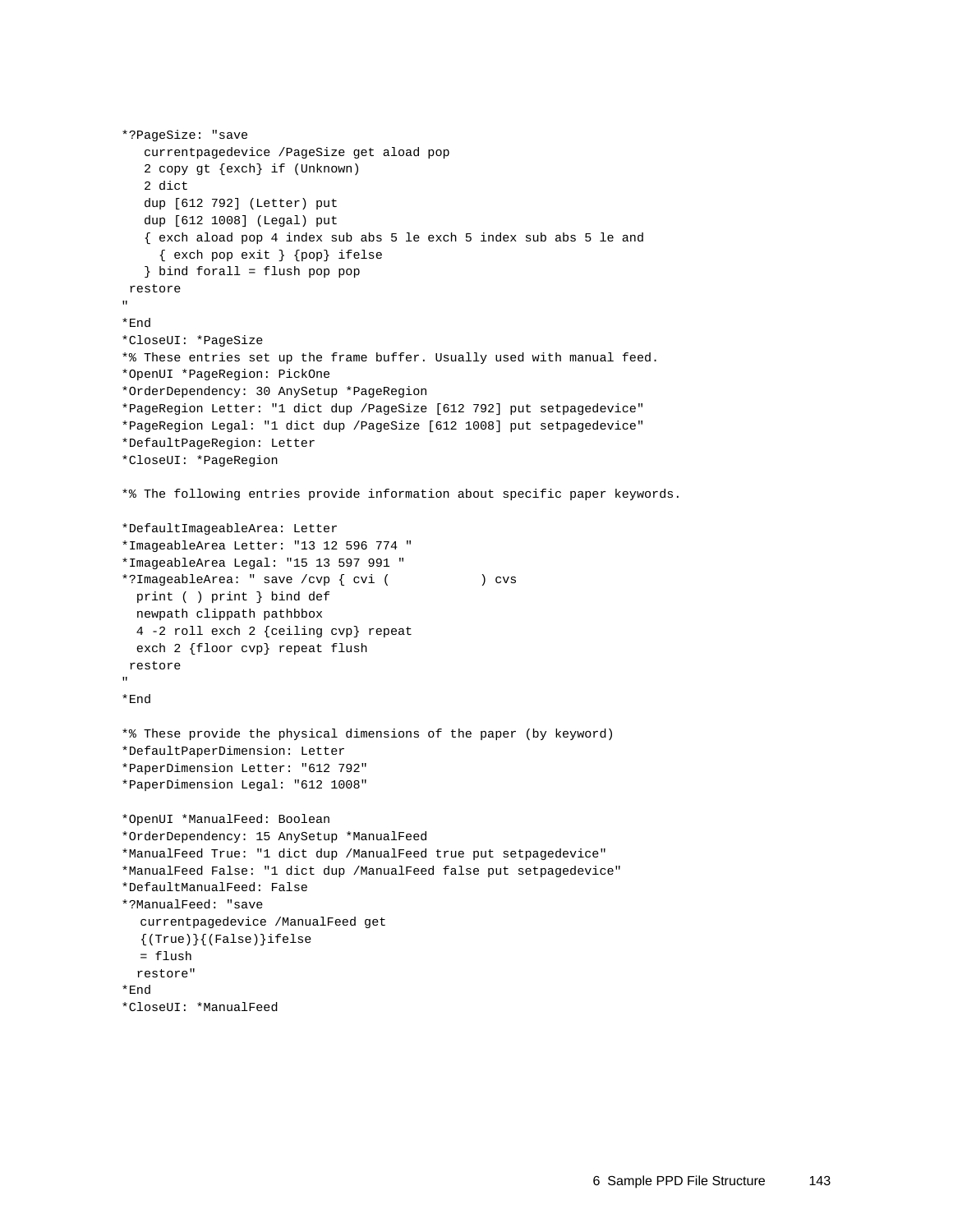```
*?PageSize: "save
   currentpagedevice /PageSize get aload pop
   2 copy gt {exch} if (Unknown)
   2 dict
   dup [612 792] (Letter) put
   dup [612 1008] (Legal) put
   { exch aload pop 4 index sub abs 5 le exch 5 index sub abs 5 le and
     { exch pop exit } {pop} ifelse
   } bind forall = flush pop pop
 restore
"
*End
*CloseUI: *PageSize
*% These entries set up the frame buffer. Usually used with manual feed.
*OpenUI *PageRegion: PickOne
*OrderDependency: 30 AnySetup *PageRegion
*PageRegion Letter: "1 dict dup /PageSize [612 792] put setpagedevice"
*PageRegion Legal: "1 dict dup /PageSize [612 1008] put setpagedevice"
*DefaultPageRegion: Letter
*CloseUI: *PageRegion

*% The following entries provide information about specific paper keywords.

*DefaultImageableArea: Letter
*ImageableArea Letter: "13 12 596 774 "
*ImageableArea Legal: "15 13 597 991 "
*?ImageableArea: " save /cvp { cvi (            ) cvs
  print ( ) print } bind def
  newpath clippath pathbbox
  4 -2 roll exch 2 {ceiling cvp} repeat
  exch 2 {floor cvp} repeat flush
 restore
"
*End

*% These provide the physical dimensions of the paper (by keyword)
*DefaultPaperDimension: Letter
*PaperDimension Letter: "612 792"
*PaperDimension Legal: "612 1008"

*OpenUI *ManualFeed: Boolean
*OrderDependency: 15 AnySetup *ManualFeed
*ManualFeed True: "1 dict dup /ManualFeed true put setpagedevice"
*ManualFeed False: "1 dict dup /ManualFeed false put setpagedevice"
*DefaultManualFeed: False
*?ManualFeed: "save
   currentpagedevice /ManualFeed get
   {(True)}{(False)}ifelse
   = flush
  restore"
*End
*CloseUI: *ManualFeed
```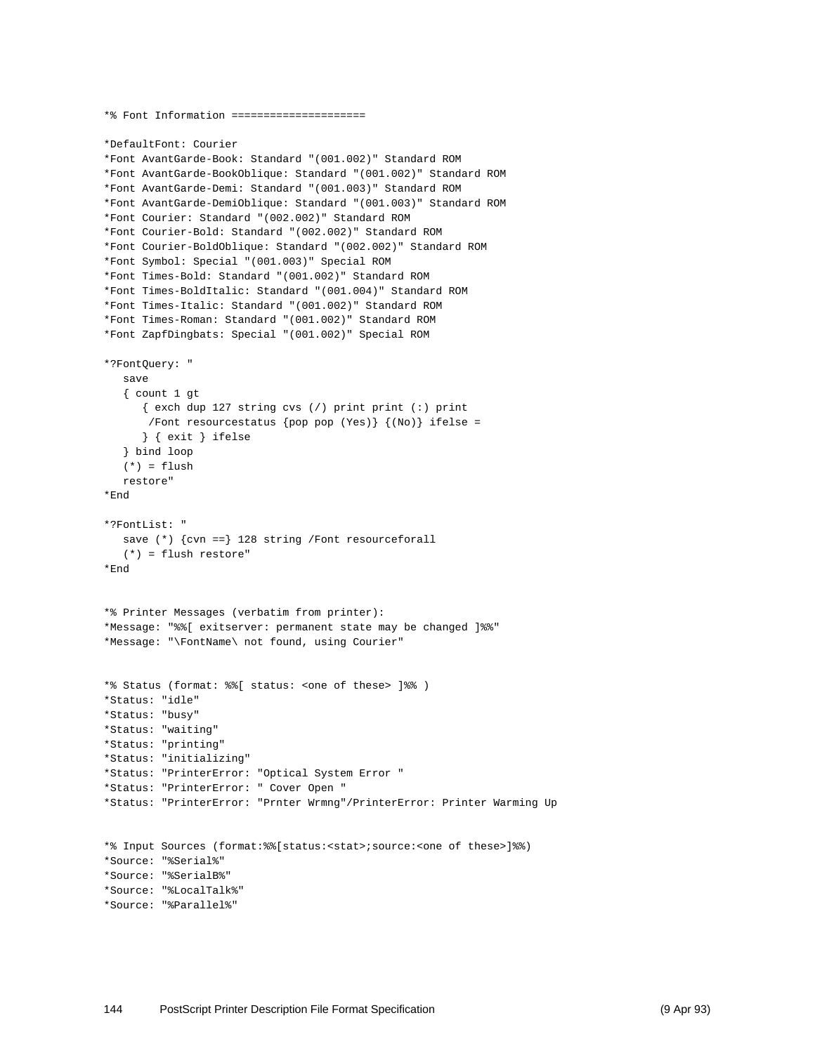```
*% Font Information =====================

*DefaultFont: Courier
*Font AvantGarde-Book: Standard "(001.002)" Standard ROM
*Font AvantGarde-BookOblique: Standard "(001.002)" Standard ROM
*Font AvantGarde-Demi: Standard "(001.003)" Standard ROM
*Font AvantGarde-DemiOblique: Standard "(001.003)" Standard ROM
*Font Courier: Standard "(002.002)" Standard ROM
*Font Courier-Bold: Standard "(002.002)" Standard ROM
*Font Courier-BoldOblique: Standard "(002.002)" Standard ROM
*Font Symbol: Special "(001.003)" Special ROM
*Font Times-Bold: Standard "(001.002)" Standard ROM
*Font Times-BoldItalic: Standard "(001.004)" Standard ROM
*Font Times-Italic: Standard "(001.002)" Standard ROM
*Font Times-Roman: Standard "(001.002)" Standard ROM
*Font ZapfDingbats: Special "(001.002)" Special ROM

*?FontQuery: "
   save
   { count 1 gt
      { exch dup 127 string cvs (/) print print (:) print
       /Font resourcestatus {pop pop (Yes)} {(No)} ifelse =
      } { exit } ifelse
   } bind loop
   (*) = flush
   restore"
*End

*?FontList: "
   save (*) {cvn ==} 128 string /Font resourceforall
   (*) = flush restore"
*End


*% Printer Messages (verbatim from printer):
*Message: "%%[ exitserver: permanent state may be changed ]%%"
*Message: "\FontName\ not found, using Courier"


*% Status (format: %%[ status: <one of these> ]%% )
*Status: "idle"
*Status: "busy"
*Status: "waiting"
*Status: "printing"
*Status: "initializing"
*Status: "PrinterError: "Optical System Error "
*Status: "PrinterError: " Cover Open "
*Status: "PrinterError: "Prnter Wrmng"/PrinterError: Printer Warming Up


*% Input Sources (format:%%[status:<stat>;source:<one of these>]%%)
*Source: "%Serial%"
*Source: "%SerialB%"
*Source: "%LocalTalk%"
*Source: "%Parallel%"
```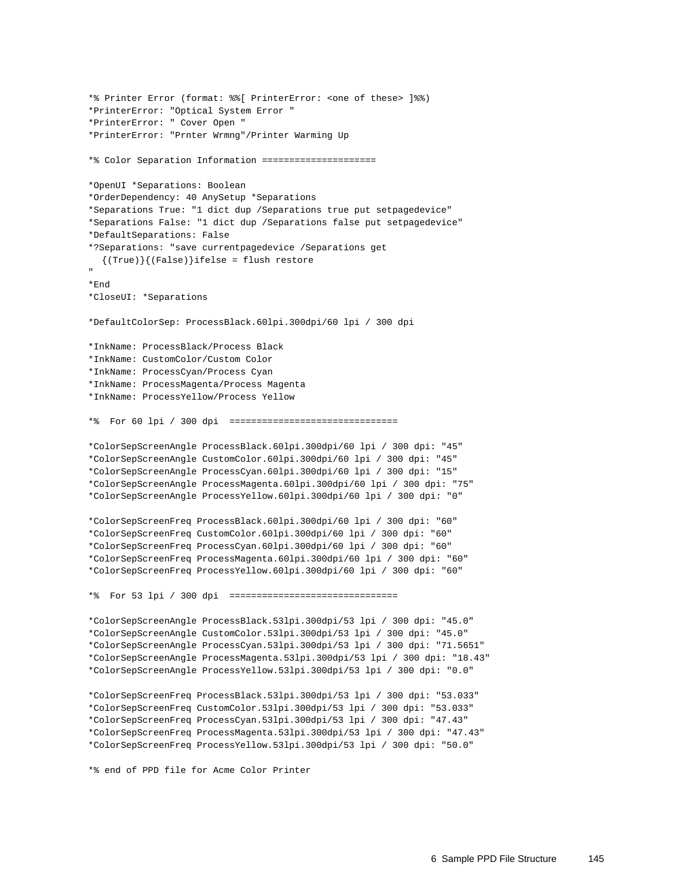```
*% Printer Error (format: %%[ PrinterError: <one of these> ]%%)
*PrinterError: "Optical System Error "
*PrinterError: " Cover Open "
*PrinterError: "Prnter Wrmng"/Printer Warming Up

*% Color Separation Information =====================

*OpenUI *Separations: Boolean
*OrderDependency: 40 AnySetup *Separations
*Separations True: "1 dict dup /Separations true put setpagedevice"
*Separations False: "1 dict dup /Separations false put setpagedevice"
*DefaultSeparations: False
*?Separations: "save currentpagedevice /Separations get
  {(True)}{(False)}ifelse = flush restore
"
*End
*CloseUI: *Separations

*DefaultColorSep: ProcessBlack.60lpi.300dpi/60 lpi / 300 dpi

*InkName: ProcessBlack/Process Black
*InkName: CustomColor/Custom Color
*InkName: ProcessCyan/Process Cyan
*InkName: ProcessMagenta/Process Magenta
*InkName: ProcessYellow/Process Yellow

*%  For 60 lpi / 300 dpi  ===============================

*ColorSepScreenAngle ProcessBlack.60lpi.300dpi/60 lpi / 300 dpi: "45"
*ColorSepScreenAngle CustomColor.60lpi.300dpi/60 lpi / 300 dpi: "45"
*ColorSepScreenAngle ProcessCyan.60lpi.300dpi/60 lpi / 300 dpi: "15"
*ColorSepScreenAngle ProcessMagenta.60lpi.300dpi/60 lpi / 300 dpi: "75"
*ColorSepScreenAngle ProcessYellow.60lpi.300dpi/60 lpi / 300 dpi: "0"

*ColorSepScreenFreq ProcessBlack.60lpi.300dpi/60 lpi / 300 dpi: "60"
*ColorSepScreenFreq CustomColor.60lpi.300dpi/60 lpi / 300 dpi: "60"
*ColorSepScreenFreq ProcessCyan.60lpi.300dpi/60 lpi / 300 dpi: "60"
*ColorSepScreenFreq ProcessMagenta.60lpi.300dpi/60 lpi / 300 dpi: "60"
*ColorSepScreenFreq ProcessYellow.60lpi.300dpi/60 lpi / 300 dpi: "60"

*%  For 53 lpi / 300 dpi  ===============================

*ColorSepScreenAngle ProcessBlack.53lpi.300dpi/53 lpi / 300 dpi: "45.0"
*ColorSepScreenAngle CustomColor.53lpi.300dpi/53 lpi / 300 dpi: "45.0"
*ColorSepScreenAngle ProcessCyan.53lpi.300dpi/53 lpi / 300 dpi: "71.5651"
*ColorSepScreenAngle ProcessMagenta.53lpi.300dpi/53 lpi / 300 dpi: "18.43"
*ColorSepScreenAngle ProcessYellow.53lpi.300dpi/53 lpi / 300 dpi: "0.0"

*ColorSepScreenFreq ProcessBlack.53lpi.300dpi/53 lpi / 300 dpi: "53.033"
*ColorSepScreenFreq CustomColor.53lpi.300dpi/53 lpi / 300 dpi: "53.033"
*ColorSepScreenFreq ProcessCyan.53lpi.300dpi/53 lpi / 300 dpi: "47.43"
*ColorSepScreenFreq ProcessMagenta.53lpi.300dpi/53 lpi / 300 dpi: "47.43"
*ColorSepScreenFreq ProcessYellow.53lpi.300dpi/53 lpi / 300 dpi: "50.0"

*% end of PPD file for Acme Color Printer
```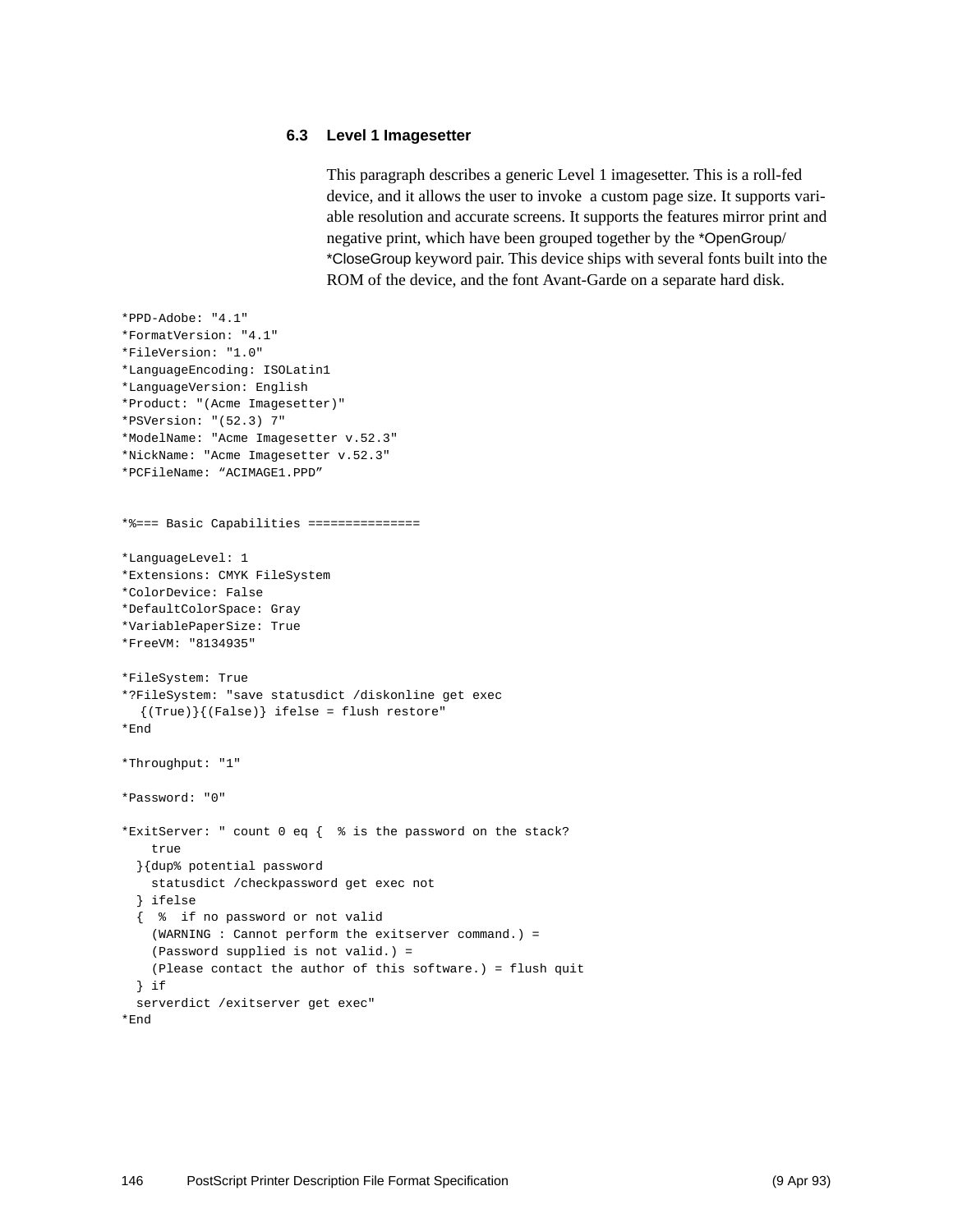### 6.3 Level 1 Imagesetter

This paragraph describes a generic Level 1 imagesetter. This is a roll-fed device, and it allows the user to invoke a custom page size. It supports variable resolution and accurate screens. It supports the features mirror print and negative print, which have been grouped together by the *OpenGroup/ *CloseGroup keyword pair. This device ships with several fonts built into the ROM of the device, and the font Avant-Garde on a separate hard disk.

```
*PPD-Adobe: "4.1"
*FormatVersion: "4.1"
*FileVersion: "1.0"
*LanguageEncoding: ISOLatin1
*LanguageVersion: English
*Product: "(Acme Imagesetter)"
*PSVersion: "(52.3) 7"
*ModelName: "Acme Imagesetter v.52.3"
*NickName: "Acme Imagesetter v.52.3"
*PCFileName: “ACIMAGE1.PPD”


*%=== Basic Capabilities ===============

*LanguageLevel: 1
*Extensions: CMYK FileSystem
*ColorDevice: False
*DefaultColorSpace: Gray
*VariablePaperSize: True
*FreeVM: "8134935"

*FileSystem: True
*?FileSystem: "save statusdict /diskonline get exec
   {(True)}{(False)} ifelse = flush restore"
*End

*Throughput: "1"

*Password: "0"

*ExitServer: " count 0 eq {  % is the password on the stack?
    true
  }{dup% potential password
    statusdict /checkpassword get exec not
  } ifelse
  {  %  if no password or not valid
    (WARNING : Cannot perform the exitserver command.) =
    (Password supplied is not valid.) =
    (Please contact the author of this software.) = flush quit
  } if
  serverdict /exitserver get exec"
*End
```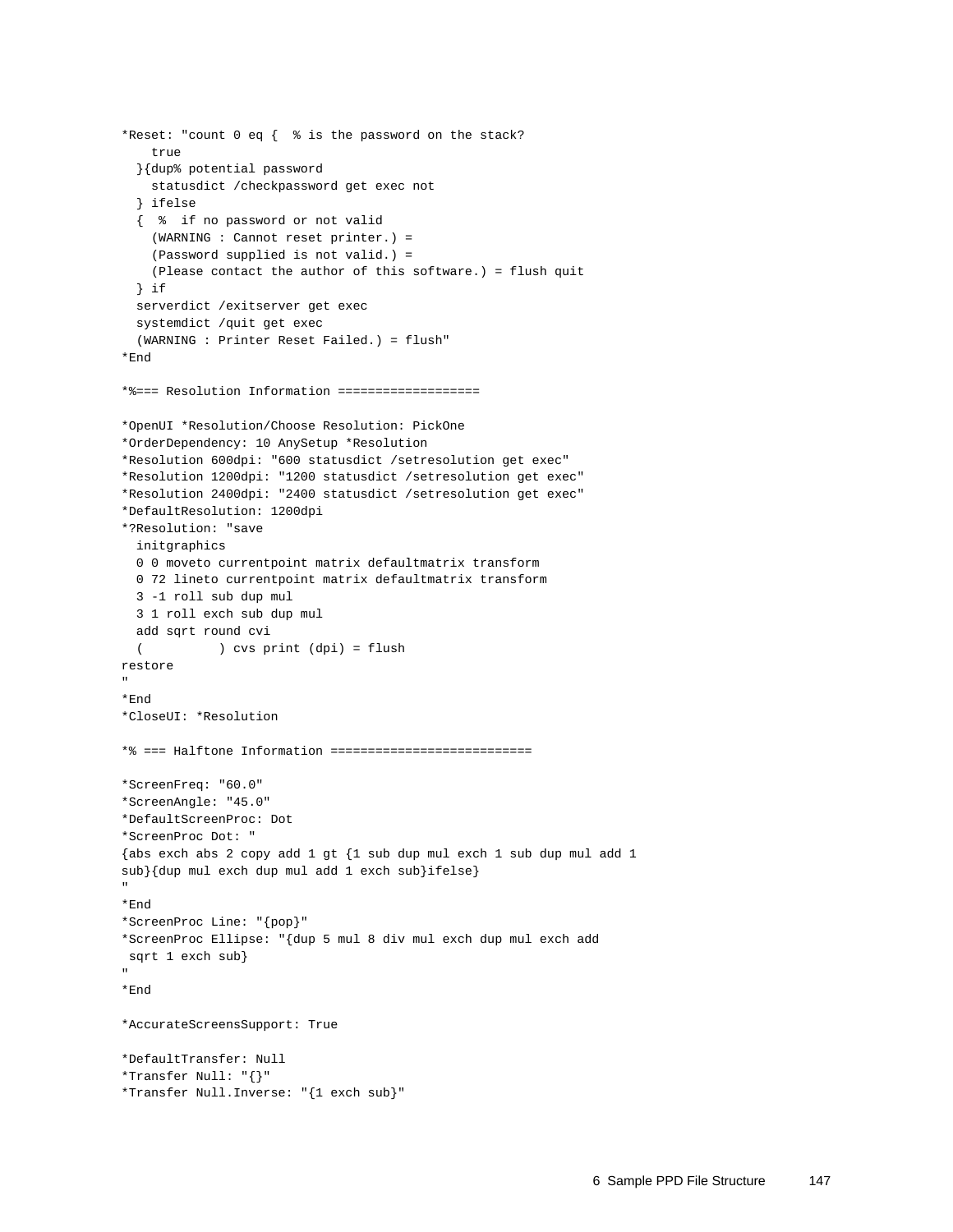```
*Reset: "count 0 eq {  % is the password on the stack?
    true
  }{dup% potential password
    statusdict /checkpassword get exec not
  } ifelse
  {  %  if no password or not valid
    (WARNING : Cannot reset printer.) =
    (Password supplied is not valid.) =
    (Please contact the author of this software.) = flush quit
  } if
  serverdict /exitserver get exec
  systemdict /quit get exec
  (WARNING : Printer Reset Failed.) = flush"
*End

*%=== Resolution Information ===================

*OpenUI *Resolution/Choose Resolution: PickOne
*OrderDependency: 10 AnySetup *Resolution
*Resolution 600dpi: "600 statusdict /setresolution get exec"
*Resolution 1200dpi: "1200 statusdict /setresolution get exec"
*Resolution 2400dpi: "2400 statusdict /setresolution get exec"
*DefaultResolution: 1200dpi
*?Resolution: "save
  initgraphics
  0 0 moveto currentpoint matrix defaultmatrix transform
  0 72 lineto currentpoint matrix defaultmatrix transform
  3 -1 roll sub dup mul
  3 1 roll exch sub dup mul
  add sqrt round cvi
  (          ) cvs print (dpi) = flush
restore
"
*End
*CloseUI: *Resolution

*% === Halftone Information ===========================

*ScreenFreq: "60.0"
*ScreenAngle: "45.0"
*DefaultScreenProc: Dot
*ScreenProc Dot: "
{abs exch abs 2 copy add 1 gt {1 sub dup mul exch 1 sub dup mul add 1
sub}{dup mul exch dup mul add 1 exch sub}ifelse}
"
*End
*ScreenProc Line: "{pop}"
*ScreenProc Ellipse: "{dup 5 mul 8 div mul exch dup mul exch add
 sqrt 1 exch sub}
"
*End

*AccurateScreensSupport: True

*DefaultTransfer: Null
*Transfer Null: "{}"
*Transfer Null.Inverse: "{1 exch sub}"
```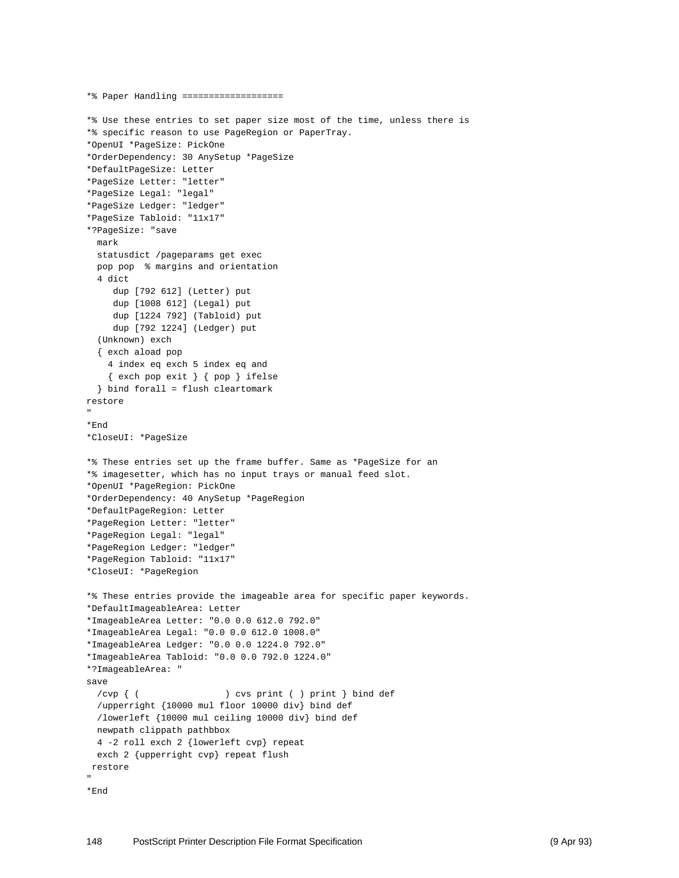```
*% Paper Handling ===================

*% Use these entries to set paper size most of the time, unless there is
*% specific reason to use PageRegion or PaperTray.
*OpenUI *PageSize: PickOne
*OrderDependency: 30 AnySetup *PageSize
*DefaultPageSize: Letter
*PageSize Letter: "letter"
*PageSize Legal: "legal"
*PageSize Ledger: "ledger"
*PageSize Tabloid: "11x17"
*?PageSize: "save
  mark
  statusdict /pageparams get exec
  pop pop  % margins and orientation
  4 dict
     dup [792 612] (Letter) put
     dup [1008 612] (Legal) put
     dup [1224 792] (Tabloid) put
     dup [792 1224] (Ledger) put
  (Unknown) exch
  { exch aload pop
    4 index eq exch 5 index eq and
    { exch pop exit } { pop } ifelse
  } bind forall = flush cleartomark
restore
"
*End
*CloseUI: *PageSize

*% These entries set up the frame buffer. Same as *PageSize for an
*% imagesetter, which has no input trays or manual feed slot.
*OpenUI *PageRegion: PickOne
*OrderDependency: 40 AnySetup *PageRegion
*DefaultPageRegion: Letter
*PageRegion Letter: "letter"
*PageRegion Legal: "legal"
*PageRegion Ledger: "ledger"
*PageRegion Tabloid: "11x17"
*CloseUI: *PageRegion

*% These entries provide the imageable area for specific paper keywords.
*DefaultImageableArea: Letter
*ImageableArea Letter: "0.0 0.0 612.0 792.0"
*ImageableArea Legal: "0.0 0.0 612.0 1008.0"
*ImageableArea Ledger: "0.0 0.0 1224.0 792.0"
*ImageableArea Tabloid: "0.0 0.0 792.0 1224.0"
*?ImageableArea: "
save
  /cvp { (                ) cvs print ( ) print } bind def
  /upperright {10000 mul floor 10000 div} bind def
  /lowerleft {10000 mul ceiling 10000 div} bind def
  newpath clippath pathbbox
  4 -2 roll exch 2 {lowerleft cvp} repeat
  exch 2 {upperright cvp} repeat flush
 restore
"
*End
```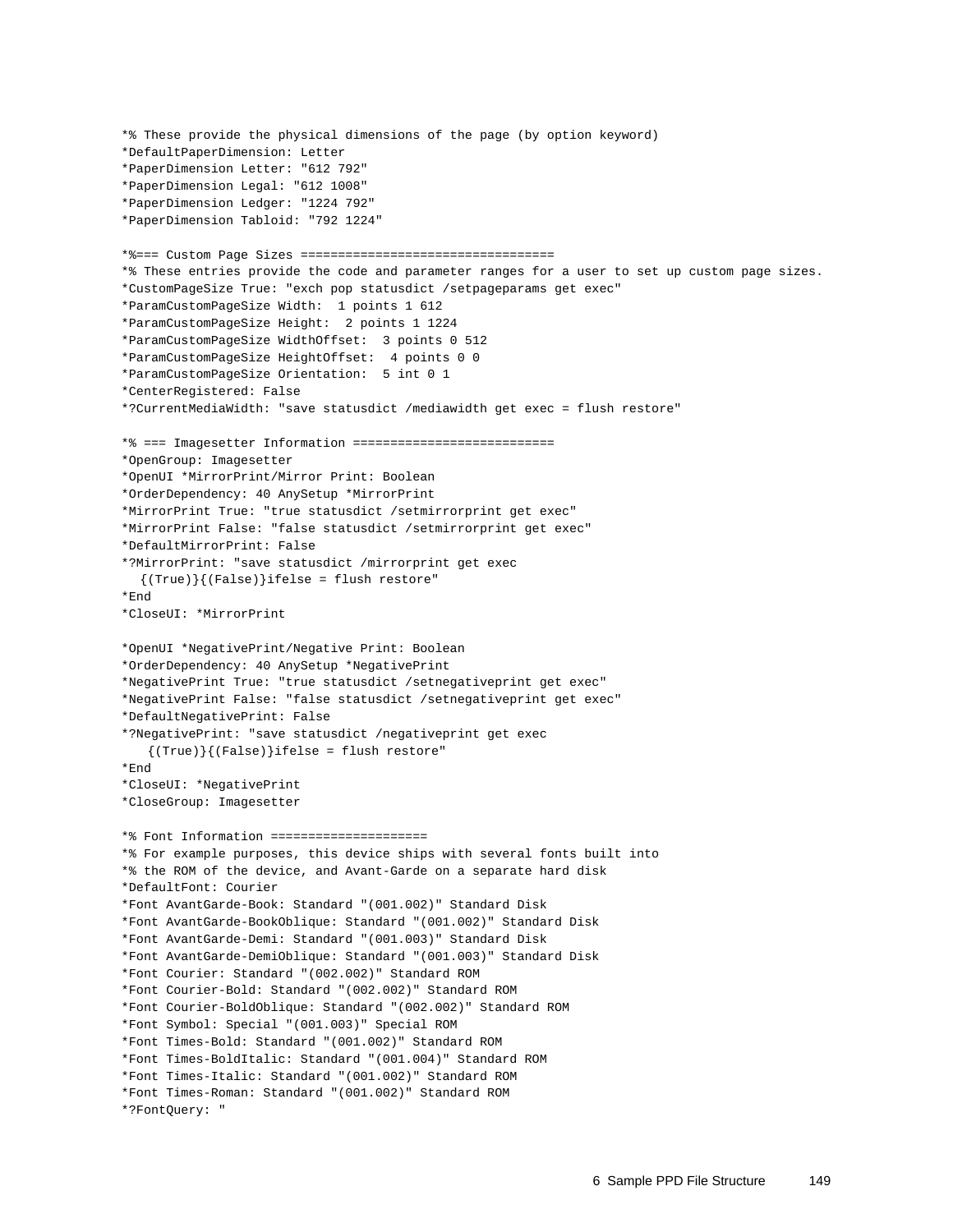```
*% These provide the physical dimensions of the page (by option keyword)
*DefaultPaperDimension: Letter
*PaperDimension Letter: "612 792"
*PaperDimension Legal: "612 1008"
*PaperDimension Ledger: "1224 792"
*PaperDimension Tabloid: "792 1224"

*%=== Custom Page Sizes ==================================
*% These entries provide the code and parameter ranges for a user to set up custom page sizes.
*CustomPageSize True: "exch pop statusdict /setpageparams get exec"
*ParamCustomPageSize Width:  1 points 1 612
*ParamCustomPageSize Height:  2 points 1 1224
*ParamCustomPageSize WidthOffset:  3 points 0 512
*ParamCustomPageSize HeightOffset:  4 points 0 0
*ParamCustomPageSize Orientation:  5 int 0 1
*CenterRegistered: False
*?CurrentMediaWidth: "save statusdict /mediawidth get exec = flush restore"

*% === Imagesetter Information ===========================
*OpenGroup: Imagesetter
*OpenUI *MirrorPrint/Mirror Print: Boolean
*OrderDependency: 40 AnySetup *MirrorPrint
*MirrorPrint True: "true statusdict /setmirrorprint get exec"
*MirrorPrint False: "false statusdict /setmirrorprint get exec"
*DefaultMirrorPrint: False
*?MirrorPrint: "save statusdict /mirrorprint get exec
  {(True)}{(False)}ifelse = flush restore"
*End
*CloseUI: *MirrorPrint

*OpenUI *NegativePrint/Negative Print: Boolean
*OrderDependency: 40 AnySetup *NegativePrint
*NegativePrint True: "true statusdict /setnegativeprint get exec"
*NegativePrint False: "false statusdict /setnegativeprint get exec"
*DefaultNegativePrint: False
*?NegativePrint: "save statusdict /negativeprint get exec
   {(True)}{(False)}ifelse = flush restore"
*End
*CloseUI: *NegativePrint
*CloseGroup: Imagesetter

*% Font Information =====================
*% For example purposes, this device ships with several fonts built into
*% the ROM of the device, and Avant-Garde on a separate hard disk
*DefaultFont: Courier
*Font AvantGarde-Book: Standard "(001.002)" Standard Disk
*Font AvantGarde-BookOblique: Standard "(001.002)" Standard Disk
*Font AvantGarde-Demi: Standard "(001.003)" Standard Disk
*Font AvantGarde-DemiOblique: Standard "(001.003)" Standard Disk
*Font Courier: Standard "(002.002)" Standard ROM
*Font Courier-Bold: Standard "(002.002)" Standard ROM
*Font Courier-BoldOblique: Standard "(002.002)" Standard ROM
*Font Symbol: Special "(001.003)" Special ROM
*Font Times-Bold: Standard "(001.002)" Standard ROM
*Font Times-BoldItalic: Standard "(001.004)" Standard ROM
*Font Times-Italic: Standard "(001.002)" Standard ROM
*Font Times-Roman: Standard "(001.002)" Standard ROM
*?FontQuery: "
```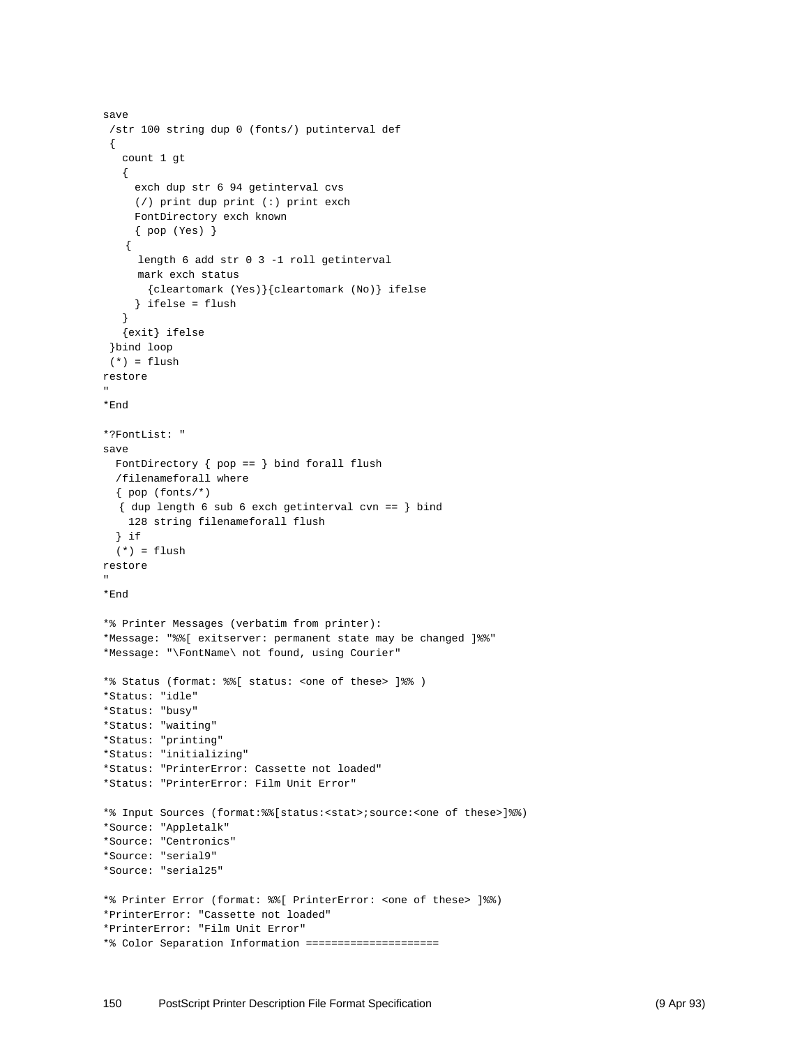```
save
 /str 100 string dup 0 (fonts/) putinterval def
 {
   count 1 gt
   {
     exch dup str 6 94 getinterval cvs
     (/) print dup print (:) print exch
     FontDirectory exch known
     { pop (Yes) }
    {
      length 6 add str 0 3 -1 roll getinterval
      mark exch status
        {cleartomark (Yes)}{cleartomark (No)} ifelse
     } ifelse = flush
   }
   {exit} ifelse
 }bind loop
 (*) = flush
restore
"
*End

*?FontList: "
save
  FontDirectory { pop == } bind forall flush
  /filenameforall where
  { pop (fonts/*)
   { dup length 6 sub 6 exch getinterval cvn == } bind
    128 string filenameforall flush
  } if
  (*) = flush
restore
"
*End

*% Printer Messages (verbatim from printer):
*Message: "%%[ exitserver: permanent state may be changed ]%%"
*Message: "\FontName\ not found, using Courier"

*% Status (format: %%[ status: <one of these> ]%% )
*Status: "idle"
*Status: "busy"
*Status: "waiting"
*Status: "printing"
*Status: "initializing"
*Status: "PrinterError: Cassette not loaded"
*Status: "PrinterError: Film Unit Error"

*% Input Sources (format:%%[status:<stat>;source:<one of these>]%%)
*Source: "Appletalk"
*Source: "Centronics"
*Source: "serial9"
*Source: "serial25"

*% Printer Error (format: %%[ PrinterError: <one of these> ]%%)
*PrinterError: "Cassette not loaded"
*PrinterError: "Film Unit Error"
*% Color Separation Information =====================
```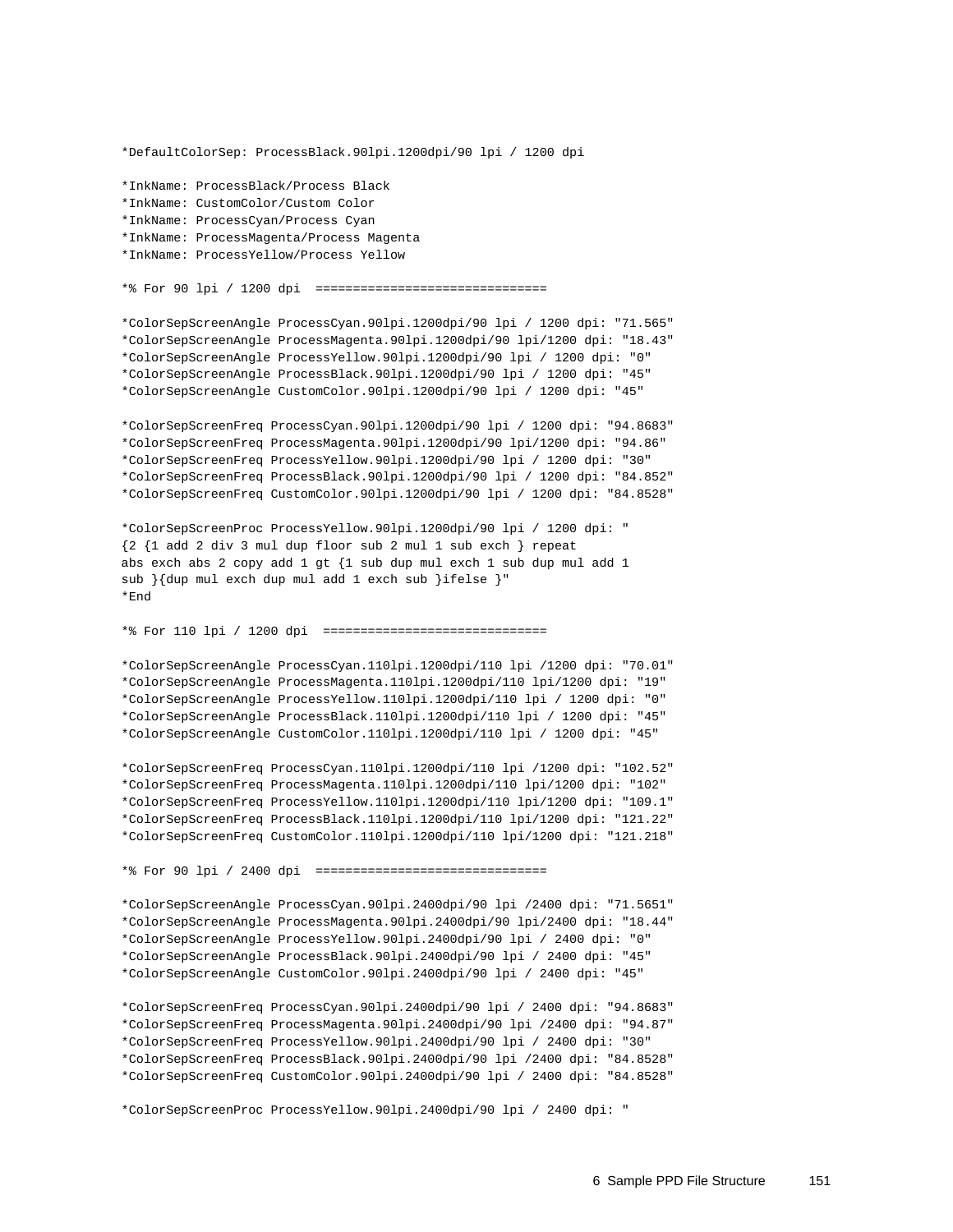```
*DefaultColorSep: ProcessBlack.90lpi.1200dpi/90 lpi / 1200 dpi

*InkName: ProcessBlack/Process Black
*InkName: CustomColor/Custom Color
*InkName: ProcessCyan/Process Cyan
*InkName: ProcessMagenta/Process Magenta
*InkName: ProcessYellow/Process Yellow

*% For 90 lpi / 1200 dpi  ===============================

*ColorSepScreenAngle ProcessCyan.90lpi.1200dpi/90 lpi / 1200 dpi: "71.565"
*ColorSepScreenAngle ProcessMagenta.90lpi.1200dpi/90 lpi/1200 dpi: "18.43"
*ColorSepScreenAngle ProcessYellow.90lpi.1200dpi/90 lpi / 1200 dpi: "0"
*ColorSepScreenAngle ProcessBlack.90lpi.1200dpi/90 lpi / 1200 dpi: "45"
*ColorSepScreenAngle CustomColor.90lpi.1200dpi/90 lpi / 1200 dpi: "45"

*ColorSepScreenFreq ProcessCyan.90lpi.1200dpi/90 lpi / 1200 dpi: "94.8683"
*ColorSepScreenFreq ProcessMagenta.90lpi.1200dpi/90 lpi/1200 dpi: "94.86"
*ColorSepScreenFreq ProcessYellow.90lpi.1200dpi/90 lpi / 1200 dpi: "30"
*ColorSepScreenFreq ProcessBlack.90lpi.1200dpi/90 lpi / 1200 dpi: "84.852"
*ColorSepScreenFreq CustomColor.90lpi.1200dpi/90 lpi / 1200 dpi: "84.8528"

*ColorSepScreenProc ProcessYellow.90lpi.1200dpi/90 lpi / 1200 dpi: "
{2 {1 add 2 div 3 mul dup floor sub 2 mul 1 sub exch } repeat
abs exch abs 2 copy add 1 gt {1 sub dup mul exch 1 sub dup mul add 1
sub }{dup mul exch dup mul add 1 exch sub }ifelse }"
*End

*% For 110 lpi / 1200 dpi  ==============================

*ColorSepScreenAngle ProcessCyan.110lpi.1200dpi/110 lpi /1200 dpi: "70.01"
*ColorSepScreenAngle ProcessMagenta.110lpi.1200dpi/110 lpi/1200 dpi: "19"
*ColorSepScreenAngle ProcessYellow.110lpi.1200dpi/110 lpi / 1200 dpi: "0"
*ColorSepScreenAngle ProcessBlack.110lpi.1200dpi/110 lpi / 1200 dpi: "45"
*ColorSepScreenAngle CustomColor.110lpi.1200dpi/110 lpi / 1200 dpi: "45"

*ColorSepScreenFreq ProcessCyan.110lpi.1200dpi/110 lpi /1200 dpi: "102.52"
*ColorSepScreenFreq ProcessMagenta.110lpi.1200dpi/110 lpi/1200 dpi: "102"
*ColorSepScreenFreq ProcessYellow.110lpi.1200dpi/110 lpi/1200 dpi: "109.1"
*ColorSepScreenFreq ProcessBlack.110lpi.1200dpi/110 lpi/1200 dpi: "121.22"
*ColorSepScreenFreq CustomColor.110lpi.1200dpi/110 lpi/1200 dpi: "121.218"

*% For 90 lpi / 2400 dpi  ===============================

*ColorSepScreenAngle ProcessCyan.90lpi.2400dpi/90 lpi /2400 dpi: "71.5651"
*ColorSepScreenAngle ProcessMagenta.90lpi.2400dpi/90 lpi/2400 dpi: "18.44"
*ColorSepScreenAngle ProcessYellow.90lpi.2400dpi/90 lpi / 2400 dpi: "0"
*ColorSepScreenAngle ProcessBlack.90lpi.2400dpi/90 lpi / 2400 dpi: "45"
*ColorSepScreenAngle CustomColor.90lpi.2400dpi/90 lpi / 2400 dpi: "45"

*ColorSepScreenFreq ProcessCyan.90lpi.2400dpi/90 lpi / 2400 dpi: "94.8683"
*ColorSepScreenFreq ProcessMagenta.90lpi.2400dpi/90 lpi /2400 dpi: "94.87"
*ColorSepScreenFreq ProcessYellow.90lpi.2400dpi/90 lpi / 2400 dpi: "30"
*ColorSepScreenFreq ProcessBlack.90lpi.2400dpi/90 lpi /2400 dpi: "84.8528"
*ColorSepScreenFreq CustomColor.90lpi.2400dpi/90 lpi / 2400 dpi: "84.8528"

*ColorSepScreenProc ProcessYellow.90lpi.2400dpi/90 lpi / 2400 dpi: "
```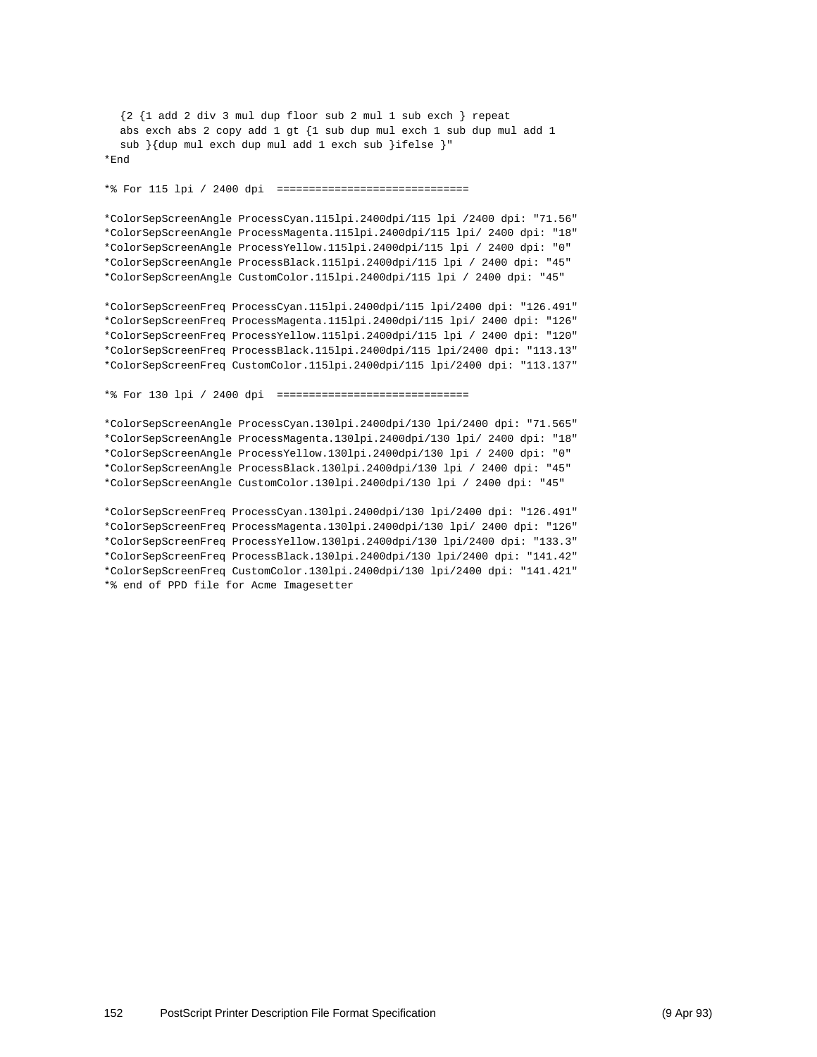```
  {2 {1 add 2 div 3 mul dup floor sub 2 mul 1 sub exch } repeat
  abs exch abs 2 copy add 1 gt {1 sub dup mul exch 1 sub dup mul add 1
  sub }{dup mul exch dup mul add 1 exch sub }ifelse }"
*End

*% For 115 lpi / 2400 dpi  ==============================

*ColorSepScreenAngle ProcessCyan.115lpi.2400dpi/115 lpi /2400 dpi: "71.56"
*ColorSepScreenAngle ProcessMagenta.115lpi.2400dpi/115 lpi/ 2400 dpi: "18"
*ColorSepScreenAngle ProcessYellow.115lpi.2400dpi/115 lpi / 2400 dpi: "0"
*ColorSepScreenAngle ProcessBlack.115lpi.2400dpi/115 lpi / 2400 dpi: "45"
*ColorSepScreenAngle CustomColor.115lpi.2400dpi/115 lpi / 2400 dpi: "45"

*ColorSepScreenFreq ProcessCyan.115lpi.2400dpi/115 lpi/2400 dpi: "126.491"
*ColorSepScreenFreq ProcessMagenta.115lpi.2400dpi/115 lpi/ 2400 dpi: "126"
*ColorSepScreenFreq ProcessYellow.115lpi.2400dpi/115 lpi / 2400 dpi: "120"
*ColorSepScreenFreq ProcessBlack.115lpi.2400dpi/115 lpi/2400 dpi: "113.13"
*ColorSepScreenFreq CustomColor.115lpi.2400dpi/115 lpi/2400 dpi: "113.137"

*% For 130 lpi / 2400 dpi  ==============================

*ColorSepScreenAngle ProcessCyan.130lpi.2400dpi/130 lpi/2400 dpi: "71.565"
*ColorSepScreenAngle ProcessMagenta.130lpi.2400dpi/130 lpi/ 2400 dpi: "18"
*ColorSepScreenAngle ProcessYellow.130lpi.2400dpi/130 lpi / 2400 dpi: "0"
*ColorSepScreenAngle ProcessBlack.130lpi.2400dpi/130 lpi / 2400 dpi: "45"
*ColorSepScreenAngle CustomColor.130lpi.2400dpi/130 lpi / 2400 dpi: "45"

*ColorSepScreenFreq ProcessCyan.130lpi.2400dpi/130 lpi/2400 dpi: "126.491"
*ColorSepScreenFreq ProcessMagenta.130lpi.2400dpi/130 lpi/ 2400 dpi: "126"
*ColorSepScreenFreq ProcessYellow.130lpi.2400dpi/130 lpi/2400 dpi: "133.3"
*ColorSepScreenFreq ProcessBlack.130lpi.2400dpi/130 lpi/2400 dpi: "141.42"
*ColorSepScreenFreq CustomColor.130lpi.2400dpi/130 lpi/2400 dpi: "141.421"
*% end of PPD file for Acme Imagesetter
```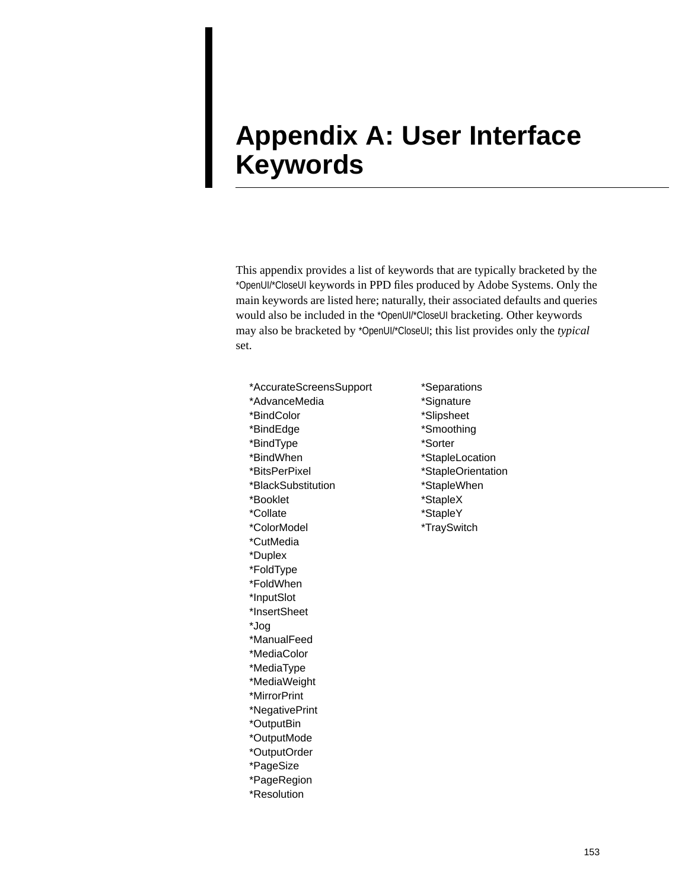# Appendix A: User Interface Keywords

This appendix provides a list of keywords that are typically bracketed by the *OpenUI/*CloseUI keywords in PPD files produced by Adobe Systems. Only the main keywords are listed here; naturally, their associated defaults and queries would also be included in the *OpenUI/*CloseUI bracketing. Other keywords may also be bracketed by *OpenUI/*CloseUI; this list provides only the *typical* set.

```
*AccurateScreensSupport
*AdvanceMedia
*BindColor
*BindEdge
*BindType
*BindWhen
*BitsPerPixel
*BlackSubstitution
*Booklet
*Collate
*ColorModel
*CutMedia
*Duplex
*FoldType
*FoldWhen
*InputSlot
*InsertSheet
*Jog
*ManualFeed
*MediaColor
*MediaType
*MediaWeight
*MirrorPrint
*NegativePrint
*OutputBin
*OutputMode
*OutputOrder
*PageSize
*PageRegion
*Resolution
*Separations
*Signature
*Slipsheet
*Smoothing
*Sorter
*StapleLocation
*StapleOrientation
*StapleWhen
*StapleX
*StapleY
*TraySwitch
```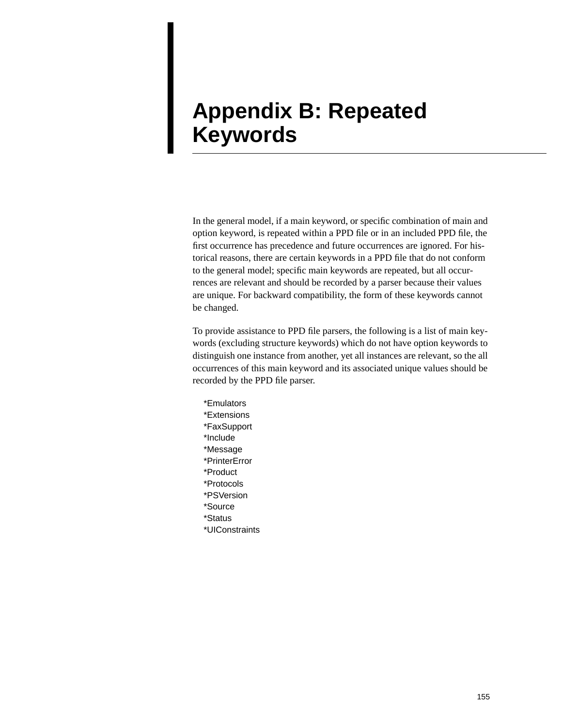# Appendix B: Repeated Keywords

In the general model, if a main keyword, or specific combination of main and option keyword, is repeated within a PPD file or in an included PPD file, the first occurrence has precedence and future occurrences are ignored. For historical reasons, there are certain keywords in a PPD file that do not conform to the general model; specific main keywords are repeated, but all occurrences are relevant and should be recorded by a parser because their values are unique. For backward compatibility, the form of these keywords cannot be changed.

To provide assistance to PPD file parsers, the following is a list of main keywords (excluding structure keywords) which do not have option keywords to distinguish one instance from another, yet all instances are relevant, so the all occurrences of this main keyword and its associated unique values should be recorded by the PPD file parser.

```
*Emulators
*Extensions
*FaxSupport
*Include
*Message
*PrinterError
*Product
*Protocols
*PSVersion
*Source
*Status
*UIConstraints
```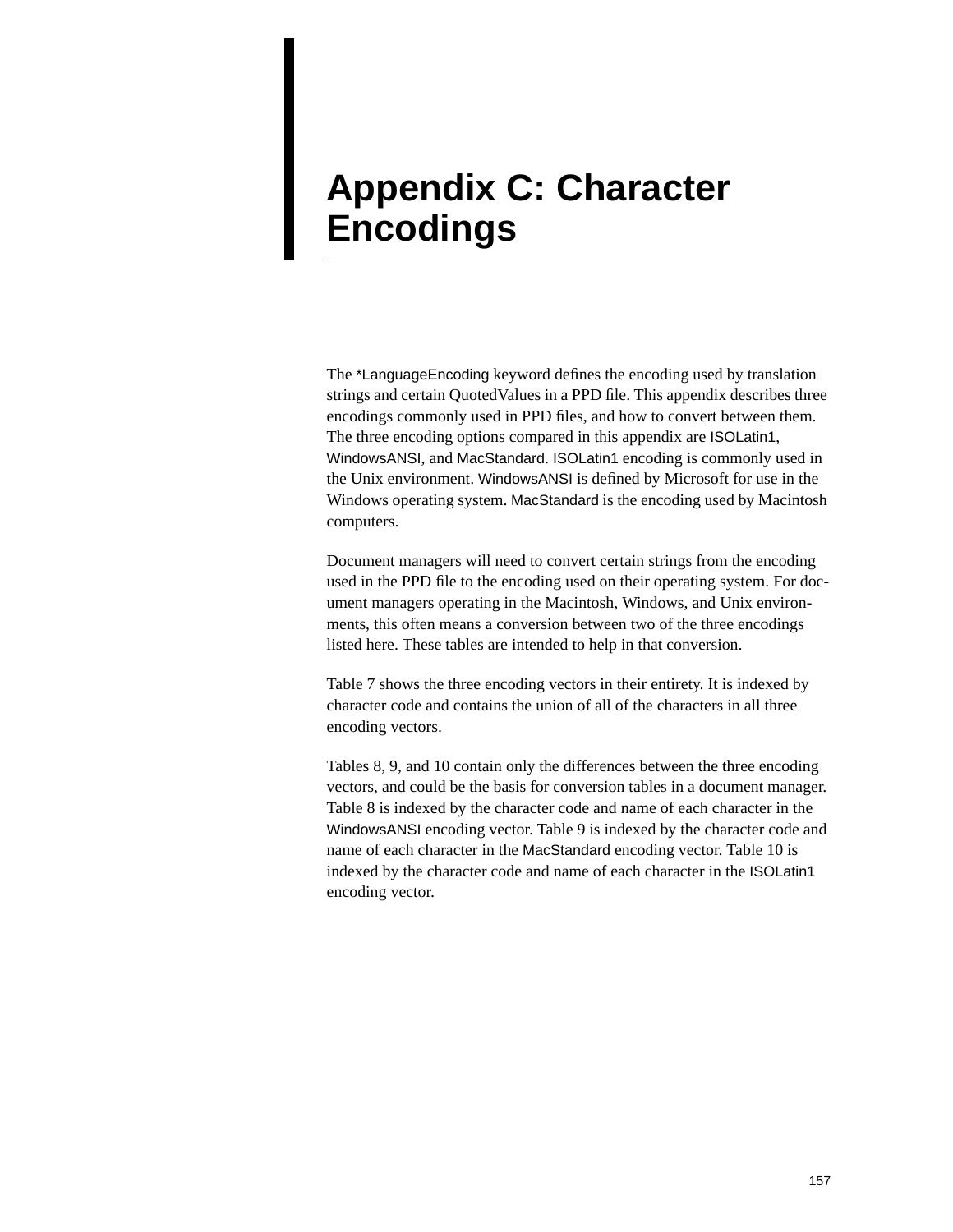# Appendix C: Character Encodings

The *LanguageEncoding keyword defines the encoding used by translation strings and certain QuotedValues in a PPD file. This appendix describes three encodings commonly used in PPD files, and how to convert between them. The three encoding options compared in this appendix are ISOLatin1, WindowsANSI, and MacStandard. ISOLatin1 encoding is commonly used in the Unix environment. WindowsANSI is defined by Microsoft for use in the Windows operating system. MacStandard is the encoding used by Macintosh computers.

Document managers will need to convert certain strings from the encoding used in the PPD file to the encoding used on their operating system. For document managers operating in the Macintosh, Windows, and Unix environments, this often means a conversion between two of the three encodings listed here. These tables are intended to help in that conversion.

Table 7 shows the three encoding vectors in their entirety. It is indexed by character code and contains the union of all of the characters in all three encoding vectors.

Tables 8, 9, and 10 contain only the differences between the three encoding vectors, and could be the basis for conversion tables in a document manager. Table 8 is indexed by the character code and name of each character in the WindowsANSI encoding vector. Table 9 is indexed by the character code and name of each character in the MacStandard encoding vector. Table 10 is indexed by the character code and name of each character in the ISOLatin1 encoding vector.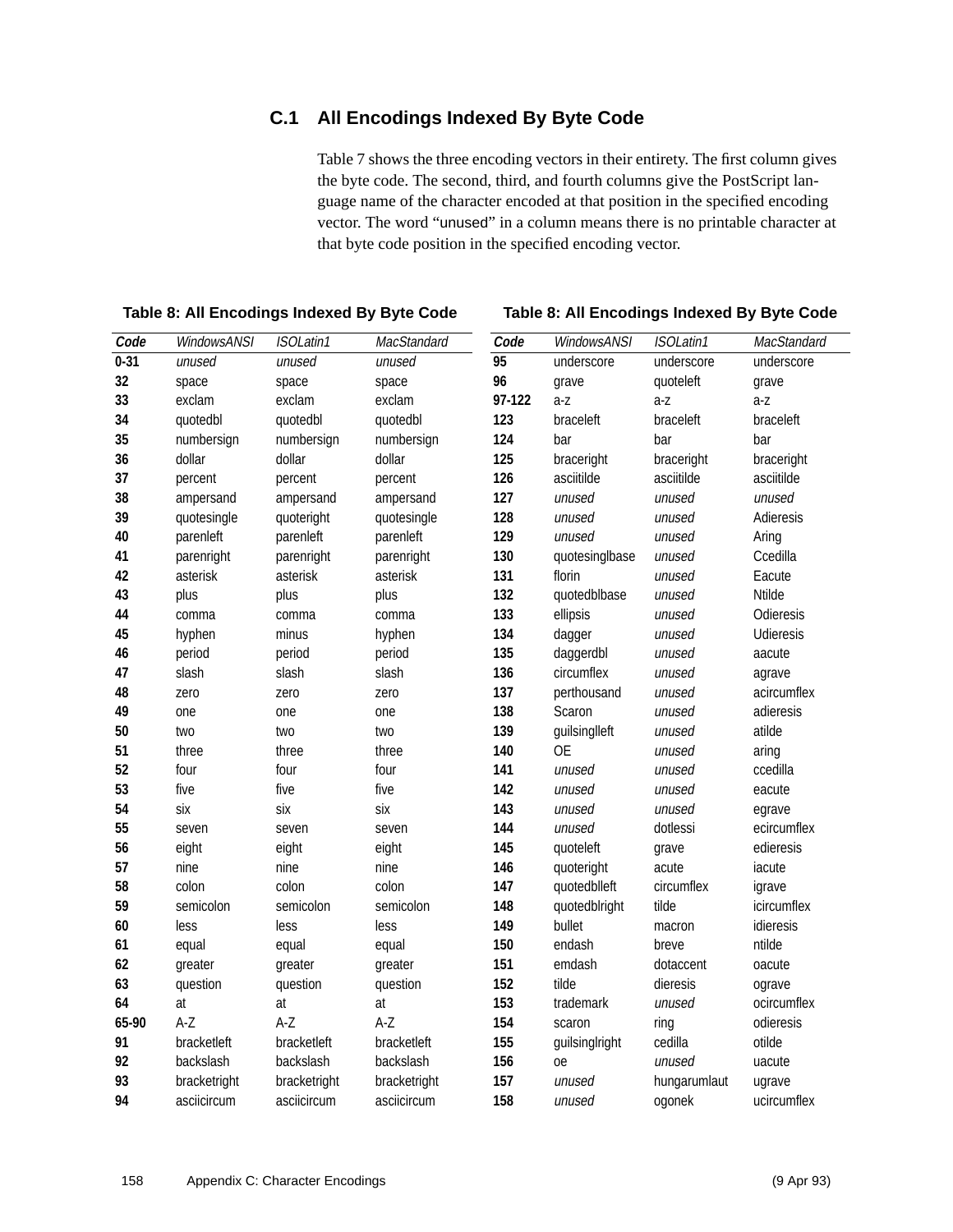## C.1 All Encodings Indexed By Byte Code

Table 7 shows the three encoding vectors in their entirety. The first column gives the byte code. The second, third, and fourth columns give the PostScript language name of the character encoded at that position in the specified encoding vector. The word “unused” in a column means there is no printable character at that byte code position in the specified encoding vector.

**Table 8: All Encodings Indexed By Byte Code**

| *Code* | *WindowsANSI* | *ISOLatin1* | *MacStandard* |
|---|---|---|---|
| **0-31** | *unused* | *unused* | *unused* |
| **32** | space | space | space |
| **33** | exclam | exclam | exclam |
| **34** | quotedbl | quotedbl | quotedbl |
| **35** | numbersign | numbersign | numbersign |
| **36** | dollar | dollar | dollar |
| **37** | percent | percent | percent |
| **38** | ampersand | ampersand | ampersand |
| **39** | quotesingle | quoteright | quotesingle |
| **40** | parenleft | parenleft | parenleft |
| **41** | parenright | parenright | parenright |
| **42** | asterisk | asterisk | asterisk |
| **43** | plus | plus | plus |
| **44** | comma | comma | comma |
| **45** | hyphen | minus | hyphen |
| **46** | period | period | period |
| **47** | slash | slash | slash |
| **48** | zero | zero | zero |
| **49** | one | one | one |
| **50** | two | two | two |
| **51** | three | three | three |
| **52** | four | four | four |
| **53** | five | five | five |
| **54** | six | six | six |
| **55** | seven | seven | seven |
| **56** | eight | eight | eight |
| **57** | nine | nine | nine |
| **58** | colon | colon | colon |
| **59** | semicolon | semicolon | semicolon |
| **60** | less | less | less |
| **61** | equal | equal | equal |
| **62** | greater | greater | greater |
| **63** | question | question | question |
| **64** | at | at | at |
| **65-90** | A-Z | A-Z | A-Z |
| **91** | bracketleft | bracketleft | bracketleft |
| **92** | backslash | backslash | backslash |
| **93** | bracketright | bracketright | bracketright |
| **94** | asciicircum | asciicircum | asciicircum |
| **95** | underscore | underscore | underscore |
| **96** | grave | quoteleft | grave |
| **97-122** | a-z | a-z | a-z |
| **123** | braceleft | braceleft | braceleft |
| **124** | bar | bar | bar |
| **125** | braceright | braceright | braceright |
| **126** | asciitilde | asciitilde | asciitilde |
| **127** | *unused* | *unused* | *unused* |
| **128** | *unused* | *unused* | Adieresis |
| **129** | *unused* | *unused* | Aring |
| **130** | quotesinglbase | *unused* | Ccedilla |
| **131** | florin | *unused* | Eacute |
| **132** | quotedblbase | *unused* | Ntilde |
| **133** | ellipsis | *unused* | Odieresis |
| **134** | dagger | *unused* | Udieresis |
| **135** | daggerdbl | *unused* | aacute |
| **136** | circumflex | *unused* | agrave |
| **137** | perthousand | *unused* | acircumflex |
| **138** | Scaron | *unused* | adieresis |
| **139** | guilsinglleft | *unused* | atilde |
| **140** | OE | *unused* | aring |
| **141** | *unused* | *unused* | ccedilla |
| **142** | *unused* | *unused* | eacute |
| **143** | *unused* | *unused* | egrave |
| **144** | *unused* | dotlessi | ecircumflex |
| **145** | quoteleft | grave | edieresis |
| **146** | quoteright | acute | iacute |
| **147** | quotedblleft | circumflex | igrave |
| **148** | quotedblright | tilde | icircumflex |
| **149** | bullet | macron | idieresis |
| **150** | endash | breve | ntilde |
| **151** | emdash | dotaccent | oacute |
| **152** | tilde | dieresis | ograve |
| **153** | trademark | *unused* | ocircumflex |
| **154** | scaron | ring | odieresis |
| **155** | guilsinglright | cedilla | otilde |
| **156** | oe | *unused* | uacute |
| **157** | *unused* | hungarumlaut | ugrave |
| **158** | *unused* | ogonek | ucircumflex |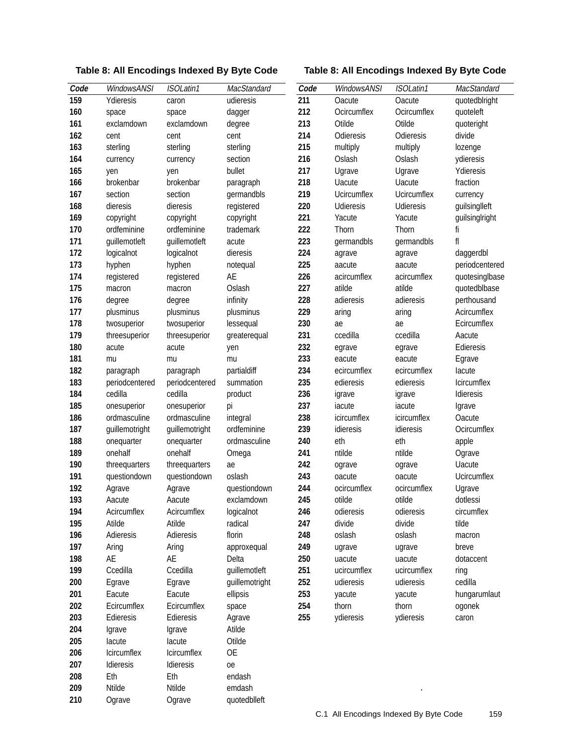**Table 8: All Encodings Indexed By Byte Code**

| Code | WindowsANSI | ISOLatin1 | MacStandard |
|---|---|---|---|
| 159 | Ydieresis | caron | udieresis |
| 160 | space | space | dagger |
| 161 | exclamdown | exclamdown | degree |
| 162 | cent | cent | cent |
| 163 | sterling | sterling | sterling |
| 164 | currency | currency | section |
| 165 | yen | yen | bullet |
| 166 | brokenbar | brokenbar | paragraph |
| 167 | section | section | germandbls |
| 168 | dieresis | dieresis | registered |
| 169 | copyright | copyright | copyright |
| 170 | ordfeminine | ordfeminine | trademark |
| 171 | guillemotleft | guillemotleft | acute |
| 172 | logicalnot | logicalnot | dieresis |
| 173 | hyphen | hyphen | notequal |
| 174 | registered | registered | AE |
| 175 | macron | macron | Oslash |
| 176 | degree | degree | infinity |
| 177 | plusminus | plusminus | plusminus |
| 178 | twosuperior | twosuperior | lessequal |
| 179 | threesuperior | threesuperior | greaterequal |
| 180 | acute | acute | yen |
| 181 | mu | mu | mu |
| 182 | paragraph | paragraph | partialdiff |
| 183 | periodcentered | periodcentered | summation |
| 184 | cedilla | cedilla | product |
| 185 | onesuperior | onesuperior | pi |
| 186 | ordmasculine | ordmasculine | integral |
| 187 | guillemotright | guillemotright | ordfeminine |
| 188 | onequarter | onequarter | ordmasculine |
| 189 | onehalf | onehalf | Omega |
| 190 | threequarters | threequarters | ae |
| 191 | questiondown | questiondown | oslash |
| 192 | Agrave | Agrave | questiondown |
| 193 | Aacute | Aacute | exclamdown |
| 194 | Acircumflex | Acircumflex | logicalnot |
| 195 | Atilde | Atilde | radical |
| 196 | Adieresis | Adieresis | florin |
| 197 | Aring | Aring | approxequal |
| 198 | AE | AE | Delta |
| 199 | Ccedilla | Ccedilla | guillemotleft |
| 200 | Egrave | Egrave | guillemotright |
| 201 | Eacute | Eacute | ellipsis |
| 202 | Ecircumflex | Ecircumflex | space |
| 203 | Edieresis | Edieresis | Agrave |
| 204 | Igrave | Igrave | Atilde |
| 205 | Iacute | Iacute | Otilde |
| 206 | Icircumflex | Icircumflex | OE |
| 207 | Idieresis | Idieresis | oe |
| 208 | Eth | Eth | endash |
| 209 | Ntilde | Ntilde | emdash |
| 210 | Ograve | Ograve | quotedblleft |
| 211 | Oacute | Oacute | quotedblright |
| 212 | Ocircumflex | Ocircumflex | quoteleft |
| 213 | Otilde | Otilde | quoteright |
| 214 | Odieresis | Odieresis | divide |
| 215 | multiply | multiply | lozenge |
| 216 | Oslash | Oslash | ydieresis |
| 217 | Ugrave | Ugrave | Ydieresis |
| 218 | Uacute | Uacute | fraction |
| 219 | Ucircumflex | Ucircumflex | currency |
| 220 | Udieresis | Udieresis | guilsinglleft |
| 221 | Yacute | Yacute | guilsinglright |
| 222 | Thorn | Thorn | fi |
| 223 | germandbls | germandbls | fl |
| 224 | agrave | agrave | daggerdbl |
| 225 | aacute | aacute | periodcentered |
| 226 | acircumflex | acircumflex | quotesinglbase |
| 227 | atilde | atilde | quotedblbase |
| 228 | adieresis | adieresis | perthousand |
| 229 | aring | aring | Acircumflex |
| 230 | ae | ae | Ecircumflex |
| 231 | ccedilla | ccedilla | Aacute |
| 232 | egrave | egrave | Edieresis |
| 233 | eacute | eacute | Egrave |
| 234 | ecircumflex | ecircumflex | Iacute |
| 235 | edieresis | edieresis | Icircumflex |
| 236 | igrave | igrave | Idieresis |
| 237 | iacute | iacute | Igrave |
| 238 | icircumflex | icircumflex | Oacute |
| 239 | idieresis | idieresis | Ocircumflex |
| 240 | eth | eth | apple |
| 241 | ntilde | ntilde | Ograve |
| 242 | ograve | ograve | Uacute |
| 243 | oacute | oacute | Ucircumflex |
| 244 | ocircumflex | ocircumflex | Ugrave |
| 245 | otilde | otilde | dotlessi |
| 246 | odieresis | odieresis | circumflex |
| 247 | divide | divide | tilde |
| 248 | oslash | oslash | macron |
| 249 | ugrave | ugrave | breve |
| 250 | uacute | uacute | dotaccent |
| 251 | ucircumflex | ucircumflex | ring |
| 252 | udieresis | udieresis | cedilla |
| 253 | yacute | yacute | hungarumlaut |
| 254 | thorn | thorn | ogonek |
| 255 | ydieresis | ydieresis | caron |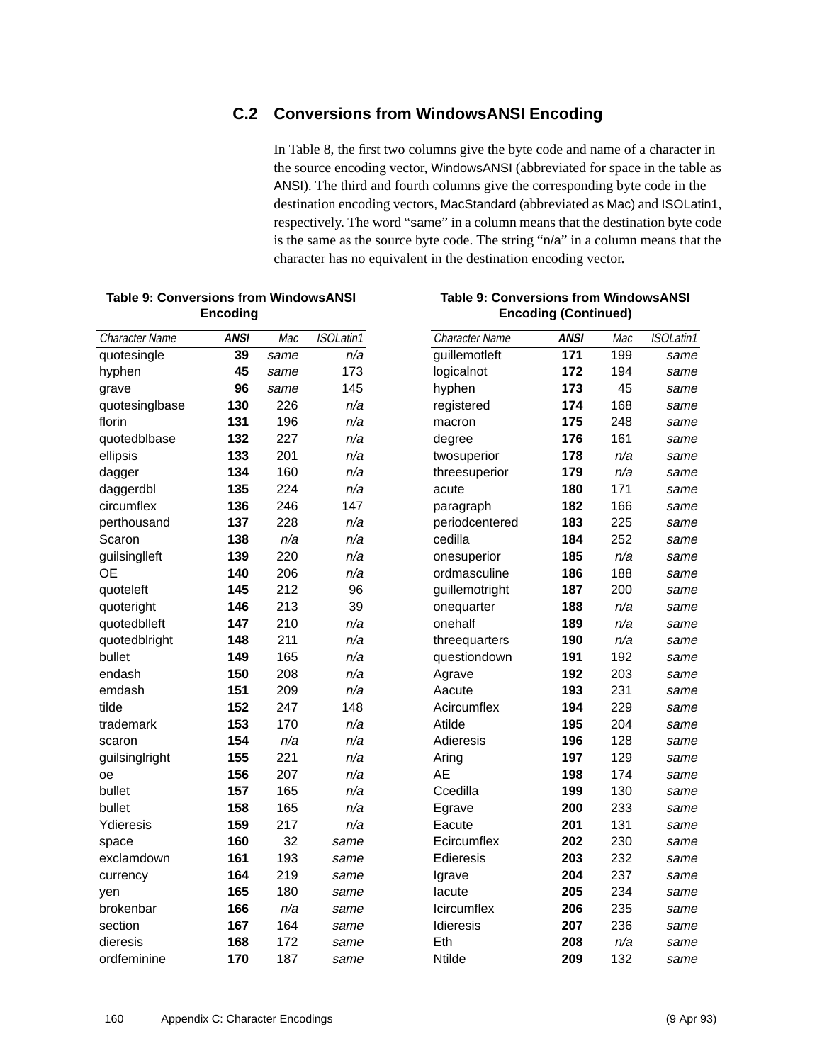## C.2 Conversions from WindowsANSI Encoding

In Table 8, the first two columns give the byte code and name of a character in the source encoding vector, WindowsANSI (abbreviated for space in the table as ANSI). The third and fourth columns give the corresponding byte code in the destination encoding vectors, MacStandard (abbreviated as Mac) and ISOLatin1, respectively. The word “same” in a column means that the destination byte code is the same as the source byte code. The string “n/a” in a column means that the character has no equivalent in the destination encoding vector.

**Table 9: Conversions from WindowsANSI Encoding**

| *Character Name* | ***ANSI*** | *Mac* | *ISOLatin1* |
|---|---|---|---|
| quotesingle | **39** | *same* | *n/a* |
| hyphen | **45** | *same* | 173 |
| grave | **96** | *same* | 145 |
| quotesinglbase | **130** | 226 | *n/a* |
| florin | **131** | 196 | *n/a* |
| quotedblbase | **132** | 227 | *n/a* |
| ellipsis | **133** | 201 | *n/a* |
| dagger | **134** | 160 | *n/a* |
| daggerdbl | **135** | 224 | *n/a* |
| circumflex | **136** | 246 | 147 |
| perthousand | **137** | 228 | *n/a* |
| Scaron | **138** | *n/a* | *n/a* |
| guilsinglleft | **139** | 220 | *n/a* |
| OE | **140** | 206 | *n/a* |
| quoteleft | **145** | 212 | 96 |
| quoteright | **146** | 213 | 39 |
| quotedblleft | **147** | 210 | *n/a* |
| quotedblright | **148** | 211 | *n/a* |
| bullet | **149** | 165 | *n/a* |
| endash | **150** | 208 | *n/a* |
| emdash | **151** | 209 | *n/a* |
| tilde | **152** | 247 | 148 |
| trademark | **153** | 170 | *n/a* |
| scaron | **154** | *n/a* | *n/a* |
| guilsinglright | **155** | 221 | *n/a* |
| oe | **156** | 207 | *n/a* |
| bullet | **157** | 165 | *n/a* |
| bullet | **158** | 165 | *n/a* |
| Ydieresis | **159** | 217 | *n/a* |
| space | **160** | 32 | *same* |
| exclamdown | **161** | 193 | *same* |
| currency | **164** | 219 | *same* |
| yen | **165** | 180 | *same* |
| brokenbar | **166** | *n/a* | *same* |
| section | **167** | 164 | *same* |
| dieresis | **168** | 172 | *same* |
| ordfeminine | **170** | 187 | *same* |

**Table 9: Conversions from WindowsANSI Encoding (Continued)**

| *Character Name* | ***ANSI*** | *Mac* | *ISOLatin1* |
|---|---|---|---|
| guillemotleft | **171** | 199 | *same* |
| logicalnot | **172** | 194 | *same* |
| hyphen | **173** | 45 | *same* |
| registered | **174** | 168 | *same* |
| macron | **175** | 248 | *same* |
| degree | **176** | 161 | *same* |
| twosuperior | **178** | *n/a* | *same* |
| threesuperior | **179** | *n/a* | *same* |
| acute | **180** | 171 | *same* |
| paragraph | **182** | 166 | *same* |
| periodcentered | **183** | 225 | *same* |
| cedilla | **184** | 252 | *same* |
| onesuperior | **185** | *n/a* | *same* |
| ordmasculine | **186** | 188 | *same* |
| guillemotright | **187** | 200 | *same* |
| onequarter | **188** | *n/a* | *same* |
| onehalf | **189** | *n/a* | *same* |
| threequarters | **190** | *n/a* | *same* |
| questiondown | **191** | 192 | *same* |
| Agrave | **192** | 203 | *same* |
| Aacute | **193** | 231 | *same* |
| Acircumflex | **194** | 229 | *same* |
| Atilde | **195** | 204 | *same* |
| Adieresis | **196** | 128 | *same* |
| Aring | **197** | 129 | *same* |
| AE | **198** | 174 | *same* |
| Ccedilla | **199** | 130 | *same* |
| Egrave | **200** | 233 | *same* |
| Eacute | **201** | 131 | *same* |
| Ecircumflex | **202** | 230 | *same* |
| Edieresis | **203** | 232 | *same* |
| Igrave | **204** | 237 | *same* |
| Iacute | **205** | 234 | *same* |
| Icircumflex | **206** | 235 | *same* |
| Idieresis | **207** | 236 | *same* |
| Eth | **208** | *n/a* | *same* |
| Ntilde | **209** | 132 | *same* |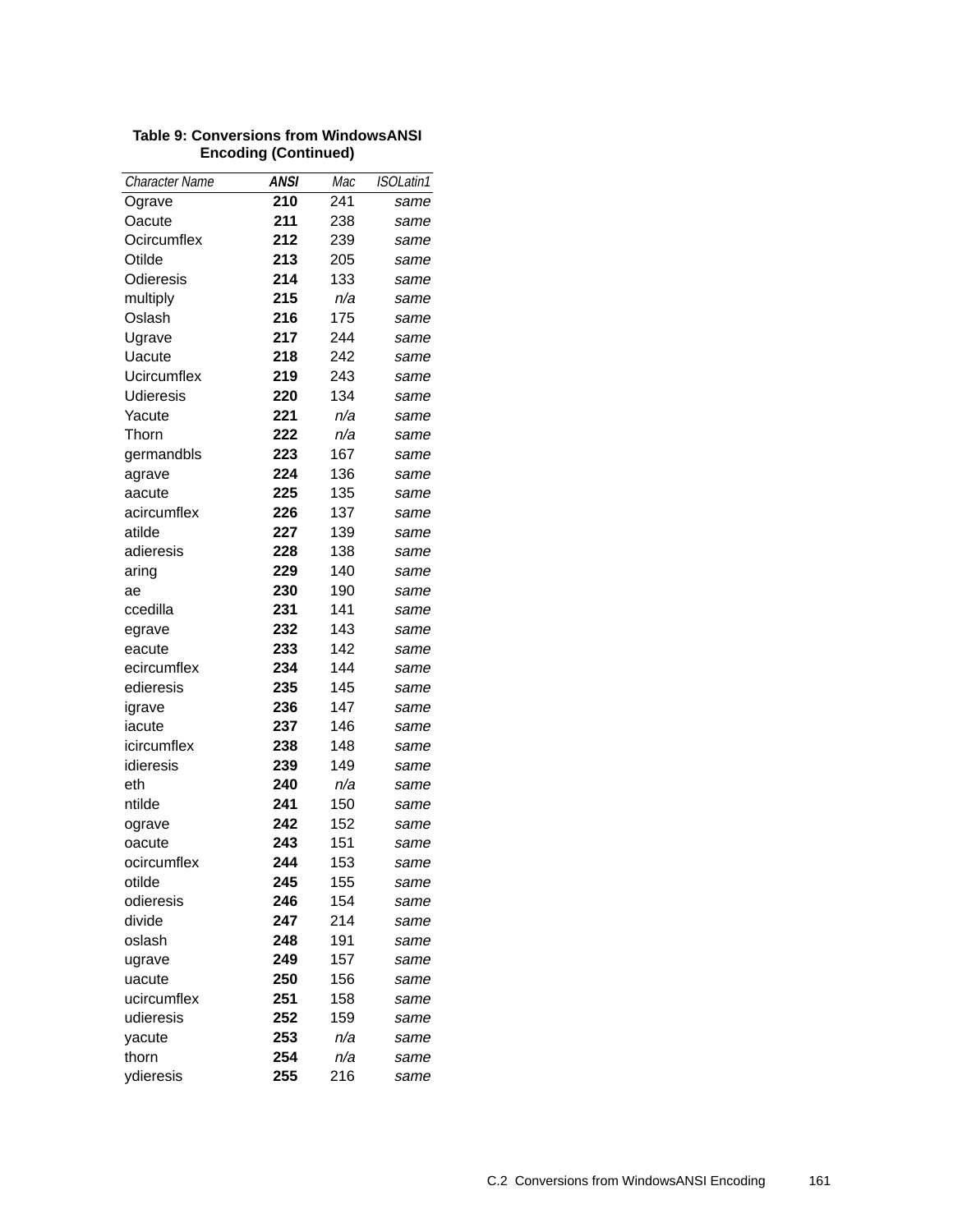**Table 9: Conversions from WindowsANSI Encoding (Continued)**

| *Character Name* | ***ANSI*** | *Mac* | *ISOLatin1* |
|---|---|---|---|
| Ograve | **210** | 241 | *same* |
| Oacute | **211** | 238 | *same* |
| Ocircumflex | **212** | 239 | *same* |
| Otilde | **213** | 205 | *same* |
| Odieresis | **214** | 133 | *same* |
| multiply | **215** | *n/a* | *same* |
| Oslash | **216** | 175 | *same* |
| Ugrave | **217** | 244 | *same* |
| Uacute | **218** | 242 | *same* |
| Ucircumflex | **219** | 243 | *same* |
| Udieresis | **220** | 134 | *same* |
| Yacute | **221** | *n/a* | *same* |
| Thorn | **222** | *n/a* | *same* |
| germandbls | **223** | 167 | *same* |
| agrave | **224** | 136 | *same* |
| aacute | **225** | 135 | *same* |
| acircumflex | **226** | 137 | *same* |
| atilde | **227** | 139 | *same* |
| adieresis | **228** | 138 | *same* |
| aring | **229** | 140 | *same* |
| ae | **230** | 190 | *same* |
| ccedilla | **231** | 141 | *same* |
| egrave | **232** | 143 | *same* |
| eacute | **233** | 142 | *same* |
| ecircumflex | **234** | 144 | *same* |
| edieresis | **235** | 145 | *same* |
| igrave | **236** | 147 | *same* |
| iacute | **237** | 146 | *same* |
| icircumflex | **238** | 148 | *same* |
| idieresis | **239** | 149 | *same* |
| eth | **240** | *n/a* | *same* |
| ntilde | **241** | 150 | *same* |
| ograve | **242** | 152 | *same* |
| oacute | **243** | 151 | *same* |
| ocircumflex | **244** | 153 | *same* |
| otilde | **245** | 155 | *same* |
| odieresis | **246** | 154 | *same* |
| divide | **247** | 214 | *same* |
| oslash | **248** | 191 | *same* |
| ugrave | **249** | 157 | *same* |
| uacute | **250** | 156 | *same* |
| ucircumflex | **251** | 158 | *same* |
| udieresis | **252** | 159 | *same* |
| yacute | **253** | *n/a* | *same* |
| thorn | **254** | *n/a* | *same* |
| ydieresis | **255** | 216 | *same* |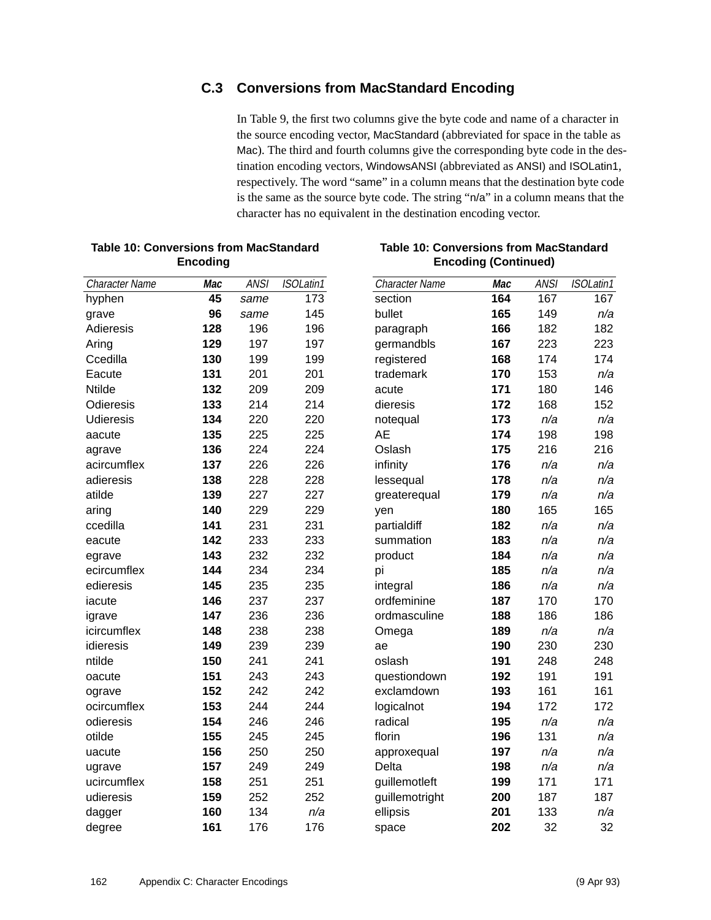## C.3 Conversions from MacStandard Encoding

In Table 9, the first two columns give the byte code and name of a character in the source encoding vector, MacStandard (abbreviated for space in the table as Mac). The third and fourth columns give the corresponding byte code in the destination encoding vectors, WindowsANSI (abbreviated as ANSI) and ISOLatin1, respectively. The word “same” in a column means that the destination byte code is the same as the source byte code. The string “n/a” in a column means that the character has no equivalent in the destination encoding vector.

**Table 10: Conversions from MacStandard Encoding**

| *Character Name* | ***Mac*** | *ANSI* | *ISOLatin1* |
|---|---|---|---|
| hyphen | **45** | *same* | 173 |
| grave | **96** | *same* | 145 |
| Adieresis | **128** | 196 | 196 |
| Aring | **129** | 197 | 197 |
| Ccedilla | **130** | 199 | 199 |
| Eacute | **131** | 201 | 201 |
| Ntilde | **132** | 209 | 209 |
| Odieresis | **133** | 214 | 214 |
| Udieresis | **134** | 220 | 220 |
| aacute | **135** | 225 | 225 |
| agrave | **136** | 224 | 224 |
| acircumflex | **137** | 226 | 226 |
| adieresis | **138** | 228 | 228 |
| atilde | **139** | 227 | 227 |
| aring | **140** | 229 | 229 |
| ccedilla | **141** | 231 | 231 |
| eacute | **142** | 233 | 233 |
| egrave | **143** | 232 | 232 |
| ecircumflex | **144** | 234 | 234 |
| edieresis | **145** | 235 | 235 |
| iacute | **146** | 237 | 237 |
| igrave | **147** | 236 | 236 |
| icircumflex | **148** | 238 | 238 |
| idieresis | **149** | 239 | 239 |
| ntilde | **150** | 241 | 241 |
| oacute | **151** | 243 | 243 |
| ograve | **152** | 242 | 242 |
| ocircumflex | **153** | 244 | 244 |
| odieresis | **154** | 246 | 246 |
| otilde | **155** | 245 | 245 |
| uacute | **156** | 250 | 250 |
| ugrave | **157** | 249 | 249 |
| ucircumflex | **158** | 251 | 251 |
| udieresis | **159** | 252 | 252 |
| dagger | **160** | 134 | *n/a* |
| degree | **161** | 176 | 176 |

**Table 10: Conversions from MacStandard Encoding (Continued)**

| *Character Name* | ***Mac*** | *ANSI* | *ISOLatin1* |
|---|---|---|---|
| section | **164** | 167 | 167 |
| bullet | **165** | 149 | *n/a* |
| paragraph | **166** | 182 | 182 |
| germandbls | **167** | 223 | 223 |
| registered | **168** | 174 | 174 |
| trademark | **170** | 153 | *n/a* |
| acute | **171** | 180 | 146 |
| dieresis | **172** | 168 | 152 |
| notequal | **173** | *n/a* | *n/a* |
| AE | **174** | 198 | 198 |
| Oslash | **175** | 216 | 216 |
| infinity | **176** | *n/a* | *n/a* |
| lessequal | **178** | *n/a* | *n/a* |
| greaterequal | **179** | *n/a* | *n/a* |
| yen | **180** | 165 | 165 |
| partialdiff | **182** | *n/a* | *n/a* |
| summation | **183** | *n/a* | *n/a* |
| product | **184** | *n/a* | *n/a* |
| pi | **185** | *n/a* | *n/a* |
| integral | **186** | *n/a* | *n/a* |
| ordfeminine | **187** | 170 | 170 |
| ordmasculine | **188** | 186 | 186 |
| Omega | **189** | *n/a* | *n/a* |
| ae | **190** | 230 | 230 |
| oslash | **191** | 248 | 248 |
| questiondown | **192** | 191 | 191 |
| exclamdown | **193** | 161 | 161 |
| logicalnot | **194** | 172 | 172 |
| radical | **195** | *n/a* | *n/a* |
| florin | **196** | 131 | *n/a* |
| approxequal | **197** | *n/a* | *n/a* |
| Delta | **198** | *n/a* | *n/a* |
| guillemotleft | **199** | 171 | 171 |
| guillemotright | **200** | 187 | 187 |
| ellipsis | **201** | 133 | *n/a* |
| space | **202** | 32 | 32 |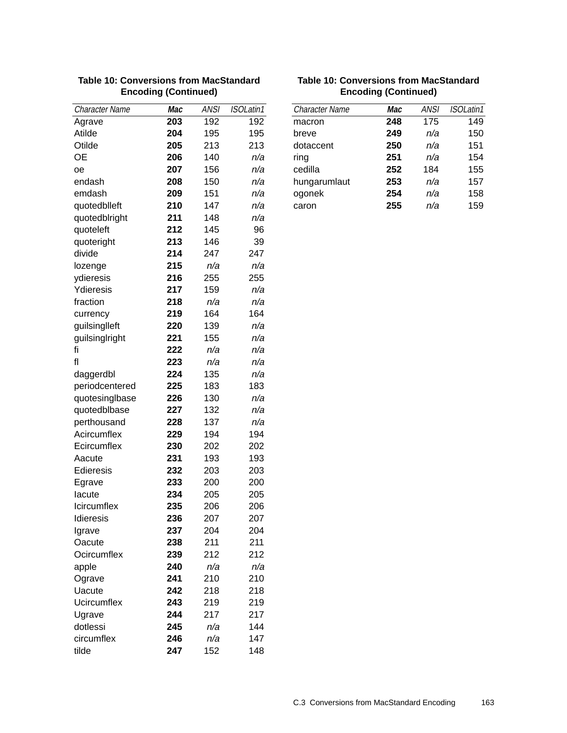**Table 10: Conversions from MacStandard Encoding (Continued)**

| *Character Name* | ***Mac*** | *ANSI* | *ISOLatin1* |
|---|---|---|---|
| Agrave | **203** | 192 | 192 |
| Atilde | **204** | 195 | 195 |
| Otilde | **205** | 213 | 213 |
| OE | **206** | 140 | *n/a* |
| oe | **207** | 156 | *n/a* |
| endash | **208** | 150 | *n/a* |
| emdash | **209** | 151 | *n/a* |
| quotedblleft | **210** | 147 | *n/a* |
| quotedblright | **211** | 148 | *n/a* |
| quoteleft | **212** | 145 | 96 |
| quoteright | **213** | 146 | 39 |
| divide | **214** | 247 | 247 |
| lozenge | **215** | *n/a* | *n/a* |
| ydieresis | **216** | 255 | 255 |
| Ydieresis | **217** | 159 | *n/a* |
| fraction | **218** | *n/a* | *n/a* |
| currency | **219** | 164 | 164 |
| guilsinglleft | **220** | 139 | *n/a* |
| guilsinglright | **221** | 155 | *n/a* |
| fi | **222** | *n/a* | *n/a* |
| fl | **223** | *n/a* | *n/a* |
| daggerdbl | **224** | 135 | *n/a* |
| periodcentered | **225** | 183 | 183 |
| quotesinglbase | **226** | 130 | *n/a* |
| quotedblbase | **227** | 132 | *n/a* |
| perthousand | **228** | 137 | *n/a* |
| Acircumflex | **229** | 194 | 194 |
| Ecircumflex | **230** | 202 | 202 |
| Aacute | **231** | 193 | 193 |
| Edieresis | **232** | 203 | 203 |
| Egrave | **233** | 200 | 200 |
| Iacute | **234** | 205 | 205 |
| Icircumflex | **235** | 206 | 206 |
| Idieresis | **236** | 207 | 207 |
| Igrave | **237** | 204 | 204 |
| Oacute | **238** | 211 | 211 |
| Ocircumflex | **239** | 212 | 212 |
| apple | **240** | *n/a* | *n/a* |
| Ograve | **241** | 210 | 210 |
| Uacute | **242** | 218 | 218 |
| Ucircumflex | **243** | 219 | 219 |
| Ugrave | **244** | 217 | 217 |
| dotlessi | **245** | *n/a* | 144 |
| circumflex | **246** | *n/a* | 147 |
| tilde | **247** | 152 | 148 |
| macron | **248** | 175 | 149 |
| breve | **249** | *n/a* | 150 |
| dotaccent | **250** | *n/a* | 151 |
| ring | **251** | *n/a* | 154 |
| cedilla | **252** | 184 | 155 |
| hungarumlaut | **253** | *n/a* | 157 |
| ogonek | **254** | *n/a* | 158 |
| caron | **255** | *n/a* | 159 |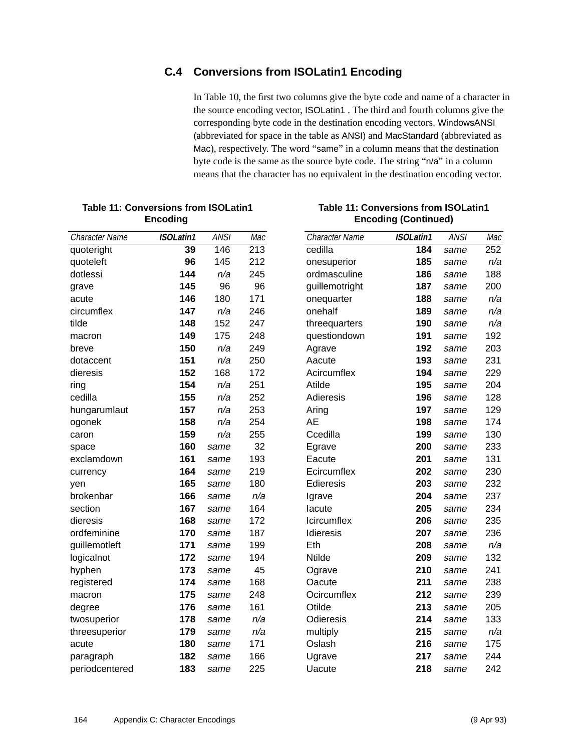## C.4 Conversions from ISOLatin1 Encoding

In Table 10, the first two columns give the byte code and name of a character in the source encoding vector, ISOLatin1 . The third and fourth columns give the corresponding byte code in the destination encoding vectors, WindowsANSI (abbreviated for space in the table as ANSI) and MacStandard (abbreviated as Mac), respectively. The word "same" in a column means that the destination byte code is the same as the source byte code. The string "n/a" in a column means that the character has no equivalent in the destination encoding vector.

**Table 11: Conversions from ISOLatin1 Encoding**

| *Character Name* | ***ISOLatin1*** | *ANSI* | *Mac* |
|---|---|---|---|
| quoteright | **39** | 146 | 213 |
| quoteleft | **96** | 145 | 212 |
| dotlessi | **144** | *n/a* | 245 |
| grave | **145** | 96 | 96 |
| acute | **146** | 180 | 171 |
| circumflex | **147** | *n/a* | 246 |
| tilde | **148** | 152 | 247 |
| macron | **149** | 175 | 248 |
| breve | **150** | *n/a* | 249 |
| dotaccent | **151** | *n/a* | 250 |
| dieresis | **152** | 168 | 172 |
| ring | **154** | *n/a* | 251 |
| cedilla | **155** | *n/a* | 252 |
| hungarumlaut | **157** | *n/a* | 253 |
| ogonek | **158** | *n/a* | 254 |
| caron | **159** | *n/a* | 255 |
| space | **160** | *same* | 32 |
| exclamdown | **161** | *same* | 193 |
| currency | **164** | *same* | 219 |
| yen | **165** | *same* | 180 |
| brokenbar | **166** | *same* | *n/a* |
| section | **167** | *same* | 164 |
| dieresis | **168** | *same* | 172 |
| ordfeminine | **170** | *same* | 187 |
| guillemotleft | **171** | *same* | 199 |
| logicalnot | **172** | *same* | 194 |
| hyphen | **173** | *same* | 45 |
| registered | **174** | *same* | 168 |
| macron | **175** | *same* | 248 |
| degree | **176** | *same* | 161 |
| twosuperior | **178** | *same* | *n/a* |
| threesuperior | **179** | *same* | *n/a* |
| acute | **180** | *same* | 171 |
| paragraph | **182** | *same* | 166 |
| periodcentered | **183** | *same* | 225 |
| cedilla | **184** | *same* | 252 |
| onesuperior | **185** | *same* | *n/a* |
| ordmasculine | **186** | *same* | 188 |
| guillemotright | **187** | *same* | 200 |
| onequarter | **188** | *same* | *n/a* |
| onehalf | **189** | *same* | *n/a* |
| threequarters | **190** | *same* | *n/a* |
| questiondown | **191** | *same* | 192 |
| Agrave | **192** | *same* | 203 |
| Aacute | **193** | *same* | 231 |
| Acircumflex | **194** | *same* | 229 |
| Atilde | **195** | *same* | 204 |
| Adieresis | **196** | *same* | 128 |
| Aring | **197** | *same* | 129 |
| AE | **198** | *same* | 174 |
| Ccedilla | **199** | *same* | 130 |
| Egrave | **200** | *same* | 233 |
| Eacute | **201** | *same* | 131 |
| Ecircumflex | **202** | *same* | 230 |
| Edieresis | **203** | *same* | 232 |
| Igrave | **204** | *same* | 237 |
| Iacute | **205** | *same* | 234 |
| Icircumflex | **206** | *same* | 235 |
| Idieresis | **207** | *same* | 236 |
| Eth | **208** | *same* | *n/a* |
| Ntilde | **209** | *same* | 132 |
| Ograve | **210** | *same* | 241 |
| Oacute | **211** | *same* | 238 |
| Ocircumflex | **212** | *same* | 239 |
| Otilde | **213** | *same* | 205 |
| Odieresis | **214** | *same* | 133 |
| multiply | **215** | *same* | *n/a* |
| Oslash | **216** | *same* | 175 |
| Ugrave | **217** | *same* | 244 |
| Uacute | **218** | *same* | 242 |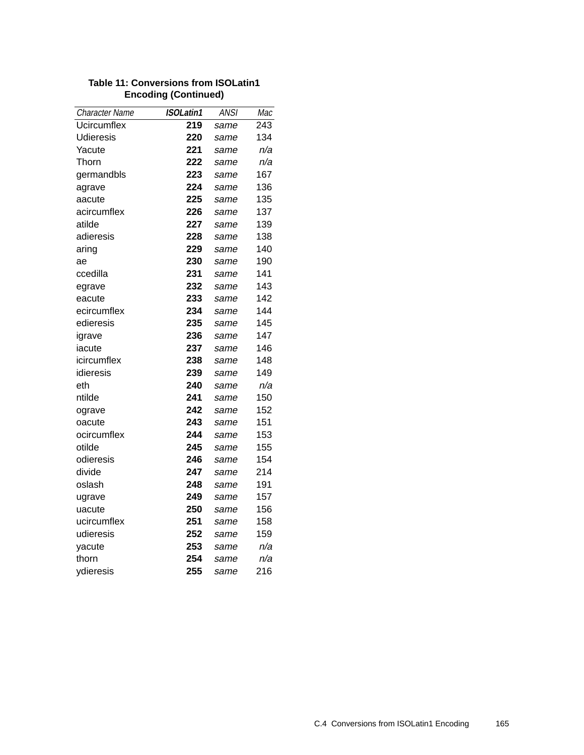**Table 11: Conversions from ISOLatin1 Encoding (Continued)**

| *Character Name* | ***ISOLatin1*** | *ANSI* | *Mac* |
|---|---|---|---|
| Ucircumflex | **219** | *same* | 243 |
| Udieresis | **220** | *same* | 134 |
| Yacute | **221** | *same* | *n/a* |
| Thorn | **222** | *same* | *n/a* |
| germandbls | **223** | *same* | 167 |
| agrave | **224** | *same* | 136 |
| aacute | **225** | *same* | 135 |
| acircumflex | **226** | *same* | 137 |
| atilde | **227** | *same* | 139 |
| adieresis | **228** | *same* | 138 |
| aring | **229** | *same* | 140 |
| ae | **230** | *same* | 190 |
| ccedilla | **231** | *same* | 141 |
| egrave | **232** | *same* | 143 |
| eacute | **233** | *same* | 142 |
| ecircumflex | **234** | *same* | 144 |
| edieresis | **235** | *same* | 145 |
| igrave | **236** | *same* | 147 |
| iacute | **237** | *same* | 146 |
| icircumflex | **238** | *same* | 148 |
| idieresis | **239** | *same* | 149 |
| eth | **240** | *same* | *n/a* |
| ntilde | **241** | *same* | 150 |
| ograve | **242** | *same* | 152 |
| oacute | **243** | *same* | 151 |
| ocircumflex | **244** | *same* | 153 |
| otilde | **245** | *same* | 155 |
| odieresis | **246** | *same* | 154 |
| divide | **247** | *same* | 214 |
| oslash | **248** | *same* | 191 |
| ugrave | **249** | *same* | 157 |
| uacute | **250** | *same* | 156 |
| ucircumflex | **251** | *same* | 158 |
| udieresis | **252** | *same* | 159 |
| yacute | **253** | *same* | *n/a* |
| thorn | **254** | *same* | *n/a* |
| ydieresis | **255** | *same* | 216 |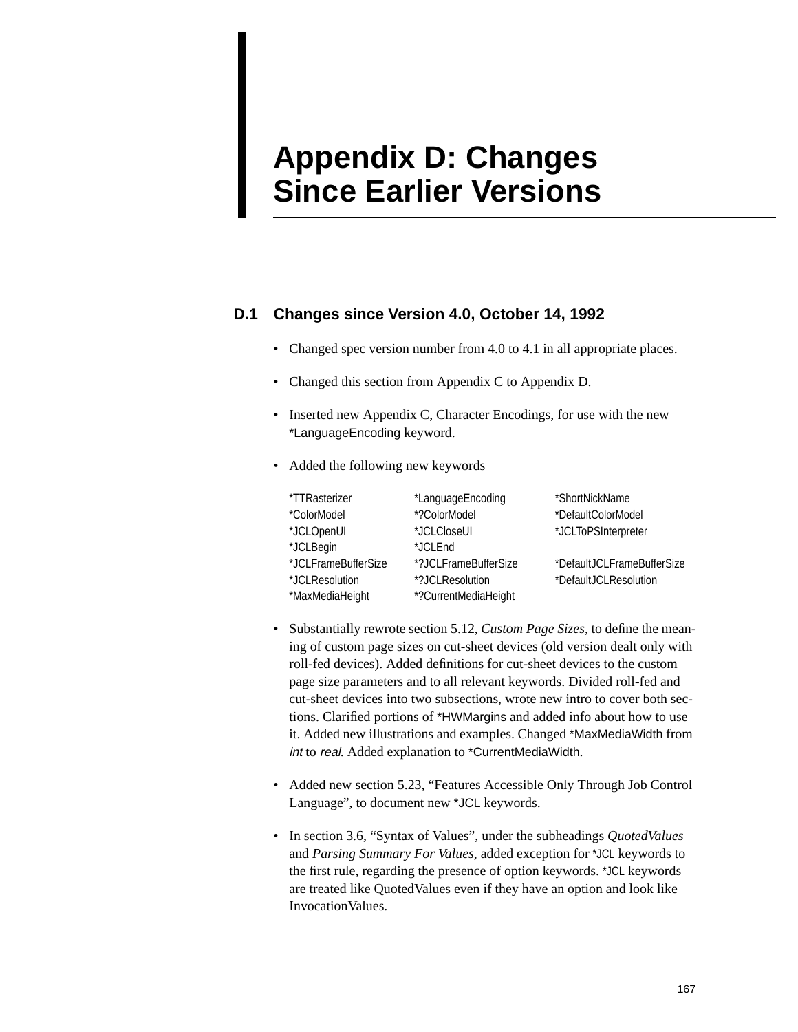# Appendix D: Changes Since Earlier Versions

## D.1 Changes since Version 4.0, October 14, 1992

- Changed spec version number from 4.0 to 4.1 in all appropriate places.
- Changed this section from Appendix C to Appendix D.
- Inserted new Appendix C, Character Encodings, for use with the new *LanguageEncoding keyword.
- Added the following new keywords

| | | |
|---|---|---|
| *TTRasterizer | *LanguageEncoding | *ShortNickName |
| *ColorModel | *?ColorModel | *DefaultColorModel |
| *JCLOpenUI | *JCLCloseUI | *JCLToPSInterpreter |
| *JCLBegin | *JCLEnd | |
| *JCLFrameBufferSize | *?JCLFrameBufferSize | *DefaultJCLFrameBufferSize |
| *JCLResolution | *?JCLResolution | *DefaultJCLResolution |
| *MaxMediaHeight | *?CurrentMediaHeight | |

- Substantially rewrote section 5.12, *Custom Page Sizes*, to define the meaning of custom page sizes on cut-sheet devices (old version dealt only with roll-fed devices). Added definitions for cut-sheet devices to the custom page size parameters and to all relevant keywords. Divided roll-fed and cut-sheet devices into two subsections, wrote new intro to cover both sections. Clarified portions of *HWMargins and added info about how to use it. Added new illustrations and examples. Changed *MaxMediaWidth from *int* to *real*. Added explanation to *CurrentMediaWidth.
- Added new section 5.23, “Features Accessible Only Through Job Control Language”, to document new *JCL keywords.
- In section 3.6, “Syntax of Values”, under the subheadings *QuotedValues* and *Parsing Summary For Values*, added exception for *JCL keywords to the first rule, regarding the presence of option keywords. *JCL keywords are treated like QuotedValues even if they have an option and look like InvocationValues.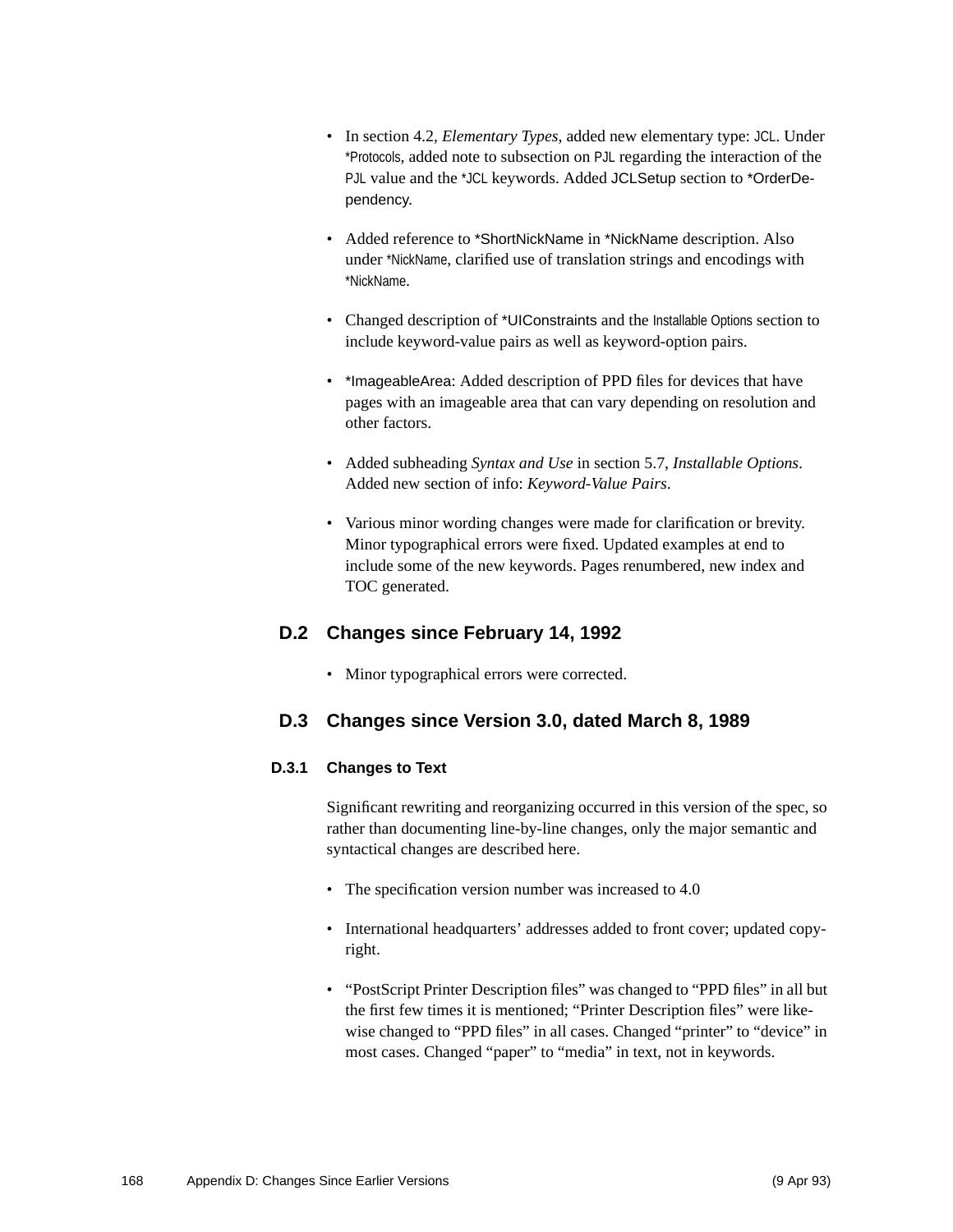- In section 4.2, *Elementary Types*, added new elementary type: JCL. Under *Protocols, added note to subsection on PJL regarding the interaction of the PJL value and the *JCL keywords. Added JCLSetup section to *OrderDependency.

- Added reference to *ShortNickName in *NickName description. Also under *NickName, clarified use of translation strings and encodings with *NickName.

- Changed description of *UIConstraints and the Installable Options section to include keyword-value pairs as well as keyword-option pairs.

- *ImageableArea: Added description of PPD files for devices that have pages with an imageable area that can vary depending on resolution and other factors.

- Added subheading *Syntax and Use* in section 5.7, *Installable Options*. Added new section of info: *Keyword-Value Pairs*.

- Various minor wording changes were made for clarification or brevity. Minor typographical errors were fixed. Updated examples at end to include some of the new keywords. Pages renumbered, new index and TOC generated.

## D.2 Changes since February 14, 1992

- Minor typographical errors were corrected.

## D.3 Changes since Version 3.0, dated March 8, 1989

### D.3.1 Changes to Text

Significant rewriting and reorganizing occurred in this version of the spec, so rather than documenting line-by-line changes, only the major semantic and syntactical changes are described here.

- The specification version number was increased to 4.0

- International headquarters' addresses added to front cover; updated copyright.

- "PostScript Printer Description files" was changed to "PPD files" in all but the first few times it is mentioned; "Printer Description files" were likewise changed to "PPD files" in all cases. Changed "printer" to "device" in most cases. Changed "paper" to "media" in text, not in keywords.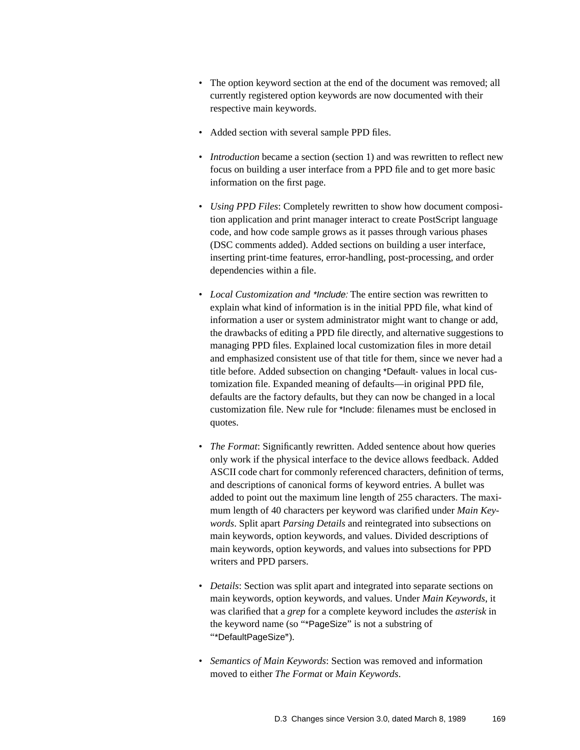- The option keyword section at the end of the document was removed; all currently registered option keywords are now documented with their respective main keywords.

- Added section with several sample PPD files.

- *Introduction* became a section (section 1) and was rewritten to reflect new focus on building a user interface from a PPD file and to get more basic information on the first page.

- *Using PPD Files*: Completely rewritten to show how document composition application and print manager interact to create PostScript language code, and how code sample grows as it passes through various phases (DSC comments added). Added sections on building a user interface, inserting print-time features, error-handling, post-processing, and order dependencies within a file.

- *Local Customization and *Include:* The entire section was rewritten to explain what kind of information is in the initial PPD file, what kind of information a user or system administrator might want to change or add, the drawbacks of editing a PPD file directly, and alternative suggestions to managing PPD files. Explained local customization files in more detail and emphasized consistent use of that title for them, since we never had a title before. Added subsection on changing *Default- values in local customization file. Expanded meaning of defaults—in original PPD file, defaults are the factory defaults, but they can now be changed in a local customization file. New rule for *Include: filenames must be enclosed in quotes.

- *The Format*: Significantly rewritten. Added sentence about how queries only work if the physical interface to the device allows feedback. Added ASCII code chart for commonly referenced characters, definition of terms, and descriptions of canonical forms of keyword entries. A bullet was added to point out the maximum line length of 255 characters. The maximum length of 40 characters per keyword was clarified under *Main Keywords*. Split apart *Parsing Details* and reintegrated into subsections on main keywords, option keywords, and values. Divided descriptions of main keywords, option keywords, and values into subsections for PPD writers and PPD parsers.

- *Details*: Section was split apart and integrated into separate sections on main keywords, option keywords, and values. Under *Main Keywords*, it was clarified that a *grep* for a complete keyword includes the *asterisk* in the keyword name (so "*PageSize" is not a substring of "*DefaultPageSize").

- *Semantics of Main Keywords*: Section was removed and information moved to either *The Format* or *Main Keywords*.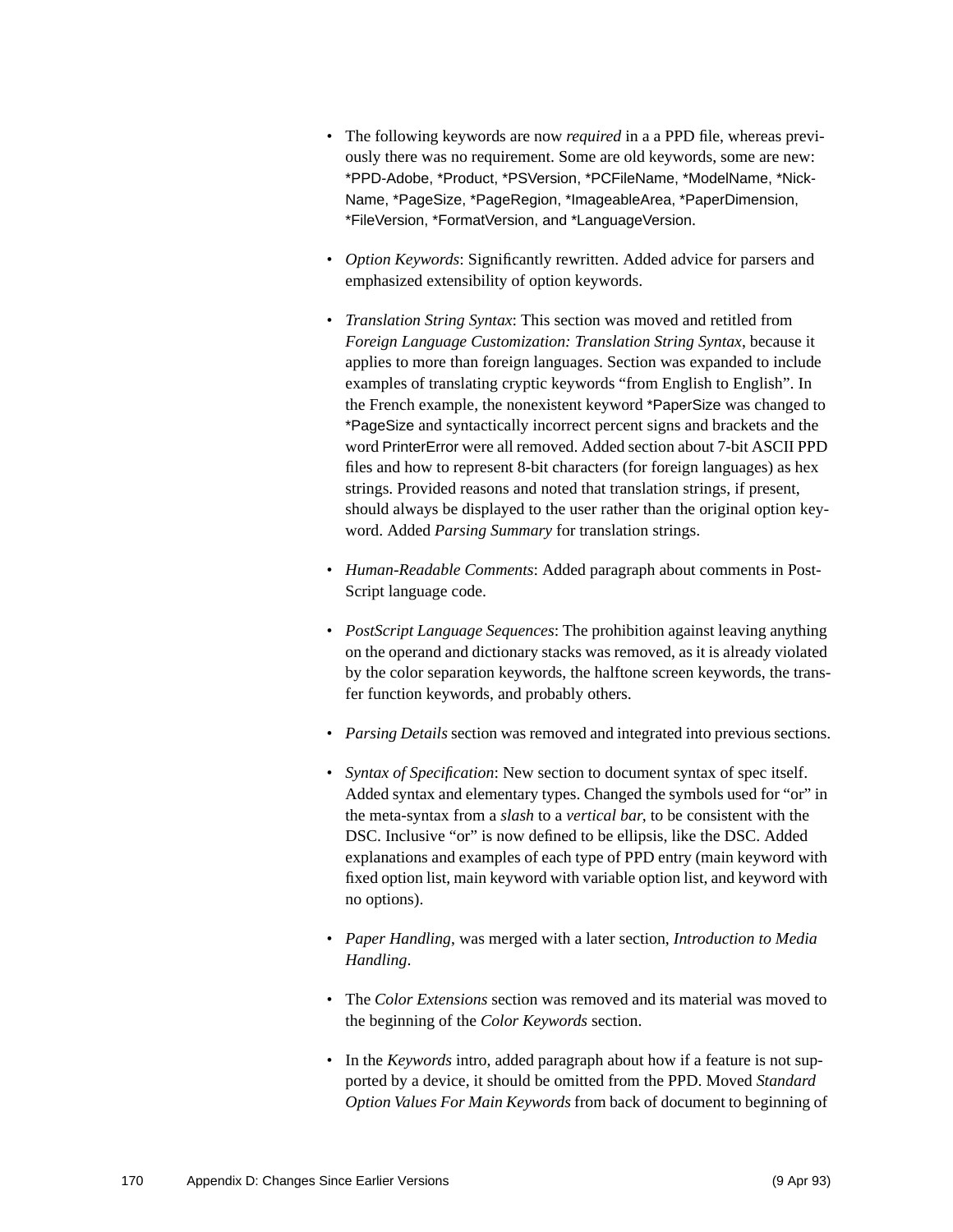- The following keywords are now *required* in a a PPD file, whereas previously there was no requirement. Some are old keywords, some are new: *PPD-Adobe, *Product, *PSVersion, *PCFileName, *ModelName, *NickName, *PageSize, *PageRegion, *ImageableArea, *PaperDimension, *FileVersion, *FormatVersion, and *LanguageVersion.

- *Option Keywords*: Significantly rewritten. Added advice for parsers and emphasized extensibility of option keywords.

- *Translation String Syntax*: This section was moved and retitled from *Foreign Language Customization: Translation String Syntax*, because it applies to more than foreign languages. Section was expanded to include examples of translating cryptic keywords "from English to English". In the French example, the nonexistent keyword *PaperSize was changed to *PageSize and syntactically incorrect percent signs and brackets and the word PrinterError were all removed. Added section about 7-bit ASCII PPD files and how to represent 8-bit characters (for foreign languages) as hex strings. Provided reasons and noted that translation strings, if present, should always be displayed to the user rather than the original option keyword. Added *Parsing Summary* for translation strings.

- *Human-Readable Comments*: Added paragraph about comments in PostScript language code.

- *PostScript Language Sequences*: The prohibition against leaving anything on the operand and dictionary stacks was removed, as it is already violated by the color separation keywords, the halftone screen keywords, the transfer function keywords, and probably others.

- *Parsing Details* section was removed and integrated into previous sections.

- *Syntax of Specification*: New section to document syntax of spec itself. Added syntax and elementary types. Changed the symbols used for "or" in the meta-syntax from a *slash* to a *vertical bar*, to be consistent with the DSC. Inclusive "or" is now defined to be ellipsis, like the DSC. Added explanations and examples of each type of PPD entry (main keyword with fixed option list, main keyword with variable option list, and keyword with no options).

- *Paper Handling*, was merged with a later section, *Introduction to Media Handling*.

- The *Color Extensions* section was removed and its material was moved to the beginning of the *Color Keywords* section.

- In the *Keywords* intro, added paragraph about how if a feature is not supported by a device, it should be omitted from the PPD. Moved *Standard Option Values For Main Keywords* from back of document to beginning of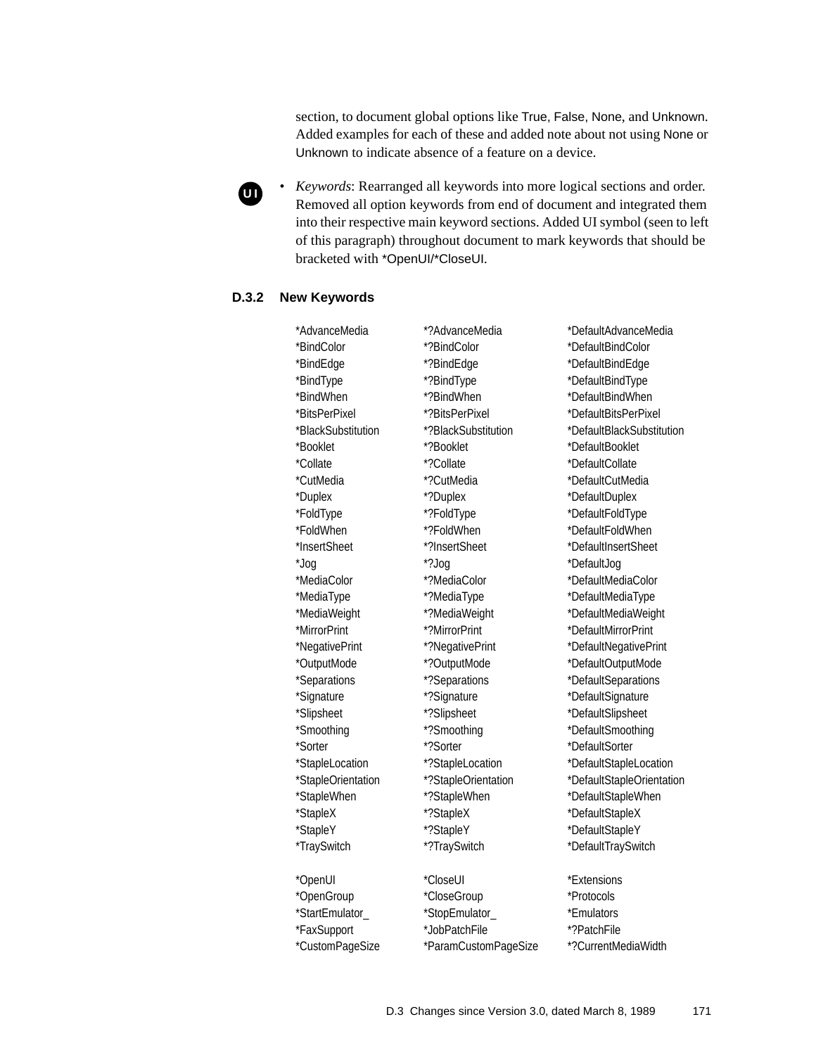section, to document global options like True, False, None, and Unknown. Added examples for each of these and added note about not using None or Unknown to indicate absence of a feature on a device.

- *Keywords*: Rearranged all keywords into more logical sections and order. Removed all option keywords from end of document and integrated them into their respective main keyword sections. Added UI symbol (seen to left of this paragraph) throughout document to mark keywords that should be bracketed with *OpenUI/*CloseUI.

### D.3.2 New Keywords

| | | |
|---|---|---|
| *AdvanceMedia | *?AdvanceMedia | *DefaultAdvanceMedia |
| *BindColor | *?BindColor | *DefaultBindColor |
| *BindEdge | *?BindEdge | *DefaultBindEdge |
| *BindType | *?BindType | *DefaultBindType |
| *BindWhen | *?BindWhen | *DefaultBindWhen |
| *BitsPerPixel | *?BitsPerPixel | *DefaultBitsPerPixel |
| *BlackSubstitution | *?BlackSubstitution | *DefaultBlackSubstitution |
| *Booklet | *?Booklet | *DefaultBooklet |
| *Collate | *?Collate | *DefaultCollate |
| *CutMedia | *?CutMedia | *DefaultCutMedia |
| *Duplex | *?Duplex | *DefaultDuplex |
| *FoldType | *?FoldType | *DefaultFoldType |
| *FoldWhen | *?FoldWhen | *DefaultFoldWhen |
| *InsertSheet | *?InsertSheet | *DefaultInsertSheet |
| *Jog | *?Jog | *DefaultJog |
| *MediaColor | *?MediaColor | *DefaultMediaColor |
| *MediaType | *?MediaType | *DefaultMediaType |
| *MediaWeight | *?MediaWeight | *DefaultMediaWeight |
| *MirrorPrint | *?MirrorPrint | *DefaultMirrorPrint |
| *NegativePrint | *?NegativePrint | *DefaultNegativePrint |
| *OutputMode | *?OutputMode | *DefaultOutputMode |
| *Separations | *?Separations | *DefaultSeparations |
| *Signature | *?Signature | *DefaultSignature |
| *Slipsheet | *?Slipsheet | *DefaultSlipsheet |
| *Smoothing | *?Smoothing | *DefaultSmoothing |
| *Sorter | *?Sorter | *DefaultSorter |
| *StapleLocation | *?StapleLocation | *DefaultStapleLocation |
| *StapleOrientation | *?StapleOrientation | *DefaultStapleOrientation |
| *StapleWhen | *?StapleWhen | *DefaultStapleWhen |
| *StapleX | *?StapleX | *DefaultStapleX |
| *StapleY | *?StapleY | *DefaultStapleY |
| *TraySwitch | *?TraySwitch | *DefaultTraySwitch |
| | | |
| *OpenUI | *CloseUI | *Extensions |
| *OpenGroup | *CloseGroup | *Protocols |
| *StartEmulator_ | *StopEmulator_ | *Emulators |
| *FaxSupport | *JobPatchFile | *?PatchFile |
| *CustomPageSize | *ParamCustomPageSize | *?CurrentMediaWidth |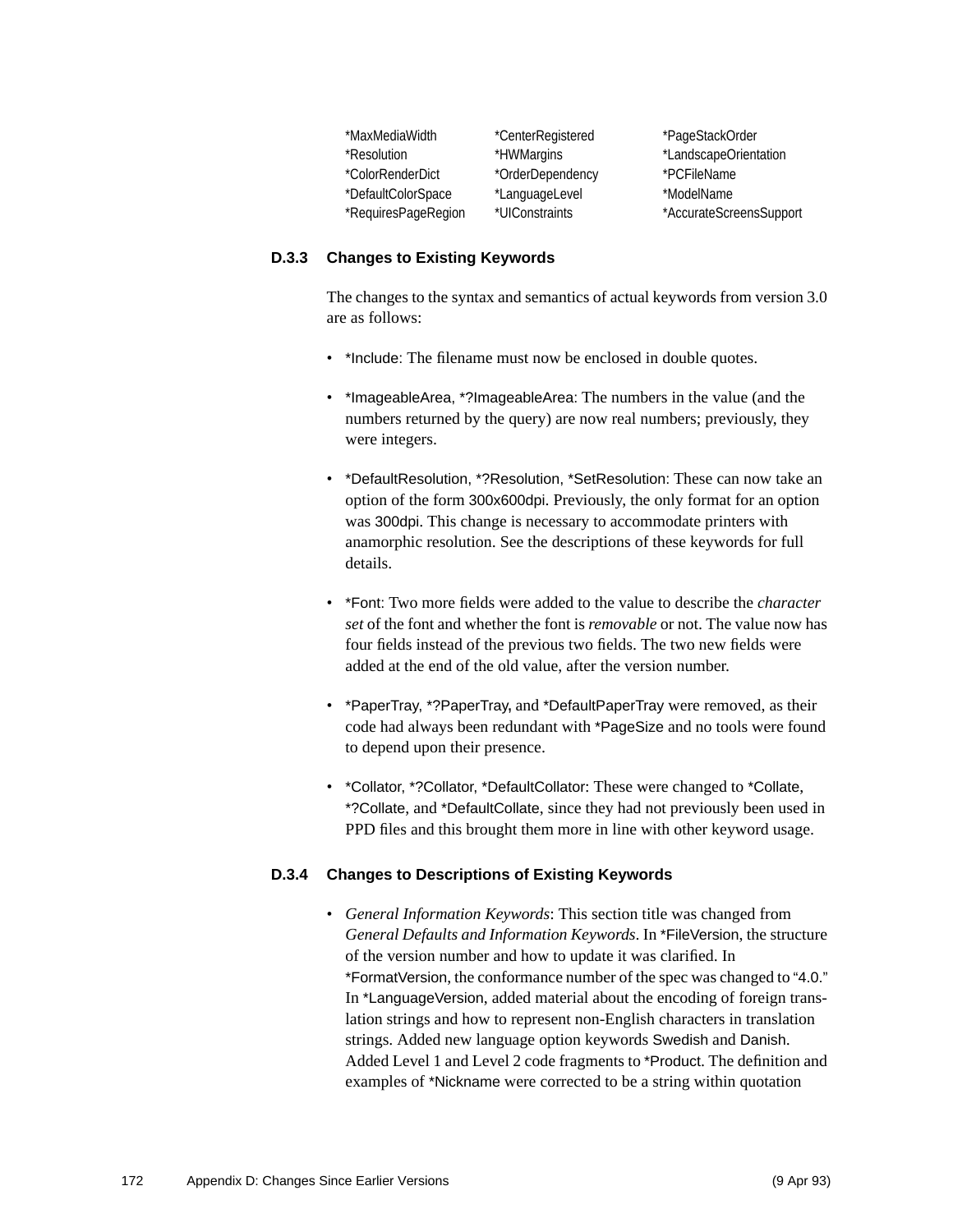| | | |
|---|---|---|
| *MaxMediaWidth | *CenterRegistered | *PageStackOrder |
| *Resolution | *HWMargins | *LandscapeOrientation |
| *ColorRenderDict | *OrderDependency | *PCFileName |
| *DefaultColorSpace | *LanguageLevel | *ModelName |
| *RequiresPageRegion | *UIConstraints | *AccurateScreensSupport |

### D.3.3 Changes to Existing Keywords

The changes to the syntax and semantics of actual keywords from version 3.0 are as follows:

- *Include: The filename must now be enclosed in double quotes.
- *ImageableArea, *?ImageableArea: The numbers in the value (and the numbers returned by the query) are now real numbers; previously, they were integers.
- *DefaultResolution, *?Resolution, *SetResolution: These can now take an option of the form 300x600dpi. Previously, the only format for an option was 300dpi. This change is necessary to accommodate printers with anamorphic resolution. See the descriptions of these keywords for full details.
- *Font: Two more fields were added to the value to describe the *character set* of the font and whether the font is *removable* or not. The value now has four fields instead of the previous two fields. The two new fields were added at the end of the old value, after the version number.
- *PaperTray, *?PaperTray, and *DefaultPaperTray were removed, as their code had always been redundant with *PageSize and no tools were found to depend upon their presence.
- *Collator, *?Collator, *DefaultCollator: These were changed to *Collate, *?Collate, and *DefaultCollate, since they had not previously been used in PPD files and this brought them more in line with other keyword usage.

### D.3.4 Changes to Descriptions of Existing Keywords

- *General Information Keywords*: This section title was changed from *General Defaults and Information Keywords*. In *FileVersion, the structure of the version number and how to update it was clarified. In *FormatVersion, the conformance number of the spec was changed to "4.0." In *LanguageVersion, added material about the encoding of foreign translation strings and how to represent non-English characters in translation strings. Added new language option keywords Swedish and Danish. Added Level 1 and Level 2 code fragments to *Product. The definition and examples of *Nickname were corrected to be a string within quotation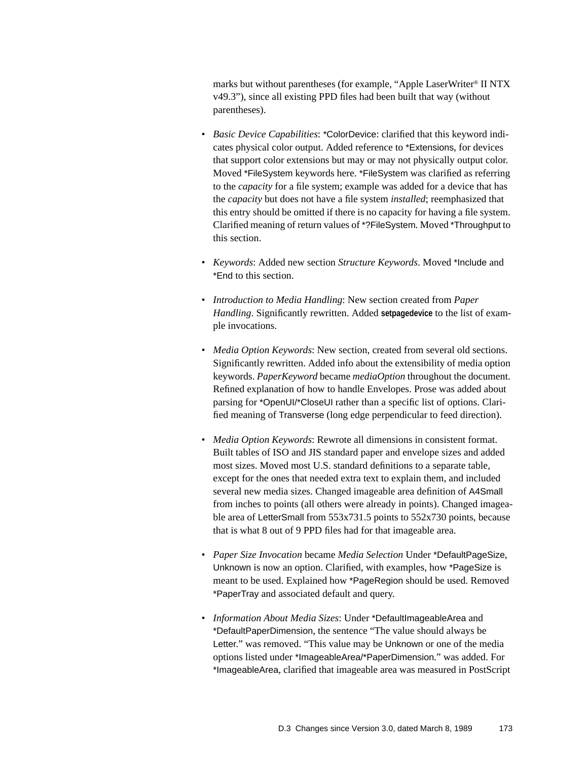marks but without parentheses (for example, “Apple LaserWriter® II NTX v49.3”), since all existing PPD files had been built that way (without parentheses).

- *Basic Device Capabilities*: *ColorDevice: clarified that this keyword indicates physical color output. Added reference to *Extensions, for devices that support color extensions but may or may not physically output color. Moved *FileSystem keywords here. *FileSystem was clarified as referring to the *capacity* for a file system; example was added for a device that has the *capacity* but does not have a file system *installed*; reemphasized that this entry should be omitted if there is no capacity for having a file system. Clarified meaning of return values of *?FileSystem. Moved *Throughput to this section.

- *Keywords*: Added new section *Structure Keywords*. Moved *Include and *End to this section.

- *Introduction to Media Handling*: New section created from *Paper Handling*. Significantly rewritten. Added **setpagedevice** to the list of example invocations.

- *Media Option Keywords*: New section, created from several old sections. Significantly rewritten. Added info about the extensibility of media option keywords. *PaperKeyword* became *mediaOption* throughout the document. Refined explanation of how to handle Envelopes. Prose was added about parsing for *OpenUI/*CloseUI rather than a specific list of options. Clarified meaning of Transverse (long edge perpendicular to feed direction).

- *Media Option Keywords*: Rewrote all dimensions in consistent format. Built tables of ISO and JIS standard paper and envelope sizes and added most sizes. Moved most U.S. standard definitions to a separate table, except for the ones that needed extra text to explain them, and included several new media sizes. Changed imageable area definition of A4Small from inches to points (all others were already in points). Changed imageable area of LetterSmall from 553x731.5 points to 552x730 points, because that is what 8 out of 9 PPD files had for that imageable area.

- *Paper Size Invocation* became *Media Selection* Under *DefaultPageSize, Unknown is now an option. Clarified, with examples, how *PageSize is meant to be used. Explained how *PageRegion should be used. Removed *PaperTray and associated default and query.

- *Information About Media Sizes*: Under *DefaultImageableArea and *DefaultPaperDimension, the sentence “The value should always be Letter.” was removed. “This value may be Unknown or one of the media options listed under *ImageableArea/*PaperDimension.” was added. For *ImageableArea, clarified that imageable area was measured in PostScript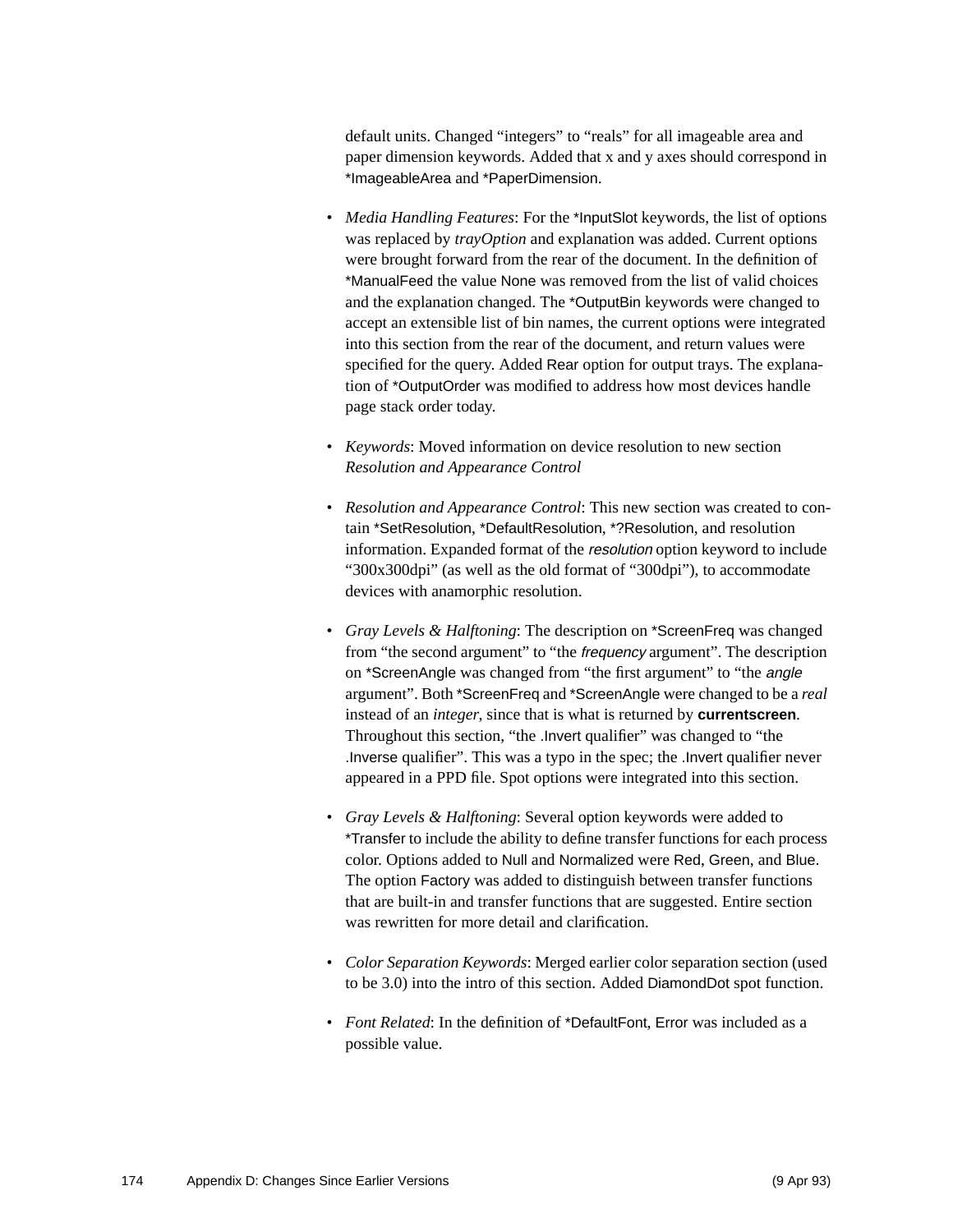default units. Changed “integers” to “reals” for all imageable area and paper dimension keywords. Added that x and y axes should correspond in *ImageableArea and *PaperDimension.

- *Media Handling Features*: For the *InputSlot keywords, the list of options was replaced by *trayOption* and explanation was added. Current options were brought forward from the rear of the document. In the definition of *ManualFeed the value None was removed from the list of valid choices and the explanation changed. The *OutputBin keywords were changed to accept an extensible list of bin names, the current options were integrated into this section from the rear of the document, and return values were specified for the query. Added Rear option for output trays. The explanation of *OutputOrder was modified to address how most devices handle page stack order today.

- *Keywords*: Moved information on device resolution to new section *Resolution and Appearance Control*

- *Resolution and Appearance Control*: This new section was created to contain *SetResolution, *DefaultResolution, *?Resolution, and resolution information. Expanded format of the *resolution* option keyword to include “300x300dpi” (as well as the old format of “300dpi”), to accommodate devices with anamorphic resolution.

- *Gray Levels & Halftoning*: The description on *ScreenFreq was changed from “the second argument” to “the *frequency* argument”. The description on *ScreenAngle was changed from “the first argument” to “the *angle* argument”. Both *ScreenFreq and *ScreenAngle were changed to be a *real* instead of an *integer*, since that is what is returned by **currentscreen**. Throughout this section, “the .Invert qualifier” was changed to “the .Inverse qualifier”. This was a typo in the spec; the .Invert qualifier never appeared in a PPD file. Spot options were integrated into this section.

- *Gray Levels & Halftoning*: Several option keywords were added to *Transfer to include the ability to define transfer functions for each process color. Options added to Null and Normalized were Red, Green, and Blue. The option Factory was added to distinguish between transfer functions that are built-in and transfer functions that are suggested. Entire section was rewritten for more detail and clarification.

- *Color Separation Keywords*: Merged earlier color separation section (used to be 3.0) into the intro of this section. Added DiamondDot spot function.

- *Font Related*: In the definition of *DefaultFont, Error was included as a possible value.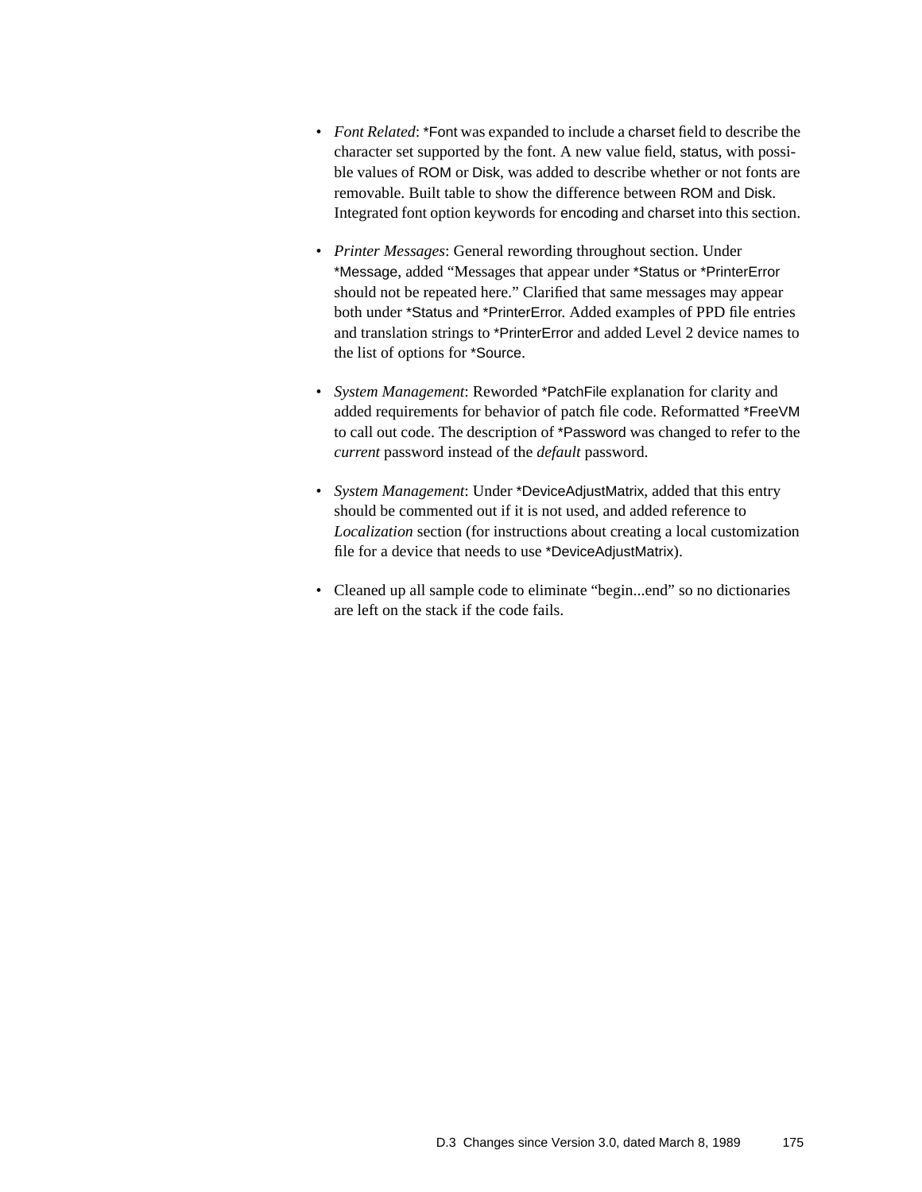- *Font Related*: *Font was expanded to include a charset field to describe the character set supported by the font. A new value field, status, with possible values of ROM or Disk, was added to describe whether or not fonts are removable. Built table to show the difference between ROM and Disk. Integrated font option keywords for encoding and charset into this section.

- *Printer Messages*: General rewording throughout section. Under *Message, added "Messages that appear under *Status or *PrinterError should not be repeated here." Clarified that same messages may appear both under *Status and *PrinterError. Added examples of PPD file entries and translation strings to *PrinterError and added Level 2 device names to the list of options for *Source.

- *System Management*: Reworded *PatchFile explanation for clarity and added requirements for behavior of patch file code. Reformatted *FreeVM to call out code. The description of *Password was changed to refer to the *current* password instead of the *default* password.

- *System Management*: Under *DeviceAdjustMatrix, added that this entry should be commented out if it is not used, and added reference to *Localization* section (for instructions about creating a local customization file for a device that needs to use *DeviceAdjustMatrix).

- Cleaned up all sample code to eliminate "begin...end" so no dictionaries are left on the stack if the code fails.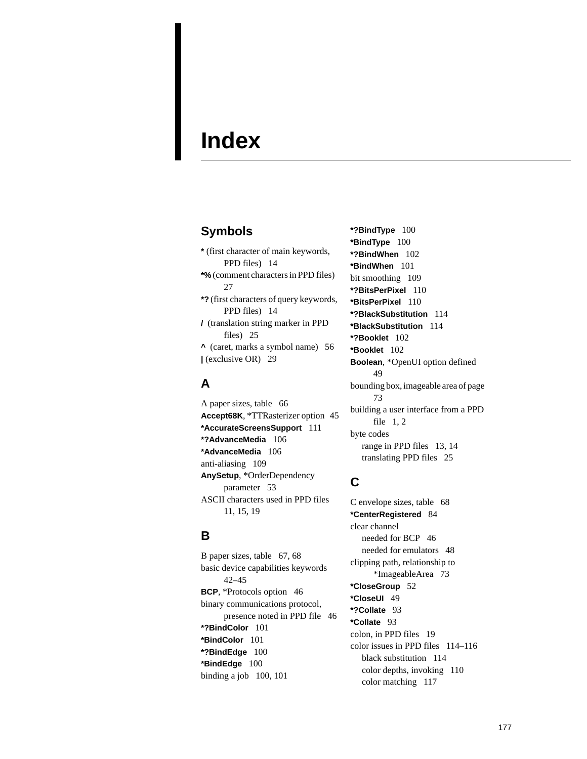# Index

## Symbols

**\*** (first character of main keywords, PPD files) 14
**\*%** (comment characters in PPD files) 27
**\*?** (first characters of query keywords, PPD files) 14
**/** (translation string marker in PPD files) 25
**^** (caret, marks a symbol name) 56
**|** (exclusive OR) 29

## A

A paper sizes, table 66
**Accept68K**, *TTRasterizer option 45
**\*AccurateScreensSupport** 111
**\*?AdvanceMedia** 106
**\*AdvanceMedia** 106
anti-aliasing 109
**AnySetup**, *OrderDependency parameter 53
ASCII characters used in PPD files 11, 15, 19

## B

B paper sizes, table 67, 68
basic device capabilities keywords 42–45
**BCP**, *Protocols option 46
binary communications protocol, presence noted in PPD file 46
**\*?BindColor** 101
**\*BindColor** 101
**\*?BindEdge** 100
**\*BindEdge** 100
binding a job 100, 101
**\*?BindType** 100
**\*BindType** 100
**\*?BindWhen** 102
**\*BindWhen** 101
bit smoothing 109
**\*?BitsPerPixel** 110
**\*BitsPerPixel** 110
**\*?BlackSubstitution** 114
**\*BlackSubstitution** 114
**\*?Booklet** 102
**\*Booklet** 102
**Boolean**, *OpenUI option defined 49
bounding box, imageable area of page 73
building a user interface from a PPD file 1, 2
byte codes
- range in PPD files 13, 14
- translating PPD files 25

## C

C envelope sizes, table 68
**\*CenterRegistered** 84
clear channel
- needed for BCP 46
- needed for emulators 48

clipping path, relationship to *ImageableArea 73
**\*CloseGroup** 52
**\*CloseUI** 49
**\*?Collate** 93
**\*Collate** 93
colon, in PPD files 19
color issues in PPD files 114–116
- black substitution 114
- color depths, invoking 110
- color matching 117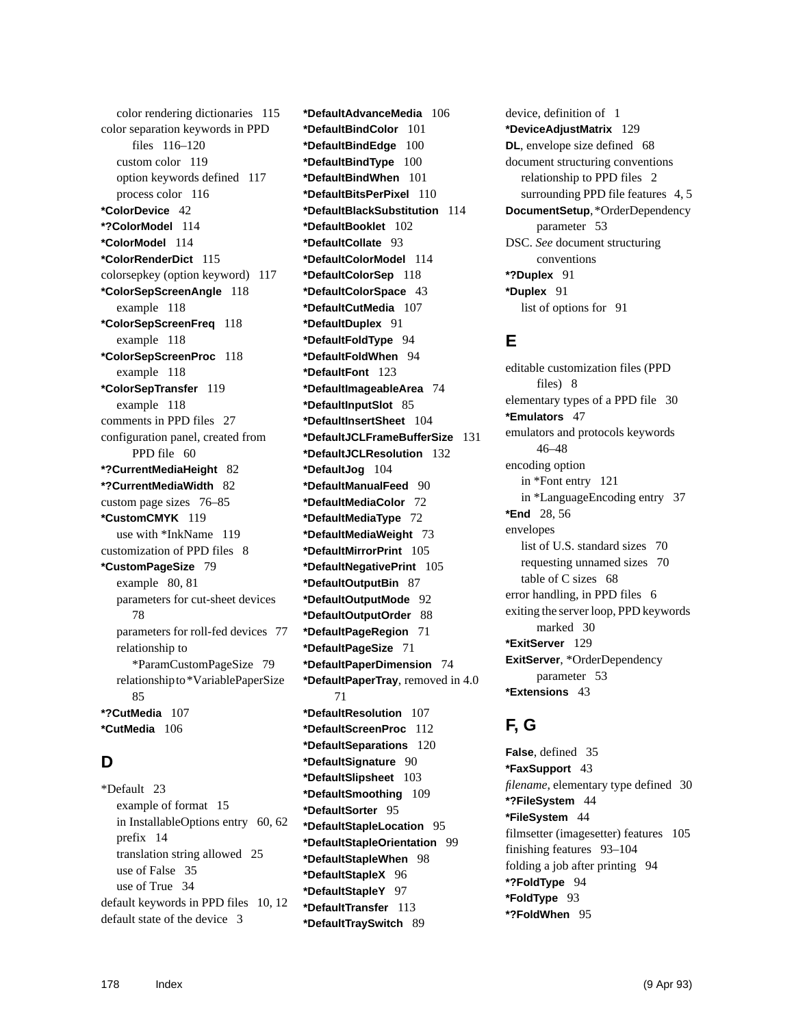color rendering dictionaries 115
color separation keywords in PPD files 116–120
  custom color 119
  option keywords defined 117
  process color 116
**\*ColorDevice** 42
**\*?ColorModel** 114
**\*ColorModel** 114
**\*ColorRenderDict** 115
colorsepkey (option keyword) 117
**\*ColorSepScreenAngle** 118
  example 118
**\*ColorSepScreenFreq** 118
  example 118
**\*ColorSepScreenProc** 118
  example 118
**\*ColorSepTransfer** 119
  example 118
comments in PPD files 27
configuration panel, created from PPD file 60
**\*?CurrentMediaHeight** 82
**\*?CurrentMediaWidth** 82
custom page sizes 76–85
**\*CustomCMYK** 119
  use with *InkName 119
customization of PPD files 8
**\*CustomPageSize** 79
  example 80, 81
  parameters for cut-sheet devices 78
  parameters for roll-fed devices 77
  relationship to *ParamCustomPageSize 79
  relationship to *VariablePaperSize 85
**\*?CutMedia** 107
**\*CutMedia** 106

## D

*Default 23
  example of format 15
  in InstallableOptions entry 60, 62
  prefix 14
  translation string allowed 25
  use of False 35
  use of True 34
default keywords in PPD files 10, 12
default state of the device 3
**\*DefaultAdvanceMedia** 106
**\*DefaultBindColor** 101
**\*DefaultBindEdge** 100
**\*DefaultBindType** 100
**\*DefaultBindWhen** 101
**\*DefaultBitsPerPixel** 110
**\*DefaultBlackSubstitution** 114
**\*DefaultBooklet** 102
**\*DefaultCollate** 93
**\*DefaultColorModel** 114
**\*DefaultColorSep** 118
**\*DefaultColorSpace** 43
**\*DefaultCutMedia** 107
**\*DefaultDuplex** 91
**\*DefaultFoldType** 94
**\*DefaultFoldWhen** 94
**\*DefaultFont** 123
**\*DefaultImageableArea** 74
**\*DefaultInputSlot** 85
**\*DefaultInsertSheet** 104
**\*DefaultJCLFrameBufferSize** 131
**\*DefaultJCLResolution** 132
**\*DefaultJog** 104
**\*DefaultManualFeed** 90
**\*DefaultMediaColor** 72
**\*DefaultMediaType** 72
**\*DefaultMediaWeight** 73
**\*DefaultMirrorPrint** 105
**\*DefaultNegativePrint** 105
**\*DefaultOutputBin** 87
**\*DefaultOutputMode** 92
**\*DefaultOutputOrder** 88
**\*DefaultPageRegion** 71
**\*DefaultPageSize** 71
**\*DefaultPaperDimension** 74
**\*DefaultPaperTray**, removed in 4.0 71
**\*DefaultResolution** 107
**\*DefaultScreenProc** 112
**\*DefaultSeparations** 120
**\*DefaultSignature** 90
**\*DefaultSlipsheet** 103
**\*DefaultSmoothing** 109
**\*DefaultSorter** 95
**\*DefaultStapleLocation** 95
**\*DefaultStapleOrientation** 99
**\*DefaultStapleWhen** 98
**\*DefaultStapleX** 96
**\*DefaultStapleY** 97
**\*DefaultTransfer** 113
**\*DefaultTraySwitch** 89
device, definition of 1
**\*DeviceAdjustMatrix** 129
**DL**, envelope size defined 68
document structuring conventions
  relationship to PPD files 2
  surrounding PPD file features 4, 5
**DocumentSetup**, *OrderDependency parameter 53
DSC. *See* document structuring conventions
**\*?Duplex** 91
**\*Duplex** 91
  list of options for 91

## E

editable customization files (PPD files) 8
elementary types of a PPD file 30
**\*Emulators** 47
emulators and protocols keywords 46–48
encoding option
  in *Font entry 121
  in *LanguageEncoding entry 37
**\*End** 28, 56
envelopes
  list of U.S. standard sizes 70
  requesting unnamed sizes 70
  table of C sizes 68
error handling, in PPD files 6
exiting the server loop, PPD keywords marked 30
**\*ExitServer** 129
**ExitServer**, *OrderDependency parameter 53
**\*Extensions** 43

## F, G

**False**, defined 35
**\*FaxSupport** 43
*filename*, elementary type defined 30
**\*?FileSystem** 44
**\*FileSystem** 44
filmsetter (imagesetter) features 105
finishing features 93–104
folding a job after printing 94
**\*?FoldType** 94
**\*FoldType** 93
**\*?FoldWhen** 95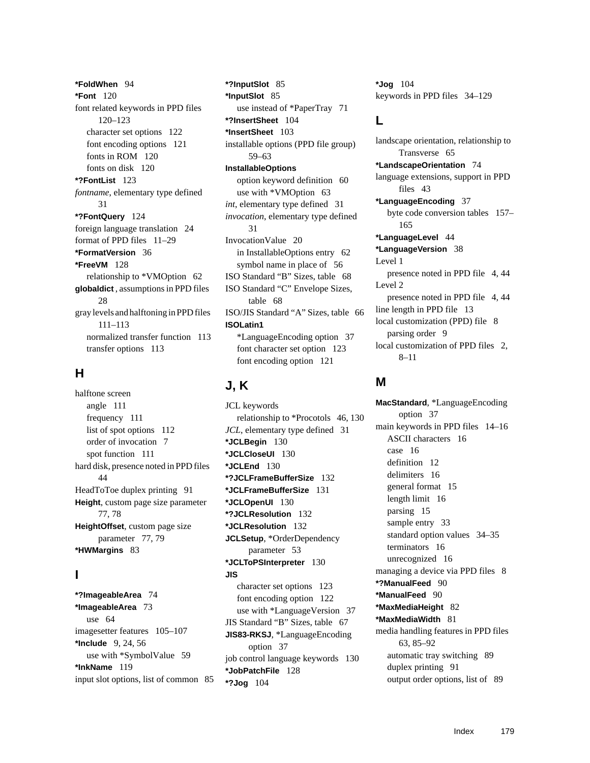**\*FoldWhen** 94
**\*Font** 120
font related keywords in PPD files 120–123
  character set options 122
  font encoding options 121
  fonts in ROM 120
  fonts on disk 120
**\*?FontList** 123
*fontname*, elementary type defined 31
**\*?FontQuery** 124
foreign language translation 24
format of PPD files 11–29
**\*FormatVersion** 36
**\*FreeVM** 128
  relationship to \*VMOption 62
**globaldict**, assumptions in PPD files 28
gray levels and halftoning in PPD files 111–113
  normalized transfer function 113
  transfer options 113

## H

halftone screen
  angle 111
  frequency 111
  list of spot options 112
  order of invocation 7
  spot function 111
hard disk, presence noted in PPD files 44
HeadToToe duplex printing 91
**Height**, custom page size parameter 77, 78
**HeightOffset**, custom page size parameter 77, 79
**\*HWMargins** 83

## I

**\*?ImageableArea** 74
**\*ImageableArea** 73
  use 64
imagesetter features 105–107
**\*Include** 9, 24, 56
  use with \*SymbolValue 59
**\*InkName** 119
input slot options, list of common 85
**\*?InputSlot** 85
**\*InputSlot** 85
  use instead of \*PaperTray 71
**\*?InsertSheet** 104
**\*InsertSheet** 103
installable options (PPD file group) 59–63
**InstallableOptions**
  option keyword definition 60
  use with \*VMOption 63
*int*, elementary type defined 31
*invocation*, elementary type defined 31
InvocationValue 20
  in InstallableOptions entry 62
  symbol name in place of 56
ISO Standard “B” Sizes, table 68
ISO Standard “C” Envelope Sizes, table 68
ISO/JIS Standard “A” Sizes, table 66
**ISOLatin1**
  \*LanguageEncoding option 37
  font character set option 123
  font encoding option 121

## J, K

JCL keywords
  relationship to \*Procotols 46, 130
*JCL*, elementary type defined 31
**\*JCLBegin** 130
**\*JCLCloseUI** 130
**\*JCLEnd** 130
**\*?JCLFrameBufferSize** 132
**\*JCLFrameBufferSize** 131
**\*JCLOpenUI** 130
**\*?JCLResolution** 132
**\*JCLResolution** 132
**JCLSetup**, \*OrderDependency parameter 53
**\*JCLToPSInterpreter** 130
**JIS**
  character set options 123
  font encoding option 122
  use with \*LanguageVersion 37
JIS Standard “B” Sizes, table 67
**JIS83-RKSJ**, \*LanguageEncoding option 37
job control language keywords 130
**\*JobPatchFile** 128
**\*?Jog** 104
**\*Jog** 104
keywords in PPD files 34–129

## L

landscape orientation, relationship to Transverse 65
**\*LandscapeOrientation** 74
language extensions, support in PPD files 43
**\*LanguageEncoding** 37
  byte code conversion tables 157–165
**\*LanguageLevel** 44
**\*LanguageVersion** 38
Level 1
  presence noted in PPD file 4, 44
Level 2
  presence noted in PPD file 4, 44
line length in PPD file 13
local customization (PPD) file 8
  parsing order 9
local customization of PPD files 2, 8–11

## M

**MacStandard**, \*LanguageEncoding option 37
main keywords in PPD files 14–16
  ASCII characters 16
  case 16
  definition 12
  delimiters 16
  general format 15
  length limit 16
  parsing 15
  sample entry 33
  standard option values 34–35
  terminators 16
  unrecognized 16
managing a device via PPD files 8
**\*?ManualFeed** 90
**\*ManualFeed** 90
**\*MaxMediaHeight** 82
**\*MaxMediaWidth** 81
media handling features in PPD files 63, 85–92
  automatic tray switching 89
  duplex printing 91
  output order options, list of 89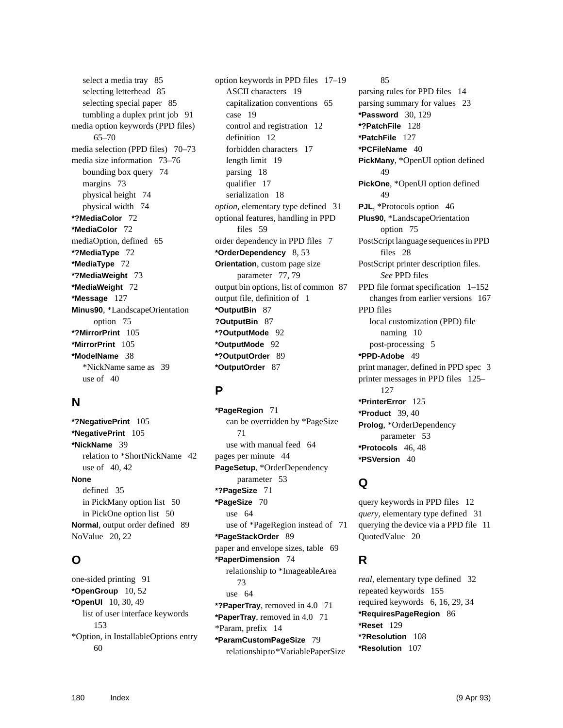select a media tray 85
selecting letterhead 85
selecting special paper 85
tumbling a duplex print job 91

media option keywords (PPD files) 65–70
media selection (PPD files) 70–73
media size information 73–76
bounding box query 74
margins 73
physical height 74
physical width 74

**\*?MediaColor** 72
**\*MediaColor** 72
mediaOption, defined 65
**\*?MediaType** 72
**\*MediaType** 72
**\*?MediaWeight** 73
**\*MediaWeight** 72
**\*Message** 127
**Minus90**, *LandscapeOrientation option 75
**\*?MirrorPrint** 105
**\*MirrorPrint** 105
**\*ModelName** 38
*NickName same as 39
use of 40

## N

**\*?NegativePrint** 105
**\*NegativePrint** 105
**\*NickName** 39
relation to *ShortNickName 42
use of 40, 42

**None**
defined 35
in PickMany option list 50
in PickOne option list 50

**Normal**, output order defined 89
NoValue 20, 22

## O

one-sided printing 91
**\*OpenGroup** 10, 52
**\*OpenUI** 10, 30, 49
list of user interface keywords 153

*Option, in InstallableOptions entry 60

option keywords in PPD files 17–19
ASCII characters 19
capitalization conventions 65
case 19
control and registration 12
definition 12
forbidden characters 17
length limit 19
parsing 18
qualifier 17
serialization 18

*option*, elementary type defined 31
optional features, handling in PPD files 59
order dependency in PPD files 7
**\*OrderDependency** 8, 53
**Orientation**, custom page size parameter 77, 79
output bin options, list of common 87
output file, definition of 1
**\*OutputBin** 87
**?OutputBin** 87
**\*?OutputMode** 92
**\*OutputMode** 92
**\*?OutputOrder** 89
**\*OutputOrder** 87

## P

**\*PageRegion** 71
can be overridden by *PageSize 71
use with manual feed 64

pages per minute 44
**PageSetup**, *OrderDependency parameter 53
**\*?PageSize** 71
**\*PageSize** 70
use 64
use of *PageRegion instead of 71

**\*PageStackOrder** 89
paper and envelope sizes, table 69
**\*PaperDimension** 74
relationship to *ImageableArea 73
use 64

**\*?PaperTray**, removed in 4.0 71
**\*PaperTray**, removed in 4.0 71
*Param, prefix 14
**\*ParamCustomPageSize** 79
relationship to *VariablePaperSize 85

parsing rules for PPD files 14
parsing summary for values 23
**\*Password** 30, 129
**\*?PatchFile** 128
**\*PatchFile** 127
**\*PCFileName** 40
**PickMany**, *OpenUI option defined 49
**PickOne**, *OpenUI option defined 49
**PJL**, *Protocols option 46
**Plus90**, *LandscapeOrientation option 75
PostScript language sequences in PPD files 28
PostScript printer description files. *See* PPD files
PPD file format specification 1–152
changes from earlier versions 167

PPD files
local customization (PPD) file naming 10
post-processing 5

**\*PPD-Adobe** 49
print manager, defined in PPD spec 3
printer messages in PPD files 125–127
**\*PrinterError** 125
**\*Product** 39, 40
**Prolog**, *OrderDependency parameter 53
**\*Protocols** 46, 48
**\*PSVersion** 40

## Q

query keywords in PPD files 12
*query*, elementary type defined 31
querying the device via a PPD file 11
QuotedValue 20

## R

*real*, elementary type defined 32
repeated keywords 155
required keywords 6, 16, 29, 34
**\*RequiresPageRegion** 86
**\*Reset** 129
**\*?Resolution** 108
**\*Resolution** 107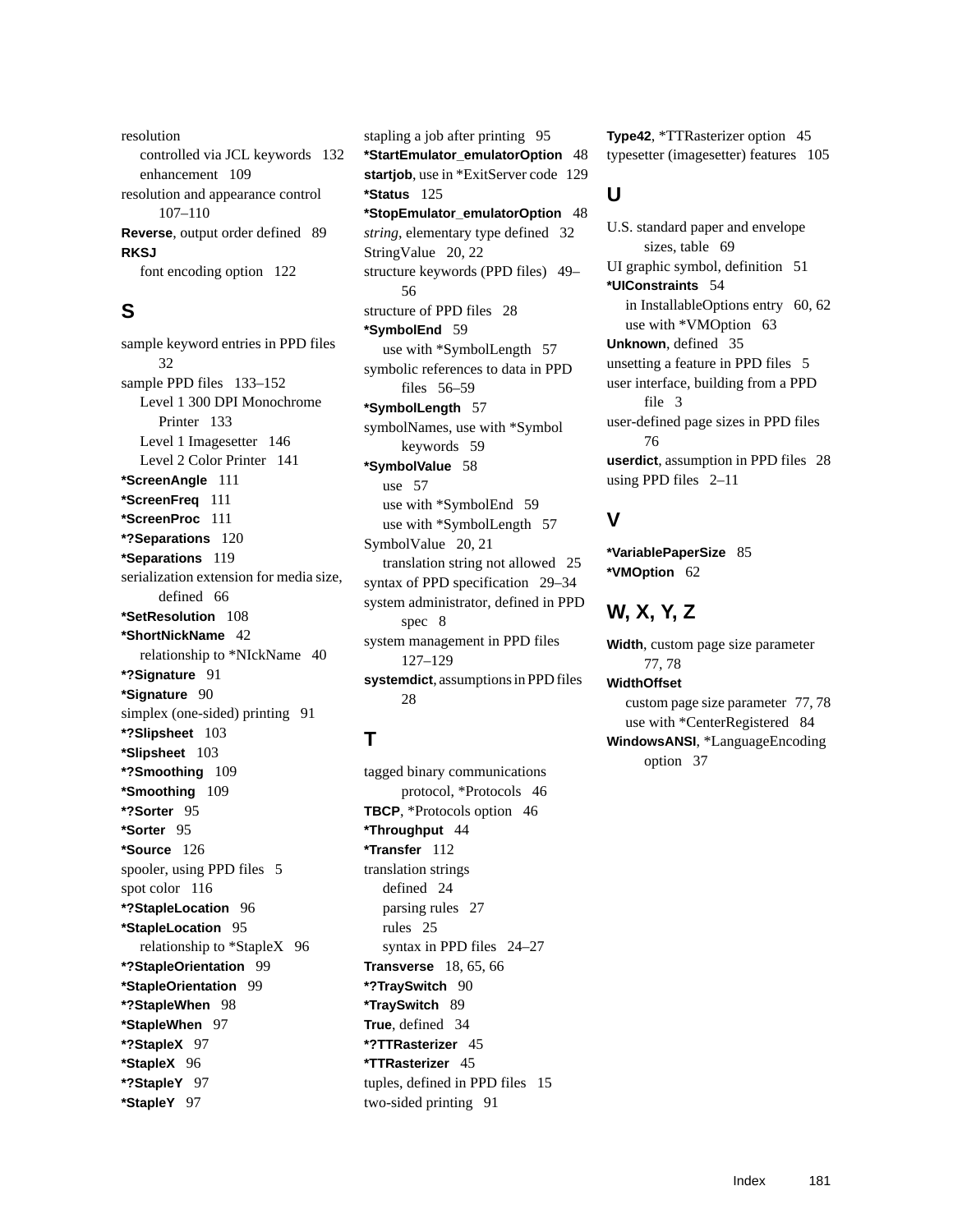resolution
  controlled via JCL keywords 132
  enhancement 109
resolution and appearance control 107–110
**Reverse**, output order defined 89
**RKSJ**
  font encoding option 122

## S

sample keyword entries in PPD files 32
sample PPD files 133–152
  Level 1 300 DPI Monochrome Printer 133
  Level 1 Imagesetter 146
  Level 2 Color Printer 141
***ScreenAngle** 111
***ScreenFreq** 111
***ScreenProc** 111
***?Separations** 120
***Separations** 119
serialization extension for media size, defined 66
***SetResolution** 108
***ShortNickName** 42
  relationship to *NIckName 40
***?Signature** 91
***Signature** 90
simplex (one-sided) printing 91
***?Slipsheet** 103
***Slipsheet** 103
***?Smoothing** 109
***Smoothing** 109
***?Sorter** 95
***Sorter** 95
***Source** 126
spooler, using PPD files 5
spot color 116
***?StapleLocation** 96
***StapleLocation** 95
  relationship to *StapleX 96
***?StapleOrientation** 99
***StapleOrientation** 99
***?StapleWhen** 98
***StapleWhen** 97
***?StapleX** 97
***StapleX** 96
***?StapleY** 97
***StapleY** 97
stapling a job after printing 95
***StartEmulator_emulatorOption** 48
**startjob**, use in *ExitServer code 129
***Status** 125
***StopEmulator_emulatorOption** 48
*string*, elementary type defined 32
StringValue 20, 22
structure keywords (PPD files) 49–56
structure of PPD files 28
***SymbolEnd** 59
  use with *SymbolLength 57
symbolic references to data in PPD files 56–59
***SymbolLength** 57
symbolNames, use with *Symbol keywords 59
***SymbolValue** 58
  use 57
  use with *SymbolEnd 59
  use with *SymbolLength 57
SymbolValue 20, 21
  translation string not allowed 25
syntax of PPD specification 29–34
system administrator, defined in PPD spec 8
system management in PPD files 127–129
**systemdict**, assumptions in PPD files 28

## T

tagged binary communications protocol, *Protocols 46
**TBCP**, *Protocols option 46
***Throughput** 44
***Transfer** 112
translation strings
  defined 24
  parsing rules 27
  rules 25
  syntax in PPD files 24–27
**Transverse** 18, 65, 66
***?TraySwitch** 90
***TraySwitch** 89
**True**, defined 34
***?TTRasterizer** 45
***TTRasterizer** 45
tuples, defined in PPD files 15
two-sided printing 91
**Type42**, *TTRasterizer option 45
typesetter (imagesetter) features 105

## U

U.S. standard paper and envelope sizes, table 69
UI graphic symbol, definition 51
***UIConstraints** 54
  in InstallableOptions entry 60, 62
  use with *VMOption 63
**Unknown**, defined 35
unsetting a feature in PPD files 5
user interface, building from a PPD file 3
user-defined page sizes in PPD files 76
**userdict**, assumption in PPD files 28
using PPD files 2–11

## V

***VariablePaperSize** 85
***VMOption** 62

## W, X, Y, Z

**Width**, custom page size parameter 77, 78
**WidthOffset**
  custom page size parameter 77, 78
  use with *CenterRegistered 84
**WindowsANSI**, *LanguageEncoding option 37